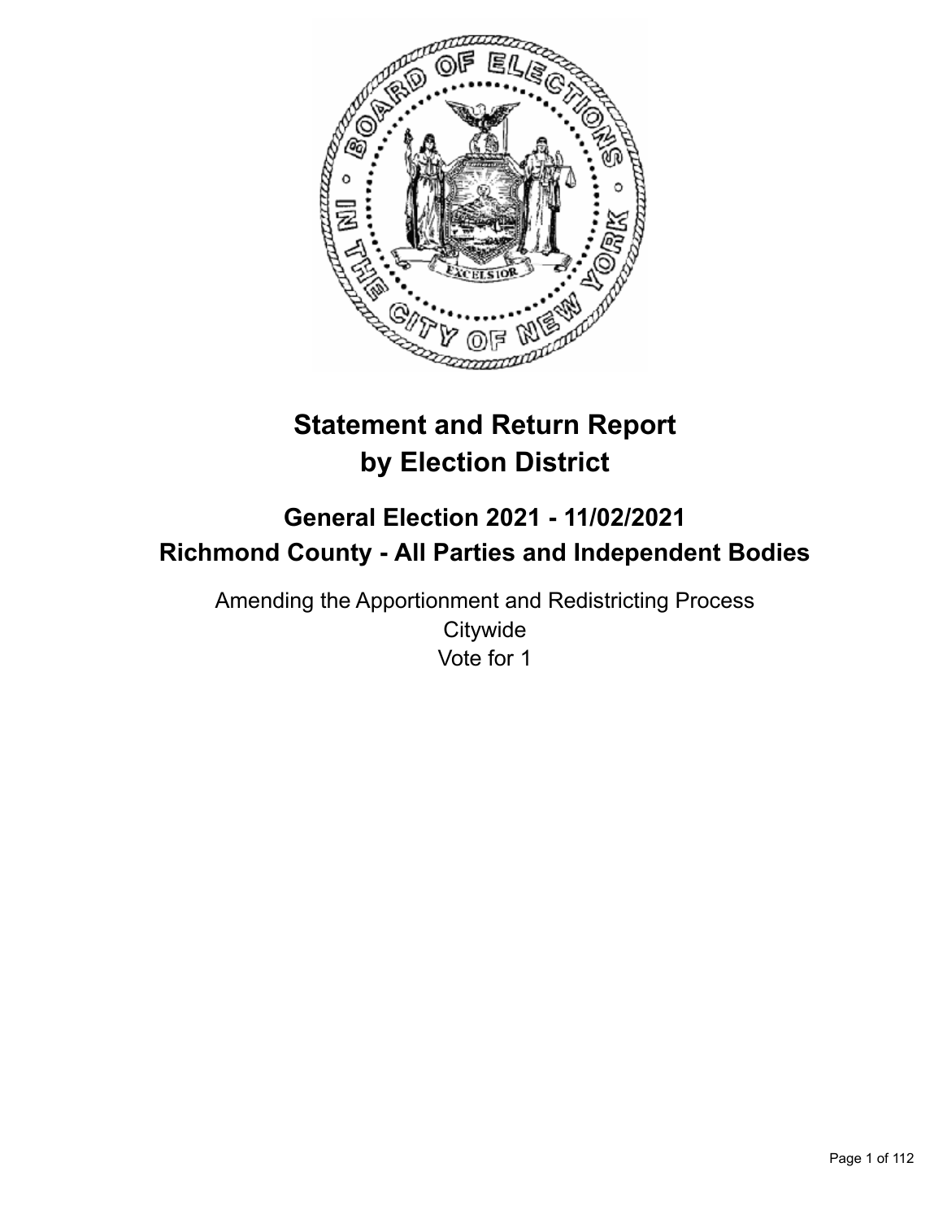# Statement and Return Report by Election District

## General Election 2021 - 11/02/2021
## Richmond County - All Parties and Independent Bodies

Amending the Apportionment and Redistricting Process
Citywide
Vote for 1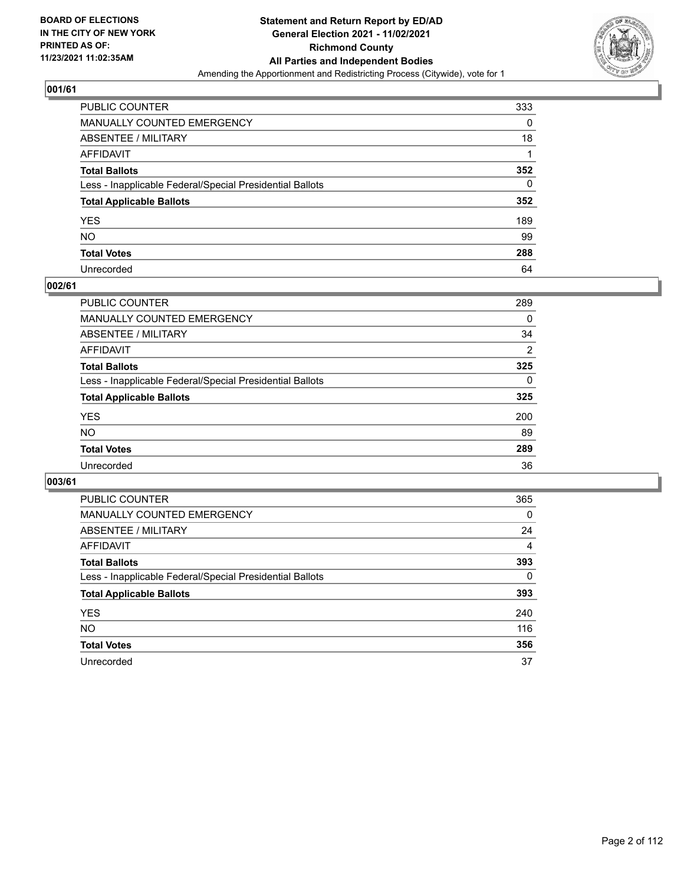## 001/61

| | |
|---|---|
| PUBLIC COUNTER | 333 |
| MANUALLY COUNTED EMERGENCY | 0 |
| ABSENTEE / MILITARY | 18 |
| AFFIDAVIT | 1 |
| **Total Ballots** | **352** |
| Less - Inapplicable Federal/Special Presidential Ballots | 0 |
| **Total Applicable Ballots** | **352** |
| YES | 189 |
| NO | 99 |
| **Total Votes** | **288** |
| Unrecorded | 64 |

## 002/61

| | |
|---|---|
| PUBLIC COUNTER | 289 |
| MANUALLY COUNTED EMERGENCY | 0 |
| ABSENTEE / MILITARY | 34 |
| AFFIDAVIT | 2 |
| **Total Ballots** | **325** |
| Less - Inapplicable Federal/Special Presidential Ballots | 0 |
| **Total Applicable Ballots** | **325** |
| YES | 200 |
| NO | 89 |
| **Total Votes** | **289** |
| Unrecorded | 36 |

## 003/61

| | |
|---|---|
| PUBLIC COUNTER | 365 |
| MANUALLY COUNTED EMERGENCY | 0 |
| ABSENTEE / MILITARY | 24 |
| AFFIDAVIT | 4 |
| **Total Ballots** | **393** |
| Less - Inapplicable Federal/Special Presidential Ballots | 0 |
| **Total Applicable Ballots** | **393** |
| YES | 240 |
| NO | 116 |
| **Total Votes** | **356** |
| Unrecorded | 37 |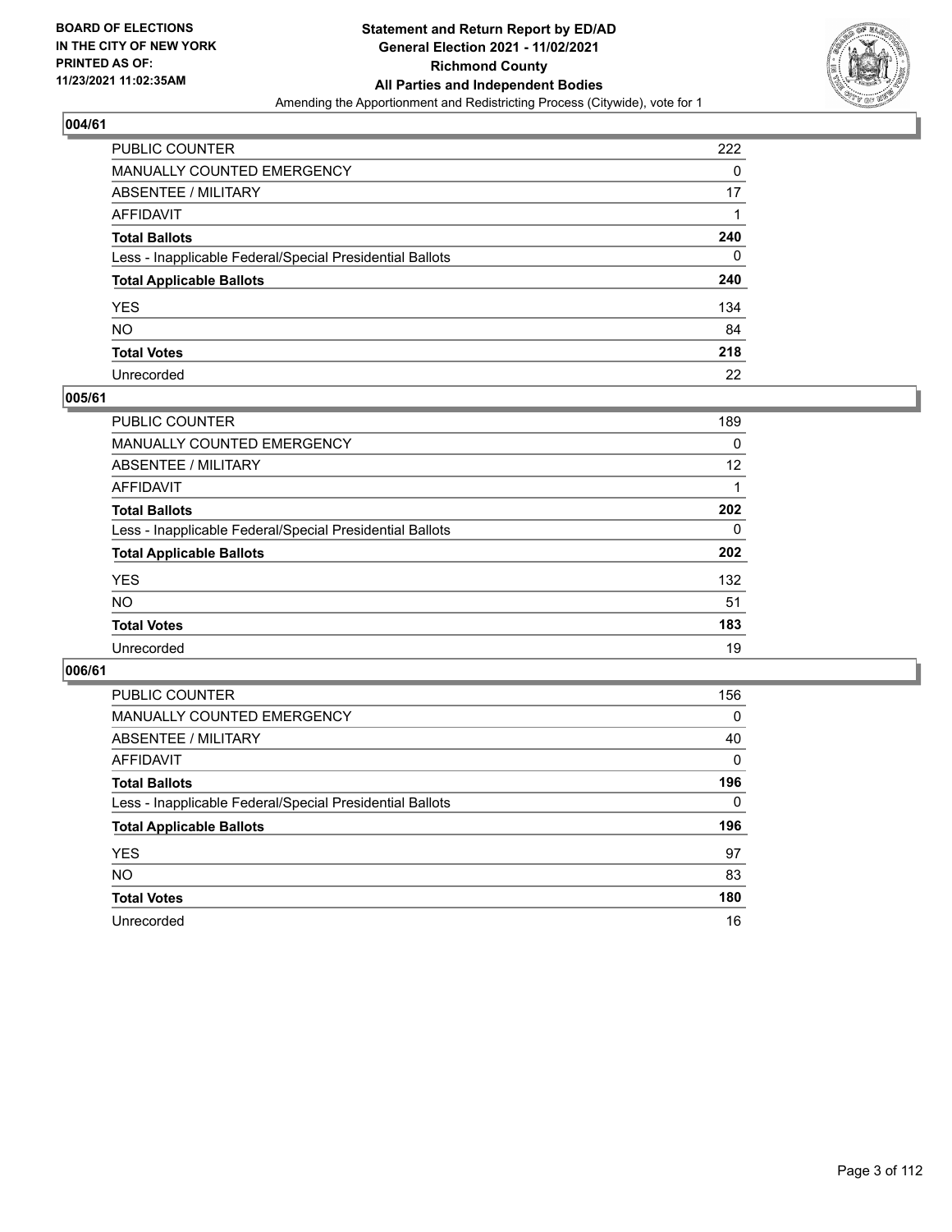## 004/61

| | |
|---|---|
| PUBLIC COUNTER | 222 |
| MANUALLY COUNTED EMERGENCY | 0 |
| ABSENTEE / MILITARY | 17 |
| AFFIDAVIT | 1 |
| **Total Ballots** | **240** |
| Less - Inapplicable Federal/Special Presidential Ballots | 0 |
| **Total Applicable Ballots** | **240** |
| YES | 134 |
| NO | 84 |
| **Total Votes** | **218** |
| Unrecorded | 22 |

## 005/61

| | |
|---|---|
| PUBLIC COUNTER | 189 |
| MANUALLY COUNTED EMERGENCY | 0 |
| ABSENTEE / MILITARY | 12 |
| AFFIDAVIT | 1 |
| **Total Ballots** | **202** |
| Less - Inapplicable Federal/Special Presidential Ballots | 0 |
| **Total Applicable Ballots** | **202** |
| YES | 132 |
| NO | 51 |
| **Total Votes** | **183** |
| Unrecorded | 19 |

## 006/61

| | |
|---|---|
| PUBLIC COUNTER | 156 |
| MANUALLY COUNTED EMERGENCY | 0 |
| ABSENTEE / MILITARY | 40 |
| AFFIDAVIT | 0 |
| **Total Ballots** | **196** |
| Less - Inapplicable Federal/Special Presidential Ballots | 0 |
| **Total Applicable Ballots** | **196** |
| YES | 97 |
| NO | 83 |
| **Total Votes** | **180** |
| Unrecorded | 16 |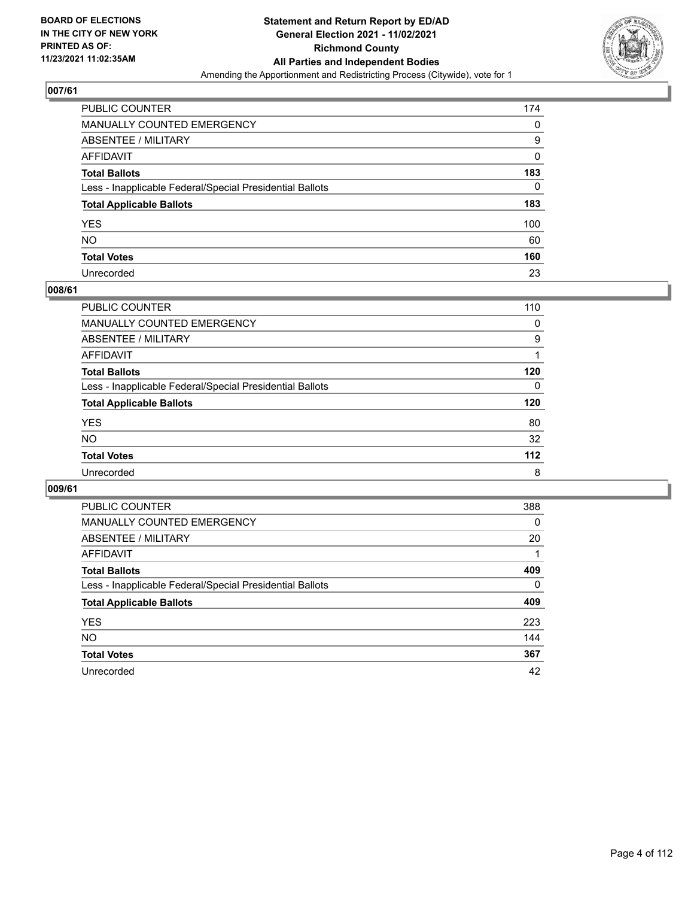BOARD OF ELECTIONS
IN THE CITY OF NEW YORK
PRINTED AS OF:
11/23/2021 11:02:35AM

**Statement and Return Report by ED/AD**
**General Election 2021 - 11/02/2021**
**Richmond County**
**All Parties and Independent Bodies**
Amending the Apportionment and Redistricting Process (Citywide), vote for 1

## 007/61

| | |
|---|---|
| PUBLIC COUNTER | 174 |
| MANUALLY COUNTED EMERGENCY | 0 |
| ABSENTEE / MILITARY | 9 |
| AFFIDAVIT | 0 |
| **Total Ballots** | **183** |
| Less - Inapplicable Federal/Special Presidential Ballots | 0 |
| **Total Applicable Ballots** | **183** |
| YES | 100 |
| NO | 60 |
| **Total Votes** | **160** |
| Unrecorded | 23 |

## 008/61

| | |
|---|---|
| PUBLIC COUNTER | 110 |
| MANUALLY COUNTED EMERGENCY | 0 |
| ABSENTEE / MILITARY | 9 |
| AFFIDAVIT | 1 |
| **Total Ballots** | **120** |
| Less - Inapplicable Federal/Special Presidential Ballots | 0 |
| **Total Applicable Ballots** | **120** |
| YES | 80 |
| NO | 32 |
| **Total Votes** | **112** |
| Unrecorded | 8 |

## 009/61

| | |
|---|---|
| PUBLIC COUNTER | 388 |
| MANUALLY COUNTED EMERGENCY | 0 |
| ABSENTEE / MILITARY | 20 |
| AFFIDAVIT | 1 |
| **Total Ballots** | **409** |
| Less - Inapplicable Federal/Special Presidential Ballots | 0 |
| **Total Applicable Ballots** | **409** |
| YES | 223 |
| NO | 144 |
| **Total Votes** | **367** |
| Unrecorded | 42 |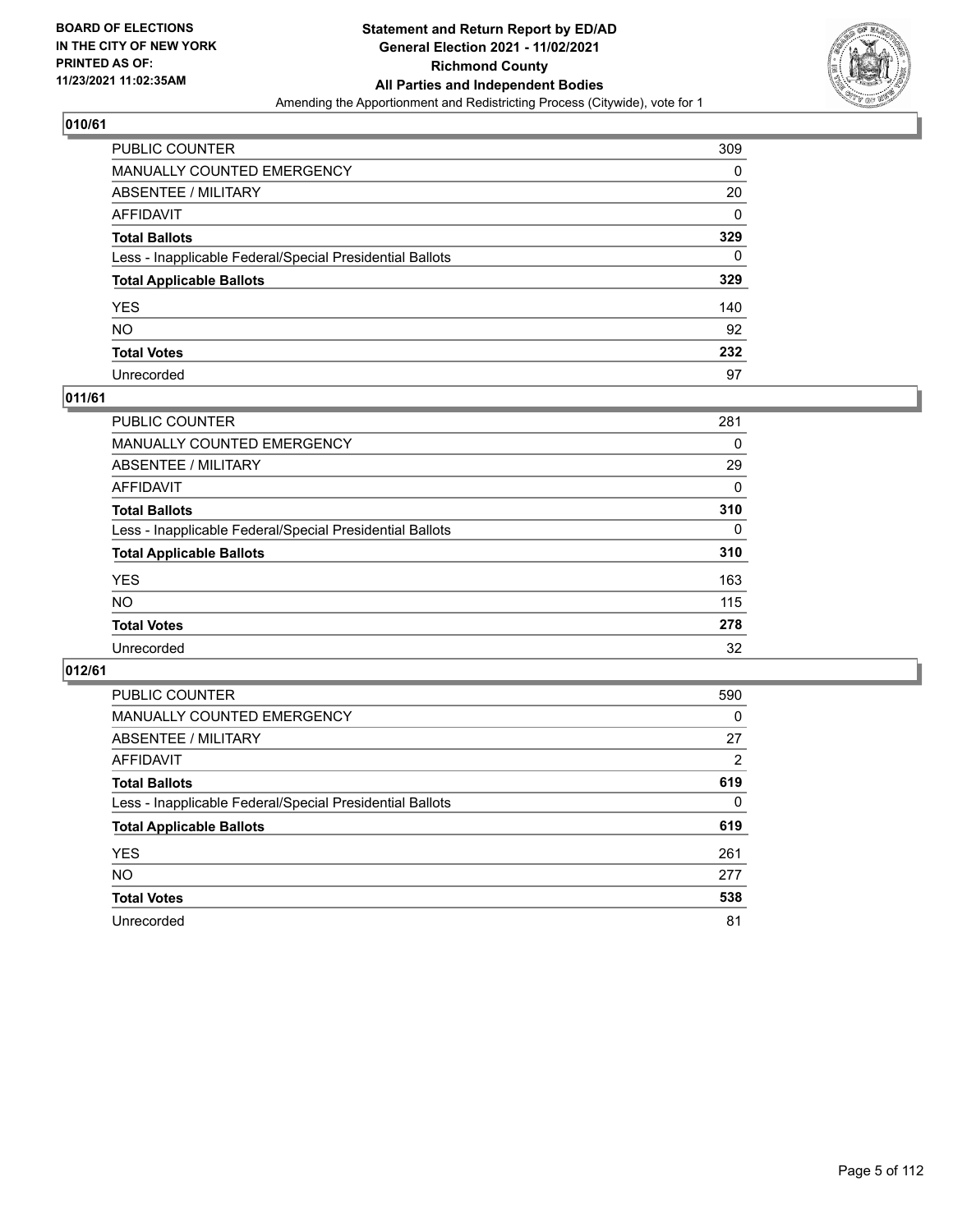## 010/61

| | |
|---|---|
| PUBLIC COUNTER | 309 |
| MANUALLY COUNTED EMERGENCY | 0 |
| ABSENTEE / MILITARY | 20 |
| AFFIDAVIT | 0 |
| **Total Ballots** | **329** |
| Less - Inapplicable Federal/Special Presidential Ballots | 0 |
| **Total Applicable Ballots** | **329** |
| YES | 140 |
| NO | 92 |
| **Total Votes** | **232** |
| Unrecorded | 97 |

## 011/61

| | |
|---|---|
| PUBLIC COUNTER | 281 |
| MANUALLY COUNTED EMERGENCY | 0 |
| ABSENTEE / MILITARY | 29 |
| AFFIDAVIT | 0 |
| **Total Ballots** | **310** |
| Less - Inapplicable Federal/Special Presidential Ballots | 0 |
| **Total Applicable Ballots** | **310** |
| YES | 163 |
| NO | 115 |
| **Total Votes** | **278** |
| Unrecorded | 32 |

## 012/61

| | |
|---|---|
| PUBLIC COUNTER | 590 |
| MANUALLY COUNTED EMERGENCY | 0 |
| ABSENTEE / MILITARY | 27 |
| AFFIDAVIT | 2 |
| **Total Ballots** | **619** |
| Less - Inapplicable Federal/Special Presidential Ballots | 0 |
| **Total Applicable Ballots** | **619** |
| YES | 261 |
| NO | 277 |
| **Total Votes** | **538** |
| Unrecorded | 81 |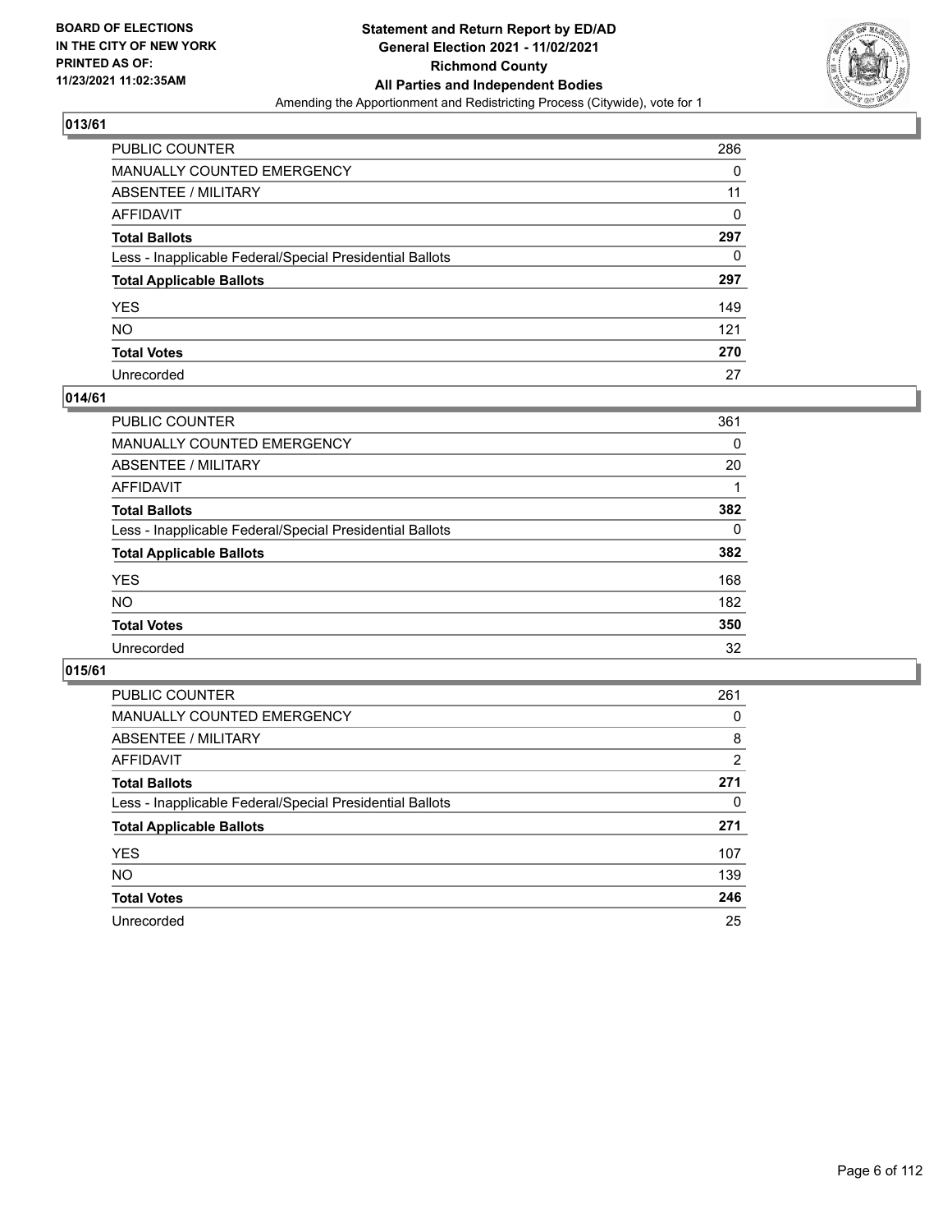**BOARD OF ELECTIONS IN THE CITY OF NEW YORK PRINTED AS OF: 11/23/2021 11:02:35AM**

**Statement and Return Report by ED/AD General Election 2021 - 11/02/2021 Richmond County All Parties and Independent Bodies**

Amending the Apportionment and Redistricting Process (Citywide), vote for 1

## 013/61

| | |
|---|---|
| PUBLIC COUNTER | 286 |
| MANUALLY COUNTED EMERGENCY | 0 |
| ABSENTEE / MILITARY | 11 |
| AFFIDAVIT | 0 |
| **Total Ballots** | **297** |
| Less - Inapplicable Federal/Special Presidential Ballots | 0 |
| **Total Applicable Ballots** | **297** |
| YES | 149 |
| NO | 121 |
| **Total Votes** | **270** |
| Unrecorded | 27 |

## 014/61

| | |
|---|---|
| PUBLIC COUNTER | 361 |
| MANUALLY COUNTED EMERGENCY | 0 |
| ABSENTEE / MILITARY | 20 |
| AFFIDAVIT | 1 |
| **Total Ballots** | **382** |
| Less - Inapplicable Federal/Special Presidential Ballots | 0 |
| **Total Applicable Ballots** | **382** |
| YES | 168 |
| NO | 182 |
| **Total Votes** | **350** |
| Unrecorded | 32 |

## 015/61

| | |
|---|---|
| PUBLIC COUNTER | 261 |
| MANUALLY COUNTED EMERGENCY | 0 |
| ABSENTEE / MILITARY | 8 |
| AFFIDAVIT | 2 |
| **Total Ballots** | **271** |
| Less - Inapplicable Federal/Special Presidential Ballots | 0 |
| **Total Applicable Ballots** | **271** |
| YES | 107 |
| NO | 139 |
| **Total Votes** | **246** |
| Unrecorded | 25 |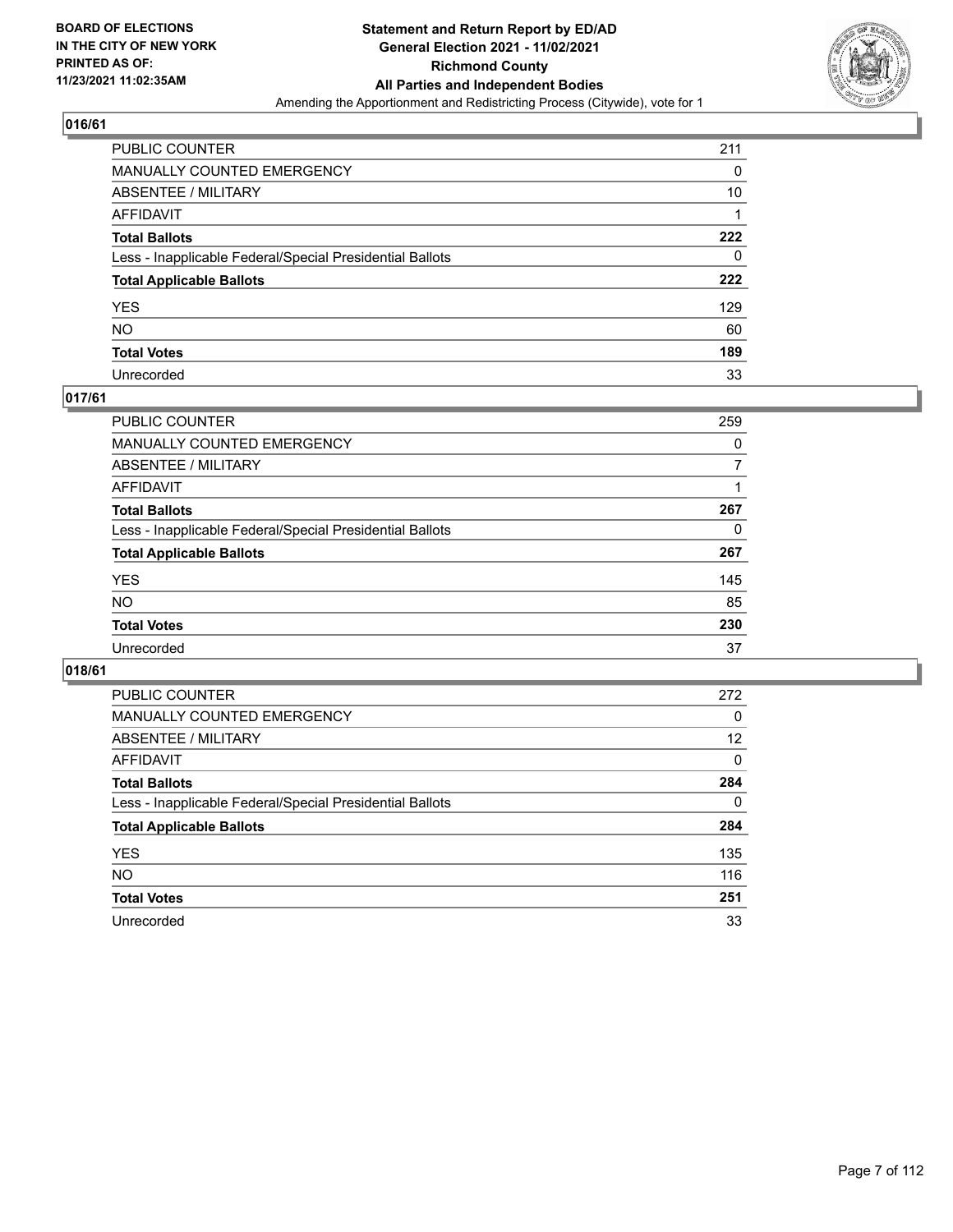## 016/61

| | |
|---|---|
| PUBLIC COUNTER | 211 |
| MANUALLY COUNTED EMERGENCY | 0 |
| ABSENTEE / MILITARY | 10 |
| AFFIDAVIT | 1 |
| **Total Ballots** | **222** |
| Less - Inapplicable Federal/Special Presidential Ballots | 0 |
| **Total Applicable Ballots** | **222** |
| YES | 129 |
| NO | 60 |
| **Total Votes** | **189** |
| Unrecorded | 33 |

## 017/61

| | |
|---|---|
| PUBLIC COUNTER | 259 |
| MANUALLY COUNTED EMERGENCY | 0 |
| ABSENTEE / MILITARY | 7 |
| AFFIDAVIT | 1 |
| **Total Ballots** | **267** |
| Less - Inapplicable Federal/Special Presidential Ballots | 0 |
| **Total Applicable Ballots** | **267** |
| YES | 145 |
| NO | 85 |
| **Total Votes** | **230** |
| Unrecorded | 37 |

## 018/61

| | |
|---|---|
| PUBLIC COUNTER | 272 |
| MANUALLY COUNTED EMERGENCY | 0 |
| ABSENTEE / MILITARY | 12 |
| AFFIDAVIT | 0 |
| **Total Ballots** | **284** |
| Less - Inapplicable Federal/Special Presidential Ballots | 0 |
| **Total Applicable Ballots** | **284** |
| YES | 135 |
| NO | 116 |
| **Total Votes** | **251** |
| Unrecorded | 33 |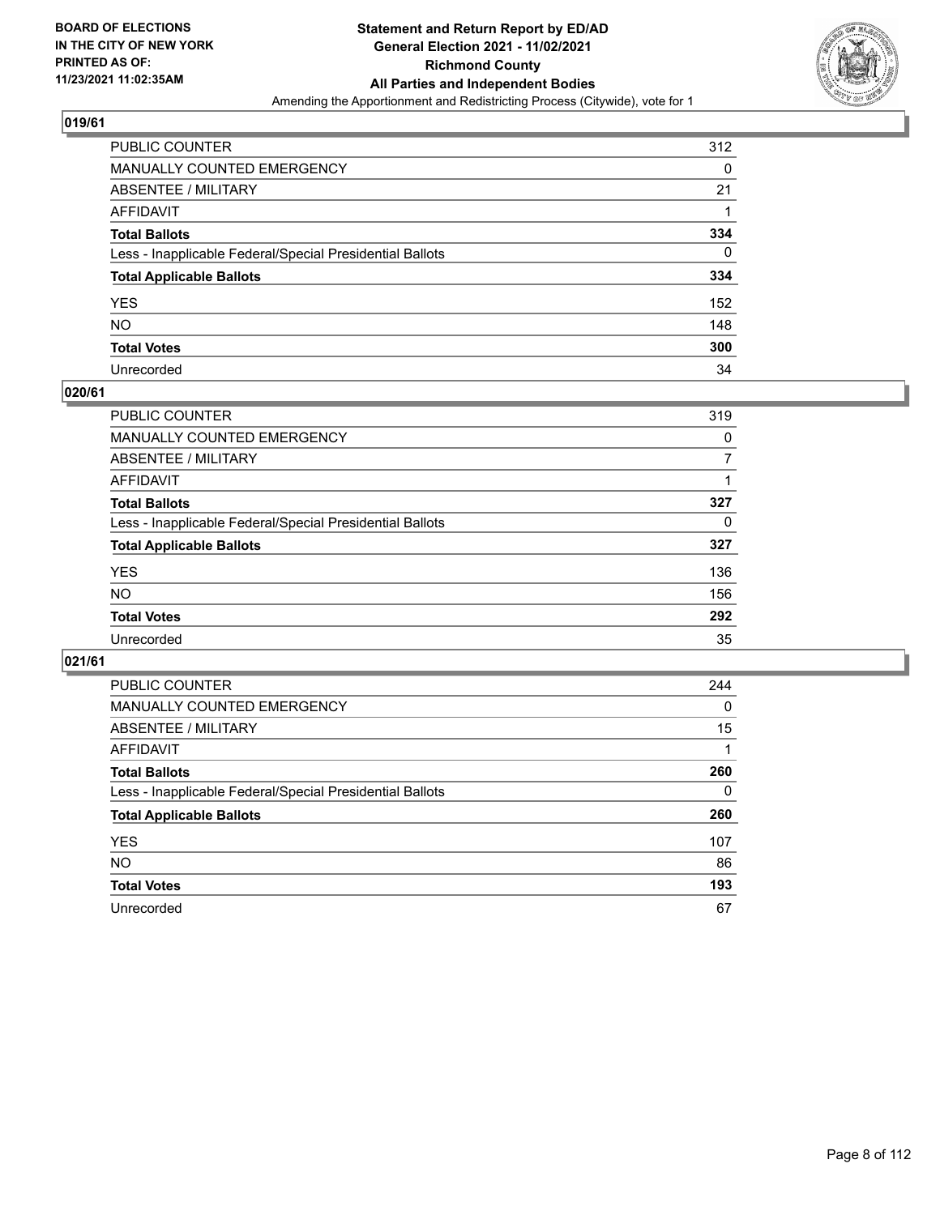**BOARD OF ELECTIONS IN THE CITY OF NEW YORK PRINTED AS OF: 11/23/2021 11:02:35AM**

**Statement and Return Report by ED/AD General Election 2021 - 11/02/2021 Richmond County All Parties and Independent Bodies**

Amending the Apportionment and Redistricting Process (Citywide), vote for 1

## 019/61

| | |
|---|---|
| PUBLIC COUNTER | 312 |
| MANUALLY COUNTED EMERGENCY | 0 |
| ABSENTEE / MILITARY | 21 |
| AFFIDAVIT | 1 |
| **Total Ballots** | **334** |
| Less - Inapplicable Federal/Special Presidential Ballots | 0 |
| **Total Applicable Ballots** | **334** |
| YES | 152 |
| NO | 148 |
| **Total Votes** | **300** |
| Unrecorded | 34 |

## 020/61

| | |
|---|---|
| PUBLIC COUNTER | 319 |
| MANUALLY COUNTED EMERGENCY | 0 |
| ABSENTEE / MILITARY | 7 |
| AFFIDAVIT | 1 |
| **Total Ballots** | **327** |
| Less - Inapplicable Federal/Special Presidential Ballots | 0 |
| **Total Applicable Ballots** | **327** |
| YES | 136 |
| NO | 156 |
| **Total Votes** | **292** |
| Unrecorded | 35 |

## 021/61

| | |
|---|---|
| PUBLIC COUNTER | 244 |
| MANUALLY COUNTED EMERGENCY | 0 |
| ABSENTEE / MILITARY | 15 |
| AFFIDAVIT | 1 |
| **Total Ballots** | **260** |
| Less - Inapplicable Federal/Special Presidential Ballots | 0 |
| **Total Applicable Ballots** | **260** |
| YES | 107 |
| NO | 86 |
| **Total Votes** | **193** |
| Unrecorded | 67 |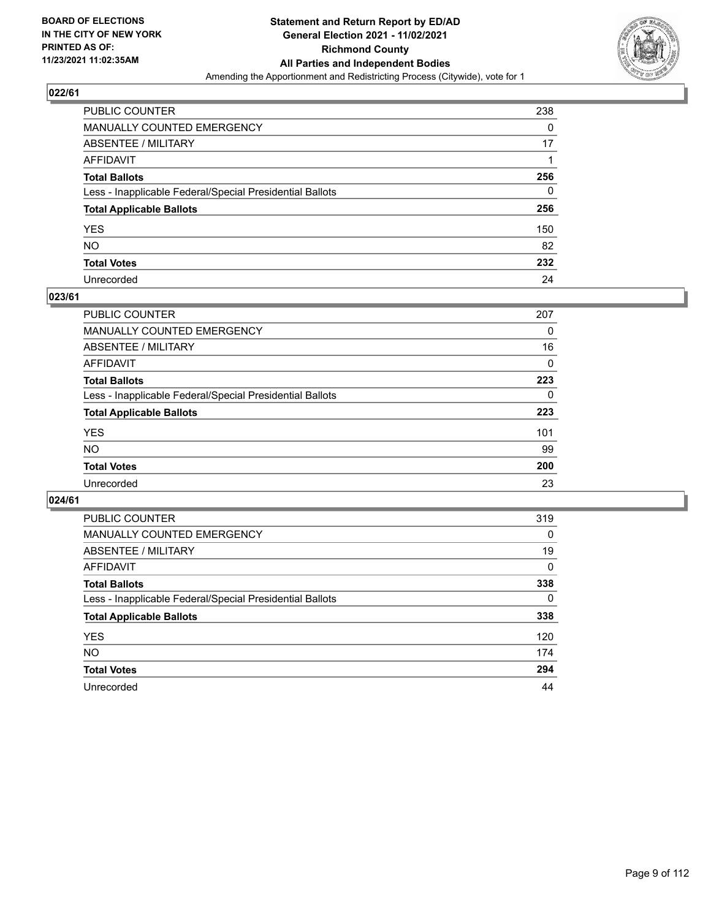BOARD OF ELECTIONS
IN THE CITY OF NEW YORK
PRINTED AS OF:
11/23/2021 11:02:35AM

**Statement and Return Report by ED/AD**
**General Election 2021 - 11/02/2021**
**Richmond County**
**All Parties and Independent Bodies**
Amending the Apportionment and Redistricting Process (Citywide), vote for 1

### 022/61

| | |
|---|---|
| PUBLIC COUNTER | 238 |
| MANUALLY COUNTED EMERGENCY | 0 |
| ABSENTEE / MILITARY | 17 |
| AFFIDAVIT | 1 |
| **Total Ballots** | **256** |
| Less - Inapplicable Federal/Special Presidential Ballots | 0 |
| **Total Applicable Ballots** | **256** |
| YES | 150 |
| NO | 82 |
| **Total Votes** | **232** |
| Unrecorded | 24 |

### 023/61

| | |
|---|---|
| PUBLIC COUNTER | 207 |
| MANUALLY COUNTED EMERGENCY | 0 |
| ABSENTEE / MILITARY | 16 |
| AFFIDAVIT | 0 |
| **Total Ballots** | **223** |
| Less - Inapplicable Federal/Special Presidential Ballots | 0 |
| **Total Applicable Ballots** | **223** |
| YES | 101 |
| NO | 99 |
| **Total Votes** | **200** |
| Unrecorded | 23 |

### 024/61

| | |
|---|---|
| PUBLIC COUNTER | 319 |
| MANUALLY COUNTED EMERGENCY | 0 |
| ABSENTEE / MILITARY | 19 |
| AFFIDAVIT | 0 |
| **Total Ballots** | **338** |
| Less - Inapplicable Federal/Special Presidential Ballots | 0 |
| **Total Applicable Ballots** | **338** |
| YES | 120 |
| NO | 174 |
| **Total Votes** | **294** |
| Unrecorded | 44 |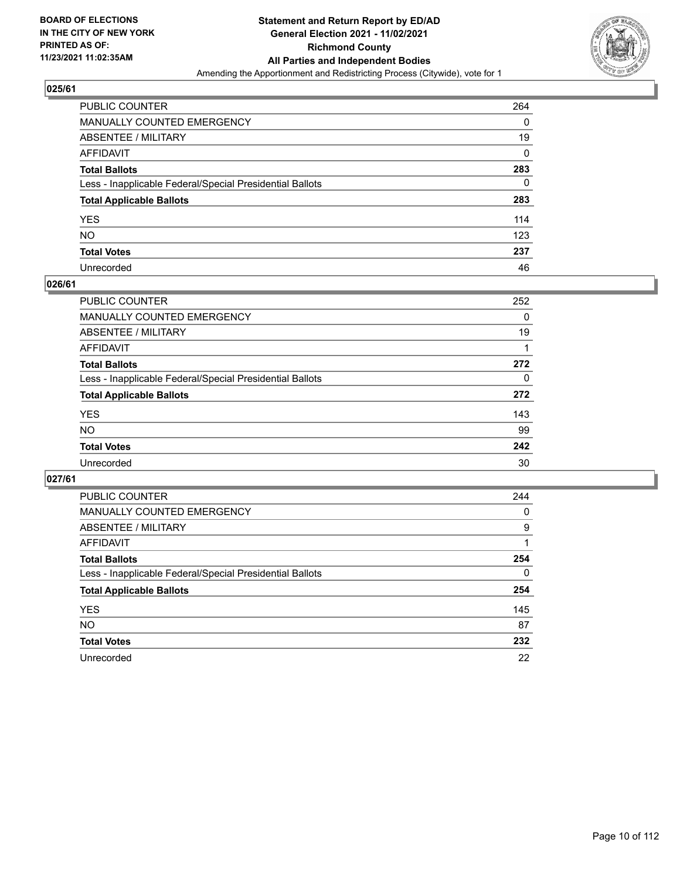**BOARD OF ELECTIONS IN THE CITY OF NEW YORK PRINTED AS OF: 11/23/2021 11:02:35AM**

# Statement and Return Report by ED/AD
## General Election 2021 - 11/02/2021
## Richmond County
## All Parties and Independent Bodies
Amending the Apportionment and Redistricting Process (Citywide), vote for 1

### 025/61

| | |
|---|---|
| PUBLIC COUNTER | 264 |
| MANUALLY COUNTED EMERGENCY | 0 |
| ABSENTEE / MILITARY | 19 |
| AFFIDAVIT | 0 |
| **Total Ballots** | **283** |
| Less - Inapplicable Federal/Special Presidential Ballots | 0 |
| **Total Applicable Ballots** | **283** |
| YES | 114 |
| NO | 123 |
| **Total Votes** | **237** |
| Unrecorded | 46 |

### 026/61

| | |
|---|---|
| PUBLIC COUNTER | 252 |
| MANUALLY COUNTED EMERGENCY | 0 |
| ABSENTEE / MILITARY | 19 |
| AFFIDAVIT | 1 |
| **Total Ballots** | **272** |
| Less - Inapplicable Federal/Special Presidential Ballots | 0 |
| **Total Applicable Ballots** | **272** |
| YES | 143 |
| NO | 99 |
| **Total Votes** | **242** |
| Unrecorded | 30 |

### 027/61

| | |
|---|---|
| PUBLIC COUNTER | 244 |
| MANUALLY COUNTED EMERGENCY | 0 |
| ABSENTEE / MILITARY | 9 |
| AFFIDAVIT | 1 |
| **Total Ballots** | **254** |
| Less - Inapplicable Federal/Special Presidential Ballots | 0 |
| **Total Applicable Ballots** | **254** |
| YES | 145 |
| NO | 87 |
| **Total Votes** | **232** |
| Unrecorded | 22 |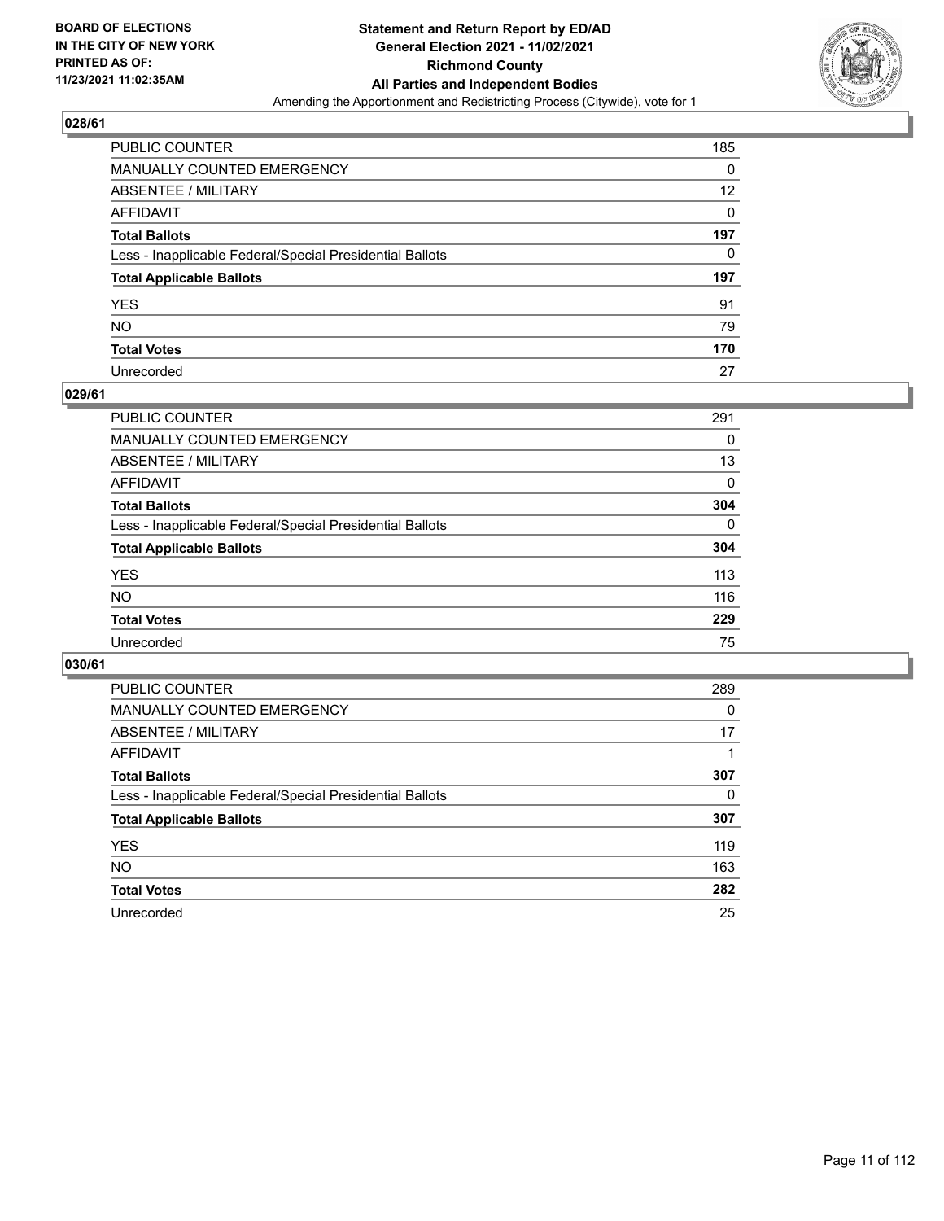**BOARD OF ELECTIONS IN THE CITY OF NEW YORK PRINTED AS OF: 11/23/2021 11:02:35AM**

**Statement and Return Report by ED/AD General Election 2021 - 11/02/2021 Richmond County All Parties and Independent Bodies**

Amending the Apportionment and Redistricting Process (Citywide), vote for 1

## 028/61

| | |
|---|---|
| PUBLIC COUNTER | 185 |
| MANUALLY COUNTED EMERGENCY | 0 |
| ABSENTEE / MILITARY | 12 |
| AFFIDAVIT | 0 |
| **Total Ballots** | **197** |
| Less - Inapplicable Federal/Special Presidential Ballots | 0 |
| **Total Applicable Ballots** | **197** |
| YES | 91 |
| NO | 79 |
| **Total Votes** | **170** |
| Unrecorded | 27 |

## 029/61

| | |
|---|---|
| PUBLIC COUNTER | 291 |
| MANUALLY COUNTED EMERGENCY | 0 |
| ABSENTEE / MILITARY | 13 |
| AFFIDAVIT | 0 |
| **Total Ballots** | **304** |
| Less - Inapplicable Federal/Special Presidential Ballots | 0 |
| **Total Applicable Ballots** | **304** |
| YES | 113 |
| NO | 116 |
| **Total Votes** | **229** |
| Unrecorded | 75 |

## 030/61

| | |
|---|---|
| PUBLIC COUNTER | 289 |
| MANUALLY COUNTED EMERGENCY | 0 |
| ABSENTEE / MILITARY | 17 |
| AFFIDAVIT | 1 |
| **Total Ballots** | **307** |
| Less - Inapplicable Federal/Special Presidential Ballots | 0 |
| **Total Applicable Ballots** | **307** |
| YES | 119 |
| NO | 163 |
| **Total Votes** | **282** |
| Unrecorded | 25 |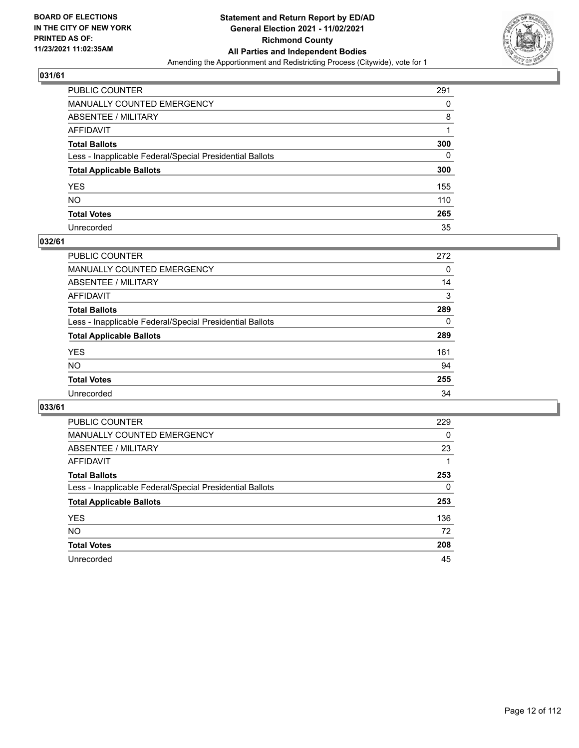BOARD OF ELECTIONS
IN THE CITY OF NEW YORK
PRINTED AS OF:
11/23/2021 11:02:35AM

**Statement and Return Report by ED/AD**
**General Election 2021 - 11/02/2021**
**Richmond County**
**All Parties and Independent Bodies**
Amending the Apportionment and Redistricting Process (Citywide), vote for 1

## 031/61

| | |
|---|---|
| PUBLIC COUNTER | 291 |
| MANUALLY COUNTED EMERGENCY | 0 |
| ABSENTEE / MILITARY | 8 |
| AFFIDAVIT | 1 |
| **Total Ballots** | **300** |
| Less - Inapplicable Federal/Special Presidential Ballots | 0 |
| **Total Applicable Ballots** | **300** |
| YES | 155 |
| NO | 110 |
| **Total Votes** | **265** |
| Unrecorded | 35 |

## 032/61

| | |
|---|---|
| PUBLIC COUNTER | 272 |
| MANUALLY COUNTED EMERGENCY | 0 |
| ABSENTEE / MILITARY | 14 |
| AFFIDAVIT | 3 |
| **Total Ballots** | **289** |
| Less - Inapplicable Federal/Special Presidential Ballots | 0 |
| **Total Applicable Ballots** | **289** |
| YES | 161 |
| NO | 94 |
| **Total Votes** | **255** |
| Unrecorded | 34 |

## 033/61

| | |
|---|---|
| PUBLIC COUNTER | 229 |
| MANUALLY COUNTED EMERGENCY | 0 |
| ABSENTEE / MILITARY | 23 |
| AFFIDAVIT | 1 |
| **Total Ballots** | **253** |
| Less - Inapplicable Federal/Special Presidential Ballots | 0 |
| **Total Applicable Ballots** | **253** |
| YES | 136 |
| NO | 72 |
| **Total Votes** | **208** |
| Unrecorded | 45 |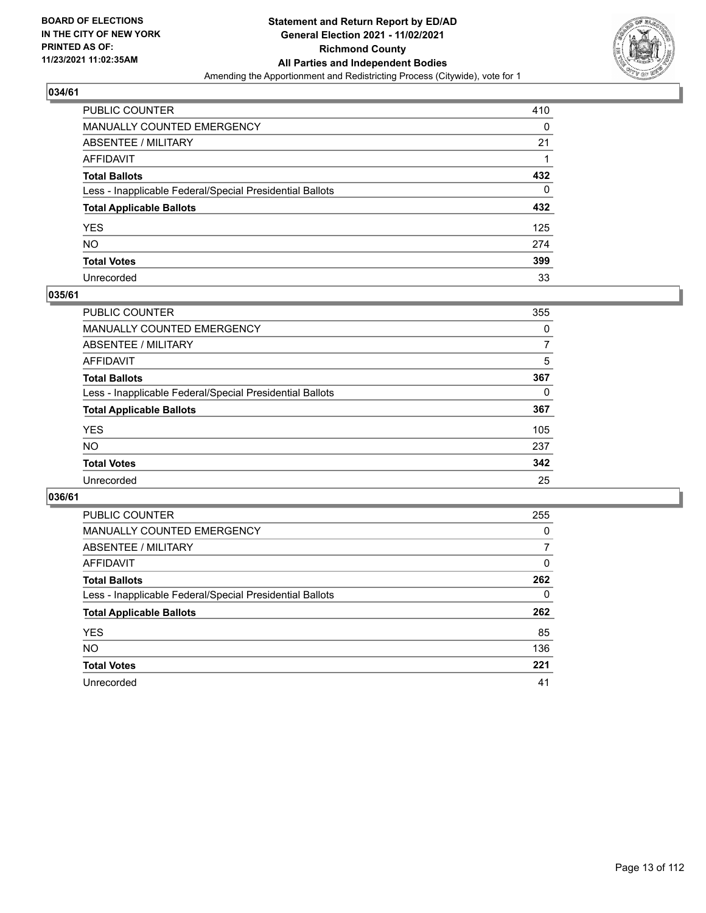## 034/61

| | |
|---|---|
| PUBLIC COUNTER | 410 |
| MANUALLY COUNTED EMERGENCY | 0 |
| ABSENTEE / MILITARY | 21 |
| AFFIDAVIT | 1 |
| **Total Ballots** | **432** |
| Less - Inapplicable Federal/Special Presidential Ballots | 0 |
| **Total Applicable Ballots** | **432** |
| YES | 125 |
| NO | 274 |
| **Total Votes** | **399** |
| Unrecorded | 33 |

## 035/61

| | |
|---|---|
| PUBLIC COUNTER | 355 |
| MANUALLY COUNTED EMERGENCY | 0 |
| ABSENTEE / MILITARY | 7 |
| AFFIDAVIT | 5 |
| **Total Ballots** | **367** |
| Less - Inapplicable Federal/Special Presidential Ballots | 0 |
| **Total Applicable Ballots** | **367** |
| YES | 105 |
| NO | 237 |
| **Total Votes** | **342** |
| Unrecorded | 25 |

## 036/61

| | |
|---|---|
| PUBLIC COUNTER | 255 |
| MANUALLY COUNTED EMERGENCY | 0 |
| ABSENTEE / MILITARY | 7 |
| AFFIDAVIT | 0 |
| **Total Ballots** | **262** |
| Less - Inapplicable Federal/Special Presidential Ballots | 0 |
| **Total Applicable Ballots** | **262** |
| YES | 85 |
| NO | 136 |
| **Total Votes** | **221** |
| Unrecorded | 41 |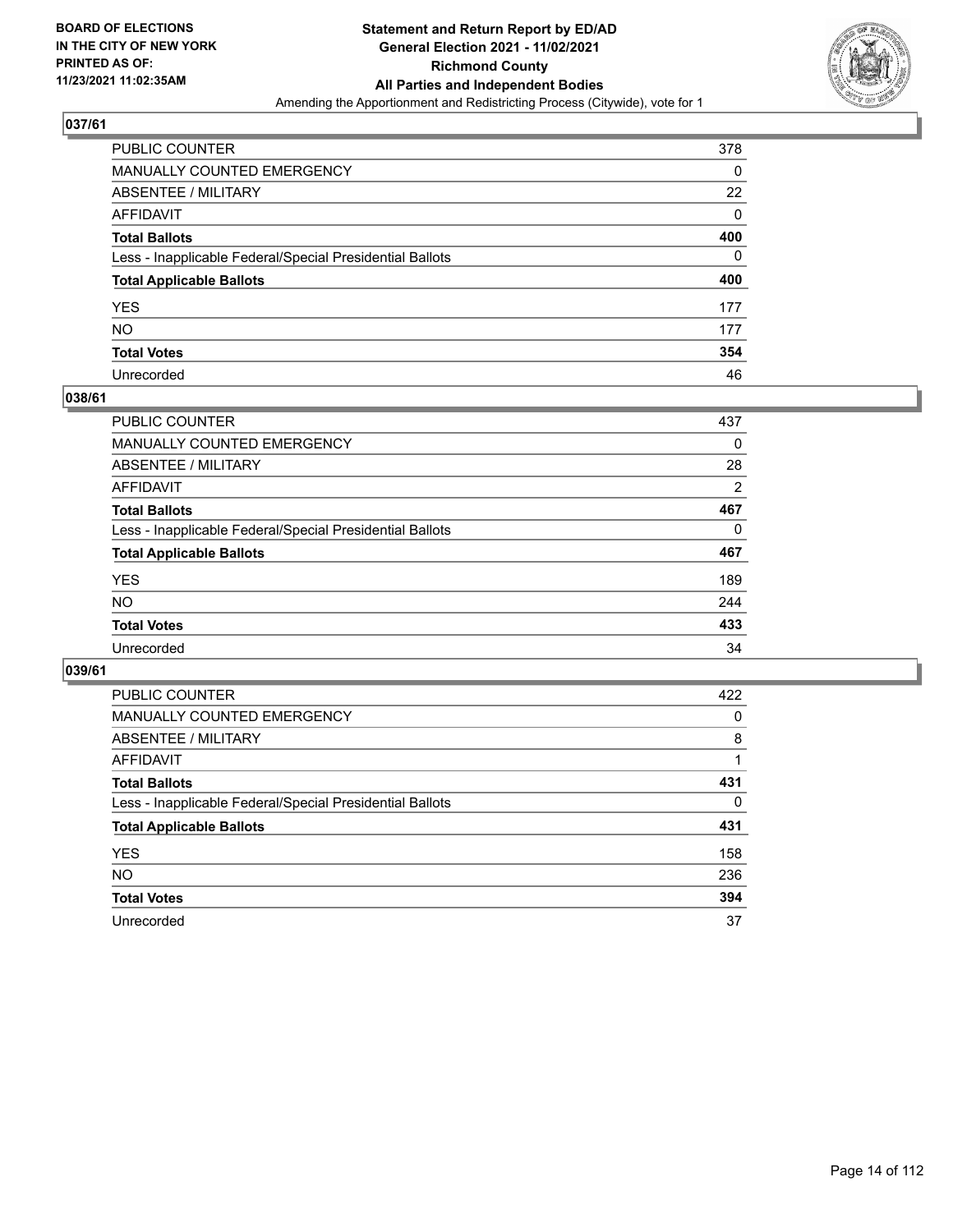## 037/61

| | |
|---|---|
| PUBLIC COUNTER | 378 |
| MANUALLY COUNTED EMERGENCY | 0 |
| ABSENTEE / MILITARY | 22 |
| AFFIDAVIT | 0 |
| **Total Ballots** | **400** |
| Less - Inapplicable Federal/Special Presidential Ballots | 0 |
| **Total Applicable Ballots** | **400** |
| YES | 177 |
| NO | 177 |
| **Total Votes** | **354** |
| Unrecorded | 46 |

## 038/61

| | |
|---|---|
| PUBLIC COUNTER | 437 |
| MANUALLY COUNTED EMERGENCY | 0 |
| ABSENTEE / MILITARY | 28 |
| AFFIDAVIT | 2 |
| **Total Ballots** | **467** |
| Less - Inapplicable Federal/Special Presidential Ballots | 0 |
| **Total Applicable Ballots** | **467** |
| YES | 189 |
| NO | 244 |
| **Total Votes** | **433** |
| Unrecorded | 34 |

## 039/61

| | |
|---|---|
| PUBLIC COUNTER | 422 |
| MANUALLY COUNTED EMERGENCY | 0 |
| ABSENTEE / MILITARY | 8 |
| AFFIDAVIT | 1 |
| **Total Ballots** | **431** |
| Less - Inapplicable Federal/Special Presidential Ballots | 0 |
| **Total Applicable Ballots** | **431** |
| YES | 158 |
| NO | 236 |
| **Total Votes** | **394** |
| Unrecorded | 37 |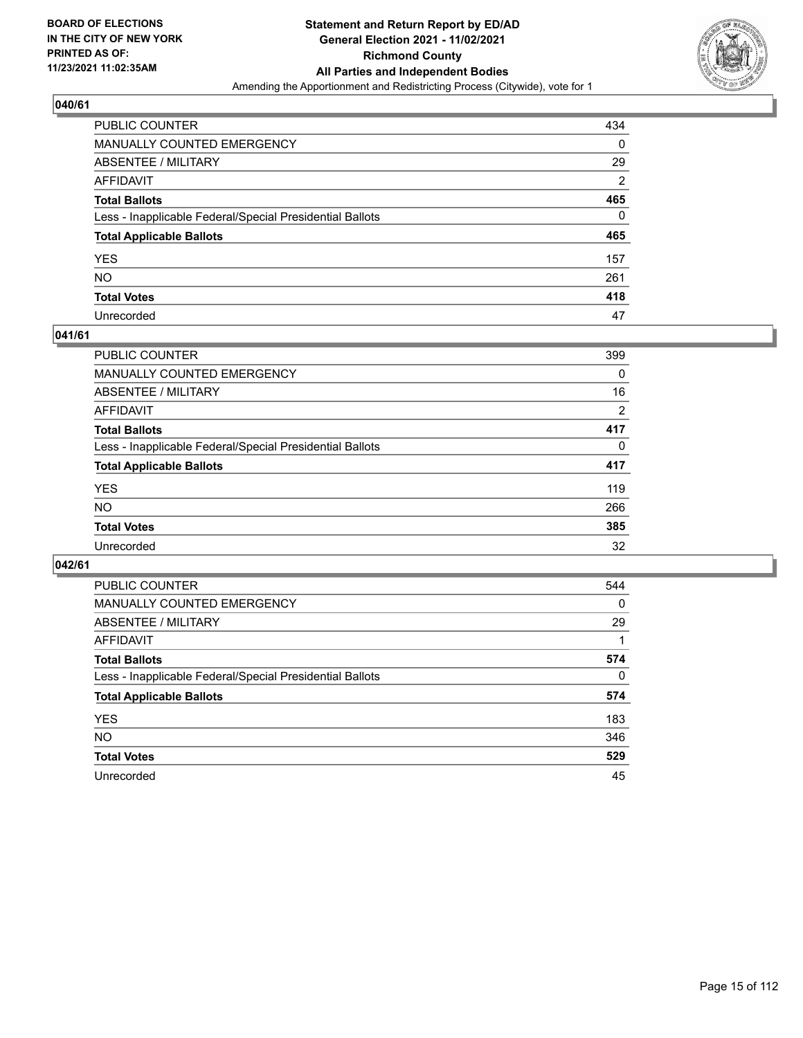## 040/61

| | |
|---|---|
| PUBLIC COUNTER | 434 |
| MANUALLY COUNTED EMERGENCY | 0 |
| ABSENTEE / MILITARY | 29 |
| AFFIDAVIT | 2 |
| **Total Ballots** | **465** |
| Less - Inapplicable Federal/Special Presidential Ballots | 0 |
| **Total Applicable Ballots** | **465** |
| YES | 157 |
| NO | 261 |
| **Total Votes** | **418** |
| Unrecorded | 47 |

## 041/61

| | |
|---|---|
| PUBLIC COUNTER | 399 |
| MANUALLY COUNTED EMERGENCY | 0 |
| ABSENTEE / MILITARY | 16 |
| AFFIDAVIT | 2 |
| **Total Ballots** | **417** |
| Less - Inapplicable Federal/Special Presidential Ballots | 0 |
| **Total Applicable Ballots** | **417** |
| YES | 119 |
| NO | 266 |
| **Total Votes** | **385** |
| Unrecorded | 32 |

## 042/61

| | |
|---|---|
| PUBLIC COUNTER | 544 |
| MANUALLY COUNTED EMERGENCY | 0 |
| ABSENTEE / MILITARY | 29 |
| AFFIDAVIT | 1 |
| **Total Ballots** | **574** |
| Less - Inapplicable Federal/Special Presidential Ballots | 0 |
| **Total Applicable Ballots** | **574** |
| YES | 183 |
| NO | 346 |
| **Total Votes** | **529** |
| Unrecorded | 45 |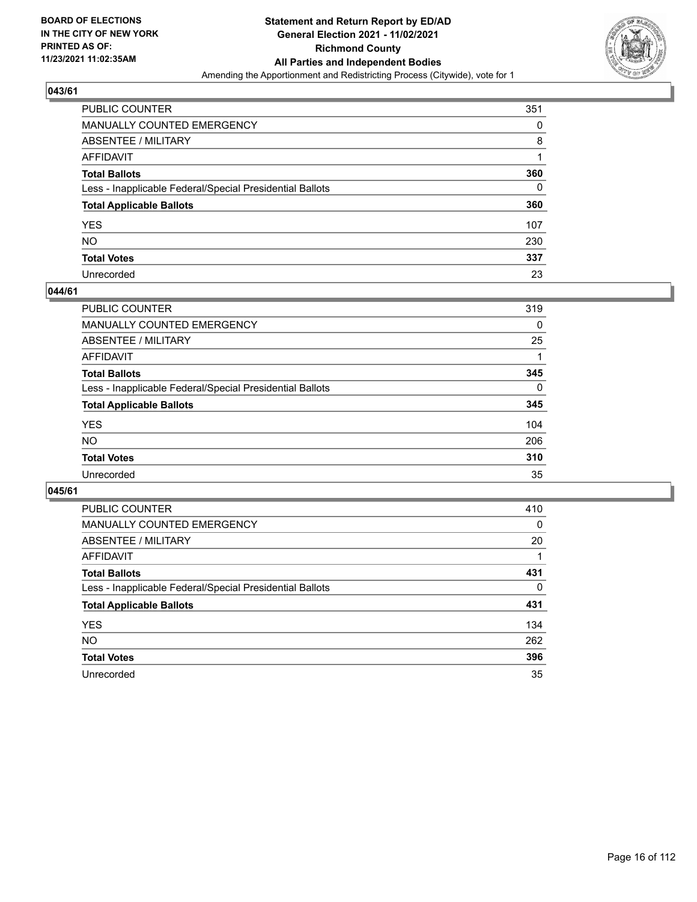**BOARD OF ELECTIONS IN THE CITY OF NEW YORK PRINTED AS OF: 11/23/2021 11:02:35AM**

**Statement and Return Report by ED/AD General Election 2021 - 11/02/2021 Richmond County All Parties and Independent Bodies**

Amending the Apportionment and Redistricting Process (Citywide), vote for 1

## 043/61

| | |
|---|---|
| PUBLIC COUNTER | 351 |
| MANUALLY COUNTED EMERGENCY | 0 |
| ABSENTEE / MILITARY | 8 |
| AFFIDAVIT | 1 |
| **Total Ballots** | **360** |
| Less - Inapplicable Federal/Special Presidential Ballots | 0 |
| **Total Applicable Ballots** | **360** |
| YES | 107 |
| NO | 230 |
| **Total Votes** | **337** |
| Unrecorded | 23 |

## 044/61

| | |
|---|---|
| PUBLIC COUNTER | 319 |
| MANUALLY COUNTED EMERGENCY | 0 |
| ABSENTEE / MILITARY | 25 |
| AFFIDAVIT | 1 |
| **Total Ballots** | **345** |
| Less - Inapplicable Federal/Special Presidential Ballots | 0 |
| **Total Applicable Ballots** | **345** |
| YES | 104 |
| NO | 206 |
| **Total Votes** | **310** |
| Unrecorded | 35 |

## 045/61

| | |
|---|---|
| PUBLIC COUNTER | 410 |
| MANUALLY COUNTED EMERGENCY | 0 |
| ABSENTEE / MILITARY | 20 |
| AFFIDAVIT | 1 |
| **Total Ballots** | **431** |
| Less - Inapplicable Federal/Special Presidential Ballots | 0 |
| **Total Applicable Ballots** | **431** |
| YES | 134 |
| NO | 262 |
| **Total Votes** | **396** |
| Unrecorded | 35 |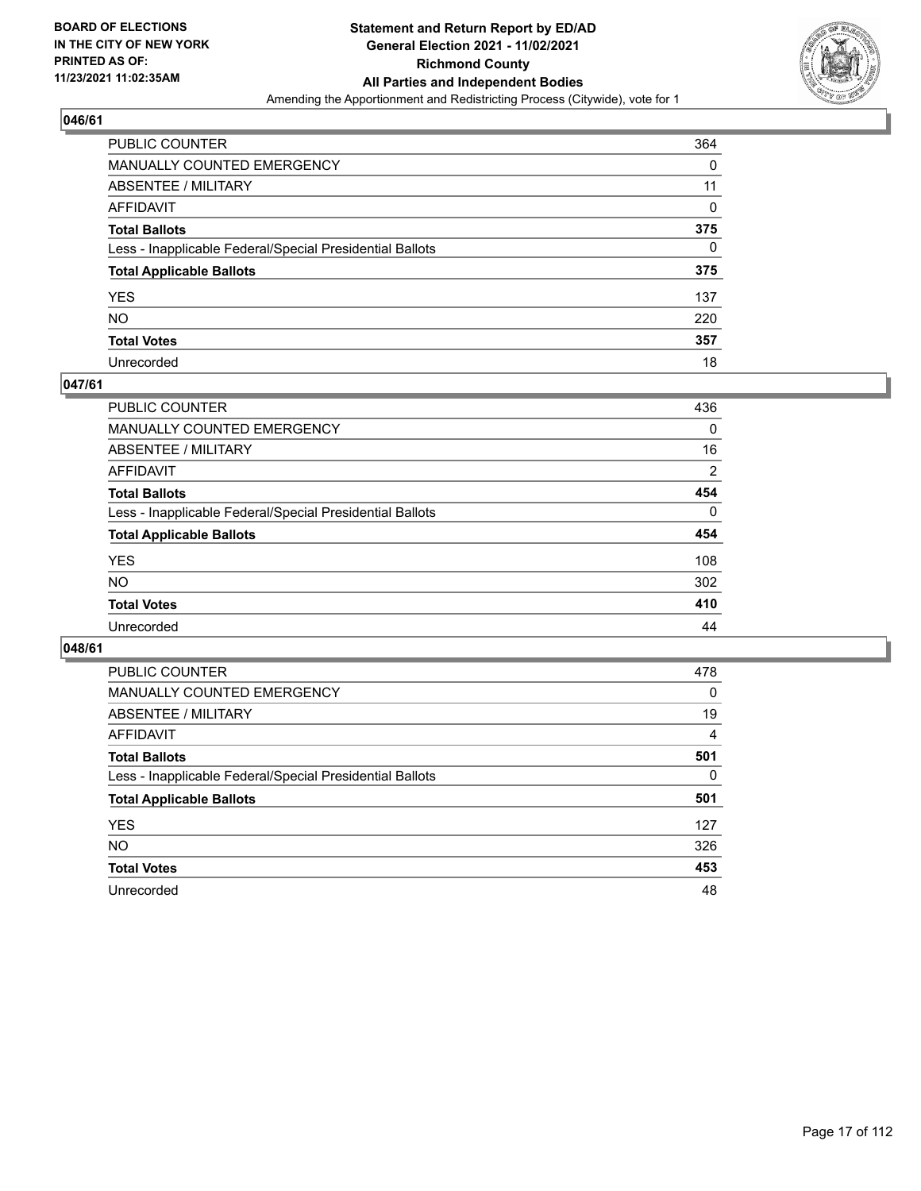BOARD OF ELECTIONS
IN THE CITY OF NEW YORK
PRINTED AS OF:
11/23/2021 11:02:35AM

**Statement and Return Report by ED/AD**
**General Election 2021 - 11/02/2021**
**Richmond County**
**All Parties and Independent Bodies**
Amending the Apportionment and Redistricting Process (Citywide), vote for 1

### 046/61

| | |
|---|---|
| PUBLIC COUNTER | 364 |
| MANUALLY COUNTED EMERGENCY | 0 |
| ABSENTEE / MILITARY | 11 |
| AFFIDAVIT | 0 |
| **Total Ballots** | **375** |
| Less - Inapplicable Federal/Special Presidential Ballots | 0 |
| **Total Applicable Ballots** | **375** |
| YES | 137 |
| NO | 220 |
| **Total Votes** | **357** |
| Unrecorded | 18 |

### 047/61

| | |
|---|---|
| PUBLIC COUNTER | 436 |
| MANUALLY COUNTED EMERGENCY | 0 |
| ABSENTEE / MILITARY | 16 |
| AFFIDAVIT | 2 |
| **Total Ballots** | **454** |
| Less - Inapplicable Federal/Special Presidential Ballots | 0 |
| **Total Applicable Ballots** | **454** |
| YES | 108 |
| NO | 302 |
| **Total Votes** | **410** |
| Unrecorded | 44 |

### 048/61

| | |
|---|---|
| PUBLIC COUNTER | 478 |
| MANUALLY COUNTED EMERGENCY | 0 |
| ABSENTEE / MILITARY | 19 |
| AFFIDAVIT | 4 |
| **Total Ballots** | **501** |
| Less - Inapplicable Federal/Special Presidential Ballots | 0 |
| **Total Applicable Ballots** | **501** |
| YES | 127 |
| NO | 326 |
| **Total Votes** | **453** |
| Unrecorded | 48 |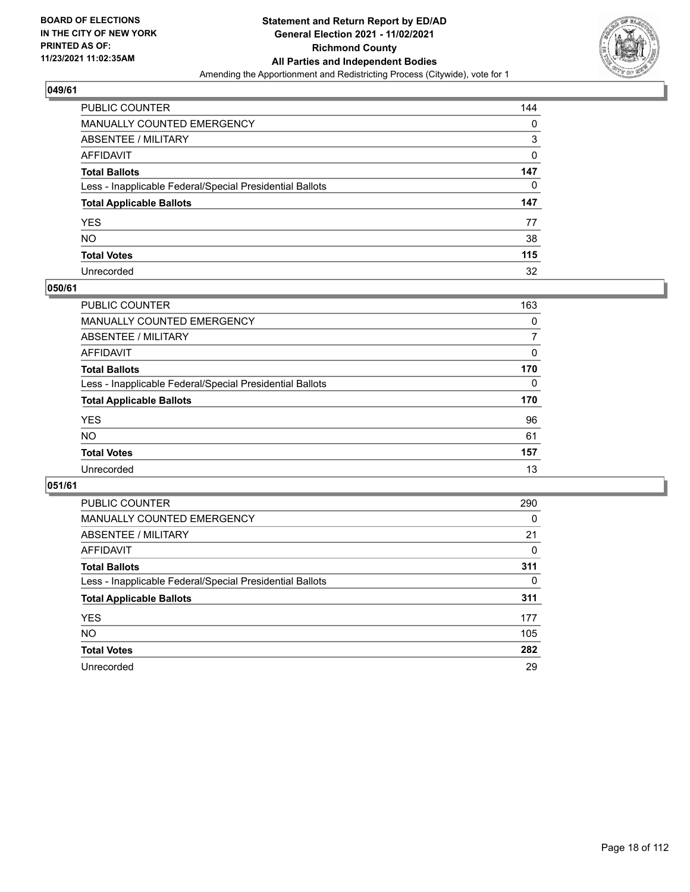## 049/61

| | |
|---|---|
| PUBLIC COUNTER | 144 |
| MANUALLY COUNTED EMERGENCY | 0 |
| ABSENTEE / MILITARY | 3 |
| AFFIDAVIT | 0 |
| **Total Ballots** | **147** |
| Less - Inapplicable Federal/Special Presidential Ballots | 0 |
| **Total Applicable Ballots** | **147** |
| YES | 77 |
| NO | 38 |
| **Total Votes** | **115** |
| Unrecorded | 32 |

## 050/61

| | |
|---|---|
| PUBLIC COUNTER | 163 |
| MANUALLY COUNTED EMERGENCY | 0 |
| ABSENTEE / MILITARY | 7 |
| AFFIDAVIT | 0 |
| **Total Ballots** | **170** |
| Less - Inapplicable Federal/Special Presidential Ballots | 0 |
| **Total Applicable Ballots** | **170** |
| YES | 96 |
| NO | 61 |
| **Total Votes** | **157** |
| Unrecorded | 13 |

## 051/61

| | |
|---|---|
| PUBLIC COUNTER | 290 |
| MANUALLY COUNTED EMERGENCY | 0 |
| ABSENTEE / MILITARY | 21 |
| AFFIDAVIT | 0 |
| **Total Ballots** | **311** |
| Less - Inapplicable Federal/Special Presidential Ballots | 0 |
| **Total Applicable Ballots** | **311** |
| YES | 177 |
| NO | 105 |
| **Total Votes** | **282** |
| Unrecorded | 29 |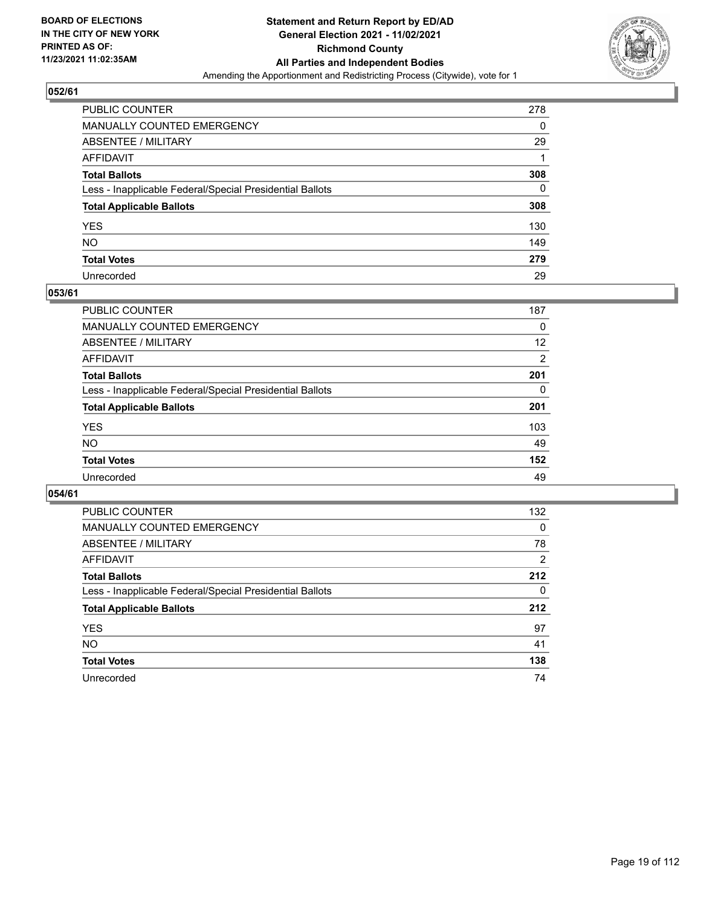## 052/61

| | |
|---|---|
| PUBLIC COUNTER | 278 |
| MANUALLY COUNTED EMERGENCY | 0 |
| ABSENTEE / MILITARY | 29 |
| AFFIDAVIT | 1 |
| **Total Ballots** | **308** |
| Less - Inapplicable Federal/Special Presidential Ballots | 0 |
| **Total Applicable Ballots** | **308** |
| YES | 130 |
| NO | 149 |
| **Total Votes** | **279** |
| Unrecorded | 29 |

## 053/61

| | |
|---|---|
| PUBLIC COUNTER | 187 |
| MANUALLY COUNTED EMERGENCY | 0 |
| ABSENTEE / MILITARY | 12 |
| AFFIDAVIT | 2 |
| **Total Ballots** | **201** |
| Less - Inapplicable Federal/Special Presidential Ballots | 0 |
| **Total Applicable Ballots** | **201** |
| YES | 103 |
| NO | 49 |
| **Total Votes** | **152** |
| Unrecorded | 49 |

## 054/61

| | |
|---|---|
| PUBLIC COUNTER | 132 |
| MANUALLY COUNTED EMERGENCY | 0 |
| ABSENTEE / MILITARY | 78 |
| AFFIDAVIT | 2 |
| **Total Ballots** | **212** |
| Less - Inapplicable Federal/Special Presidential Ballots | 0 |
| **Total Applicable Ballots** | **212** |
| YES | 97 |
| NO | 41 |
| **Total Votes** | **138** |
| Unrecorded | 74 |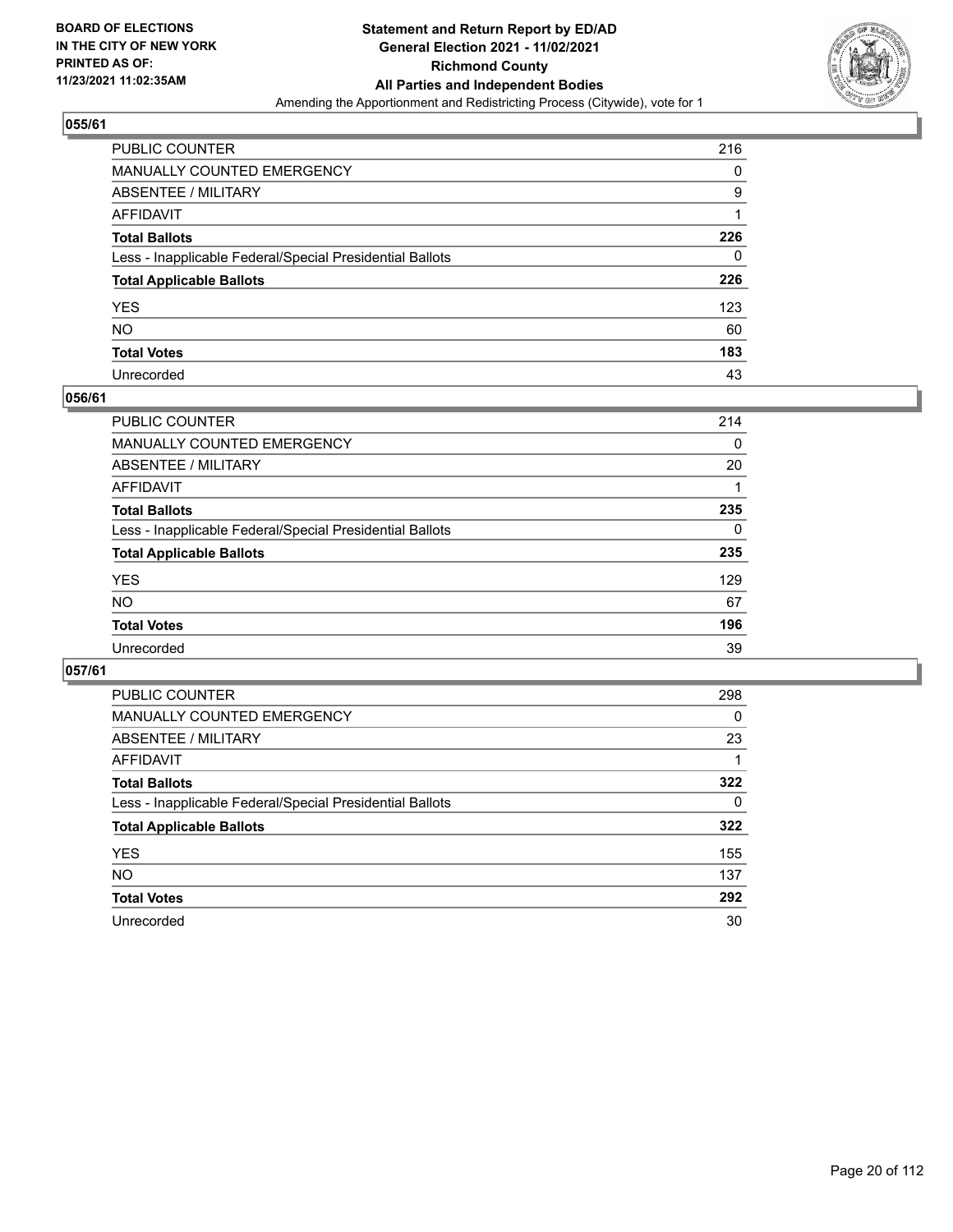## 055/61

| | |
|---|---|
| PUBLIC COUNTER | 216 |
| MANUALLY COUNTED EMERGENCY | 0 |
| ABSENTEE / MILITARY | 9 |
| AFFIDAVIT | 1 |
| **Total Ballots** | **226** |
| Less - Inapplicable Federal/Special Presidential Ballots | 0 |
| **Total Applicable Ballots** | **226** |
| YES | 123 |
| NO | 60 |
| **Total Votes** | **183** |
| Unrecorded | 43 |

## 056/61

| | |
|---|---|
| PUBLIC COUNTER | 214 |
| MANUALLY COUNTED EMERGENCY | 0 |
| ABSENTEE / MILITARY | 20 |
| AFFIDAVIT | 1 |
| **Total Ballots** | **235** |
| Less - Inapplicable Federal/Special Presidential Ballots | 0 |
| **Total Applicable Ballots** | **235** |
| YES | 129 |
| NO | 67 |
| **Total Votes** | **196** |
| Unrecorded | 39 |

## 057/61

| | |
|---|---|
| PUBLIC COUNTER | 298 |
| MANUALLY COUNTED EMERGENCY | 0 |
| ABSENTEE / MILITARY | 23 |
| AFFIDAVIT | 1 |
| **Total Ballots** | **322** |
| Less - Inapplicable Federal/Special Presidential Ballots | 0 |
| **Total Applicable Ballots** | **322** |
| YES | 155 |
| NO | 137 |
| **Total Votes** | **292** |
| Unrecorded | 30 |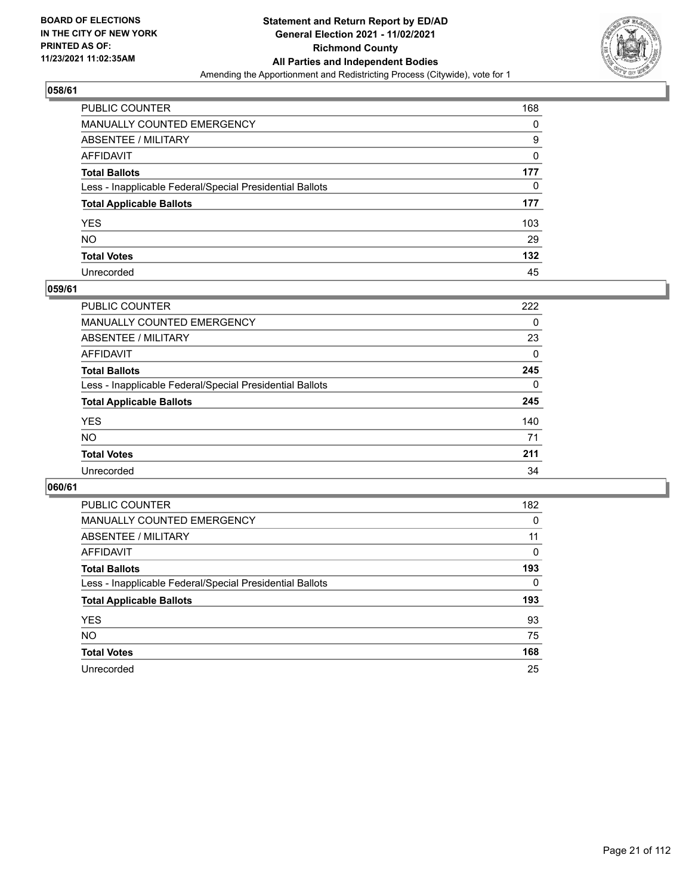**BOARD OF ELECTIONS IN THE CITY OF NEW YORK PRINTED AS OF: 11/23/2021 11:02:35AM**

**Statement and Return Report by ED/AD General Election 2021 - 11/02/2021 Richmond County All Parties and Independent Bodies**
Amending the Apportionment and Redistricting Process (Citywide), vote for 1

## 058/61

| | |
|---|---|
| PUBLIC COUNTER | 168 |
| MANUALLY COUNTED EMERGENCY | 0 |
| ABSENTEE / MILITARY | 9 |
| AFFIDAVIT | 0 |
| **Total Ballots** | **177** |
| Less - Inapplicable Federal/Special Presidential Ballots | 0 |
| **Total Applicable Ballots** | **177** |
| YES | 103 |
| NO | 29 |
| **Total Votes** | **132** |
| Unrecorded | 45 |

## 059/61

| | |
|---|---|
| PUBLIC COUNTER | 222 |
| MANUALLY COUNTED EMERGENCY | 0 |
| ABSENTEE / MILITARY | 23 |
| AFFIDAVIT | 0 |
| **Total Ballots** | **245** |
| Less - Inapplicable Federal/Special Presidential Ballots | 0 |
| **Total Applicable Ballots** | **245** |
| YES | 140 |
| NO | 71 |
| **Total Votes** | **211** |
| Unrecorded | 34 |

## 060/61

| | |
|---|---|
| PUBLIC COUNTER | 182 |
| MANUALLY COUNTED EMERGENCY | 0 |
| ABSENTEE / MILITARY | 11 |
| AFFIDAVIT | 0 |
| **Total Ballots** | **193** |
| Less - Inapplicable Federal/Special Presidential Ballots | 0 |
| **Total Applicable Ballots** | **193** |
| YES | 93 |
| NO | 75 |
| **Total Votes** | **168** |
| Unrecorded | 25 |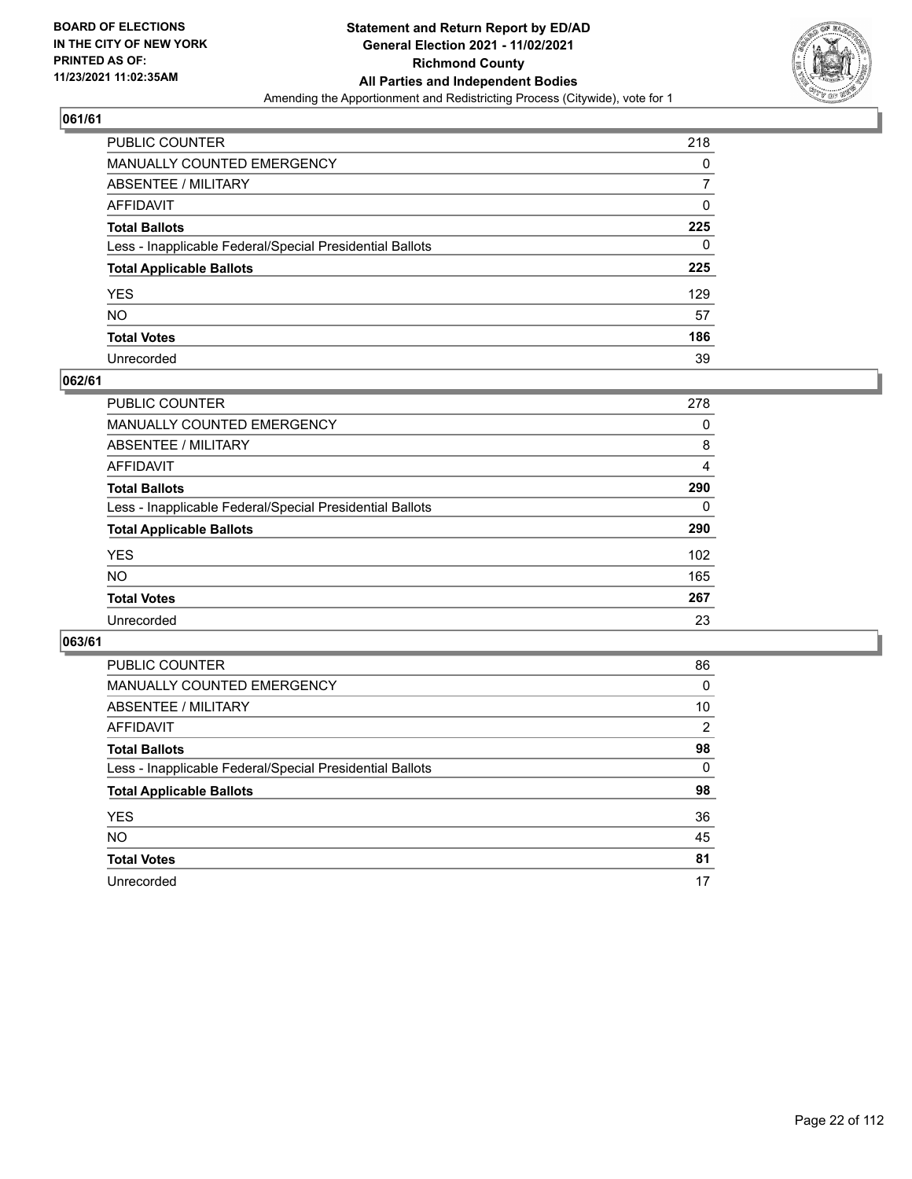**BOARD OF ELECTIONS IN THE CITY OF NEW YORK PRINTED AS OF: 11/23/2021 11:02:35AM**

**Statement and Return Report by ED/AD General Election 2021 - 11/02/2021 Richmond County All Parties and Independent Bodies**

Amending the Apportionment and Redistricting Process (Citywide), vote for 1

## 061/61

| | |
|---|---|
| PUBLIC COUNTER | 218 |
| MANUALLY COUNTED EMERGENCY | 0 |
| ABSENTEE / MILITARY | 7 |
| AFFIDAVIT | 0 |
| **Total Ballots** | **225** |
| Less - Inapplicable Federal/Special Presidential Ballots | 0 |
| **Total Applicable Ballots** | **225** |
| YES | 129 |
| NO | 57 |
| **Total Votes** | **186** |
| Unrecorded | 39 |

## 062/61

| | |
|---|---|
| PUBLIC COUNTER | 278 |
| MANUALLY COUNTED EMERGENCY | 0 |
| ABSENTEE / MILITARY | 8 |
| AFFIDAVIT | 4 |
| **Total Ballots** | **290** |
| Less - Inapplicable Federal/Special Presidential Ballots | 0 |
| **Total Applicable Ballots** | **290** |
| YES | 102 |
| NO | 165 |
| **Total Votes** | **267** |
| Unrecorded | 23 |

## 063/61

| | |
|---|---|
| PUBLIC COUNTER | 86 |
| MANUALLY COUNTED EMERGENCY | 0 |
| ABSENTEE / MILITARY | 10 |
| AFFIDAVIT | 2 |
| **Total Ballots** | **98** |
| Less - Inapplicable Federal/Special Presidential Ballots | 0 |
| **Total Applicable Ballots** | **98** |
| YES | 36 |
| NO | 45 |
| **Total Votes** | **81** |
| Unrecorded | 17 |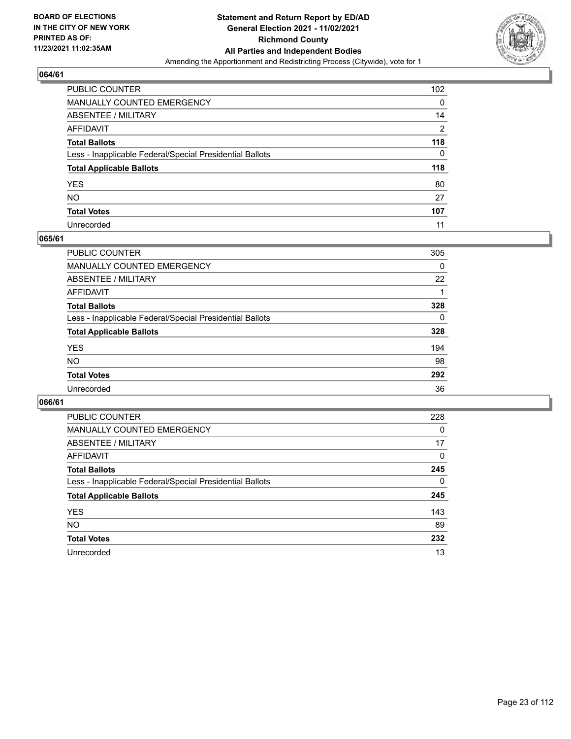**BOARD OF ELECTIONS IN THE CITY OF NEW YORK PRINTED AS OF: 11/23/2021 11:02:35AM**

**Statement and Return Report by ED/AD General Election 2021 - 11/02/2021 Richmond County All Parties and Independent Bodies**

Amending the Apportionment and Redistricting Process (Citywide), vote for 1

## 064/61

| | |
|---|---|
| PUBLIC COUNTER | 102 |
| MANUALLY COUNTED EMERGENCY | 0 |
| ABSENTEE / MILITARY | 14 |
| AFFIDAVIT | 2 |
| **Total Ballots** | **118** |
| Less - Inapplicable Federal/Special Presidential Ballots | 0 |
| **Total Applicable Ballots** | **118** |
| YES | 80 |
| NO | 27 |
| **Total Votes** | **107** |
| Unrecorded | 11 |

## 065/61

| | |
|---|---|
| PUBLIC COUNTER | 305 |
| MANUALLY COUNTED EMERGENCY | 0 |
| ABSENTEE / MILITARY | 22 |
| AFFIDAVIT | 1 |
| **Total Ballots** | **328** |
| Less - Inapplicable Federal/Special Presidential Ballots | 0 |
| **Total Applicable Ballots** | **328** |
| YES | 194 |
| NO | 98 |
| **Total Votes** | **292** |
| Unrecorded | 36 |

## 066/61

| | |
|---|---|
| PUBLIC COUNTER | 228 |
| MANUALLY COUNTED EMERGENCY | 0 |
| ABSENTEE / MILITARY | 17 |
| AFFIDAVIT | 0 |
| **Total Ballots** | **245** |
| Less - Inapplicable Federal/Special Presidential Ballots | 0 |
| **Total Applicable Ballots** | **245** |
| YES | 143 |
| NO | 89 |
| **Total Votes** | **232** |
| Unrecorded | 13 |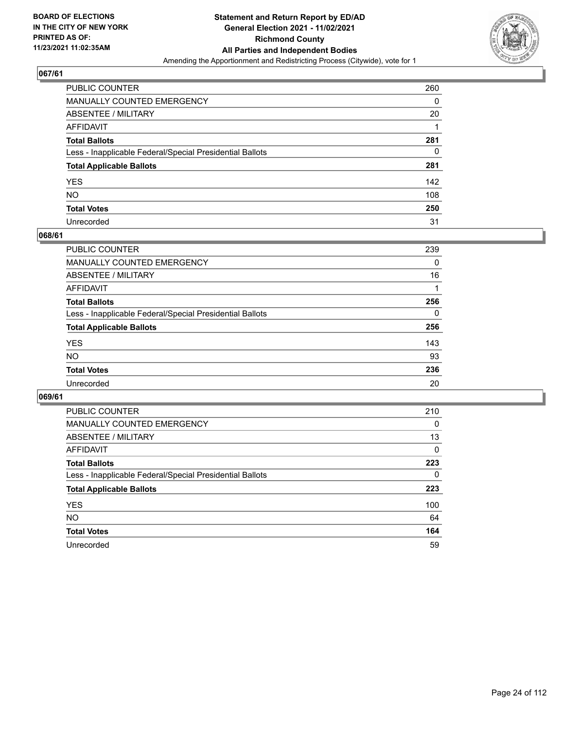## 067/61

| | |
|---|---|
| PUBLIC COUNTER | 260 |
| MANUALLY COUNTED EMERGENCY | 0 |
| ABSENTEE / MILITARY | 20 |
| AFFIDAVIT | 1 |
| **Total Ballots** | **281** |
| Less - Inapplicable Federal/Special Presidential Ballots | 0 |
| **Total Applicable Ballots** | **281** |
| YES | 142 |
| NO | 108 |
| **Total Votes** | **250** |
| Unrecorded | 31 |

## 068/61

| | |
|---|---|
| PUBLIC COUNTER | 239 |
| MANUALLY COUNTED EMERGENCY | 0 |
| ABSENTEE / MILITARY | 16 |
| AFFIDAVIT | 1 |
| **Total Ballots** | **256** |
| Less - Inapplicable Federal/Special Presidential Ballots | 0 |
| **Total Applicable Ballots** | **256** |
| YES | 143 |
| NO | 93 |
| **Total Votes** | **236** |
| Unrecorded | 20 |

## 069/61

| | |
|---|---|
| PUBLIC COUNTER | 210 |
| MANUALLY COUNTED EMERGENCY | 0 |
| ABSENTEE / MILITARY | 13 |
| AFFIDAVIT | 0 |
| **Total Ballots** | **223** |
| Less - Inapplicable Federal/Special Presidential Ballots | 0 |
| **Total Applicable Ballots** | **223** |
| YES | 100 |
| NO | 64 |
| **Total Votes** | **164** |
| Unrecorded | 59 |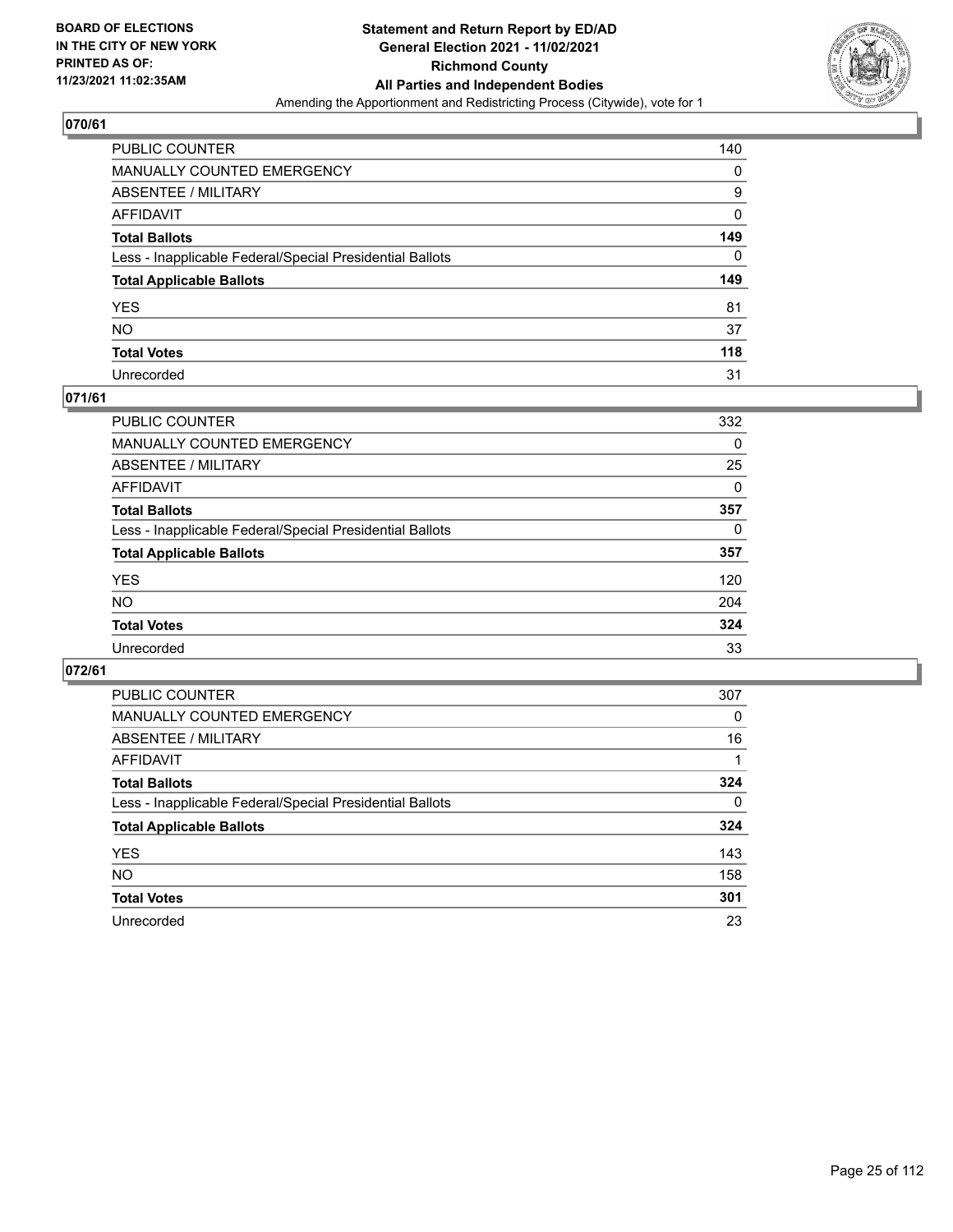**BOARD OF ELECTIONS IN THE CITY OF NEW YORK PRINTED AS OF: 11/23/2021 11:02:35AM**

**Statement and Return Report by ED/AD General Election 2021 - 11/02/2021 Richmond County All Parties and Independent Bodies**

Amending the Apportionment and Redistricting Process (Citywide), vote for 1

### 070/61

| | |
|---|---|
| PUBLIC COUNTER | 140 |
| MANUALLY COUNTED EMERGENCY | 0 |
| ABSENTEE / MILITARY | 9 |
| AFFIDAVIT | 0 |
| **Total Ballots** | **149** |
| Less - Inapplicable Federal/Special Presidential Ballots | 0 |
| **Total Applicable Ballots** | **149** |
| YES | 81 |
| NO | 37 |
| **Total Votes** | **118** |
| Unrecorded | 31 |

### 071/61

| | |
|---|---|
| PUBLIC COUNTER | 332 |
| MANUALLY COUNTED EMERGENCY | 0 |
| ABSENTEE / MILITARY | 25 |
| AFFIDAVIT | 0 |
| **Total Ballots** | **357** |
| Less - Inapplicable Federal/Special Presidential Ballots | 0 |
| **Total Applicable Ballots** | **357** |
| YES | 120 |
| NO | 204 |
| **Total Votes** | **324** |
| Unrecorded | 33 |

### 072/61

| | |
|---|---|
| PUBLIC COUNTER | 307 |
| MANUALLY COUNTED EMERGENCY | 0 |
| ABSENTEE / MILITARY | 16 |
| AFFIDAVIT | 1 |
| **Total Ballots** | **324** |
| Less - Inapplicable Federal/Special Presidential Ballots | 0 |
| **Total Applicable Ballots** | **324** |
| YES | 143 |
| NO | 158 |
| **Total Votes** | **301** |
| Unrecorded | 23 |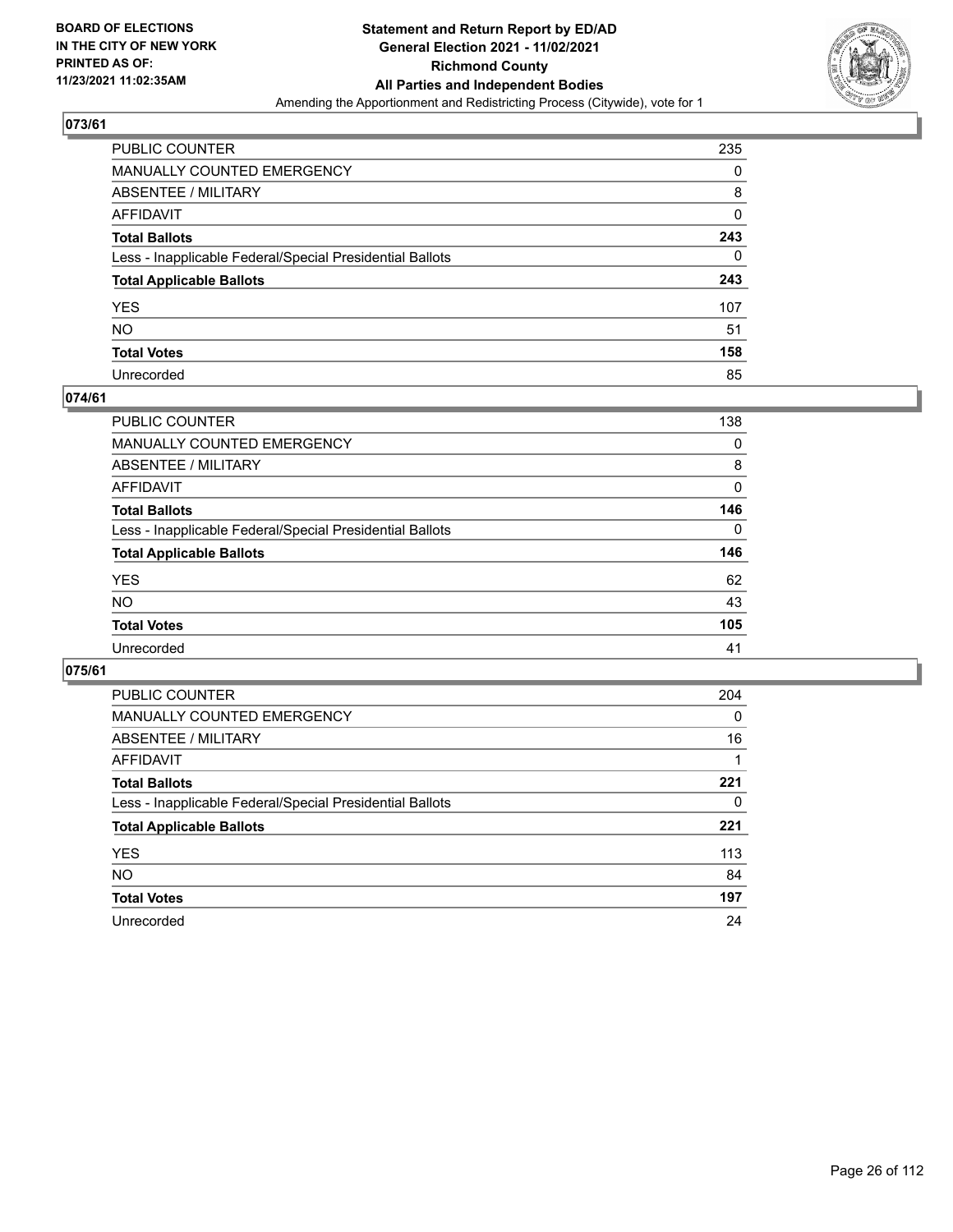## 073/61

| | |
|---|---|
| PUBLIC COUNTER | 235 |
| MANUALLY COUNTED EMERGENCY | 0 |
| ABSENTEE / MILITARY | 8 |
| AFFIDAVIT | 0 |
| **Total Ballots** | **243** |
| Less - Inapplicable Federal/Special Presidential Ballots | 0 |
| **Total Applicable Ballots** | **243** |
| YES | 107 |
| NO | 51 |
| **Total Votes** | **158** |
| Unrecorded | 85 |

## 074/61

| | |
|---|---|
| PUBLIC COUNTER | 138 |
| MANUALLY COUNTED EMERGENCY | 0 |
| ABSENTEE / MILITARY | 8 |
| AFFIDAVIT | 0 |
| **Total Ballots** | **146** |
| Less - Inapplicable Federal/Special Presidential Ballots | 0 |
| **Total Applicable Ballots** | **146** |
| YES | 62 |
| NO | 43 |
| **Total Votes** | **105** |
| Unrecorded | 41 |

## 075/61

| | |
|---|---|
| PUBLIC COUNTER | 204 |
| MANUALLY COUNTED EMERGENCY | 0 |
| ABSENTEE / MILITARY | 16 |
| AFFIDAVIT | 1 |
| **Total Ballots** | **221** |
| Less - Inapplicable Federal/Special Presidential Ballots | 0 |
| **Total Applicable Ballots** | **221** |
| YES | 113 |
| NO | 84 |
| **Total Votes** | **197** |
| Unrecorded | 24 |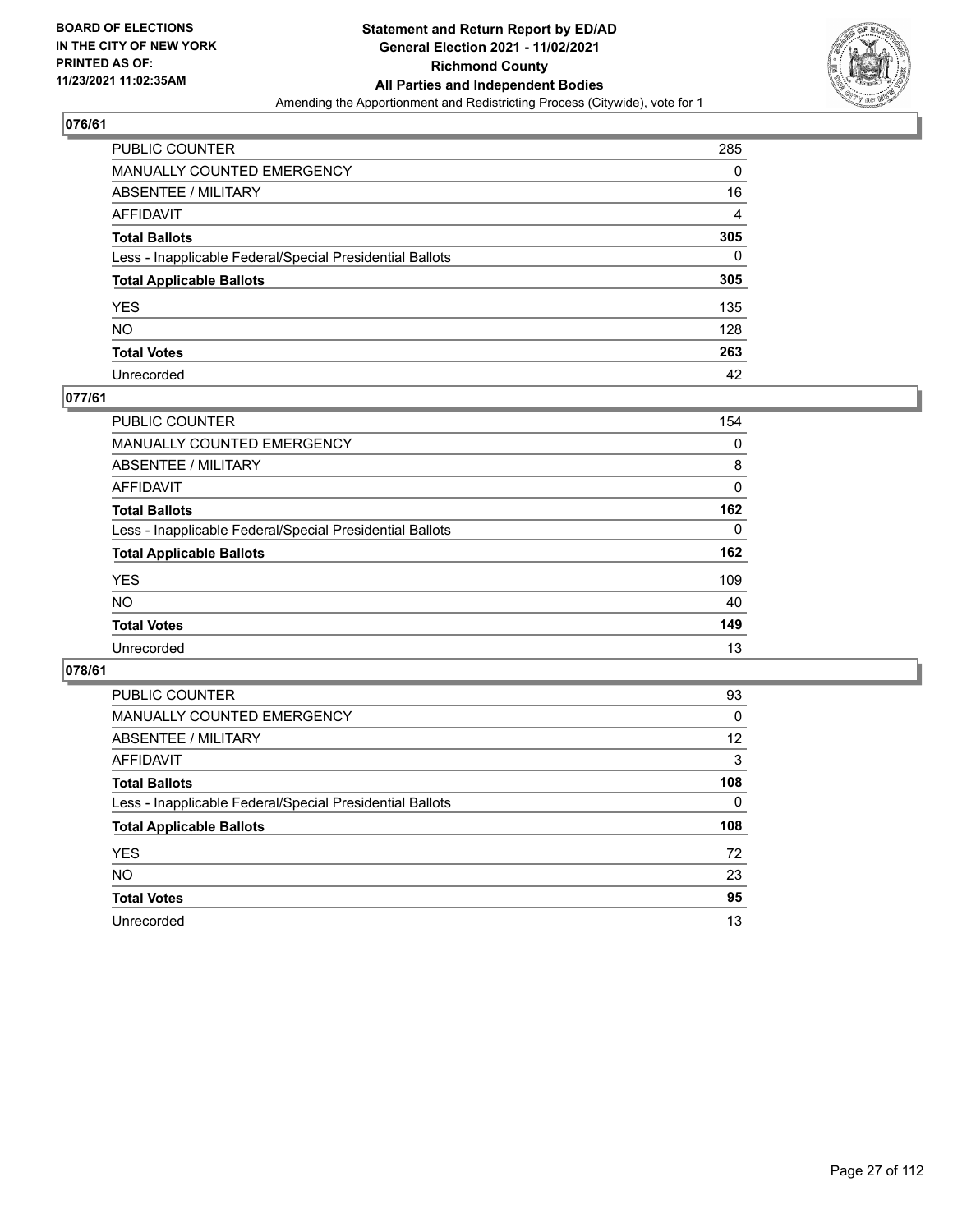## 076/61

| | |
|---|---|
| PUBLIC COUNTER | 285 |
| MANUALLY COUNTED EMERGENCY | 0 |
| ABSENTEE / MILITARY | 16 |
| AFFIDAVIT | 4 |
| **Total Ballots** | **305** |
| Less - Inapplicable Federal/Special Presidential Ballots | 0 |
| **Total Applicable Ballots** | **305** |
| YES | 135 |
| NO | 128 |
| **Total Votes** | **263** |
| Unrecorded | 42 |

## 077/61

| | |
|---|---|
| PUBLIC COUNTER | 154 |
| MANUALLY COUNTED EMERGENCY | 0 |
| ABSENTEE / MILITARY | 8 |
| AFFIDAVIT | 0 |
| **Total Ballots** | **162** |
| Less - Inapplicable Federal/Special Presidential Ballots | 0 |
| **Total Applicable Ballots** | **162** |
| YES | 109 |
| NO | 40 |
| **Total Votes** | **149** |
| Unrecorded | 13 |

## 078/61

| | |
|---|---|
| PUBLIC COUNTER | 93 |
| MANUALLY COUNTED EMERGENCY | 0 |
| ABSENTEE / MILITARY | 12 |
| AFFIDAVIT | 3 |
| **Total Ballots** | **108** |
| Less - Inapplicable Federal/Special Presidential Ballots | 0 |
| **Total Applicable Ballots** | **108** |
| YES | 72 |
| NO | 23 |
| **Total Votes** | **95** |
| Unrecorded | 13 |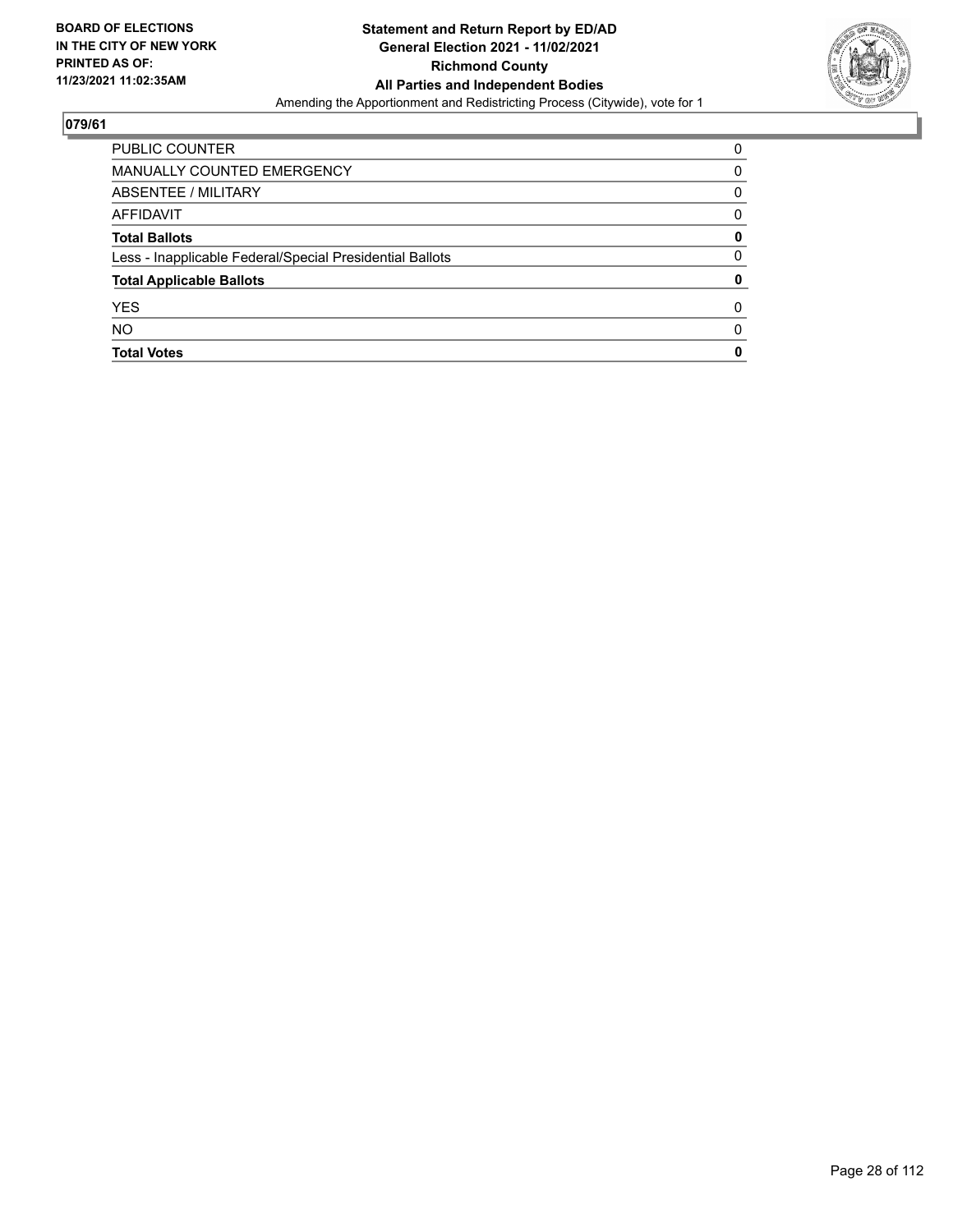**BOARD OF ELECTIONS IN THE CITY OF NEW YORK PRINTED AS OF: 11/23/2021 11:02:35AM**

**Statement and Return Report by ED/AD**
**General Election 2021 - 11/02/2021**
**Richmond County**
**All Parties and Independent Bodies**
Amending the Apportionment and Redistricting Process (Citywide), vote for 1

## 079/61

| | |
|---|---|
| PUBLIC COUNTER | 0 |
| MANUALLY COUNTED EMERGENCY | 0 |
| ABSENTEE / MILITARY | 0 |
| AFFIDAVIT | 0 |
| **Total Ballots** | **0** |
| Less - Inapplicable Federal/Special Presidential Ballots | 0 |
| **Total Applicable Ballots** | **0** |
| YES | 0 |
| NO | 0 |
| **Total Votes** | **0** |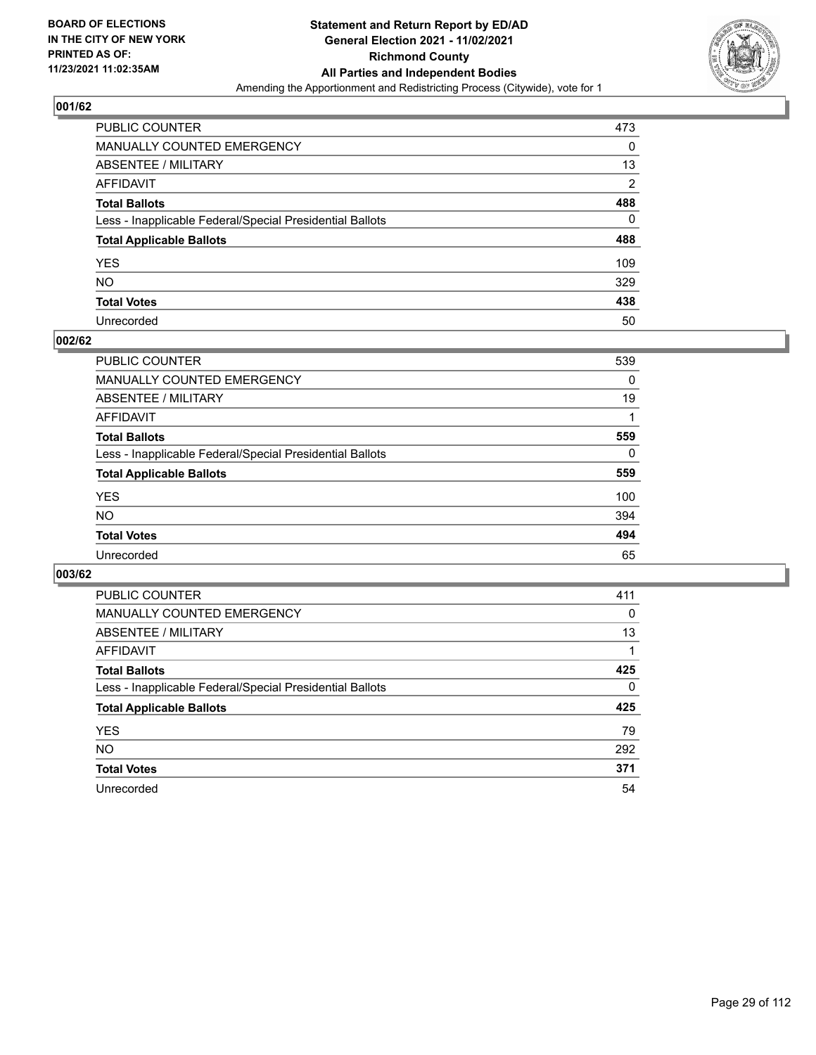**BOARD OF ELECTIONS IN THE CITY OF NEW YORK PRINTED AS OF: 11/23/2021 11:02:35AM**

**Statement and Return Report by ED/AD General Election 2021 - 11/02/2021 Richmond County All Parties and Independent Bodies**

Amending the Apportionment and Redistricting Process (Citywide), vote for 1

## 001/62

| | |
|---|---|
| PUBLIC COUNTER | 473 |
| MANUALLY COUNTED EMERGENCY | 0 |
| ABSENTEE / MILITARY | 13 |
| AFFIDAVIT | 2 |
| **Total Ballots** | **488** |
| Less - Inapplicable Federal/Special Presidential Ballots | 0 |
| **Total Applicable Ballots** | **488** |
| YES | 109 |
| NO | 329 |
| **Total Votes** | **438** |
| Unrecorded | 50 |

## 002/62

| | |
|---|---|
| PUBLIC COUNTER | 539 |
| MANUALLY COUNTED EMERGENCY | 0 |
| ABSENTEE / MILITARY | 19 |
| AFFIDAVIT | 1 |
| **Total Ballots** | **559** |
| Less - Inapplicable Federal/Special Presidential Ballots | 0 |
| **Total Applicable Ballots** | **559** |
| YES | 100 |
| NO | 394 |
| **Total Votes** | **494** |
| Unrecorded | 65 |

## 003/62

| | |
|---|---|
| PUBLIC COUNTER | 411 |
| MANUALLY COUNTED EMERGENCY | 0 |
| ABSENTEE / MILITARY | 13 |
| AFFIDAVIT | 1 |
| **Total Ballots** | **425** |
| Less - Inapplicable Federal/Special Presidential Ballots | 0 |
| **Total Applicable Ballots** | **425** |
| YES | 79 |
| NO | 292 |
| **Total Votes** | **371** |
| Unrecorded | 54 |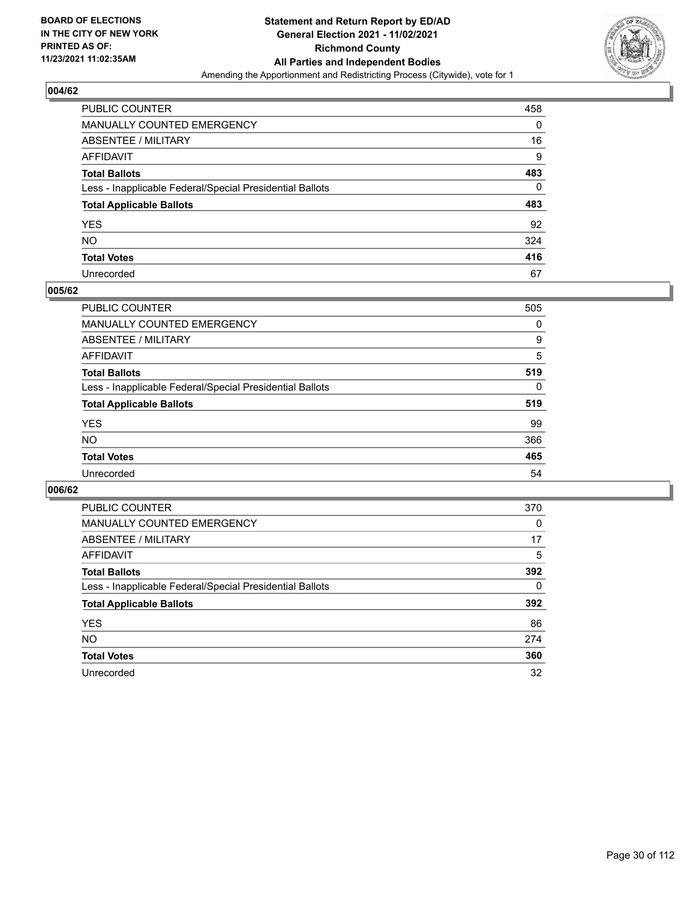## 004/62

| | |
|---|---|
| PUBLIC COUNTER | 458 |
| MANUALLY COUNTED EMERGENCY | 0 |
| ABSENTEE / MILITARY | 16 |
| AFFIDAVIT | 9 |
| **Total Ballots** | **483** |
| Less - Inapplicable Federal/Special Presidential Ballots | 0 |
| **Total Applicable Ballots** | **483** |
| YES | 92 |
| NO | 324 |
| **Total Votes** | **416** |
| Unrecorded | 67 |

## 005/62

| | |
|---|---|
| PUBLIC COUNTER | 505 |
| MANUALLY COUNTED EMERGENCY | 0 |
| ABSENTEE / MILITARY | 9 |
| AFFIDAVIT | 5 |
| **Total Ballots** | **519** |
| Less - Inapplicable Federal/Special Presidential Ballots | 0 |
| **Total Applicable Ballots** | **519** |
| YES | 99 |
| NO | 366 |
| **Total Votes** | **465** |
| Unrecorded | 54 |

## 006/62

| | |
|---|---|
| PUBLIC COUNTER | 370 |
| MANUALLY COUNTED EMERGENCY | 0 |
| ABSENTEE / MILITARY | 17 |
| AFFIDAVIT | 5 |
| **Total Ballots** | **392** |
| Less - Inapplicable Federal/Special Presidential Ballots | 0 |
| **Total Applicable Ballots** | **392** |
| YES | 86 |
| NO | 274 |
| **Total Votes** | **360** |
| Unrecorded | 32 |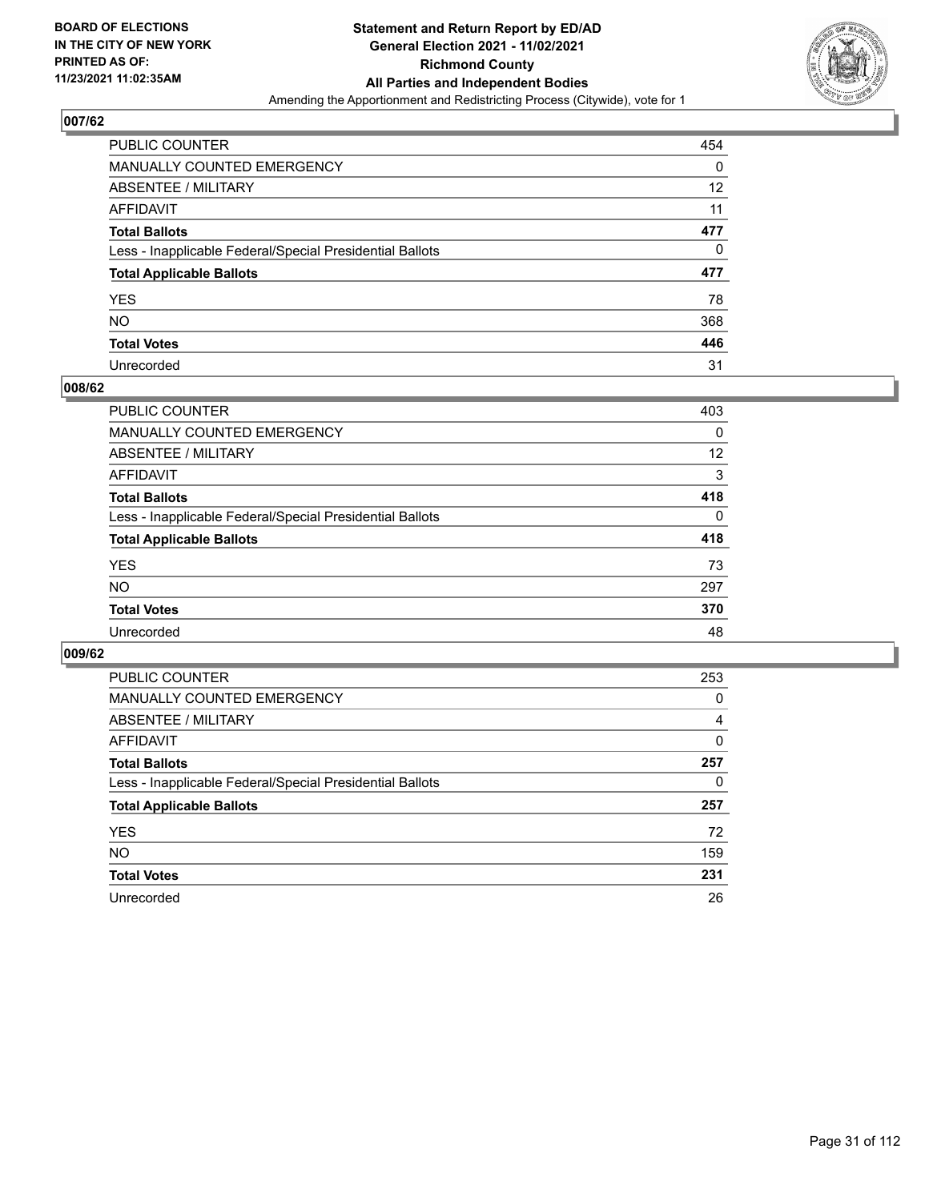**BOARD OF ELECTIONS IN THE CITY OF NEW YORK PRINTED AS OF: 11/23/2021 11:02:35AM**

**Statement and Return Report by ED/AD General Election 2021 - 11/02/2021 Richmond County All Parties and Independent Bodies**

Amending the Apportionment and Redistricting Process (Citywide), vote for 1

## 007/62

| | |
|---|---|
| PUBLIC COUNTER | 454 |
| MANUALLY COUNTED EMERGENCY | 0 |
| ABSENTEE / MILITARY | 12 |
| AFFIDAVIT | 11 |
| **Total Ballots** | **477** |
| Less - Inapplicable Federal/Special Presidential Ballots | 0 |
| **Total Applicable Ballots** | **477** |
| YES | 78 |
| NO | 368 |
| **Total Votes** | **446** |
| Unrecorded | 31 |

## 008/62

| | |
|---|---|
| PUBLIC COUNTER | 403 |
| MANUALLY COUNTED EMERGENCY | 0 |
| ABSENTEE / MILITARY | 12 |
| AFFIDAVIT | 3 |
| **Total Ballots** | **418** |
| Less - Inapplicable Federal/Special Presidential Ballots | 0 |
| **Total Applicable Ballots** | **418** |
| YES | 73 |
| NO | 297 |
| **Total Votes** | **370** |
| Unrecorded | 48 |

## 009/62

| | |
|---|---|
| PUBLIC COUNTER | 253 |
| MANUALLY COUNTED EMERGENCY | 0 |
| ABSENTEE / MILITARY | 4 |
| AFFIDAVIT | 0 |
| **Total Ballots** | **257** |
| Less - Inapplicable Federal/Special Presidential Ballots | 0 |
| **Total Applicable Ballots** | **257** |
| YES | 72 |
| NO | 159 |
| **Total Votes** | **231** |
| Unrecorded | 26 |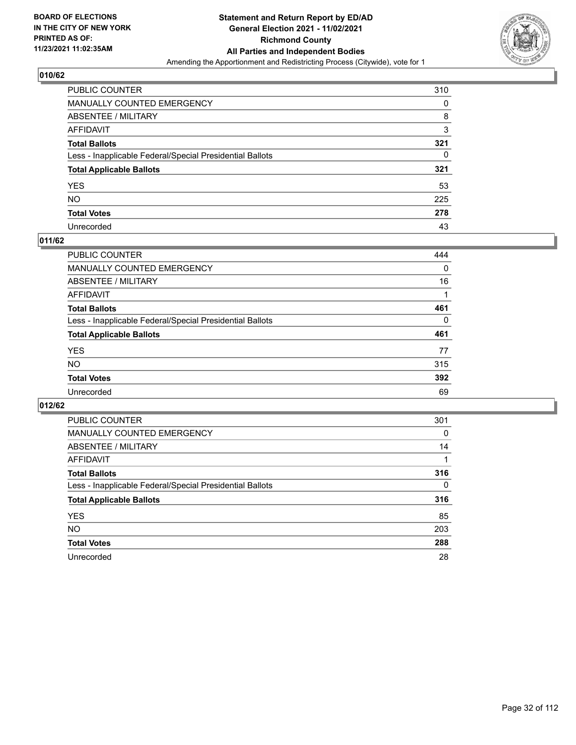**BOARD OF ELECTIONS IN THE CITY OF NEW YORK PRINTED AS OF: 11/23/2021 11:02:35AM**

**Statement and Return Report by ED/AD General Election 2021 - 11/02/2021 Richmond County All Parties and Independent Bodies**

Amending the Apportionment and Redistricting Process (Citywide), vote for 1

## 010/62

| | |
|---|---|
| PUBLIC COUNTER | 310 |
| MANUALLY COUNTED EMERGENCY | 0 |
| ABSENTEE / MILITARY | 8 |
| AFFIDAVIT | 3 |
| **Total Ballots** | **321** |
| Less - Inapplicable Federal/Special Presidential Ballots | 0 |
| **Total Applicable Ballots** | **321** |
| YES | 53 |
| NO | 225 |
| **Total Votes** | **278** |
| Unrecorded | 43 |

## 011/62

| | |
|---|---|
| PUBLIC COUNTER | 444 |
| MANUALLY COUNTED EMERGENCY | 0 |
| ABSENTEE / MILITARY | 16 |
| AFFIDAVIT | 1 |
| **Total Ballots** | **461** |
| Less - Inapplicable Federal/Special Presidential Ballots | 0 |
| **Total Applicable Ballots** | **461** |
| YES | 77 |
| NO | 315 |
| **Total Votes** | **392** |
| Unrecorded | 69 |

## 012/62

| | |
|---|---|
| PUBLIC COUNTER | 301 |
| MANUALLY COUNTED EMERGENCY | 0 |
| ABSENTEE / MILITARY | 14 |
| AFFIDAVIT | 1 |
| **Total Ballots** | **316** |
| Less - Inapplicable Federal/Special Presidential Ballots | 0 |
| **Total Applicable Ballots** | **316** |
| YES | 85 |
| NO | 203 |
| **Total Votes** | **288** |
| Unrecorded | 28 |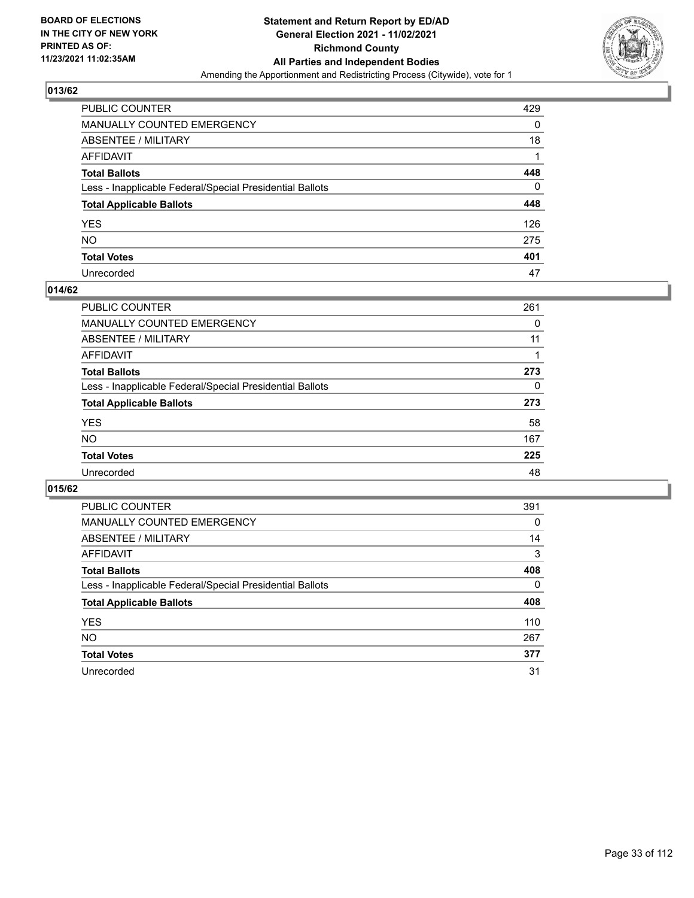**BOARD OF ELECTIONS IN THE CITY OF NEW YORK PRINTED AS OF: 11/23/2021 11:02:35AM**

**Statement and Return Report by ED/AD General Election 2021 - 11/02/2021 Richmond County All Parties and Independent Bodies**
Amending the Apportionment and Redistricting Process (Citywide), vote for 1

## 013/62

| | |
|---|---|
| PUBLIC COUNTER | 429 |
| MANUALLY COUNTED EMERGENCY | 0 |
| ABSENTEE / MILITARY | 18 |
| AFFIDAVIT | 1 |
| **Total Ballots** | **448** |
| Less - Inapplicable Federal/Special Presidential Ballots | 0 |
| **Total Applicable Ballots** | **448** |
| YES | 126 |
| NO | 275 |
| **Total Votes** | **401** |
| Unrecorded | 47 |

## 014/62

| | |
|---|---|
| PUBLIC COUNTER | 261 |
| MANUALLY COUNTED EMERGENCY | 0 |
| ABSENTEE / MILITARY | 11 |
| AFFIDAVIT | 1 |
| **Total Ballots** | **273** |
| Less - Inapplicable Federal/Special Presidential Ballots | 0 |
| **Total Applicable Ballots** | **273** |
| YES | 58 |
| NO | 167 |
| **Total Votes** | **225** |
| Unrecorded | 48 |

## 015/62

| | |
|---|---|
| PUBLIC COUNTER | 391 |
| MANUALLY COUNTED EMERGENCY | 0 |
| ABSENTEE / MILITARY | 14 |
| AFFIDAVIT | 3 |
| **Total Ballots** | **408** |
| Less - Inapplicable Federal/Special Presidential Ballots | 0 |
| **Total Applicable Ballots** | **408** |
| YES | 110 |
| NO | 267 |
| **Total Votes** | **377** |
| Unrecorded | 31 |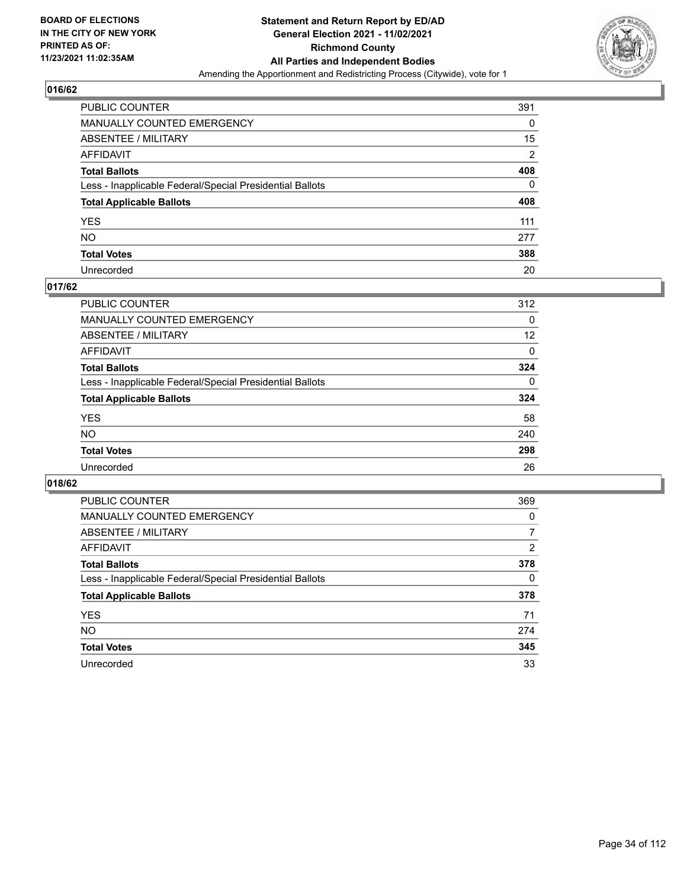**BOARD OF ELECTIONS IN THE CITY OF NEW YORK PRINTED AS OF: 11/23/2021 11:02:35AM**

# Statement and Return Report by ED/AD
## General Election 2021 - 11/02/2021
## Richmond County
## All Parties and Independent Bodies
Amending the Apportionment and Redistricting Process (Citywide), vote for 1

### 016/62

| | |
|---|---|
| PUBLIC COUNTER | 391 |
| MANUALLY COUNTED EMERGENCY | 0 |
| ABSENTEE / MILITARY | 15 |
| AFFIDAVIT | 2 |
| **Total Ballots** | **408** |
| Less - Inapplicable Federal/Special Presidential Ballots | 0 |
| **Total Applicable Ballots** | **408** |
| YES | 111 |
| NO | 277 |
| **Total Votes** | **388** |
| Unrecorded | 20 |

### 017/62

| | |
|---|---|
| PUBLIC COUNTER | 312 |
| MANUALLY COUNTED EMERGENCY | 0 |
| ABSENTEE / MILITARY | 12 |
| AFFIDAVIT | 0 |
| **Total Ballots** | **324** |
| Less - Inapplicable Federal/Special Presidential Ballots | 0 |
| **Total Applicable Ballots** | **324** |
| YES | 58 |
| NO | 240 |
| **Total Votes** | **298** |
| Unrecorded | 26 |

### 018/62

| | |
|---|---|
| PUBLIC COUNTER | 369 |
| MANUALLY COUNTED EMERGENCY | 0 |
| ABSENTEE / MILITARY | 7 |
| AFFIDAVIT | 2 |
| **Total Ballots** | **378** |
| Less - Inapplicable Federal/Special Presidential Ballots | 0 |
| **Total Applicable Ballots** | **378** |
| YES | 71 |
| NO | 274 |
| **Total Votes** | **345** |
| Unrecorded | 33 |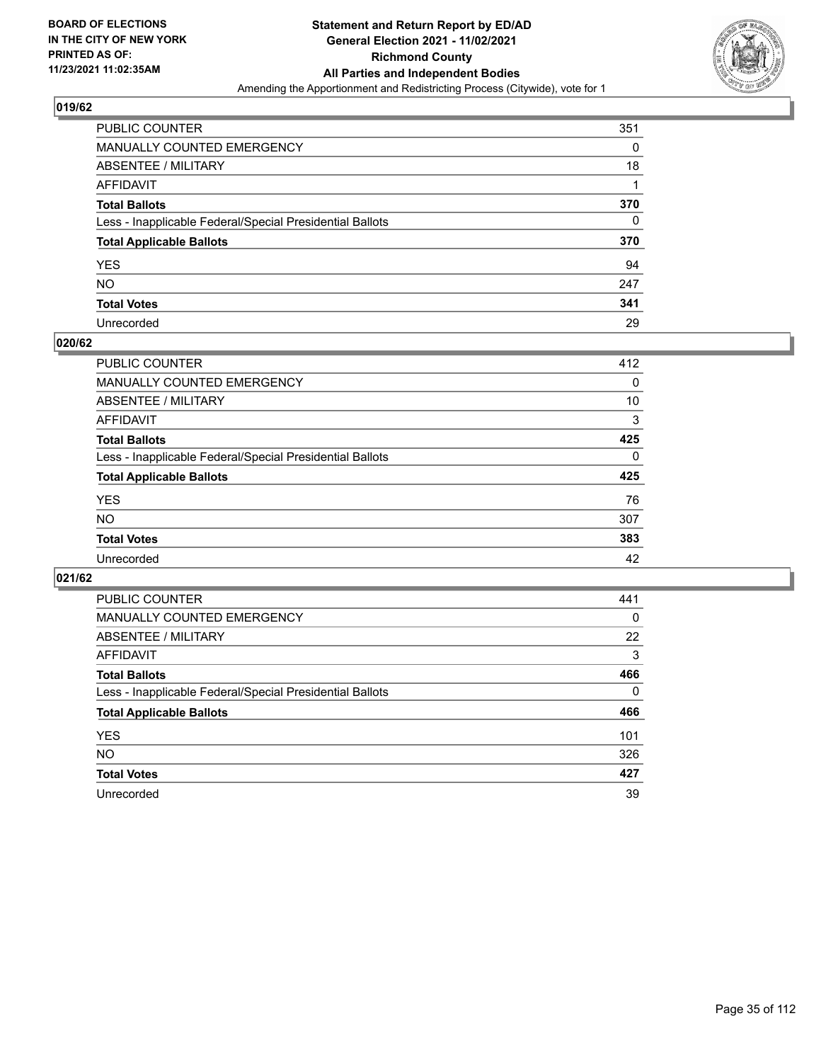BOARD OF ELECTIONS
IN THE CITY OF NEW YORK
PRINTED AS OF:
11/23/2021 11:02:35AM

**Statement and Return Report by ED/AD**
**General Election 2021 - 11/02/2021**
**Richmond County**
**All Parties and Independent Bodies**
Amending the Apportionment and Redistricting Process (Citywide), vote for 1

## 019/62

| | |
|---|---|
| PUBLIC COUNTER | 351 |
| MANUALLY COUNTED EMERGENCY | 0 |
| ABSENTEE / MILITARY | 18 |
| AFFIDAVIT | 1 |
| **Total Ballots** | **370** |
| Less - Inapplicable Federal/Special Presidential Ballots | 0 |
| **Total Applicable Ballots** | **370** |
| YES | 94 |
| NO | 247 |
| **Total Votes** | **341** |
| Unrecorded | 29 |

## 020/62

| | |
|---|---|
| PUBLIC COUNTER | 412 |
| MANUALLY COUNTED EMERGENCY | 0 |
| ABSENTEE / MILITARY | 10 |
| AFFIDAVIT | 3 |
| **Total Ballots** | **425** |
| Less - Inapplicable Federal/Special Presidential Ballots | 0 |
| **Total Applicable Ballots** | **425** |
| YES | 76 |
| NO | 307 |
| **Total Votes** | **383** |
| Unrecorded | 42 |

## 021/62

| | |
|---|---|
| PUBLIC COUNTER | 441 |
| MANUALLY COUNTED EMERGENCY | 0 |
| ABSENTEE / MILITARY | 22 |
| AFFIDAVIT | 3 |
| **Total Ballots** | **466** |
| Less - Inapplicable Federal/Special Presidential Ballots | 0 |
| **Total Applicable Ballots** | **466** |
| YES | 101 |
| NO | 326 |
| **Total Votes** | **427** |
| Unrecorded | 39 |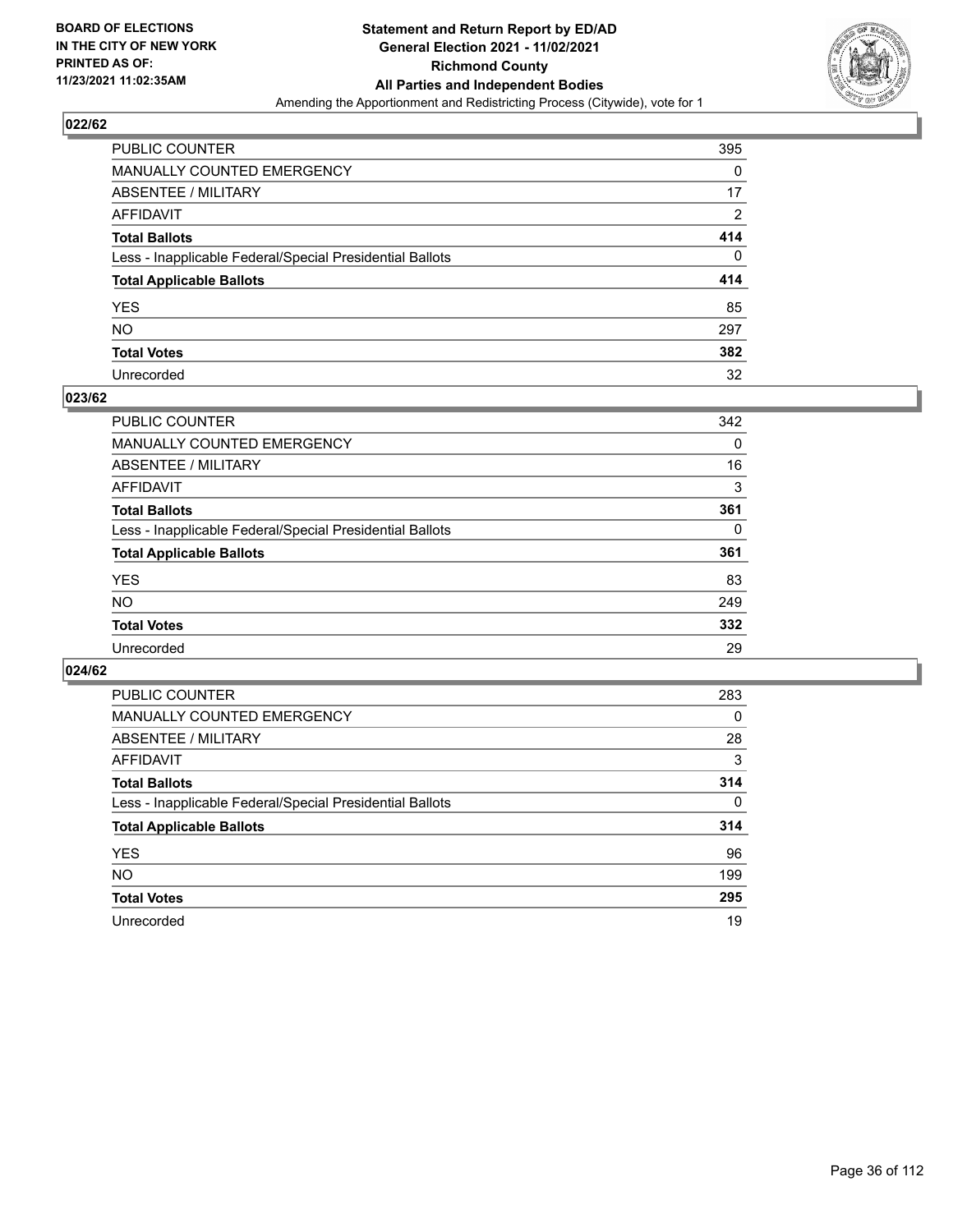BOARD OF ELECTIONS
IN THE CITY OF NEW YORK
PRINTED AS OF:
11/23/2021 11:02:35AM

**Statement and Return Report by ED/AD**
**General Election 2021 - 11/02/2021**
**Richmond County**
**All Parties and Independent Bodies**
Amending the Apportionment and Redistricting Process (Citywide), vote for 1

## 022/62

| | |
|---|---|
| PUBLIC COUNTER | 395 |
| MANUALLY COUNTED EMERGENCY | 0 |
| ABSENTEE / MILITARY | 17 |
| AFFIDAVIT | 2 |
| **Total Ballots** | **414** |
| Less - Inapplicable Federal/Special Presidential Ballots | 0 |
| **Total Applicable Ballots** | **414** |
| YES | 85 |
| NO | 297 |
| **Total Votes** | **382** |
| Unrecorded | 32 |

## 023/62

| | |
|---|---|
| PUBLIC COUNTER | 342 |
| MANUALLY COUNTED EMERGENCY | 0 |
| ABSENTEE / MILITARY | 16 |
| AFFIDAVIT | 3 |
| **Total Ballots** | **361** |
| Less - Inapplicable Federal/Special Presidential Ballots | 0 |
| **Total Applicable Ballots** | **361** |
| YES | 83 |
| NO | 249 |
| **Total Votes** | **332** |
| Unrecorded | 29 |

## 024/62

| | |
|---|---|
| PUBLIC COUNTER | 283 |
| MANUALLY COUNTED EMERGENCY | 0 |
| ABSENTEE / MILITARY | 28 |
| AFFIDAVIT | 3 |
| **Total Ballots** | **314** |
| Less - Inapplicable Federal/Special Presidential Ballots | 0 |
| **Total Applicable Ballots** | **314** |
| YES | 96 |
| NO | 199 |
| **Total Votes** | **295** |
| Unrecorded | 19 |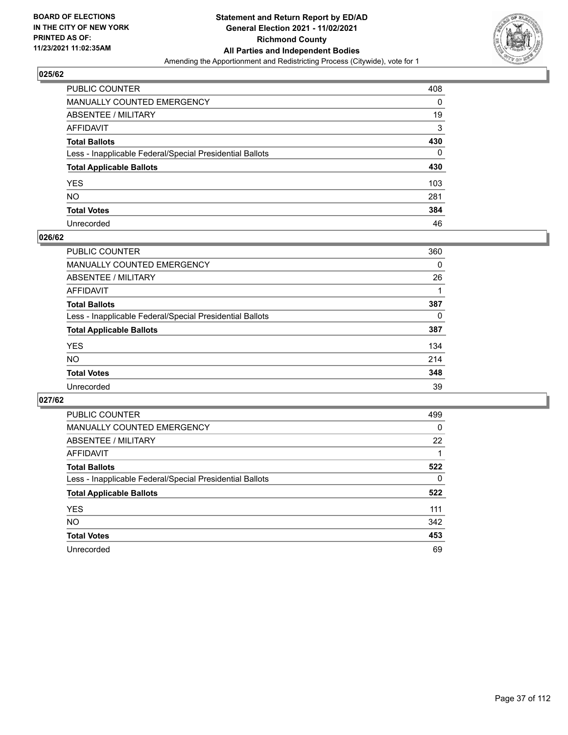**BOARD OF ELECTIONS IN THE CITY OF NEW YORK PRINTED AS OF: 11/23/2021 11:02:35AM**

**Statement and Return Report by ED/AD**
**General Election 2021 - 11/02/2021**
**Richmond County**
**All Parties and Independent Bodies**
Amending the Apportionment and Redistricting Process (Citywide), vote for 1

## 025/62

| | |
|---|---|
| PUBLIC COUNTER | 408 |
| MANUALLY COUNTED EMERGENCY | 0 |
| ABSENTEE / MILITARY | 19 |
| AFFIDAVIT | 3 |
| **Total Ballots** | **430** |
| Less - Inapplicable Federal/Special Presidential Ballots | 0 |
| **Total Applicable Ballots** | **430** |
| YES | 103 |
| NO | 281 |
| **Total Votes** | **384** |
| Unrecorded | 46 |

## 026/62

| | |
|---|---|
| PUBLIC COUNTER | 360 |
| MANUALLY COUNTED EMERGENCY | 0 |
| ABSENTEE / MILITARY | 26 |
| AFFIDAVIT | 1 |
| **Total Ballots** | **387** |
| Less - Inapplicable Federal/Special Presidential Ballots | 0 |
| **Total Applicable Ballots** | **387** |
| YES | 134 |
| NO | 214 |
| **Total Votes** | **348** |
| Unrecorded | 39 |

## 027/62

| | |
|---|---|
| PUBLIC COUNTER | 499 |
| MANUALLY COUNTED EMERGENCY | 0 |
| ABSENTEE / MILITARY | 22 |
| AFFIDAVIT | 1 |
| **Total Ballots** | **522** |
| Less - Inapplicable Federal/Special Presidential Ballots | 0 |
| **Total Applicable Ballots** | **522** |
| YES | 111 |
| NO | 342 |
| **Total Votes** | **453** |
| Unrecorded | 69 |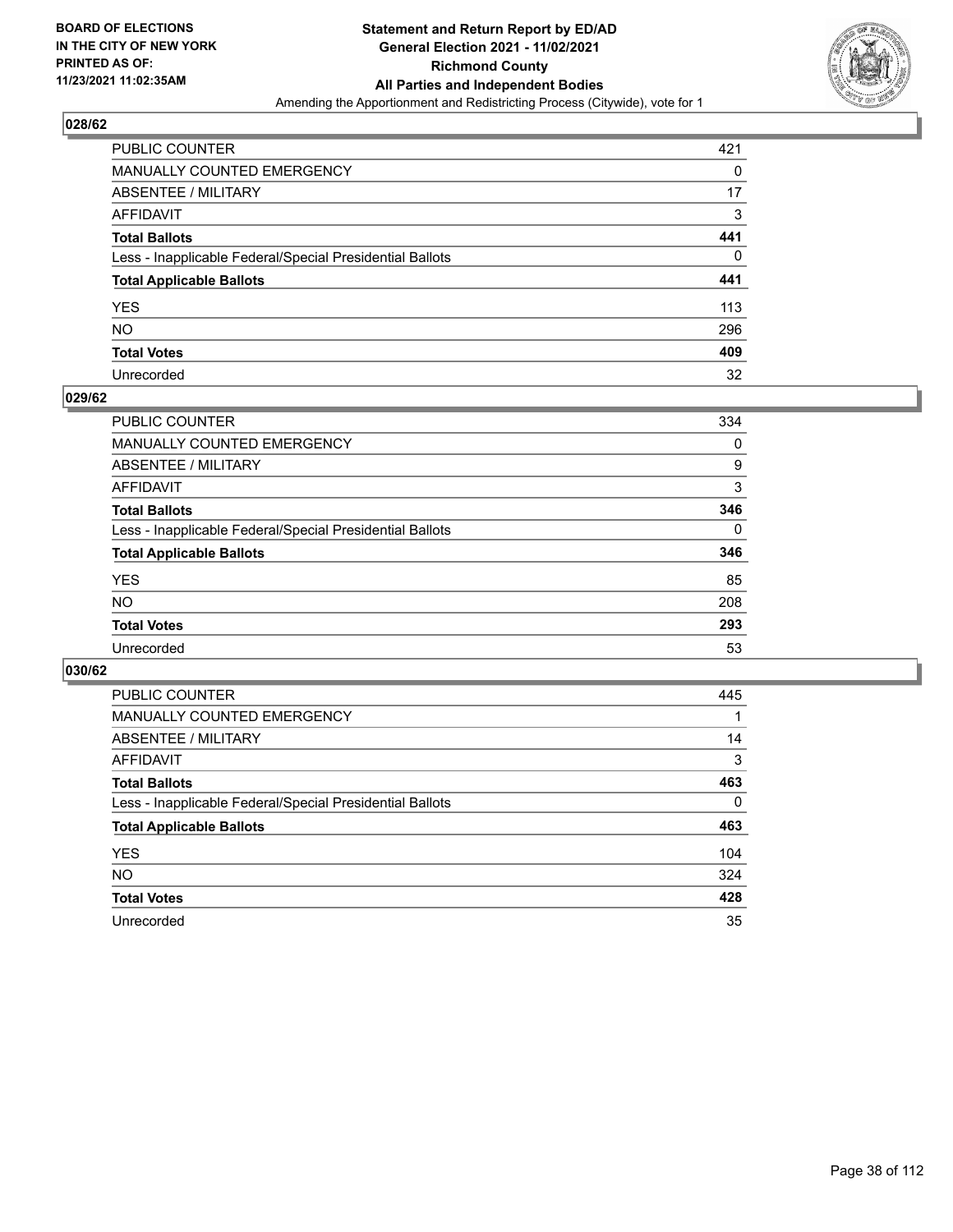## 028/62

| | |
|---|---|
| PUBLIC COUNTER | 421 |
| MANUALLY COUNTED EMERGENCY | 0 |
| ABSENTEE / MILITARY | 17 |
| AFFIDAVIT | 3 |
| **Total Ballots** | **441** |
| Less - Inapplicable Federal/Special Presidential Ballots | 0 |
| **Total Applicable Ballots** | **441** |
| YES | 113 |
| NO | 296 |
| **Total Votes** | **409** |
| Unrecorded | 32 |

## 029/62

| | |
|---|---|
| PUBLIC COUNTER | 334 |
| MANUALLY COUNTED EMERGENCY | 0 |
| ABSENTEE / MILITARY | 9 |
| AFFIDAVIT | 3 |
| **Total Ballots** | **346** |
| Less - Inapplicable Federal/Special Presidential Ballots | 0 |
| **Total Applicable Ballots** | **346** |
| YES | 85 |
| NO | 208 |
| **Total Votes** | **293** |
| Unrecorded | 53 |

## 030/62

| | |
|---|---|
| PUBLIC COUNTER | 445 |
| MANUALLY COUNTED EMERGENCY | 1 |
| ABSENTEE / MILITARY | 14 |
| AFFIDAVIT | 3 |
| **Total Ballots** | **463** |
| Less - Inapplicable Federal/Special Presidential Ballots | 0 |
| **Total Applicable Ballots** | **463** |
| YES | 104 |
| NO | 324 |
| **Total Votes** | **428** |
| Unrecorded | 35 |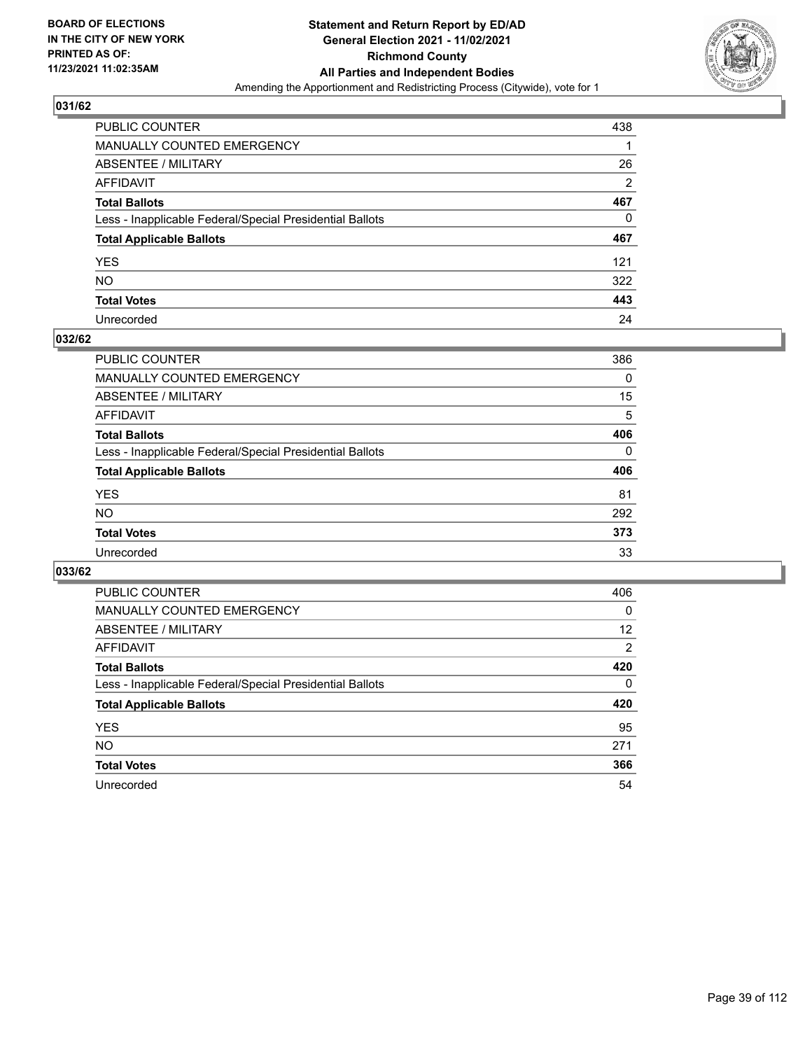BOARD OF ELECTIONS
IN THE CITY OF NEW YORK
PRINTED AS OF:
11/23/2021 11:02:35AM

**Statement and Return Report by ED/AD**
**General Election 2021 - 11/02/2021**
**Richmond County**
**All Parties and Independent Bodies**
Amending the Apportionment and Redistricting Process (Citywide), vote for 1

### 031/62

| | |
|---|---|
| PUBLIC COUNTER | 438 |
| MANUALLY COUNTED EMERGENCY | 1 |
| ABSENTEE / MILITARY | 26 |
| AFFIDAVIT | 2 |
| **Total Ballots** | **467** |
| Less - Inapplicable Federal/Special Presidential Ballots | 0 |
| **Total Applicable Ballots** | **467** |
| YES | 121 |
| NO | 322 |
| **Total Votes** | **443** |
| Unrecorded | 24 |

### 032/62

| | |
|---|---|
| PUBLIC COUNTER | 386 |
| MANUALLY COUNTED EMERGENCY | 0 |
| ABSENTEE / MILITARY | 15 |
| AFFIDAVIT | 5 |
| **Total Ballots** | **406** |
| Less - Inapplicable Federal/Special Presidential Ballots | 0 |
| **Total Applicable Ballots** | **406** |
| YES | 81 |
| NO | 292 |
| **Total Votes** | **373** |
| Unrecorded | 33 |

### 033/62

| | |
|---|---|
| PUBLIC COUNTER | 406 |
| MANUALLY COUNTED EMERGENCY | 0 |
| ABSENTEE / MILITARY | 12 |
| AFFIDAVIT | 2 |
| **Total Ballots** | **420** |
| Less - Inapplicable Federal/Special Presidential Ballots | 0 |
| **Total Applicable Ballots** | **420** |
| YES | 95 |
| NO | 271 |
| **Total Votes** | **366** |
| Unrecorded | 54 |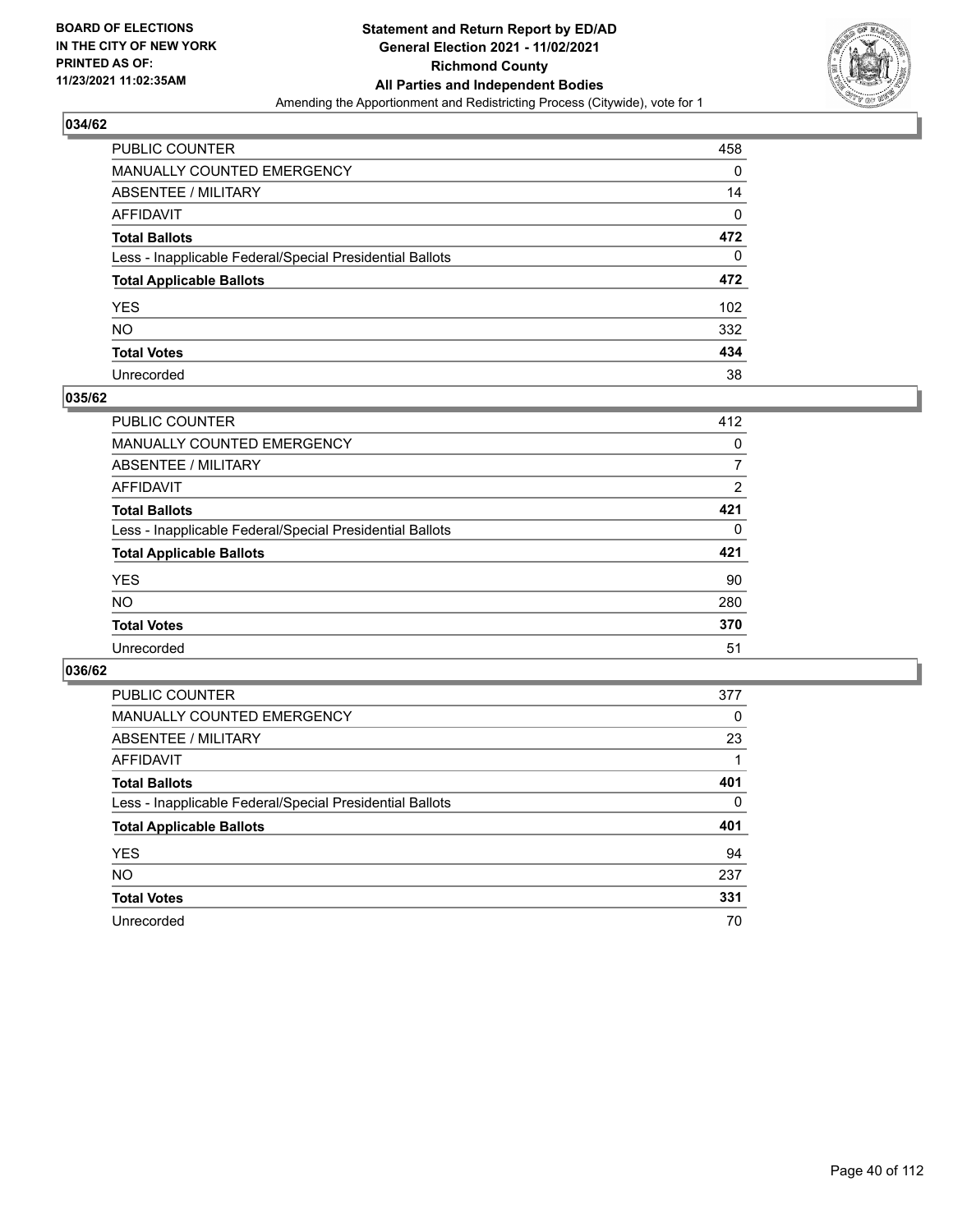**BOARD OF ELECTIONS IN THE CITY OF NEW YORK PRINTED AS OF: 11/23/2021 11:02:35AM**

**Statement and Return Report by ED/AD General Election 2021 - 11/02/2021 Richmond County All Parties and Independent Bodies**

Amending the Apportionment and Redistricting Process (Citywide), vote for 1

## 034/62

| | |
|---|---|
| PUBLIC COUNTER | 458 |
| MANUALLY COUNTED EMERGENCY | 0 |
| ABSENTEE / MILITARY | 14 |
| AFFIDAVIT | 0 |
| **Total Ballots** | **472** |
| Less - Inapplicable Federal/Special Presidential Ballots | 0 |
| **Total Applicable Ballots** | **472** |
| YES | 102 |
| NO | 332 |
| **Total Votes** | **434** |
| Unrecorded | 38 |

## 035/62

| | |
|---|---|
| PUBLIC COUNTER | 412 |
| MANUALLY COUNTED EMERGENCY | 0 |
| ABSENTEE / MILITARY | 7 |
| AFFIDAVIT | 2 |
| **Total Ballots** | **421** |
| Less - Inapplicable Federal/Special Presidential Ballots | 0 |
| **Total Applicable Ballots** | **421** |
| YES | 90 |
| NO | 280 |
| **Total Votes** | **370** |
| Unrecorded | 51 |

## 036/62

| | |
|---|---|
| PUBLIC COUNTER | 377 |
| MANUALLY COUNTED EMERGENCY | 0 |
| ABSENTEE / MILITARY | 23 |
| AFFIDAVIT | 1 |
| **Total Ballots** | **401** |
| Less - Inapplicable Federal/Special Presidential Ballots | 0 |
| **Total Applicable Ballots** | **401** |
| YES | 94 |
| NO | 237 |
| **Total Votes** | **331** |
| Unrecorded | 70 |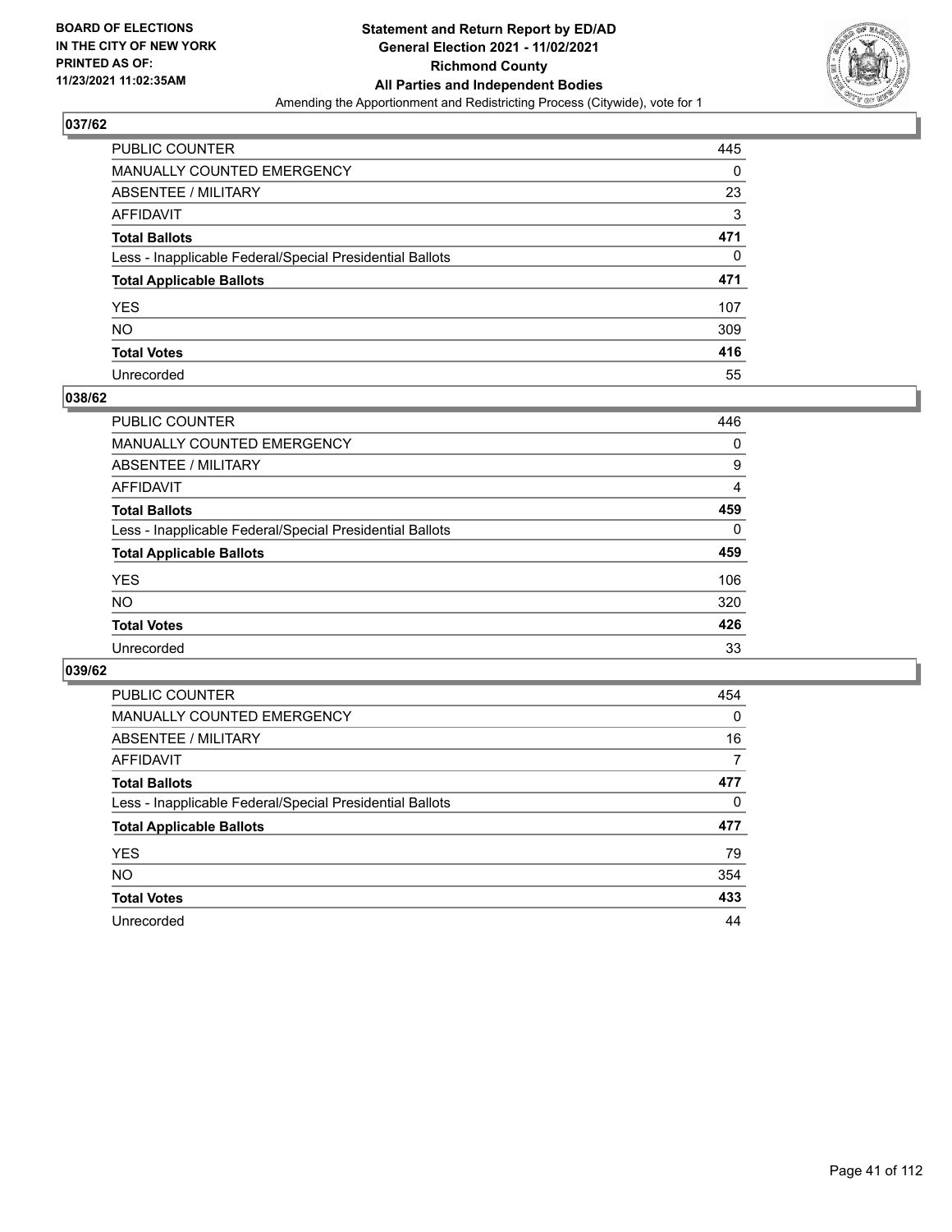## 037/62

| | |
|---|---|
| PUBLIC COUNTER | 445 |
| MANUALLY COUNTED EMERGENCY | 0 |
| ABSENTEE / MILITARY | 23 |
| AFFIDAVIT | 3 |
| **Total Ballots** | **471** |
| Less - Inapplicable Federal/Special Presidential Ballots | 0 |
| **Total Applicable Ballots** | **471** |
| YES | 107 |
| NO | 309 |
| **Total Votes** | **416** |
| Unrecorded | 55 |

## 038/62

| | |
|---|---|
| PUBLIC COUNTER | 446 |
| MANUALLY COUNTED EMERGENCY | 0 |
| ABSENTEE / MILITARY | 9 |
| AFFIDAVIT | 4 |
| **Total Ballots** | **459** |
| Less - Inapplicable Federal/Special Presidential Ballots | 0 |
| **Total Applicable Ballots** | **459** |
| YES | 106 |
| NO | 320 |
| **Total Votes** | **426** |
| Unrecorded | 33 |

## 039/62

| | |
|---|---|
| PUBLIC COUNTER | 454 |
| MANUALLY COUNTED EMERGENCY | 0 |
| ABSENTEE / MILITARY | 16 |
| AFFIDAVIT | 7 |
| **Total Ballots** | **477** |
| Less - Inapplicable Federal/Special Presidential Ballots | 0 |
| **Total Applicable Ballots** | **477** |
| YES | 79 |
| NO | 354 |
| **Total Votes** | **433** |
| Unrecorded | 44 |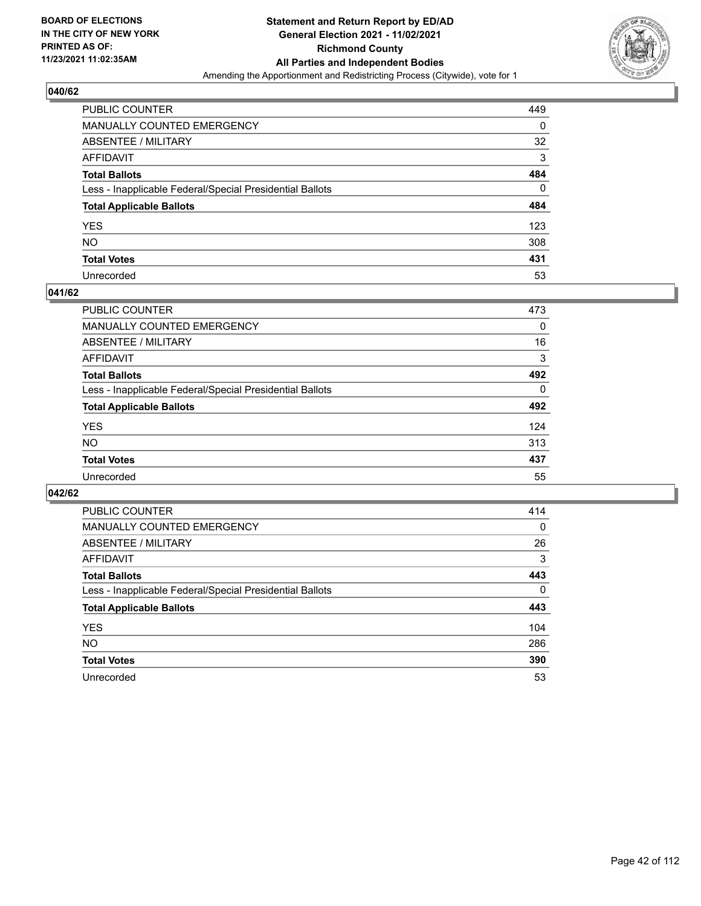BOARD OF ELECTIONS
IN THE CITY OF NEW YORK
PRINTED AS OF:
11/23/2021 11:02:35AM

**Statement and Return Report by ED/AD**
**General Election 2021 - 11/02/2021**
**Richmond County**
**All Parties and Independent Bodies**
Amending the Apportionment and Redistricting Process (Citywide), vote for 1

## 040/62

| | |
|---|---|
| PUBLIC COUNTER | 449 |
| MANUALLY COUNTED EMERGENCY | 0 |
| ABSENTEE / MILITARY | 32 |
| AFFIDAVIT | 3 |
| **Total Ballots** | **484** |
| Less - Inapplicable Federal/Special Presidential Ballots | 0 |
| **Total Applicable Ballots** | **484** |
| YES | 123 |
| NO | 308 |
| **Total Votes** | **431** |
| Unrecorded | 53 |

## 041/62

| | |
|---|---|
| PUBLIC COUNTER | 473 |
| MANUALLY COUNTED EMERGENCY | 0 |
| ABSENTEE / MILITARY | 16 |
| AFFIDAVIT | 3 |
| **Total Ballots** | **492** |
| Less - Inapplicable Federal/Special Presidential Ballots | 0 |
| **Total Applicable Ballots** | **492** |
| YES | 124 |
| NO | 313 |
| **Total Votes** | **437** |
| Unrecorded | 55 |

## 042/62

| | |
|---|---|
| PUBLIC COUNTER | 414 |
| MANUALLY COUNTED EMERGENCY | 0 |
| ABSENTEE / MILITARY | 26 |
| AFFIDAVIT | 3 |
| **Total Ballots** | **443** |
| Less - Inapplicable Federal/Special Presidential Ballots | 0 |
| **Total Applicable Ballots** | **443** |
| YES | 104 |
| NO | 286 |
| **Total Votes** | **390** |
| Unrecorded | 53 |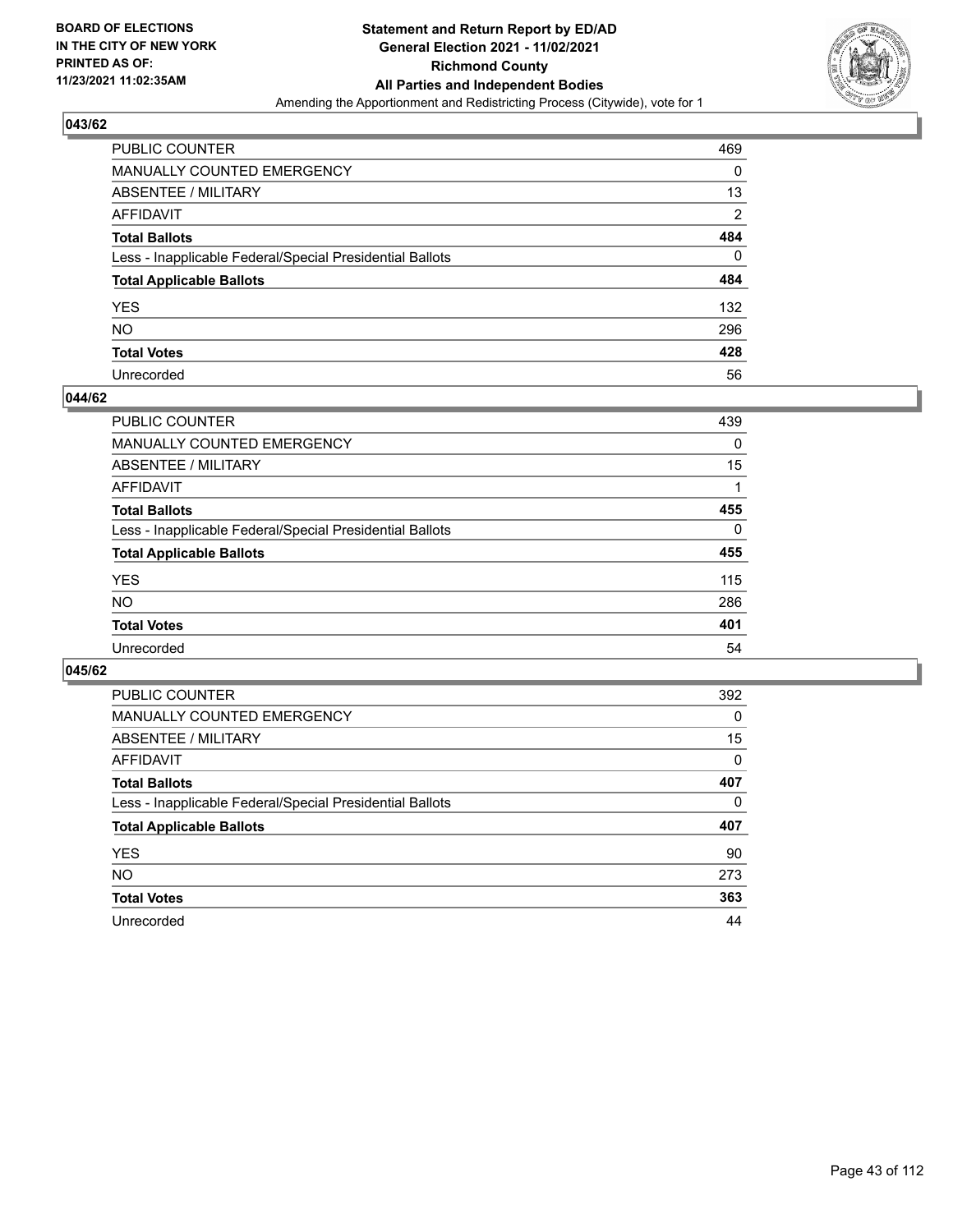BOARD OF ELECTIONS
IN THE CITY OF NEW YORK
PRINTED AS OF:
11/23/2021 11:02:35AM

**Statement and Return Report by ED/AD**
**General Election 2021 - 11/02/2021**
**Richmond County**
**All Parties and Independent Bodies**
Amending the Apportionment and Redistricting Process (Citywide), vote for 1

### 043/62

| | |
|---|---|
| PUBLIC COUNTER | 469 |
| MANUALLY COUNTED EMERGENCY | 0 |
| ABSENTEE / MILITARY | 13 |
| AFFIDAVIT | 2 |
| **Total Ballots** | **484** |
| Less - Inapplicable Federal/Special Presidential Ballots | 0 |
| **Total Applicable Ballots** | **484** |
| YES | 132 |
| NO | 296 |
| **Total Votes** | **428** |
| Unrecorded | 56 |

### 044/62

| | |
|---|---|
| PUBLIC COUNTER | 439 |
| MANUALLY COUNTED EMERGENCY | 0 |
| ABSENTEE / MILITARY | 15 |
| AFFIDAVIT | 1 |
| **Total Ballots** | **455** |
| Less - Inapplicable Federal/Special Presidential Ballots | 0 |
| **Total Applicable Ballots** | **455** |
| YES | 115 |
| NO | 286 |
| **Total Votes** | **401** |
| Unrecorded | 54 |

### 045/62

| | |
|---|---|
| PUBLIC COUNTER | 392 |
| MANUALLY COUNTED EMERGENCY | 0 |
| ABSENTEE / MILITARY | 15 |
| AFFIDAVIT | 0 |
| **Total Ballots** | **407** |
| Less - Inapplicable Federal/Special Presidential Ballots | 0 |
| **Total Applicable Ballots** | **407** |
| YES | 90 |
| NO | 273 |
| **Total Votes** | **363** |
| Unrecorded | 44 |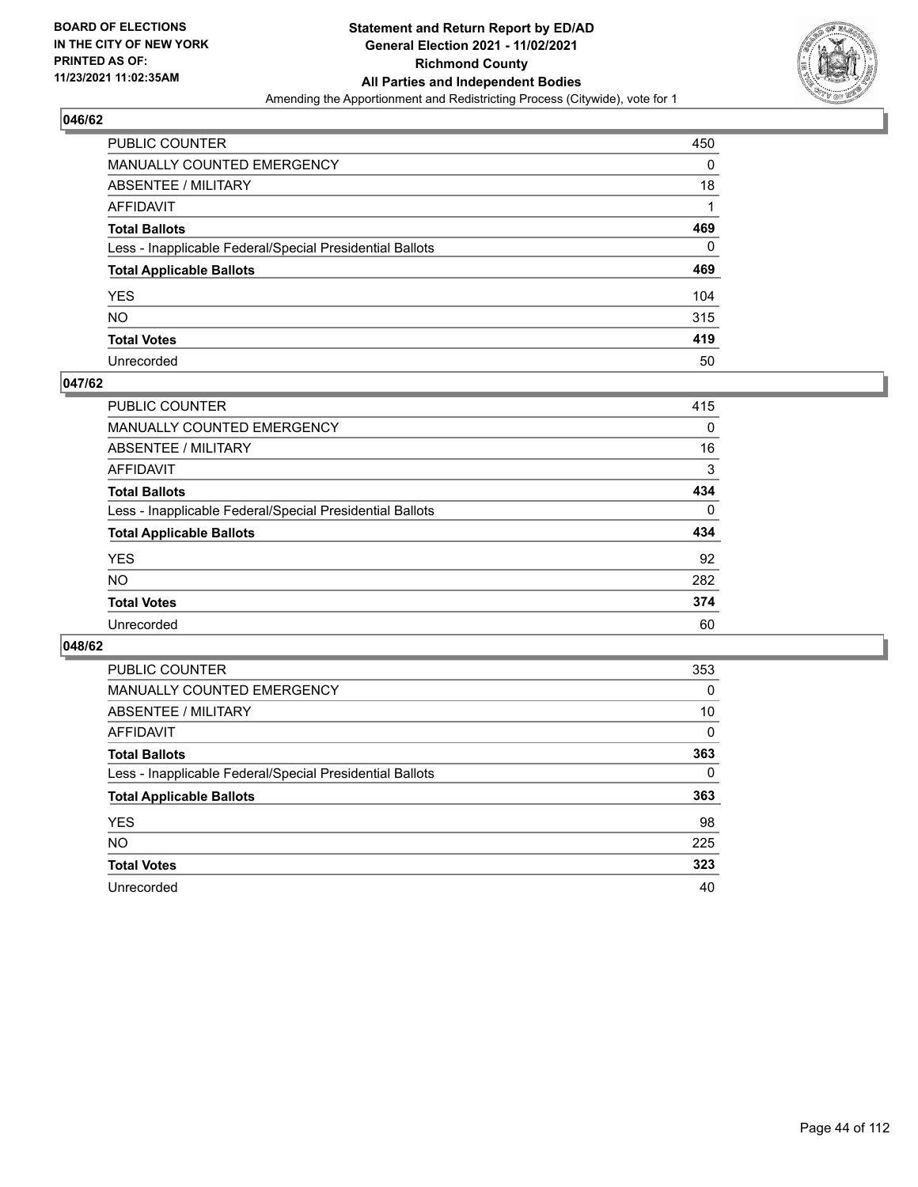## 046/62

| | |
|---|---|
| PUBLIC COUNTER | 450 |
| MANUALLY COUNTED EMERGENCY | 0 |
| ABSENTEE / MILITARY | 18 |
| AFFIDAVIT | 1 |
| **Total Ballots** | **469** |
| Less - Inapplicable Federal/Special Presidential Ballots | 0 |
| **Total Applicable Ballots** | **469** |
| YES | 104 |
| NO | 315 |
| **Total Votes** | **419** |
| Unrecorded | 50 |

## 047/62

| | |
|---|---|
| PUBLIC COUNTER | 415 |
| MANUALLY COUNTED EMERGENCY | 0 |
| ABSENTEE / MILITARY | 16 |
| AFFIDAVIT | 3 |
| **Total Ballots** | **434** |
| Less - Inapplicable Federal/Special Presidential Ballots | 0 |
| **Total Applicable Ballots** | **434** |
| YES | 92 |
| NO | 282 |
| **Total Votes** | **374** |
| Unrecorded | 60 |

## 048/62

| | |
|---|---|
| PUBLIC COUNTER | 353 |
| MANUALLY COUNTED EMERGENCY | 0 |
| ABSENTEE / MILITARY | 10 |
| AFFIDAVIT | 0 |
| **Total Ballots** | **363** |
| Less - Inapplicable Federal/Special Presidential Ballots | 0 |
| **Total Applicable Ballots** | **363** |
| YES | 98 |
| NO | 225 |
| **Total Votes** | **323** |
| Unrecorded | 40 |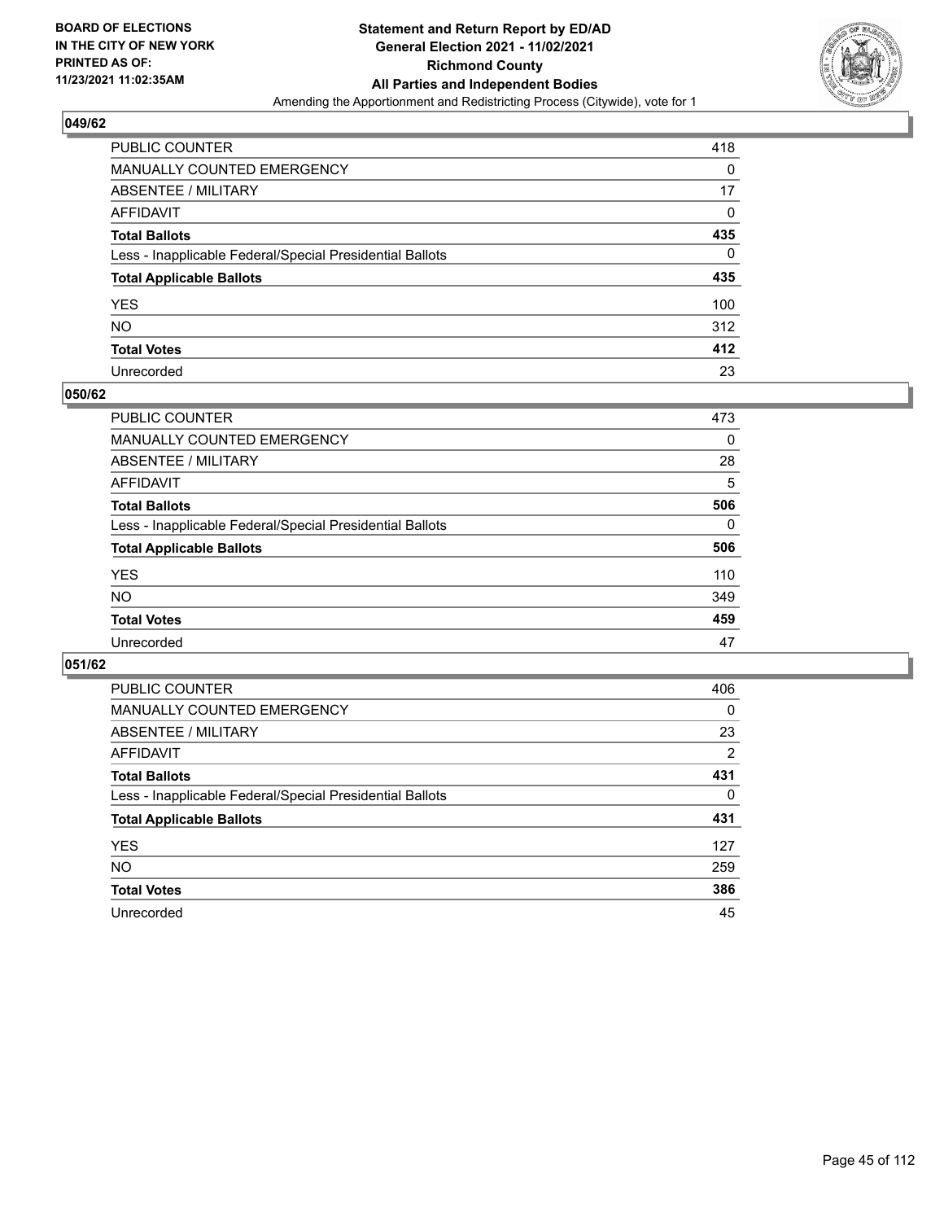**BOARD OF ELECTIONS IN THE CITY OF NEW YORK PRINTED AS OF: 11/23/2021 11:02:35AM**

**Statement and Return Report by ED/AD General Election 2021 - 11/02/2021 Richmond County All Parties and Independent Bodies**

Amending the Apportionment and Redistricting Process (Citywide), vote for 1

## 049/62

| | |
|---|---|
| PUBLIC COUNTER | 418 |
| MANUALLY COUNTED EMERGENCY | 0 |
| ABSENTEE / MILITARY | 17 |
| AFFIDAVIT | 0 |
| **Total Ballots** | **435** |
| Less - Inapplicable Federal/Special Presidential Ballots | 0 |
| **Total Applicable Ballots** | **435** |
| YES | 100 |
| NO | 312 |
| **Total Votes** | **412** |
| Unrecorded | 23 |

## 050/62

| | |
|---|---|
| PUBLIC COUNTER | 473 |
| MANUALLY COUNTED EMERGENCY | 0 |
| ABSENTEE / MILITARY | 28 |
| AFFIDAVIT | 5 |
| **Total Ballots** | **506** |
| Less - Inapplicable Federal/Special Presidential Ballots | 0 |
| **Total Applicable Ballots** | **506** |
| YES | 110 |
| NO | 349 |
| **Total Votes** | **459** |
| Unrecorded | 47 |

## 051/62

| | |
|---|---|
| PUBLIC COUNTER | 406 |
| MANUALLY COUNTED EMERGENCY | 0 |
| ABSENTEE / MILITARY | 23 |
| AFFIDAVIT | 2 |
| **Total Ballots** | **431** |
| Less - Inapplicable Federal/Special Presidential Ballots | 0 |
| **Total Applicable Ballots** | **431** |
| YES | 127 |
| NO | 259 |
| **Total Votes** | **386** |
| Unrecorded | 45 |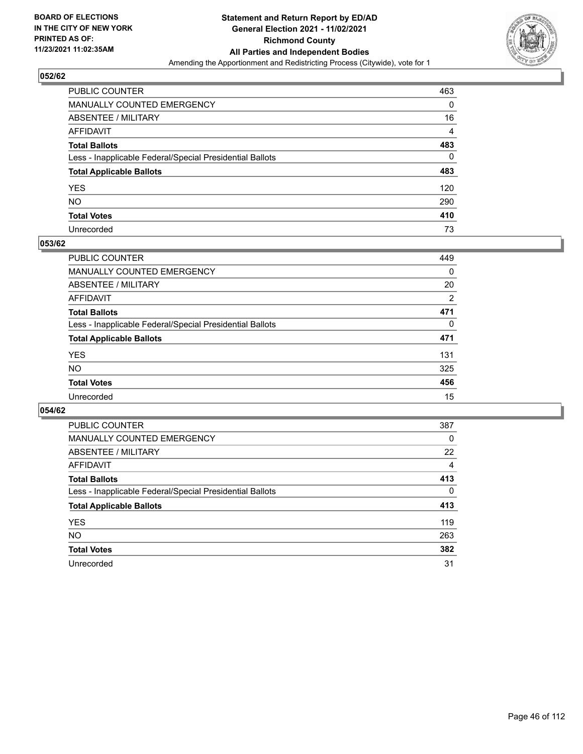BOARD OF ELECTIONS
IN THE CITY OF NEW YORK
PRINTED AS OF:
11/23/2021 11:02:35AM

**Statement and Return Report by ED/AD**
**General Election 2021 - 11/02/2021**
**Richmond County**
**All Parties and Independent Bodies**
Amending the Apportionment and Redistricting Process (Citywide), vote for 1

## 052/62

| | |
|---|---|
| PUBLIC COUNTER | 463 |
| MANUALLY COUNTED EMERGENCY | 0 |
| ABSENTEE / MILITARY | 16 |
| AFFIDAVIT | 4 |
| **Total Ballots** | **483** |
| Less - Inapplicable Federal/Special Presidential Ballots | 0 |
| **Total Applicable Ballots** | **483** |
| YES | 120 |
| NO | 290 |
| **Total Votes** | **410** |
| Unrecorded | 73 |

## 053/62

| | |
|---|---|
| PUBLIC COUNTER | 449 |
| MANUALLY COUNTED EMERGENCY | 0 |
| ABSENTEE / MILITARY | 20 |
| AFFIDAVIT | 2 |
| **Total Ballots** | **471** |
| Less - Inapplicable Federal/Special Presidential Ballots | 0 |
| **Total Applicable Ballots** | **471** |
| YES | 131 |
| NO | 325 |
| **Total Votes** | **456** |
| Unrecorded | 15 |

## 054/62

| | |
|---|---|
| PUBLIC COUNTER | 387 |
| MANUALLY COUNTED EMERGENCY | 0 |
| ABSENTEE / MILITARY | 22 |
| AFFIDAVIT | 4 |
| **Total Ballots** | **413** |
| Less - Inapplicable Federal/Special Presidential Ballots | 0 |
| **Total Applicable Ballots** | **413** |
| YES | 119 |
| NO | 263 |
| **Total Votes** | **382** |
| Unrecorded | 31 |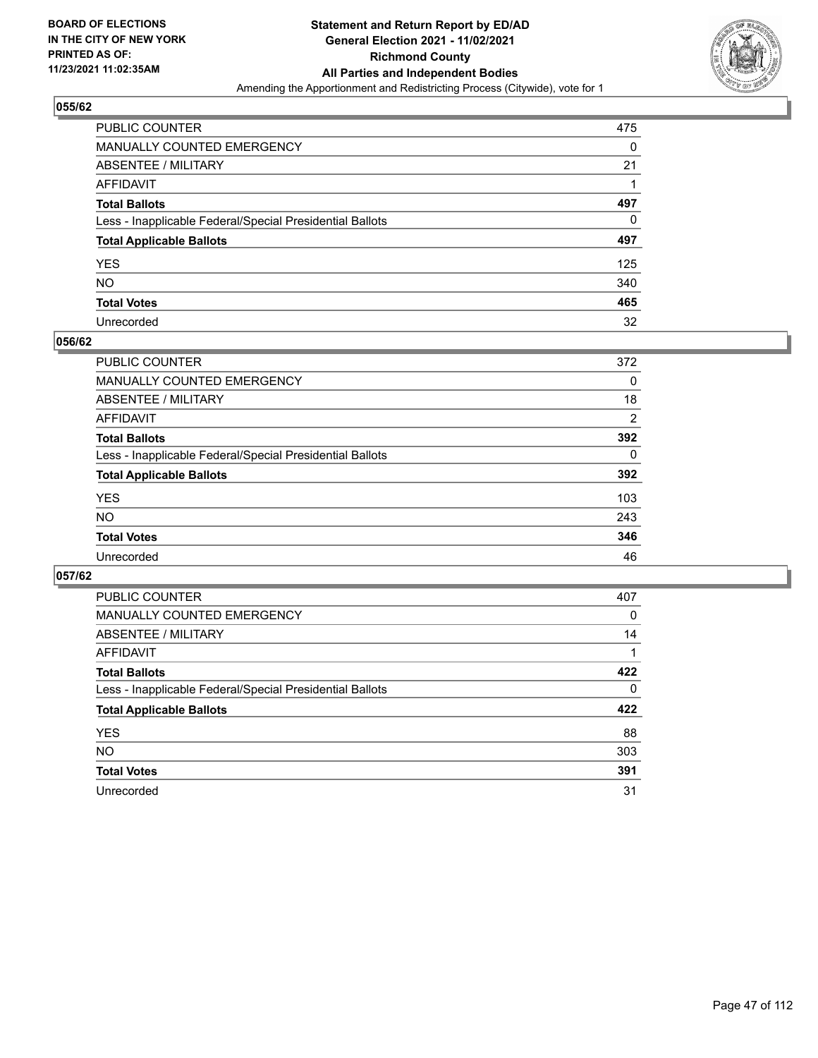**BOARD OF ELECTIONS IN THE CITY OF NEW YORK PRINTED AS OF: 11/23/2021 11:02:35AM**

**Statement and Return Report by ED/AD General Election 2021 - 11/02/2021 Richmond County All Parties and Independent Bodies**

Amending the Apportionment and Redistricting Process (Citywide), vote for 1

## 055/62

| | |
|---|---|
| PUBLIC COUNTER | 475 |
| MANUALLY COUNTED EMERGENCY | 0 |
| ABSENTEE / MILITARY | 21 |
| AFFIDAVIT | 1 |
| **Total Ballots** | **497** |
| Less - Inapplicable Federal/Special Presidential Ballots | 0 |
| **Total Applicable Ballots** | **497** |
| YES | 125 |
| NO | 340 |
| **Total Votes** | **465** |
| Unrecorded | 32 |

## 056/62

| | |
|---|---|
| PUBLIC COUNTER | 372 |
| MANUALLY COUNTED EMERGENCY | 0 |
| ABSENTEE / MILITARY | 18 |
| AFFIDAVIT | 2 |
| **Total Ballots** | **392** |
| Less - Inapplicable Federal/Special Presidential Ballots | 0 |
| **Total Applicable Ballots** | **392** |
| YES | 103 |
| NO | 243 |
| **Total Votes** | **346** |
| Unrecorded | 46 |

## 057/62

| | |
|---|---|
| PUBLIC COUNTER | 407 |
| MANUALLY COUNTED EMERGENCY | 0 |
| ABSENTEE / MILITARY | 14 |
| AFFIDAVIT | 1 |
| **Total Ballots** | **422** |
| Less - Inapplicable Federal/Special Presidential Ballots | 0 |
| **Total Applicable Ballots** | **422** |
| YES | 88 |
| NO | 303 |
| **Total Votes** | **391** |
| Unrecorded | 31 |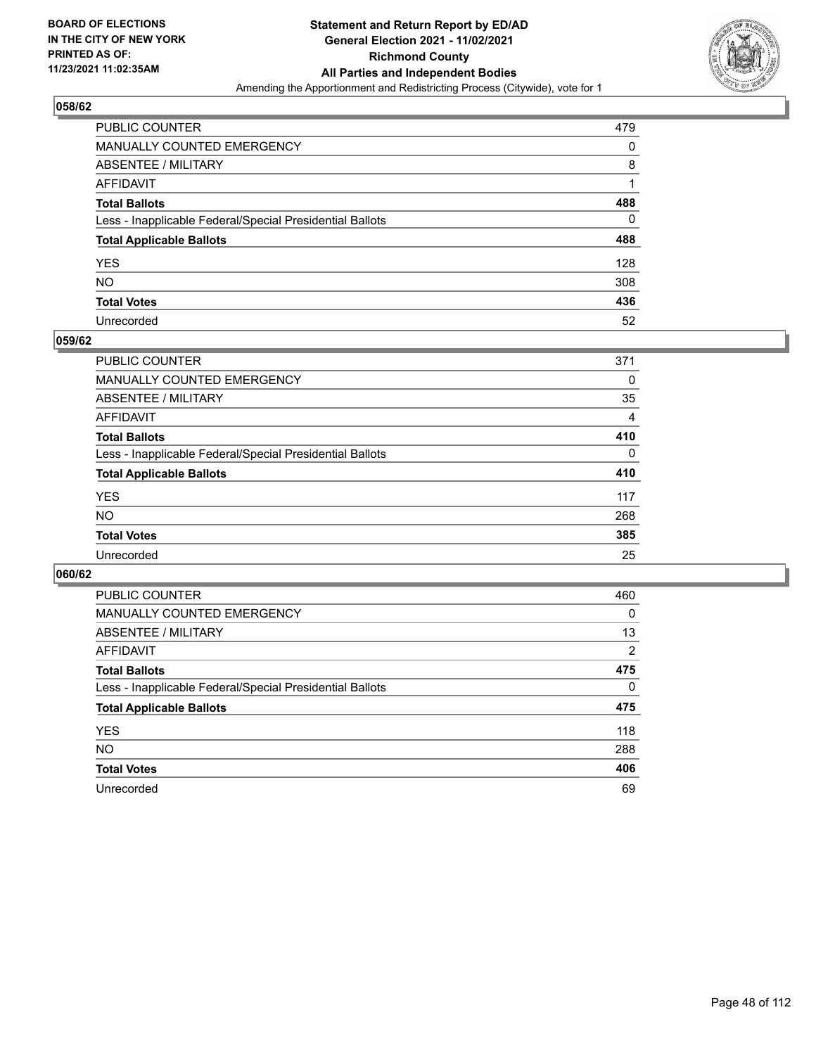BOARD OF ELECTIONS
IN THE CITY OF NEW YORK
PRINTED AS OF:
11/23/2021 11:02:35AM

**Statement and Return Report by ED/AD**
**General Election 2021 - 11/02/2021**
**Richmond County**
**All Parties and Independent Bodies**
Amending the Apportionment and Redistricting Process (Citywide), vote for 1

## 058/62

| | |
|---|---|
| PUBLIC COUNTER | 479 |
| MANUALLY COUNTED EMERGENCY | 0 |
| ABSENTEE / MILITARY | 8 |
| AFFIDAVIT | 1 |
| **Total Ballots** | **488** |
| Less - Inapplicable Federal/Special Presidential Ballots | 0 |
| **Total Applicable Ballots** | **488** |
| YES | 128 |
| NO | 308 |
| **Total Votes** | **436** |
| Unrecorded | 52 |

## 059/62

| | |
|---|---|
| PUBLIC COUNTER | 371 |
| MANUALLY COUNTED EMERGENCY | 0 |
| ABSENTEE / MILITARY | 35 |
| AFFIDAVIT | 4 |
| **Total Ballots** | **410** |
| Less - Inapplicable Federal/Special Presidential Ballots | 0 |
| **Total Applicable Ballots** | **410** |
| YES | 117 |
| NO | 268 |
| **Total Votes** | **385** |
| Unrecorded | 25 |

## 060/62

| | |
|---|---|
| PUBLIC COUNTER | 460 |
| MANUALLY COUNTED EMERGENCY | 0 |
| ABSENTEE / MILITARY | 13 |
| AFFIDAVIT | 2 |
| **Total Ballots** | **475** |
| Less - Inapplicable Federal/Special Presidential Ballots | 0 |
| **Total Applicable Ballots** | **475** |
| YES | 118 |
| NO | 288 |
| **Total Votes** | **406** |
| Unrecorded | 69 |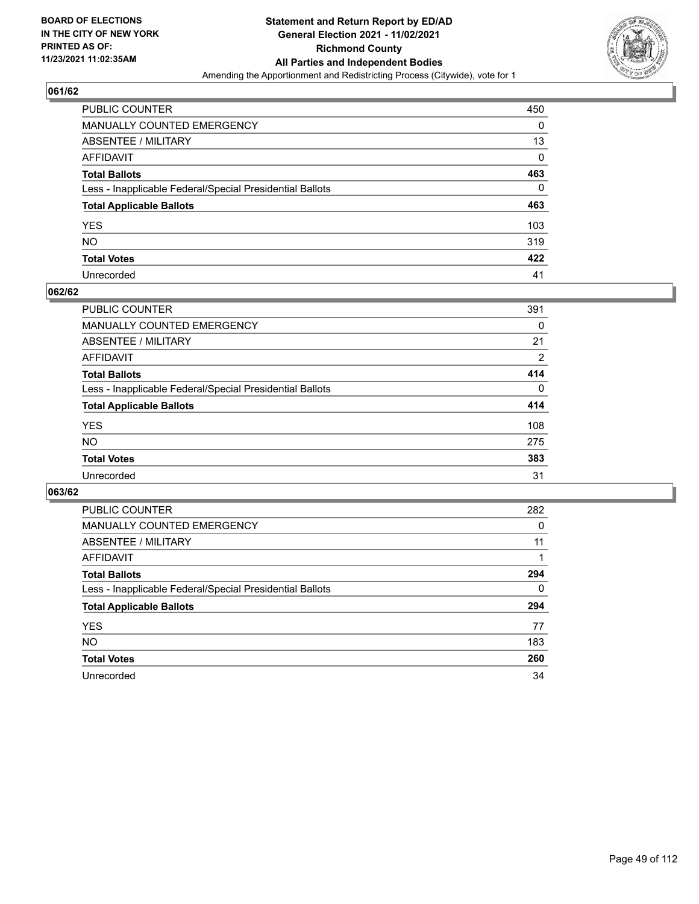BOARD OF ELECTIONS
IN THE CITY OF NEW YORK
PRINTED AS OF:
11/23/2021 11:02:35AM

**Statement and Return Report by ED/AD**
**General Election 2021 - 11/02/2021**
**Richmond County**
**All Parties and Independent Bodies**
Amending the Apportionment and Redistricting Process (Citywide), vote for 1

## 061/62

| | |
|---|---|
| PUBLIC COUNTER | 450 |
| MANUALLY COUNTED EMERGENCY | 0 |
| ABSENTEE / MILITARY | 13 |
| AFFIDAVIT | 0 |
| **Total Ballots** | **463** |
| Less - Inapplicable Federal/Special Presidential Ballots | 0 |
| **Total Applicable Ballots** | **463** |
| YES | 103 |
| NO | 319 |
| **Total Votes** | **422** |
| Unrecorded | 41 |

## 062/62

| | |
|---|---|
| PUBLIC COUNTER | 391 |
| MANUALLY COUNTED EMERGENCY | 0 |
| ABSENTEE / MILITARY | 21 |
| AFFIDAVIT | 2 |
| **Total Ballots** | **414** |
| Less - Inapplicable Federal/Special Presidential Ballots | 0 |
| **Total Applicable Ballots** | **414** |
| YES | 108 |
| NO | 275 |
| **Total Votes** | **383** |
| Unrecorded | 31 |

## 063/62

| | |
|---|---|
| PUBLIC COUNTER | 282 |
| MANUALLY COUNTED EMERGENCY | 0 |
| ABSENTEE / MILITARY | 11 |
| AFFIDAVIT | 1 |
| **Total Ballots** | **294** |
| Less - Inapplicable Federal/Special Presidential Ballots | 0 |
| **Total Applicable Ballots** | **294** |
| YES | 77 |
| NO | 183 |
| **Total Votes** | **260** |
| Unrecorded | 34 |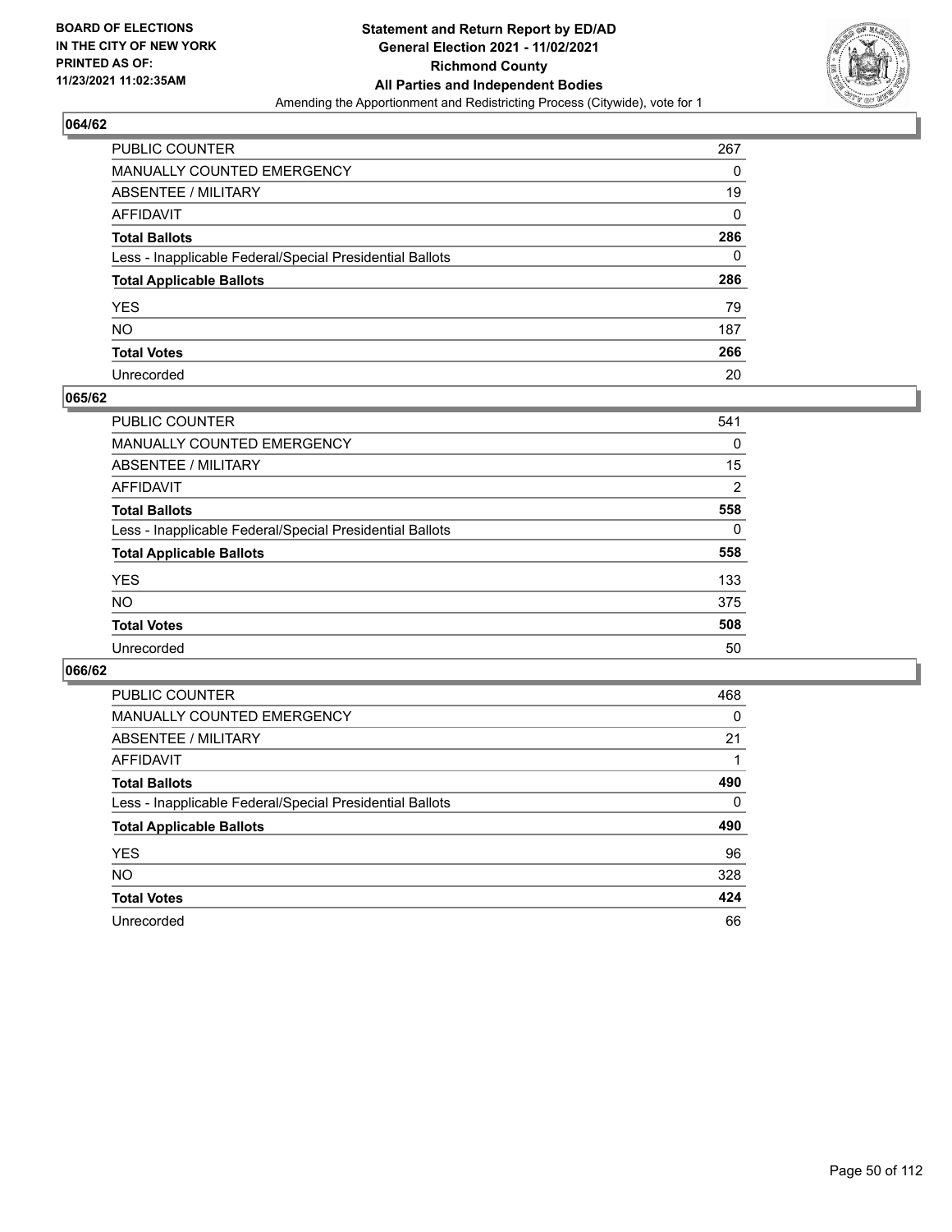BOARD OF ELECTIONS
IN THE CITY OF NEW YORK
PRINTED AS OF:
11/23/2021 11:02:35AM

**Statement and Return Report by ED/AD**
**General Election 2021 - 11/02/2021**
**Richmond County**
**All Parties and Independent Bodies**
Amending the Apportionment and Redistricting Process (Citywide), vote for 1

## 064/62

| | |
|---|---|
| PUBLIC COUNTER | 267 |
| MANUALLY COUNTED EMERGENCY | 0 |
| ABSENTEE / MILITARY | 19 |
| AFFIDAVIT | 0 |
| **Total Ballots** | **286** |
| Less - Inapplicable Federal/Special Presidential Ballots | 0 |
| **Total Applicable Ballots** | **286** |
| YES | 79 |
| NO | 187 |
| **Total Votes** | **266** |
| Unrecorded | 20 |

## 065/62

| | |
|---|---|
| PUBLIC COUNTER | 541 |
| MANUALLY COUNTED EMERGENCY | 0 |
| ABSENTEE / MILITARY | 15 |
| AFFIDAVIT | 2 |
| **Total Ballots** | **558** |
| Less - Inapplicable Federal/Special Presidential Ballots | 0 |
| **Total Applicable Ballots** | **558** |
| YES | 133 |
| NO | 375 |
| **Total Votes** | **508** |
| Unrecorded | 50 |

## 066/62

| | |
|---|---|
| PUBLIC COUNTER | 468 |
| MANUALLY COUNTED EMERGENCY | 0 |
| ABSENTEE / MILITARY | 21 |
| AFFIDAVIT | 1 |
| **Total Ballots** | **490** |
| Less - Inapplicable Federal/Special Presidential Ballots | 0 |
| **Total Applicable Ballots** | **490** |
| YES | 96 |
| NO | 328 |
| **Total Votes** | **424** |
| Unrecorded | 66 |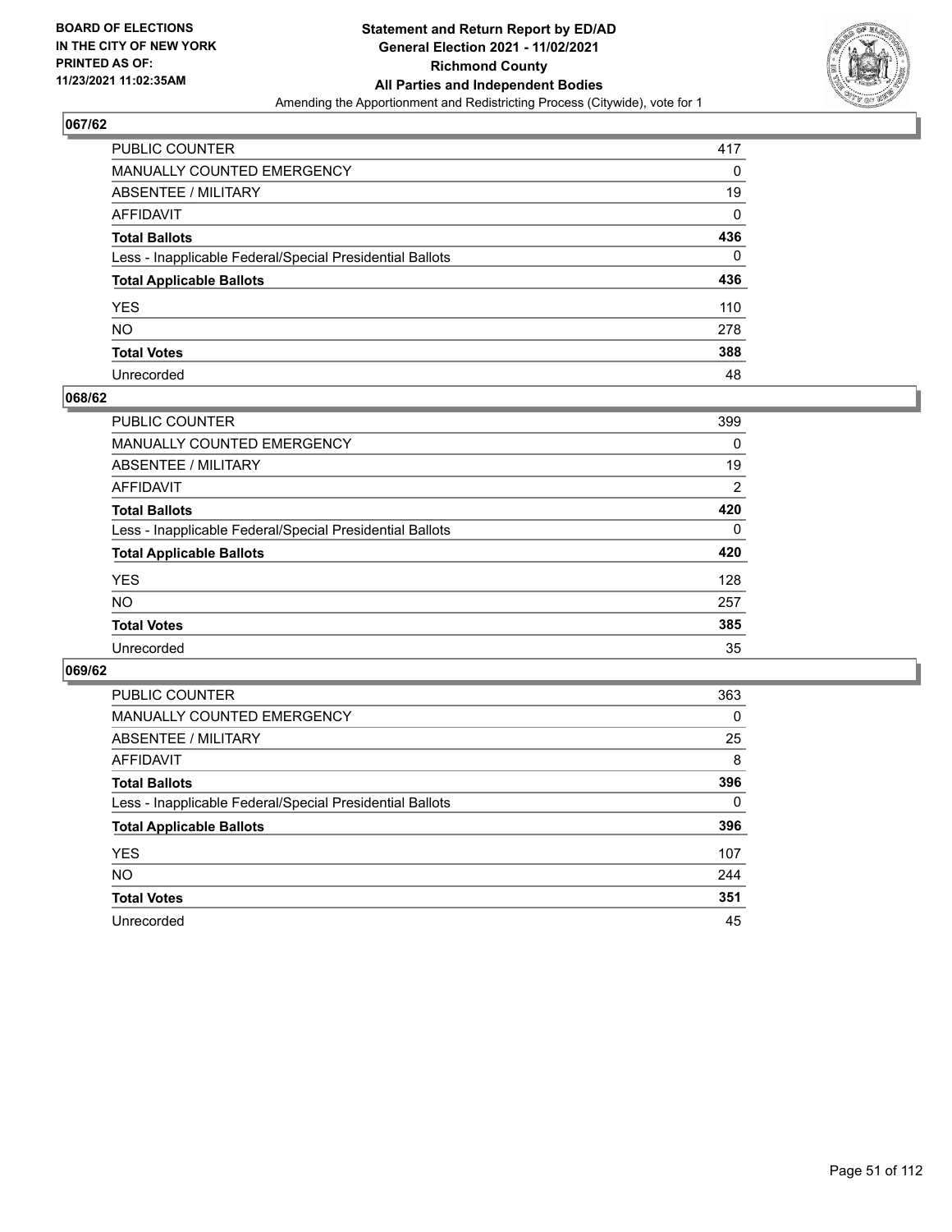**BOARD OF ELECTIONS IN THE CITY OF NEW YORK PRINTED AS OF: 11/23/2021 11:02:35AM**

**Statement and Return Report by ED/AD General Election 2021 - 11/02/2021 Richmond County All Parties and Independent Bodies**

Amending the Apportionment and Redistricting Process (Citywide), vote for 1

## 067/62

| | |
|---|---|
| PUBLIC COUNTER | 417 |
| MANUALLY COUNTED EMERGENCY | 0 |
| ABSENTEE / MILITARY | 19 |
| AFFIDAVIT | 0 |
| **Total Ballots** | **436** |
| Less - Inapplicable Federal/Special Presidential Ballots | 0 |
| **Total Applicable Ballots** | **436** |
| YES | 110 |
| NO | 278 |
| **Total Votes** | **388** |
| Unrecorded | 48 |

## 068/62

| | |
|---|---|
| PUBLIC COUNTER | 399 |
| MANUALLY COUNTED EMERGENCY | 0 |
| ABSENTEE / MILITARY | 19 |
| AFFIDAVIT | 2 |
| **Total Ballots** | **420** |
| Less - Inapplicable Federal/Special Presidential Ballots | 0 |
| **Total Applicable Ballots** | **420** |
| YES | 128 |
| NO | 257 |
| **Total Votes** | **385** |
| Unrecorded | 35 |

## 069/62

| | |
|---|---|
| PUBLIC COUNTER | 363 |
| MANUALLY COUNTED EMERGENCY | 0 |
| ABSENTEE / MILITARY | 25 |
| AFFIDAVIT | 8 |
| **Total Ballots** | **396** |
| Less - Inapplicable Federal/Special Presidential Ballots | 0 |
| **Total Applicable Ballots** | **396** |
| YES | 107 |
| NO | 244 |
| **Total Votes** | **351** |
| Unrecorded | 45 |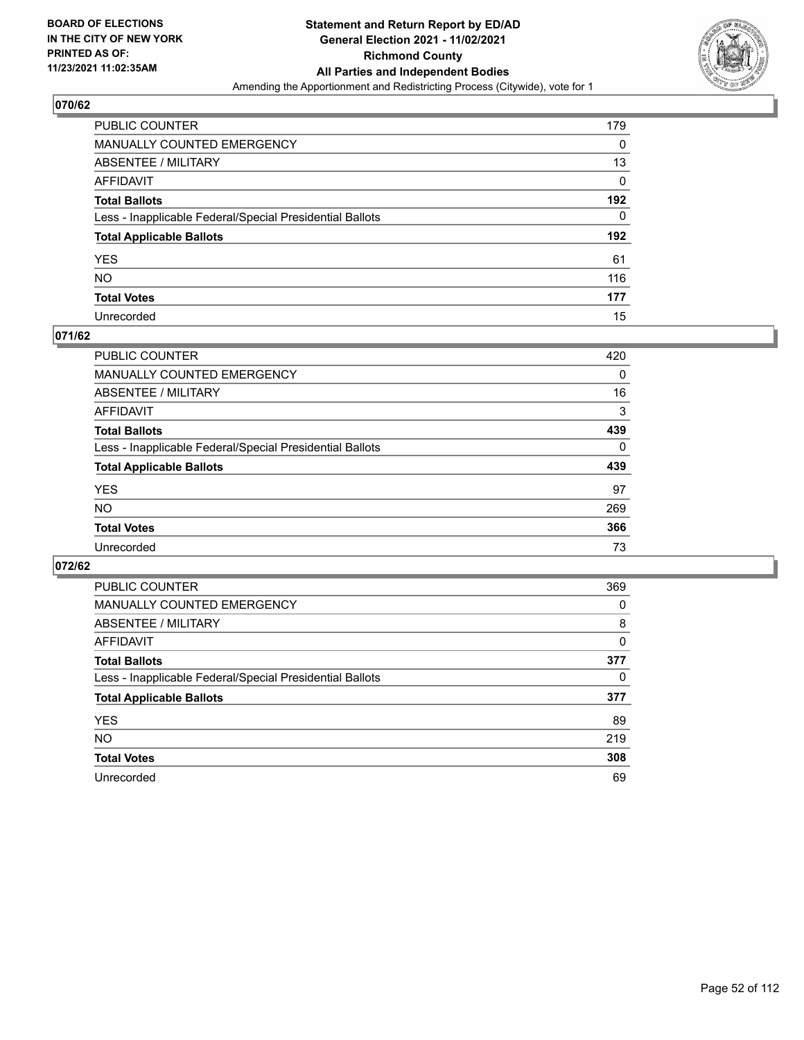**BOARD OF ELECTIONS IN THE CITY OF NEW YORK PRINTED AS OF: 11/23/2021 11:02:35AM**

**Statement and Return Report by ED/AD General Election 2021 - 11/02/2021 Richmond County All Parties and Independent Bodies**

Amending the Apportionment and Redistricting Process (Citywide), vote for 1

## 070/62

| | |
|---|---|
| PUBLIC COUNTER | 179 |
| MANUALLY COUNTED EMERGENCY | 0 |
| ABSENTEE / MILITARY | 13 |
| AFFIDAVIT | 0 |
| **Total Ballots** | **192** |
| Less - Inapplicable Federal/Special Presidential Ballots | 0 |
| **Total Applicable Ballots** | **192** |
| YES | 61 |
| NO | 116 |
| **Total Votes** | **177** |
| Unrecorded | 15 |

## 071/62

| | |
|---|---|
| PUBLIC COUNTER | 420 |
| MANUALLY COUNTED EMERGENCY | 0 |
| ABSENTEE / MILITARY | 16 |
| AFFIDAVIT | 3 |
| **Total Ballots** | **439** |
| Less - Inapplicable Federal/Special Presidential Ballots | 0 |
| **Total Applicable Ballots** | **439** |
| YES | 97 |
| NO | 269 |
| **Total Votes** | **366** |
| Unrecorded | 73 |

## 072/62

| | |
|---|---|
| PUBLIC COUNTER | 369 |
| MANUALLY COUNTED EMERGENCY | 0 |
| ABSENTEE / MILITARY | 8 |
| AFFIDAVIT | 0 |
| **Total Ballots** | **377** |
| Less - Inapplicable Federal/Special Presidential Ballots | 0 |
| **Total Applicable Ballots** | **377** |
| YES | 89 |
| NO | 219 |
| **Total Votes** | **308** |
| Unrecorded | 69 |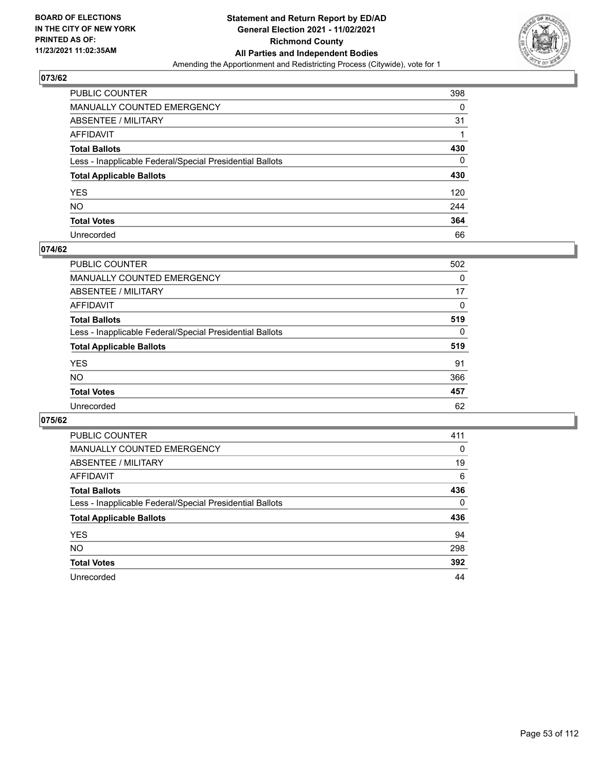BOARD OF ELECTIONS
IN THE CITY OF NEW YORK
PRINTED AS OF:
11/23/2021 11:02:35AM

# Statement and Return Report by ED/AD
## General Election 2021 - 11/02/2021
## Richmond County
## All Parties and Independent Bodies
Amending the Apportionment and Redistricting Process (Citywide), vote for 1

### 073/62

| | |
|---|---|
| PUBLIC COUNTER | 398 |
| MANUALLY COUNTED EMERGENCY | 0 |
| ABSENTEE / MILITARY | 31 |
| AFFIDAVIT | 1 |
| **Total Ballots** | **430** |
| Less - Inapplicable Federal/Special Presidential Ballots | 0 |
| **Total Applicable Ballots** | **430** |
| YES | 120 |
| NO | 244 |
| **Total Votes** | **364** |
| Unrecorded | 66 |

### 074/62

| | |
|---|---|
| PUBLIC COUNTER | 502 |
| MANUALLY COUNTED EMERGENCY | 0 |
| ABSENTEE / MILITARY | 17 |
| AFFIDAVIT | 0 |
| **Total Ballots** | **519** |
| Less - Inapplicable Federal/Special Presidential Ballots | 0 |
| **Total Applicable Ballots** | **519** |
| YES | 91 |
| NO | 366 |
| **Total Votes** | **457** |
| Unrecorded | 62 |

### 075/62

| | |
|---|---|
| PUBLIC COUNTER | 411 |
| MANUALLY COUNTED EMERGENCY | 0 |
| ABSENTEE / MILITARY | 19 |
| AFFIDAVIT | 6 |
| **Total Ballots** | **436** |
| Less - Inapplicable Federal/Special Presidential Ballots | 0 |
| **Total Applicable Ballots** | **436** |
| YES | 94 |
| NO | 298 |
| **Total Votes** | **392** |
| Unrecorded | 44 |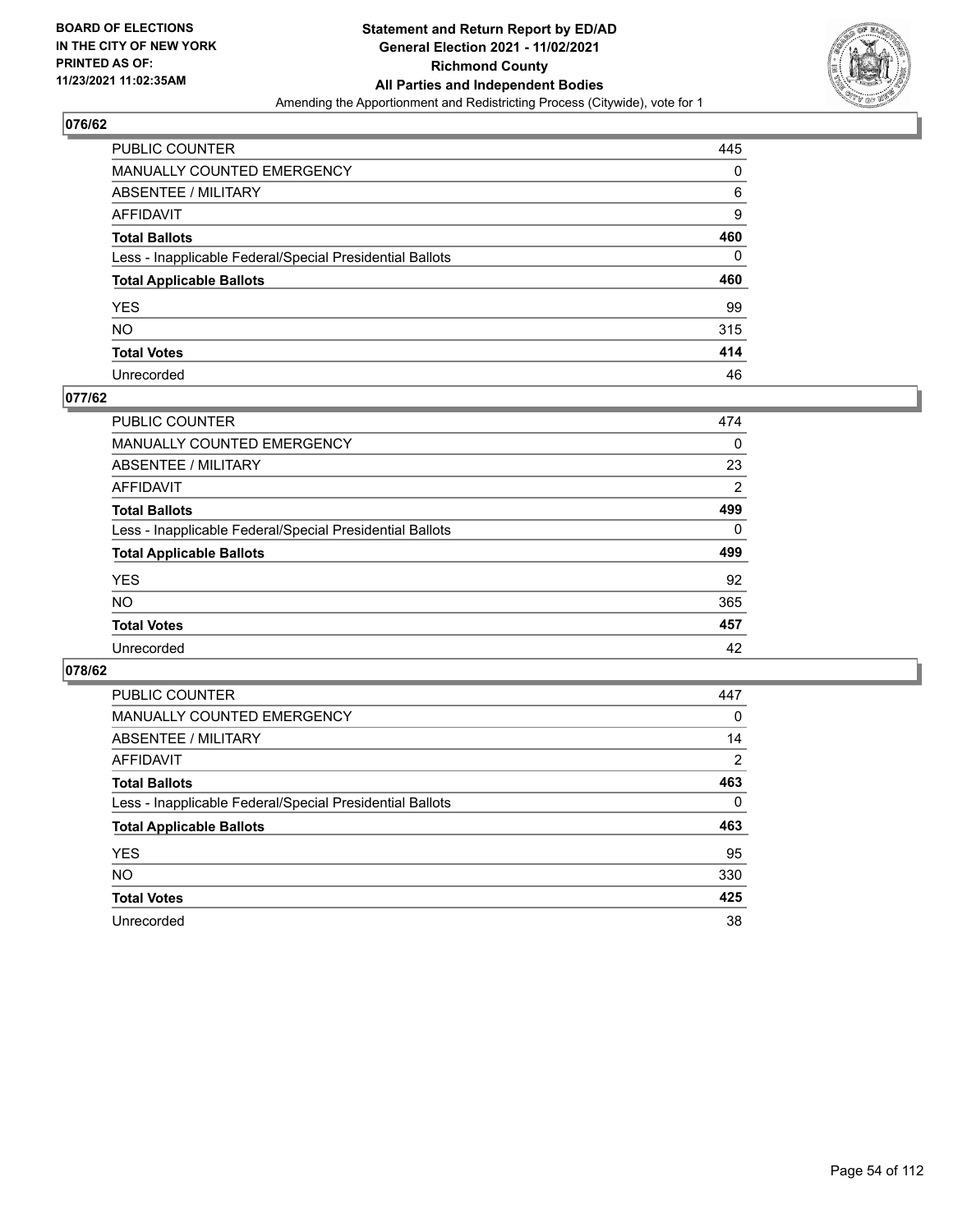BOARD OF ELECTIONS
IN THE CITY OF NEW YORK
PRINTED AS OF:
11/23/2021 11:02:35AM

**Statement and Return Report by ED/AD**
**General Election 2021 - 11/02/2021**
**Richmond County**
**All Parties and Independent Bodies**
Amending the Apportionment and Redistricting Process (Citywide), vote for 1

## 076/62

| | |
|---|---|
| PUBLIC COUNTER | 445 |
| MANUALLY COUNTED EMERGENCY | 0 |
| ABSENTEE / MILITARY | 6 |
| AFFIDAVIT | 9 |
| **Total Ballots** | **460** |
| Less - Inapplicable Federal/Special Presidential Ballots | 0 |
| **Total Applicable Ballots** | **460** |
| YES | 99 |
| NO | 315 |
| **Total Votes** | **414** |
| Unrecorded | 46 |

## 077/62

| | |
|---|---|
| PUBLIC COUNTER | 474 |
| MANUALLY COUNTED EMERGENCY | 0 |
| ABSENTEE / MILITARY | 23 |
| AFFIDAVIT | 2 |
| **Total Ballots** | **499** |
| Less - Inapplicable Federal/Special Presidential Ballots | 0 |
| **Total Applicable Ballots** | **499** |
| YES | 92 |
| NO | 365 |
| **Total Votes** | **457** |
| Unrecorded | 42 |

## 078/62

| | |
|---|---|
| PUBLIC COUNTER | 447 |
| MANUALLY COUNTED EMERGENCY | 0 |
| ABSENTEE / MILITARY | 14 |
| AFFIDAVIT | 2 |
| **Total Ballots** | **463** |
| Less - Inapplicable Federal/Special Presidential Ballots | 0 |
| **Total Applicable Ballots** | **463** |
| YES | 95 |
| NO | 330 |
| **Total Votes** | **425** |
| Unrecorded | 38 |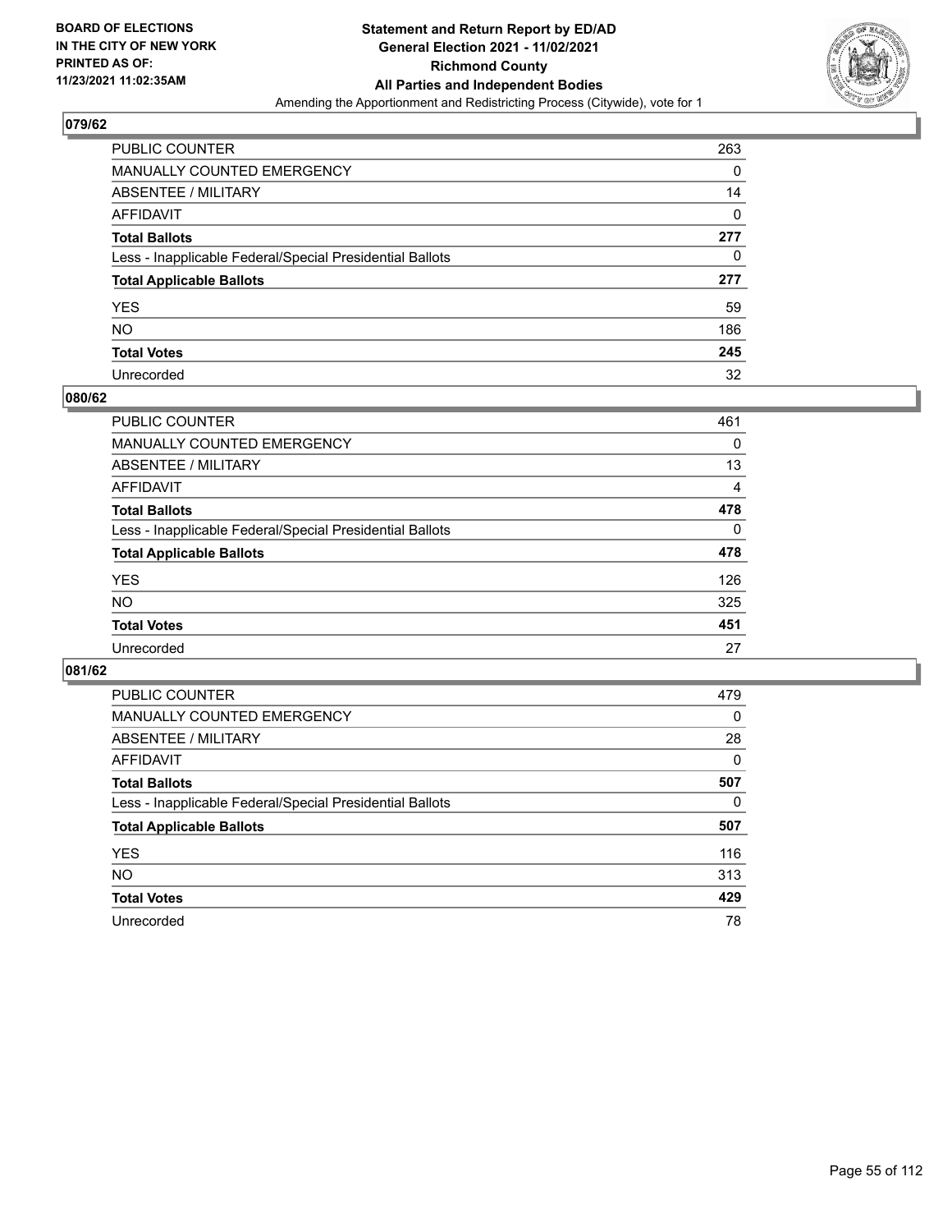**Statement and Return Report by ED/AD**
**General Election 2021 - 11/02/2021**
**Richmond County**
**All Parties and Independent Bodies**
Amending the Apportionment and Redistricting Process (Citywide), vote for 1

BOARD OF ELECTIONS
IN THE CITY OF NEW YORK
PRINTED AS OF:
11/23/2021 11:02:35AM

### 079/62

| | |
|---|---|
| PUBLIC COUNTER | 263 |
| MANUALLY COUNTED EMERGENCY | 0 |
| ABSENTEE / MILITARY | 14 |
| AFFIDAVIT | 0 |
| **Total Ballots** | **277** |
| Less - Inapplicable Federal/Special Presidential Ballots | 0 |
| **Total Applicable Ballots** | **277** |
| YES | 59 |
| NO | 186 |
| **Total Votes** | **245** |
| Unrecorded | 32 |

### 080/62

| | |
|---|---|
| PUBLIC COUNTER | 461 |
| MANUALLY COUNTED EMERGENCY | 0 |
| ABSENTEE / MILITARY | 13 |
| AFFIDAVIT | 4 |
| **Total Ballots** | **478** |
| Less - Inapplicable Federal/Special Presidential Ballots | 0 |
| **Total Applicable Ballots** | **478** |
| YES | 126 |
| NO | 325 |
| **Total Votes** | **451** |
| Unrecorded | 27 |

### 081/62

| | |
|---|---|
| PUBLIC COUNTER | 479 |
| MANUALLY COUNTED EMERGENCY | 0 |
| ABSENTEE / MILITARY | 28 |
| AFFIDAVIT | 0 |
| **Total Ballots** | **507** |
| Less - Inapplicable Federal/Special Presidential Ballots | 0 |
| **Total Applicable Ballots** | **507** |
| YES | 116 |
| NO | 313 |
| **Total Votes** | **429** |
| Unrecorded | 78 |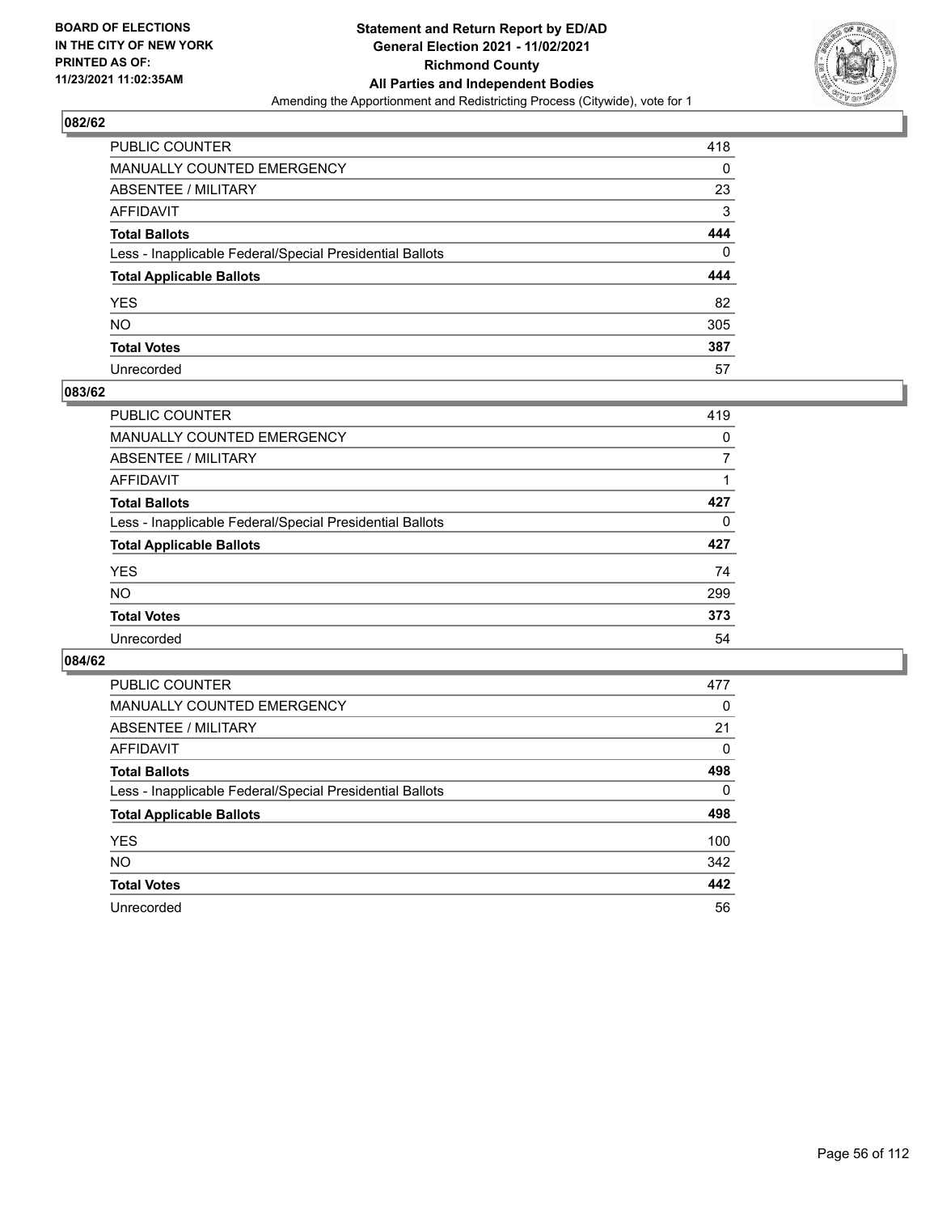BOARD OF ELECTIONS
IN THE CITY OF NEW YORK
PRINTED AS OF:
11/23/2021 11:02:35AM

**Statement and Return Report by ED/AD**
**General Election 2021 - 11/02/2021**
**Richmond County**
**All Parties and Independent Bodies**
Amending the Apportionment and Redistricting Process (Citywide), vote for 1

## 082/62

| | |
|---|---|
| PUBLIC COUNTER | 418 |
| MANUALLY COUNTED EMERGENCY | 0 |
| ABSENTEE / MILITARY | 23 |
| AFFIDAVIT | 3 |
| **Total Ballots** | **444** |
| Less - Inapplicable Federal/Special Presidential Ballots | 0 |
| **Total Applicable Ballots** | **444** |
| YES | 82 |
| NO | 305 |
| **Total Votes** | **387** |
| Unrecorded | 57 |

## 083/62

| | |
|---|---|
| PUBLIC COUNTER | 419 |
| MANUALLY COUNTED EMERGENCY | 0 |
| ABSENTEE / MILITARY | 7 |
| AFFIDAVIT | 1 |
| **Total Ballots** | **427** |
| Less - Inapplicable Federal/Special Presidential Ballots | 0 |
| **Total Applicable Ballots** | **427** |
| YES | 74 |
| NO | 299 |
| **Total Votes** | **373** |
| Unrecorded | 54 |

## 084/62

| | |
|---|---|
| PUBLIC COUNTER | 477 |
| MANUALLY COUNTED EMERGENCY | 0 |
| ABSENTEE / MILITARY | 21 |
| AFFIDAVIT | 0 |
| **Total Ballots** | **498** |
| Less - Inapplicable Federal/Special Presidential Ballots | 0 |
| **Total Applicable Ballots** | **498** |
| YES | 100 |
| NO | 342 |
| **Total Votes** | **442** |
| Unrecorded | 56 |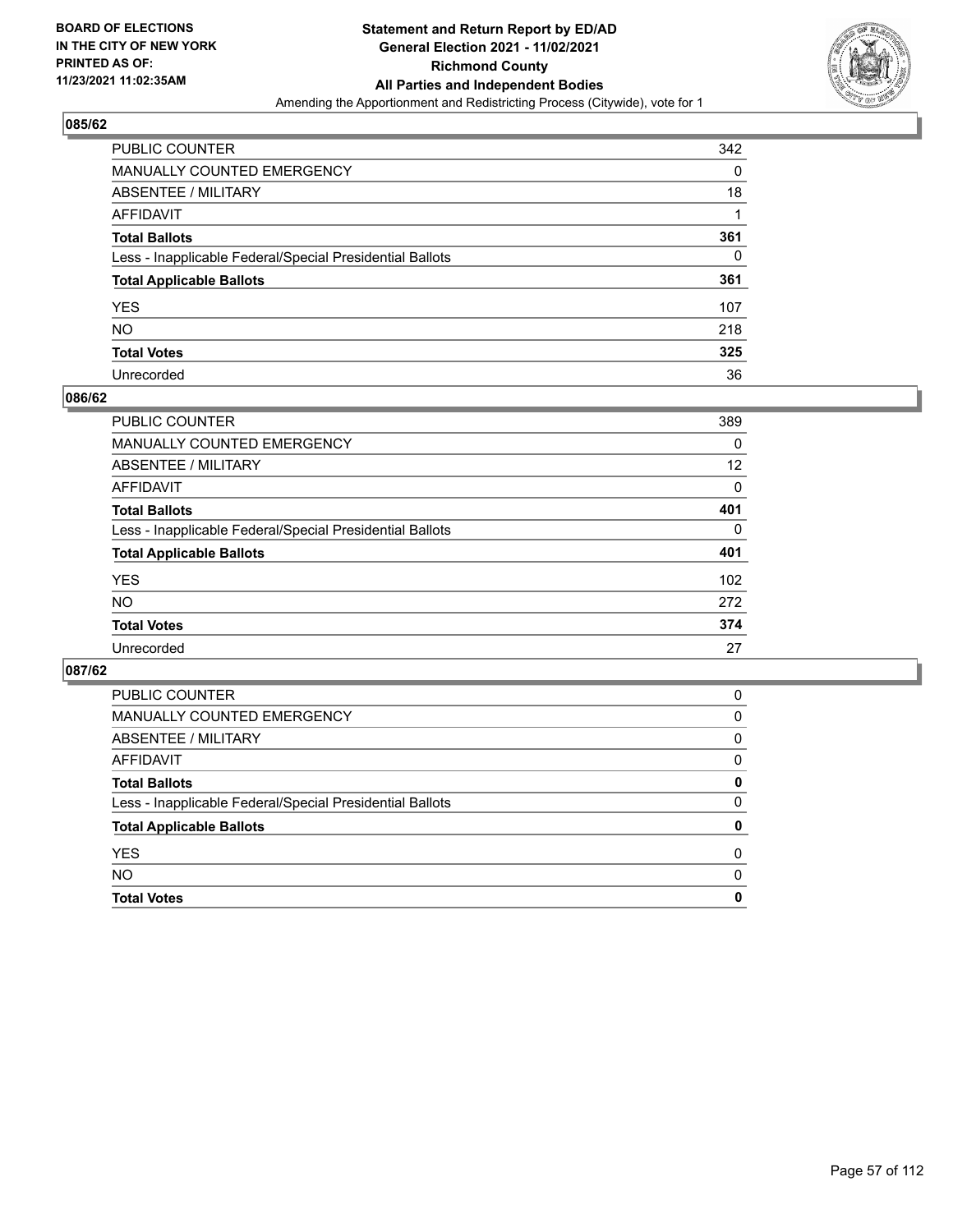BOARD OF ELECTIONS
IN THE CITY OF NEW YORK
PRINTED AS OF:
11/23/2021 11:02:35AM

**Statement and Return Report by ED/AD**
**General Election 2021 - 11/02/2021**
**Richmond County**
**All Parties and Independent Bodies**
Amending the Apportionment and Redistricting Process (Citywide), vote for 1

## 085/62

| | |
|---|---|
| PUBLIC COUNTER | 342 |
| MANUALLY COUNTED EMERGENCY | 0 |
| ABSENTEE / MILITARY | 18 |
| AFFIDAVIT | 1 |
| **Total Ballots** | **361** |
| Less - Inapplicable Federal/Special Presidential Ballots | 0 |
| **Total Applicable Ballots** | **361** |
| YES | 107 |
| NO | 218 |
| **Total Votes** | **325** |
| Unrecorded | 36 |

## 086/62

| | |
|---|---|
| PUBLIC COUNTER | 389 |
| MANUALLY COUNTED EMERGENCY | 0 |
| ABSENTEE / MILITARY | 12 |
| AFFIDAVIT | 0 |
| **Total Ballots** | **401** |
| Less - Inapplicable Federal/Special Presidential Ballots | 0 |
| **Total Applicable Ballots** | **401** |
| YES | 102 |
| NO | 272 |
| **Total Votes** | **374** |
| Unrecorded | 27 |

## 087/62

| | |
|---|---|
| PUBLIC COUNTER | 0 |
| MANUALLY COUNTED EMERGENCY | 0 |
| ABSENTEE / MILITARY | 0 |
| AFFIDAVIT | 0 |
| **Total Ballots** | **0** |
| Less - Inapplicable Federal/Special Presidential Ballots | 0 |
| **Total Applicable Ballots** | **0** |
| YES | 0 |
| NO | 0 |
| **Total Votes** | **0** |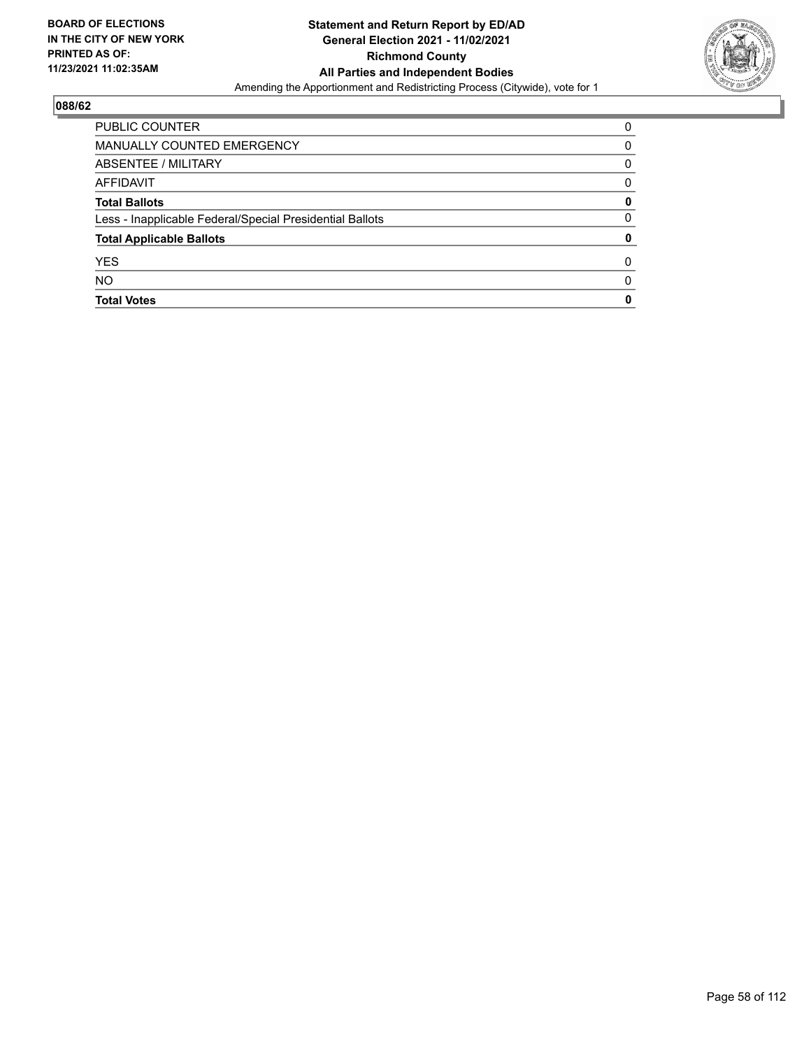**BOARD OF ELECTIONS IN THE CITY OF NEW YORK PRINTED AS OF: 11/23/2021 11:02:35AM**

**Statement and Return Report by ED/AD**
**General Election 2021 - 11/02/2021**
**Richmond County**
**All Parties and Independent Bodies**
Amending the Apportionment and Redistricting Process (Citywide), vote for 1

## 088/62

| | |
|---|---|
| PUBLIC COUNTER | 0 |
| MANUALLY COUNTED EMERGENCY | 0 |
| ABSENTEE / MILITARY | 0 |
| AFFIDAVIT | 0 |
| **Total Ballots** | **0** |
| Less - Inapplicable Federal/Special Presidential Ballots | 0 |
| **Total Applicable Ballots** | **0** |
| YES | 0 |
| NO | 0 |
| **Total Votes** | **0** |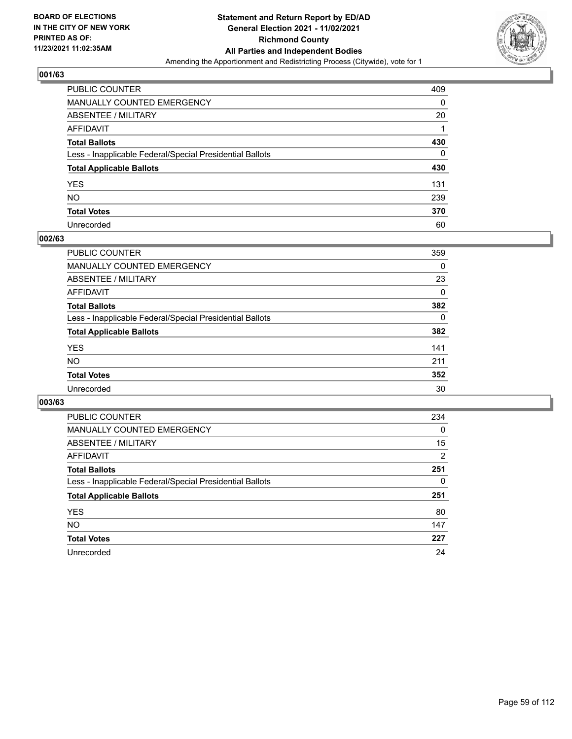**BOARD OF ELECTIONS IN THE CITY OF NEW YORK PRINTED AS OF: 11/23/2021 11:02:35AM**

**Statement and Return Report by ED/AD General Election 2021 - 11/02/2021 Richmond County All Parties and Independent Bodies**

Amending the Apportionment and Redistricting Process (Citywide), vote for 1

### 001/63

| | |
|---|---|
| PUBLIC COUNTER | 409 |
| MANUALLY COUNTED EMERGENCY | 0 |
| ABSENTEE / MILITARY | 20 |
| AFFIDAVIT | 1 |
| **Total Ballots** | **430** |
| Less - Inapplicable Federal/Special Presidential Ballots | 0 |
| **Total Applicable Ballots** | **430** |
| YES | 131 |
| NO | 239 |
| **Total Votes** | **370** |
| Unrecorded | 60 |

### 002/63

| | |
|---|---|
| PUBLIC COUNTER | 359 |
| MANUALLY COUNTED EMERGENCY | 0 |
| ABSENTEE / MILITARY | 23 |
| AFFIDAVIT | 0 |
| **Total Ballots** | **382** |
| Less - Inapplicable Federal/Special Presidential Ballots | 0 |
| **Total Applicable Ballots** | **382** |
| YES | 141 |
| NO | 211 |
| **Total Votes** | **352** |
| Unrecorded | 30 |

### 003/63

| | |
|---|---|
| PUBLIC COUNTER | 234 |
| MANUALLY COUNTED EMERGENCY | 0 |
| ABSENTEE / MILITARY | 15 |
| AFFIDAVIT | 2 |
| **Total Ballots** | **251** |
| Less - Inapplicable Federal/Special Presidential Ballots | 0 |
| **Total Applicable Ballots** | **251** |
| YES | 80 |
| NO | 147 |
| **Total Votes** | **227** |
| Unrecorded | 24 |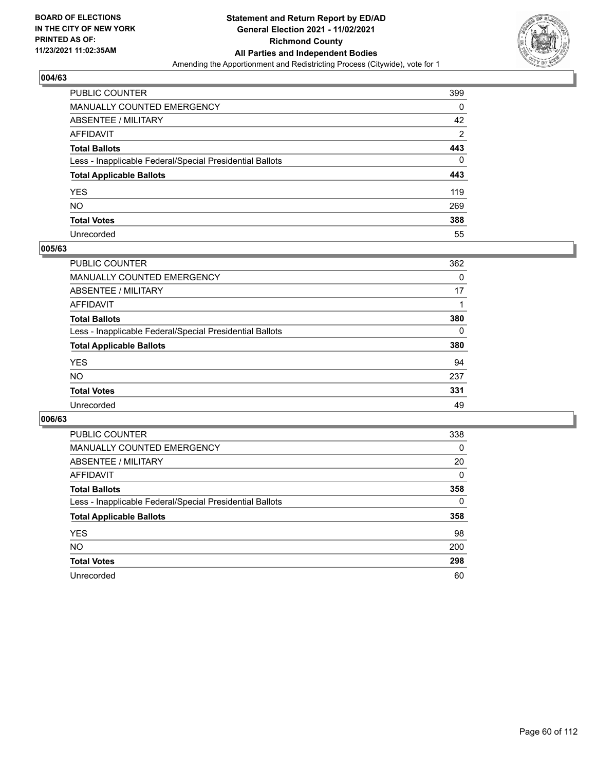**BOARD OF ELECTIONS IN THE CITY OF NEW YORK PRINTED AS OF: 11/23/2021 11:02:35AM**

**Statement and Return Report by ED/AD General Election 2021 - 11/02/2021 Richmond County All Parties and Independent Bodies**

Amending the Apportionment and Redistricting Process (Citywide), vote for 1

## 004/63

| | |
|---|---|
| PUBLIC COUNTER | 399 |
| MANUALLY COUNTED EMERGENCY | 0 |
| ABSENTEE / MILITARY | 42 |
| AFFIDAVIT | 2 |
| **Total Ballots** | **443** |
| Less - Inapplicable Federal/Special Presidential Ballots | 0 |
| **Total Applicable Ballots** | **443** |
| YES | 119 |
| NO | 269 |
| **Total Votes** | **388** |
| Unrecorded | 55 |

## 005/63

| | |
|---|---|
| PUBLIC COUNTER | 362 |
| MANUALLY COUNTED EMERGENCY | 0 |
| ABSENTEE / MILITARY | 17 |
| AFFIDAVIT | 1 |
| **Total Ballots** | **380** |
| Less - Inapplicable Federal/Special Presidential Ballots | 0 |
| **Total Applicable Ballots** | **380** |
| YES | 94 |
| NO | 237 |
| **Total Votes** | **331** |
| Unrecorded | 49 |

## 006/63

| | |
|---|---|
| PUBLIC COUNTER | 338 |
| MANUALLY COUNTED EMERGENCY | 0 |
| ABSENTEE / MILITARY | 20 |
| AFFIDAVIT | 0 |
| **Total Ballots** | **358** |
| Less - Inapplicable Federal/Special Presidential Ballots | 0 |
| **Total Applicable Ballots** | **358** |
| YES | 98 |
| NO | 200 |
| **Total Votes** | **298** |
| Unrecorded | 60 |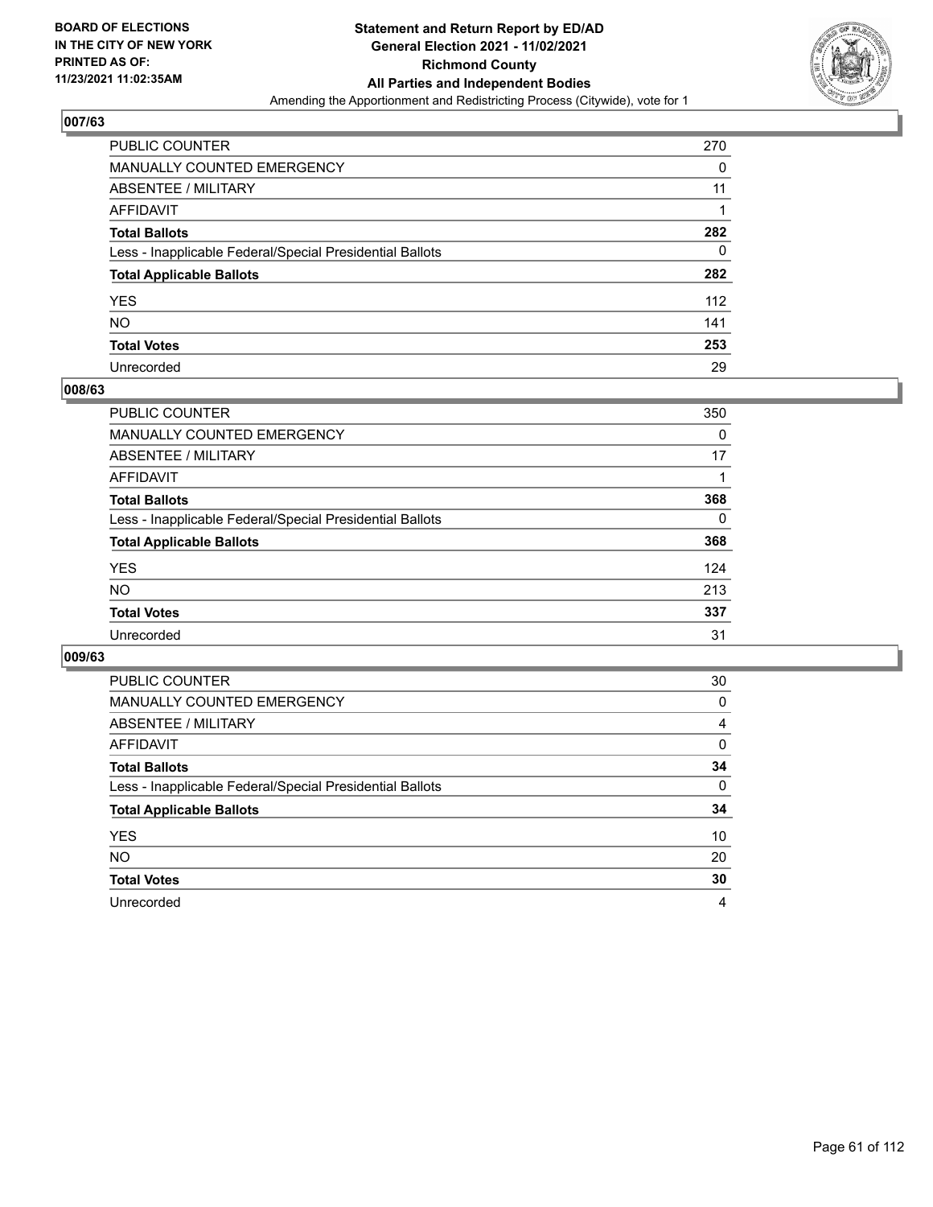## 007/63

| | |
|---|---|
| PUBLIC COUNTER | 270 |
| MANUALLY COUNTED EMERGENCY | 0 |
| ABSENTEE / MILITARY | 11 |
| AFFIDAVIT | 1 |
| **Total Ballots** | **282** |
| Less - Inapplicable Federal/Special Presidential Ballots | 0 |
| **Total Applicable Ballots** | **282** |
| YES | 112 |
| NO | 141 |
| **Total Votes** | **253** |
| Unrecorded | 29 |

## 008/63

| | |
|---|---|
| PUBLIC COUNTER | 350 |
| MANUALLY COUNTED EMERGENCY | 0 |
| ABSENTEE / MILITARY | 17 |
| AFFIDAVIT | 1 |
| **Total Ballots** | **368** |
| Less - Inapplicable Federal/Special Presidential Ballots | 0 |
| **Total Applicable Ballots** | **368** |
| YES | 124 |
| NO | 213 |
| **Total Votes** | **337** |
| Unrecorded | 31 |

## 009/63

| | |
|---|---|
| PUBLIC COUNTER | 30 |
| MANUALLY COUNTED EMERGENCY | 0 |
| ABSENTEE / MILITARY | 4 |
| AFFIDAVIT | 0 |
| **Total Ballots** | **34** |
| Less - Inapplicable Federal/Special Presidential Ballots | 0 |
| **Total Applicable Ballots** | **34** |
| YES | 10 |
| NO | 20 |
| **Total Votes** | **30** |
| Unrecorded | 4 |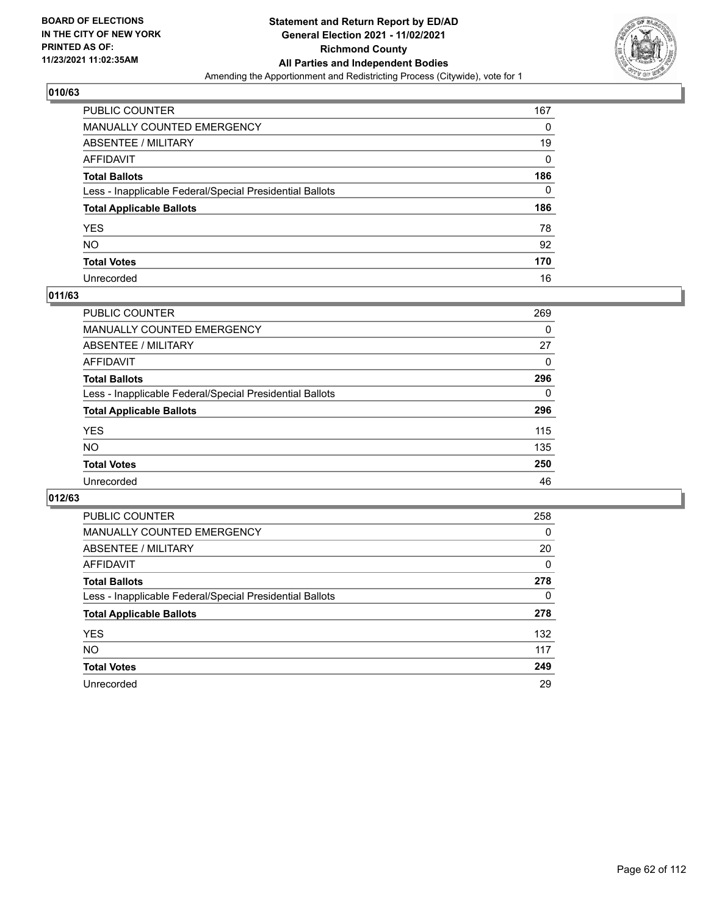**BOARD OF ELECTIONS IN THE CITY OF NEW YORK PRINTED AS OF: 11/23/2021 11:02:35AM**

**Statement and Return Report by ED/AD General Election 2021 - 11/02/2021 Richmond County All Parties and Independent Bodies**

Amending the Apportionment and Redistricting Process (Citywide), vote for 1

## 010/63

| | |
|---|---|
| PUBLIC COUNTER | 167 |
| MANUALLY COUNTED EMERGENCY | 0 |
| ABSENTEE / MILITARY | 19 |
| AFFIDAVIT | 0 |
| **Total Ballots** | **186** |
| Less - Inapplicable Federal/Special Presidential Ballots | 0 |
| **Total Applicable Ballots** | **186** |
| YES | 78 |
| NO | 92 |
| **Total Votes** | **170** |
| Unrecorded | 16 |

## 011/63

| | |
|---|---|
| PUBLIC COUNTER | 269 |
| MANUALLY COUNTED EMERGENCY | 0 |
| ABSENTEE / MILITARY | 27 |
| AFFIDAVIT | 0 |
| **Total Ballots** | **296** |
| Less - Inapplicable Federal/Special Presidential Ballots | 0 |
| **Total Applicable Ballots** | **296** |
| YES | 115 |
| NO | 135 |
| **Total Votes** | **250** |
| Unrecorded | 46 |

## 012/63

| | |
|---|---|
| PUBLIC COUNTER | 258 |
| MANUALLY COUNTED EMERGENCY | 0 |
| ABSENTEE / MILITARY | 20 |
| AFFIDAVIT | 0 |
| **Total Ballots** | **278** |
| Less - Inapplicable Federal/Special Presidential Ballots | 0 |
| **Total Applicable Ballots** | **278** |
| YES | 132 |
| NO | 117 |
| **Total Votes** | **249** |
| Unrecorded | 29 |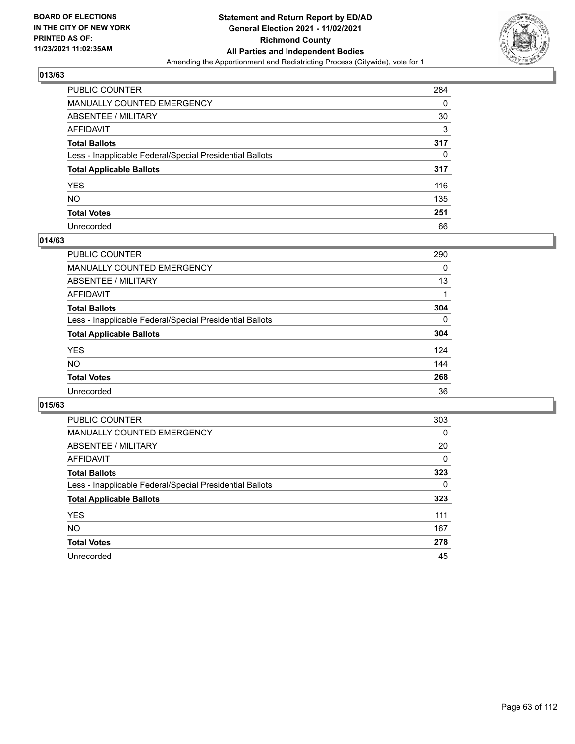**BOARD OF ELECTIONS IN THE CITY OF NEW YORK PRINTED AS OF: 11/23/2021 11:02:35AM**

**Statement and Return Report by ED/AD General Election 2021 - 11/02/2021 Richmond County All Parties and Independent Bodies**

Amending the Apportionment and Redistricting Process (Citywide), vote for 1

## 013/63

| | |
|---|---|
| PUBLIC COUNTER | 284 |
| MANUALLY COUNTED EMERGENCY | 0 |
| ABSENTEE / MILITARY | 30 |
| AFFIDAVIT | 3 |
| **Total Ballots** | **317** |
| Less - Inapplicable Federal/Special Presidential Ballots | 0 |
| **Total Applicable Ballots** | **317** |
| YES | 116 |
| NO | 135 |
| **Total Votes** | **251** |
| Unrecorded | 66 |

## 014/63

| | |
|---|---|
| PUBLIC COUNTER | 290 |
| MANUALLY COUNTED EMERGENCY | 0 |
| ABSENTEE / MILITARY | 13 |
| AFFIDAVIT | 1 |
| **Total Ballots** | **304** |
| Less - Inapplicable Federal/Special Presidential Ballots | 0 |
| **Total Applicable Ballots** | **304** |
| YES | 124 |
| NO | 144 |
| **Total Votes** | **268** |
| Unrecorded | 36 |

## 015/63

| | |
|---|---|
| PUBLIC COUNTER | 303 |
| MANUALLY COUNTED EMERGENCY | 0 |
| ABSENTEE / MILITARY | 20 |
| AFFIDAVIT | 0 |
| **Total Ballots** | **323** |
| Less - Inapplicable Federal/Special Presidential Ballots | 0 |
| **Total Applicable Ballots** | **323** |
| YES | 111 |
| NO | 167 |
| **Total Votes** | **278** |
| Unrecorded | 45 |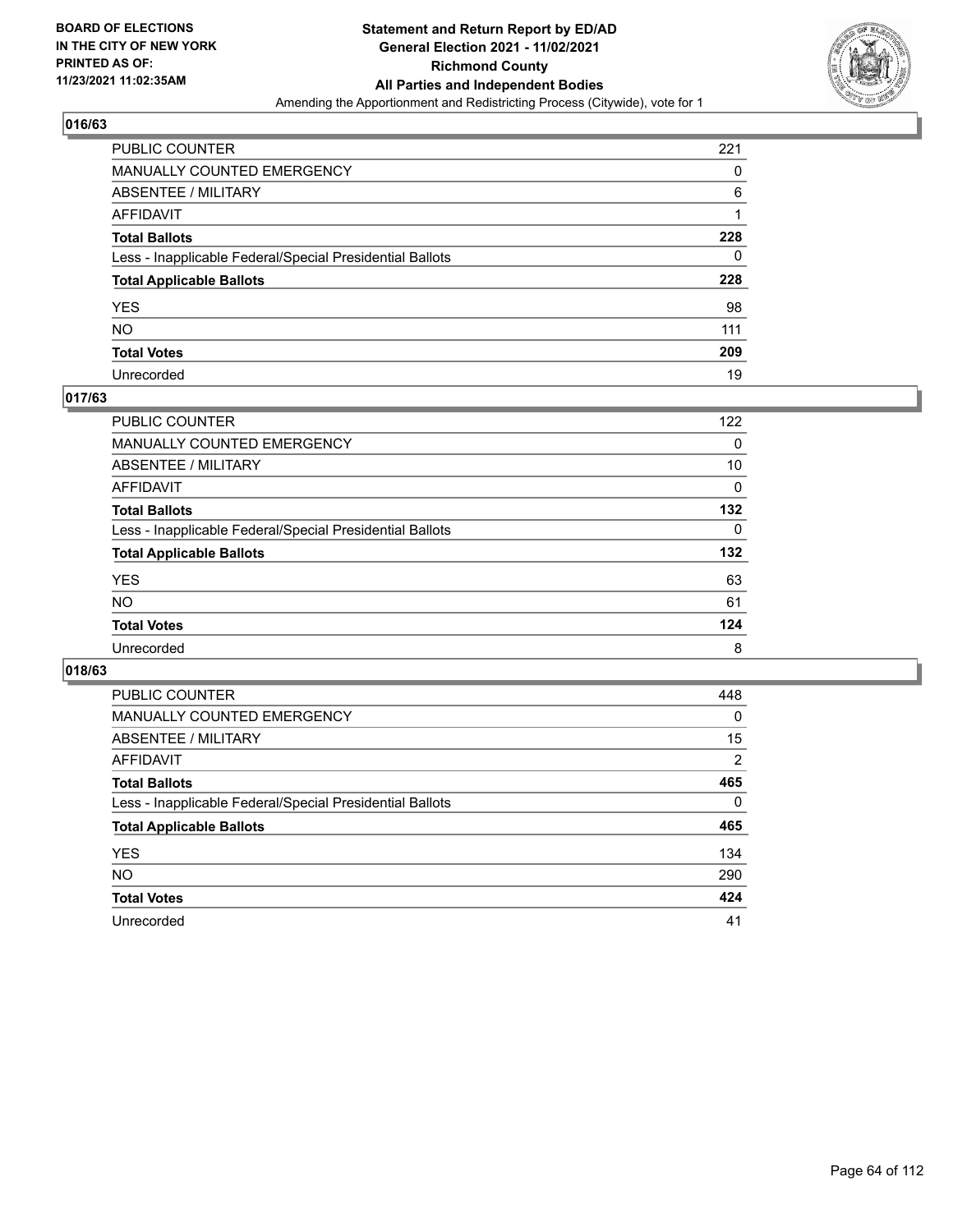BOARD OF ELECTIONS
IN THE CITY OF NEW YORK
PRINTED AS OF:
11/23/2021 11:02:35AM

**Statement and Return Report by ED/AD**
**General Election 2021 - 11/02/2021**
**Richmond County**
**All Parties and Independent Bodies**
Amending the Apportionment and Redistricting Process (Citywide), vote for 1

### 016/63

| | |
|---|---|
| PUBLIC COUNTER | 221 |
| MANUALLY COUNTED EMERGENCY | 0 |
| ABSENTEE / MILITARY | 6 |
| AFFIDAVIT | 1 |
| **Total Ballots** | **228** |
| Less - Inapplicable Federal/Special Presidential Ballots | 0 |
| **Total Applicable Ballots** | **228** |
| YES | 98 |
| NO | 111 |
| **Total Votes** | **209** |
| Unrecorded | 19 |

### 017/63

| | |
|---|---|
| PUBLIC COUNTER | 122 |
| MANUALLY COUNTED EMERGENCY | 0 |
| ABSENTEE / MILITARY | 10 |
| AFFIDAVIT | 0 |
| **Total Ballots** | **132** |
| Less - Inapplicable Federal/Special Presidential Ballots | 0 |
| **Total Applicable Ballots** | **132** |
| YES | 63 |
| NO | 61 |
| **Total Votes** | **124** |
| Unrecorded | 8 |

### 018/63

| | |
|---|---|
| PUBLIC COUNTER | 448 |
| MANUALLY COUNTED EMERGENCY | 0 |
| ABSENTEE / MILITARY | 15 |
| AFFIDAVIT | 2 |
| **Total Ballots** | **465** |
| Less - Inapplicable Federal/Special Presidential Ballots | 0 |
| **Total Applicable Ballots** | **465** |
| YES | 134 |
| NO | 290 |
| **Total Votes** | **424** |
| Unrecorded | 41 |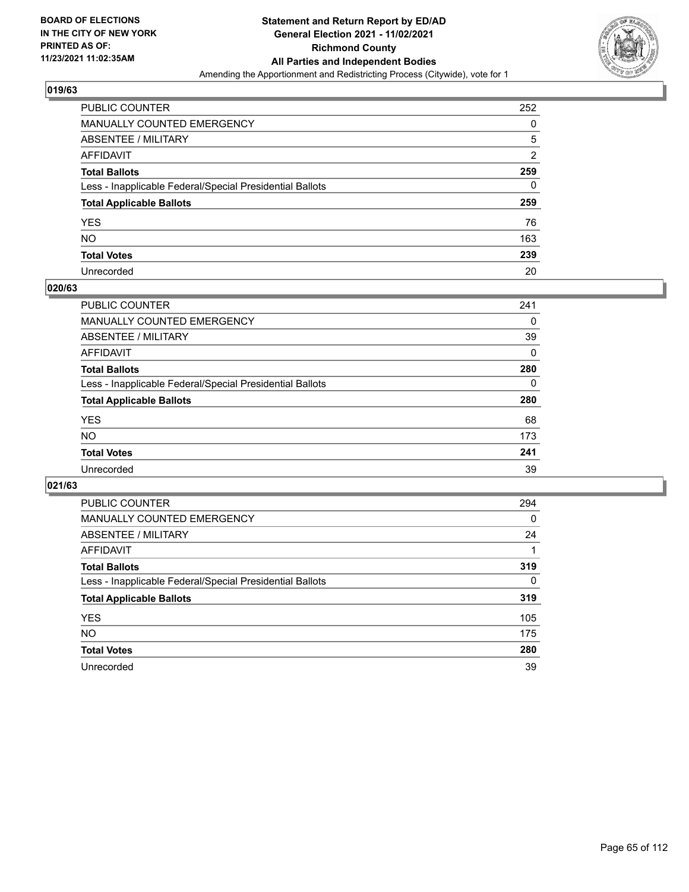**BOARD OF ELECTIONS IN THE CITY OF NEW YORK PRINTED AS OF: 11/23/2021 11:02:35AM**

**Statement and Return Report by ED/AD**
**General Election 2021 - 11/02/2021**
**Richmond County**
**All Parties and Independent Bodies**
Amending the Apportionment and Redistricting Process (Citywide), vote for 1

### 019/63

| | |
|---|---|
| PUBLIC COUNTER | 252 |
| MANUALLY COUNTED EMERGENCY | 0 |
| ABSENTEE / MILITARY | 5 |
| AFFIDAVIT | 2 |
| **Total Ballots** | **259** |
| Less - Inapplicable Federal/Special Presidential Ballots | 0 |
| **Total Applicable Ballots** | **259** |
| YES | 76 |
| NO | 163 |
| **Total Votes** | **239** |
| Unrecorded | 20 |

### 020/63

| | |
|---|---|
| PUBLIC COUNTER | 241 |
| MANUALLY COUNTED EMERGENCY | 0 |
| ABSENTEE / MILITARY | 39 |
| AFFIDAVIT | 0 |
| **Total Ballots** | **280** |
| Less - Inapplicable Federal/Special Presidential Ballots | 0 |
| **Total Applicable Ballots** | **280** |
| YES | 68 |
| NO | 173 |
| **Total Votes** | **241** |
| Unrecorded | 39 |

### 021/63

| | |
|---|---|
| PUBLIC COUNTER | 294 |
| MANUALLY COUNTED EMERGENCY | 0 |
| ABSENTEE / MILITARY | 24 |
| AFFIDAVIT | 1 |
| **Total Ballots** | **319** |
| Less - Inapplicable Federal/Special Presidential Ballots | 0 |
| **Total Applicable Ballots** | **319** |
| YES | 105 |
| NO | 175 |
| **Total Votes** | **280** |
| Unrecorded | 39 |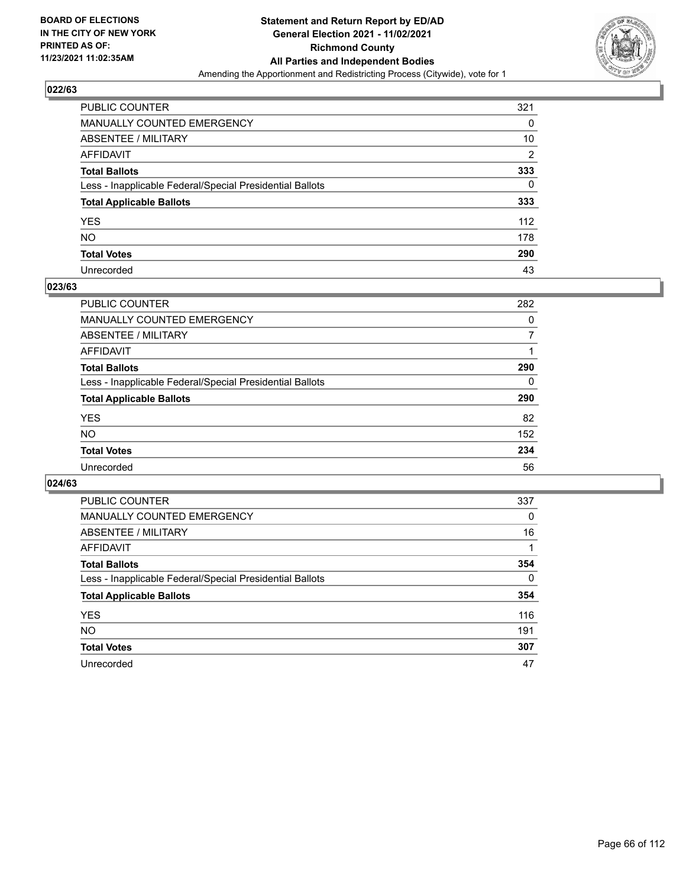**BOARD OF ELECTIONS IN THE CITY OF NEW YORK PRINTED AS OF: 11/23/2021 11:02:35AM**

**Statement and Return Report by ED/AD General Election 2021 - 11/02/2021 Richmond County All Parties and Independent Bodies**

Amending the Apportionment and Redistricting Process (Citywide), vote for 1

## 022/63

| | |
|---|---|
| PUBLIC COUNTER | 321 |
| MANUALLY COUNTED EMERGENCY | 0 |
| ABSENTEE / MILITARY | 10 |
| AFFIDAVIT | 2 |
| **Total Ballots** | **333** |
| Less - Inapplicable Federal/Special Presidential Ballots | 0 |
| **Total Applicable Ballots** | **333** |
| YES | 112 |
| NO | 178 |
| **Total Votes** | **290** |
| Unrecorded | 43 |

## 023/63

| | |
|---|---|
| PUBLIC COUNTER | 282 |
| MANUALLY COUNTED EMERGENCY | 0 |
| ABSENTEE / MILITARY | 7 |
| AFFIDAVIT | 1 |
| **Total Ballots** | **290** |
| Less - Inapplicable Federal/Special Presidential Ballots | 0 |
| **Total Applicable Ballots** | **290** |
| YES | 82 |
| NO | 152 |
| **Total Votes** | **234** |
| Unrecorded | 56 |

## 024/63

| | |
|---|---|
| PUBLIC COUNTER | 337 |
| MANUALLY COUNTED EMERGENCY | 0 |
| ABSENTEE / MILITARY | 16 |
| AFFIDAVIT | 1 |
| **Total Ballots** | **354** |
| Less - Inapplicable Federal/Special Presidential Ballots | 0 |
| **Total Applicable Ballots** | **354** |
| YES | 116 |
| NO | 191 |
| **Total Votes** | **307** |
| Unrecorded | 47 |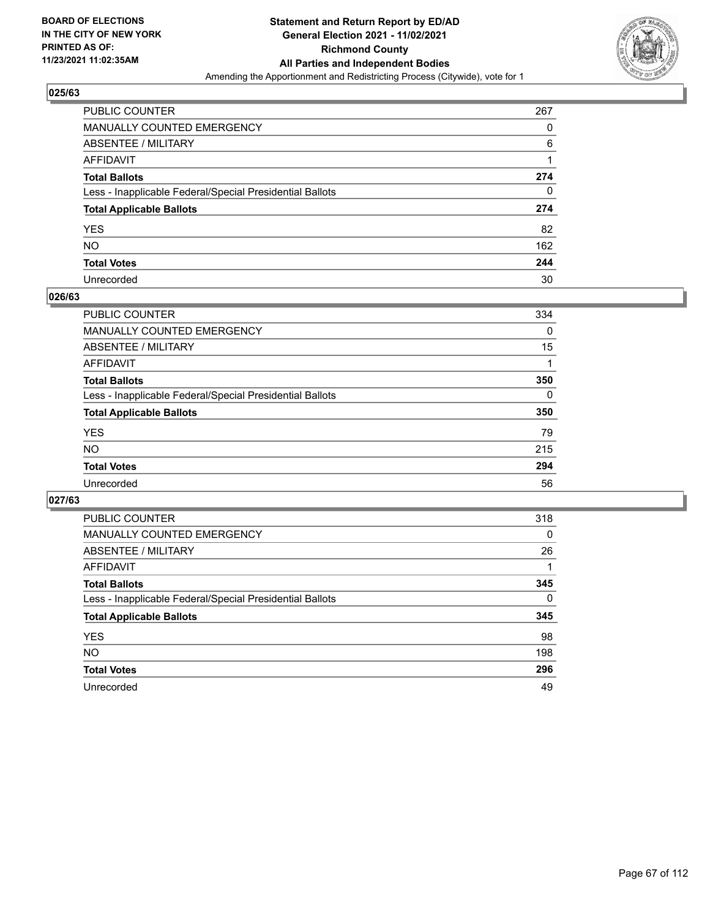**BOARD OF ELECTIONS IN THE CITY OF NEW YORK PRINTED AS OF: 11/23/2021 11:02:35AM**

**Statement and Return Report by ED/AD General Election 2021 - 11/02/2021 Richmond County All Parties and Independent Bodies**

Amending the Apportionment and Redistricting Process (Citywide), vote for 1

### 025/63

| | |
|---|---|
| PUBLIC COUNTER | 267 |
| MANUALLY COUNTED EMERGENCY | 0 |
| ABSENTEE / MILITARY | 6 |
| AFFIDAVIT | 1 |
| **Total Ballots** | **274** |
| Less - Inapplicable Federal/Special Presidential Ballots | 0 |
| **Total Applicable Ballots** | **274** |
| YES | 82 |
| NO | 162 |
| **Total Votes** | **244** |
| Unrecorded | 30 |

### 026/63

| | |
|---|---|
| PUBLIC COUNTER | 334 |
| MANUALLY COUNTED EMERGENCY | 0 |
| ABSENTEE / MILITARY | 15 |
| AFFIDAVIT | 1 |
| **Total Ballots** | **350** |
| Less - Inapplicable Federal/Special Presidential Ballots | 0 |
| **Total Applicable Ballots** | **350** |
| YES | 79 |
| NO | 215 |
| **Total Votes** | **294** |
| Unrecorded | 56 |

### 027/63

| | |
|---|---|
| PUBLIC COUNTER | 318 |
| MANUALLY COUNTED EMERGENCY | 0 |
| ABSENTEE / MILITARY | 26 |
| AFFIDAVIT | 1 |
| **Total Ballots** | **345** |
| Less - Inapplicable Federal/Special Presidential Ballots | 0 |
| **Total Applicable Ballots** | **345** |
| YES | 98 |
| NO | 198 |
| **Total Votes** | **296** |
| Unrecorded | 49 |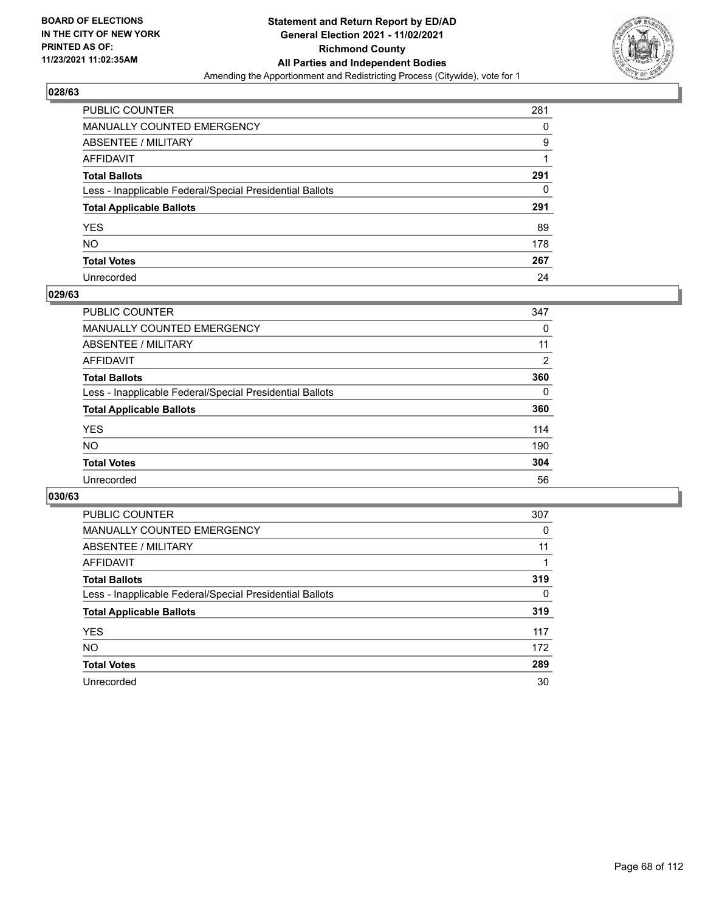**BOARD OF ELECTIONS IN THE CITY OF NEW YORK PRINTED AS OF: 11/23/2021 11:02:35AM**

**Statement and Return Report by ED/AD General Election 2021 - 11/02/2021 Richmond County All Parties and Independent Bodies**

Amending the Apportionment and Redistricting Process (Citywide), vote for 1

### 028/63

| | |
|---|---|
| PUBLIC COUNTER | 281 |
| MANUALLY COUNTED EMERGENCY | 0 |
| ABSENTEE / MILITARY | 9 |
| AFFIDAVIT | 1 |
| **Total Ballots** | **291** |
| Less - Inapplicable Federal/Special Presidential Ballots | 0 |
| **Total Applicable Ballots** | **291** |
| YES | 89 |
| NO | 178 |
| **Total Votes** | **267** |
| Unrecorded | 24 |

### 029/63

| | |
|---|---|
| PUBLIC COUNTER | 347 |
| MANUALLY COUNTED EMERGENCY | 0 |
| ABSENTEE / MILITARY | 11 |
| AFFIDAVIT | 2 |
| **Total Ballots** | **360** |
| Less - Inapplicable Federal/Special Presidential Ballots | 0 |
| **Total Applicable Ballots** | **360** |
| YES | 114 |
| NO | 190 |
| **Total Votes** | **304** |
| Unrecorded | 56 |

### 030/63

| | |
|---|---|
| PUBLIC COUNTER | 307 |
| MANUALLY COUNTED EMERGENCY | 0 |
| ABSENTEE / MILITARY | 11 |
| AFFIDAVIT | 1 |
| **Total Ballots** | **319** |
| Less - Inapplicable Federal/Special Presidential Ballots | 0 |
| **Total Applicable Ballots** | **319** |
| YES | 117 |
| NO | 172 |
| **Total Votes** | **289** |
| Unrecorded | 30 |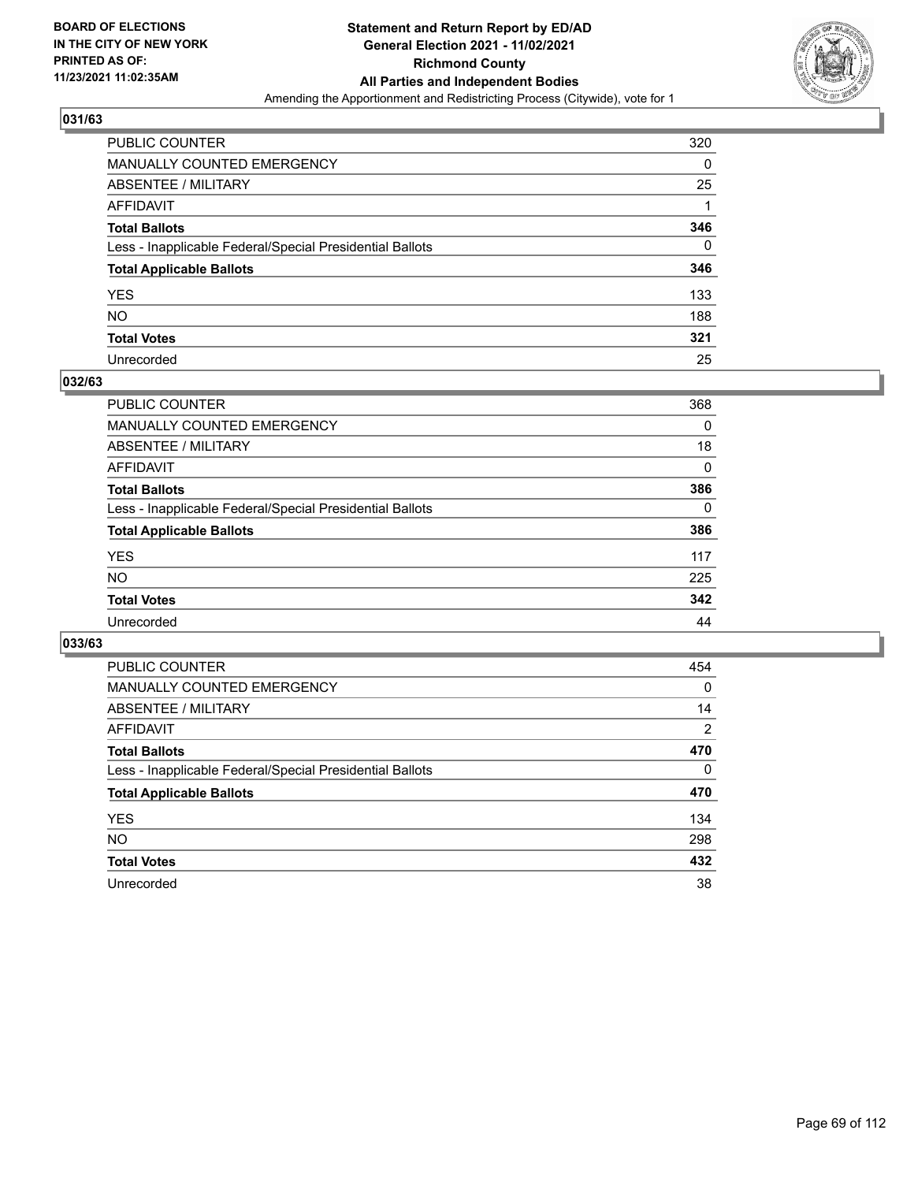**BOARD OF ELECTIONS IN THE CITY OF NEW YORK PRINTED AS OF: 11/23/2021 11:02:35AM**

**Statement and Return Report by ED/AD General Election 2021 - 11/02/2021 Richmond County All Parties and Independent Bodies**

Amending the Apportionment and Redistricting Process (Citywide), vote for 1

### 031/63

| | |
|---|---|
| PUBLIC COUNTER | 320 |
| MANUALLY COUNTED EMERGENCY | 0 |
| ABSENTEE / MILITARY | 25 |
| AFFIDAVIT | 1 |
| **Total Ballots** | **346** |
| Less - Inapplicable Federal/Special Presidential Ballots | 0 |
| **Total Applicable Ballots** | **346** |
| YES | 133 |
| NO | 188 |
| **Total Votes** | **321** |
| Unrecorded | 25 |

### 032/63

| | |
|---|---|
| PUBLIC COUNTER | 368 |
| MANUALLY COUNTED EMERGENCY | 0 |
| ABSENTEE / MILITARY | 18 |
| AFFIDAVIT | 0 |
| **Total Ballots** | **386** |
| Less - Inapplicable Federal/Special Presidential Ballots | 0 |
| **Total Applicable Ballots** | **386** |
| YES | 117 |
| NO | 225 |
| **Total Votes** | **342** |
| Unrecorded | 44 |

### 033/63

| | |
|---|---|
| PUBLIC COUNTER | 454 |
| MANUALLY COUNTED EMERGENCY | 0 |
| ABSENTEE / MILITARY | 14 |
| AFFIDAVIT | 2 |
| **Total Ballots** | **470** |
| Less - Inapplicable Federal/Special Presidential Ballots | 0 |
| **Total Applicable Ballots** | **470** |
| YES | 134 |
| NO | 298 |
| **Total Votes** | **432** |
| Unrecorded | 38 |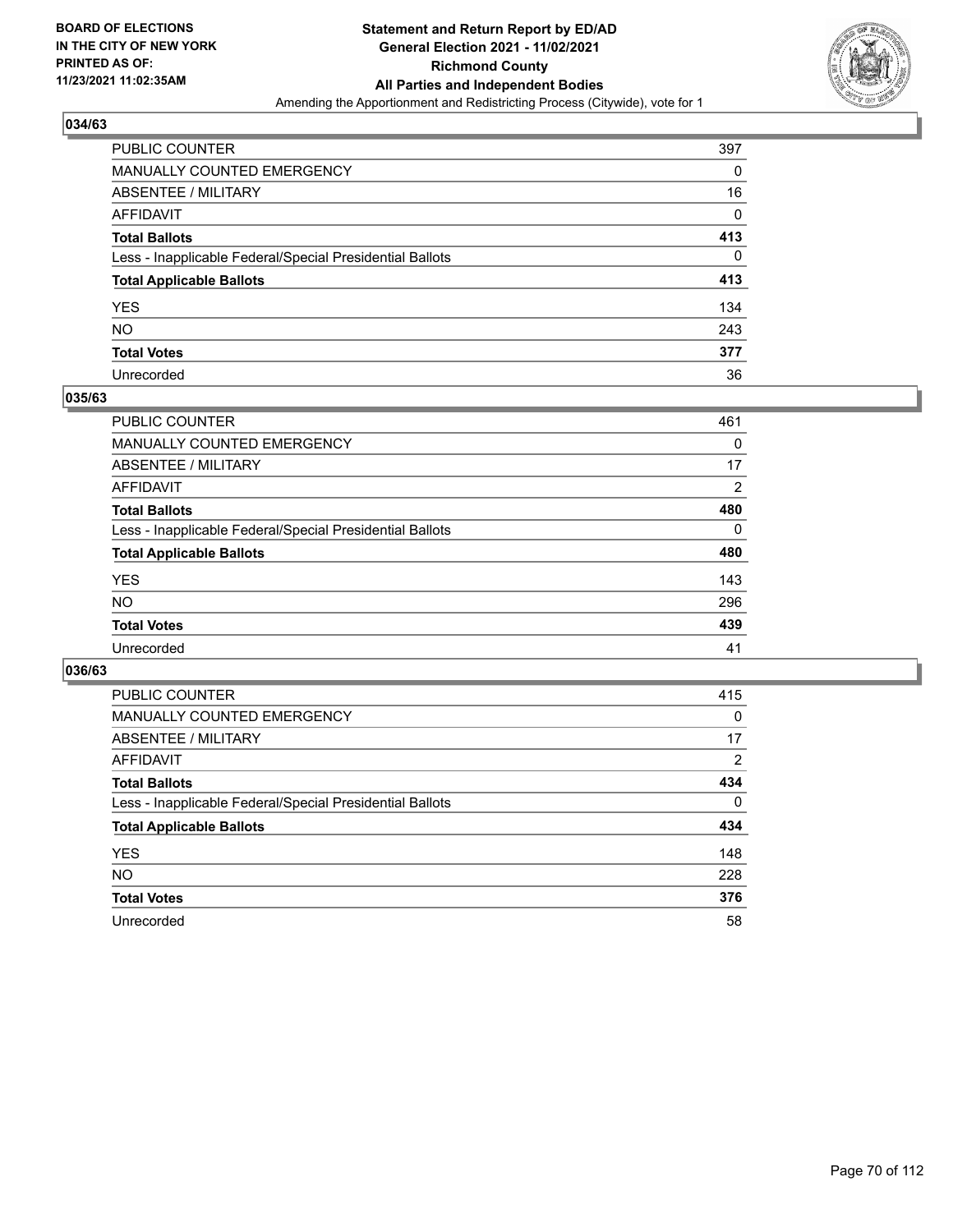**BOARD OF ELECTIONS IN THE CITY OF NEW YORK PRINTED AS OF: 11/23/2021 11:02:35AM**

**Statement and Return Report by ED/AD**
**General Election 2021 - 11/02/2021**
**Richmond County**
**All Parties and Independent Bodies**
Amending the Apportionment and Redistricting Process (Citywide), vote for 1

### 034/63

| | |
|---|---|
| PUBLIC COUNTER | 397 |
| MANUALLY COUNTED EMERGENCY | 0 |
| ABSENTEE / MILITARY | 16 |
| AFFIDAVIT | 0 |
| **Total Ballots** | **413** |
| Less - Inapplicable Federal/Special Presidential Ballots | 0 |
| **Total Applicable Ballots** | **413** |
| YES | 134 |
| NO | 243 |
| **Total Votes** | **377** |
| Unrecorded | 36 |

### 035/63

| | |
|---|---|
| PUBLIC COUNTER | 461 |
| MANUALLY COUNTED EMERGENCY | 0 |
| ABSENTEE / MILITARY | 17 |
| AFFIDAVIT | 2 |
| **Total Ballots** | **480** |
| Less - Inapplicable Federal/Special Presidential Ballots | 0 |
| **Total Applicable Ballots** | **480** |
| YES | 143 |
| NO | 296 |
| **Total Votes** | **439** |
| Unrecorded | 41 |

### 036/63

| | |
|---|---|
| PUBLIC COUNTER | 415 |
| MANUALLY COUNTED EMERGENCY | 0 |
| ABSENTEE / MILITARY | 17 |
| AFFIDAVIT | 2 |
| **Total Ballots** | **434** |
| Less - Inapplicable Federal/Special Presidential Ballots | 0 |
| **Total Applicable Ballots** | **434** |
| YES | 148 |
| NO | 228 |
| **Total Votes** | **376** |
| Unrecorded | 58 |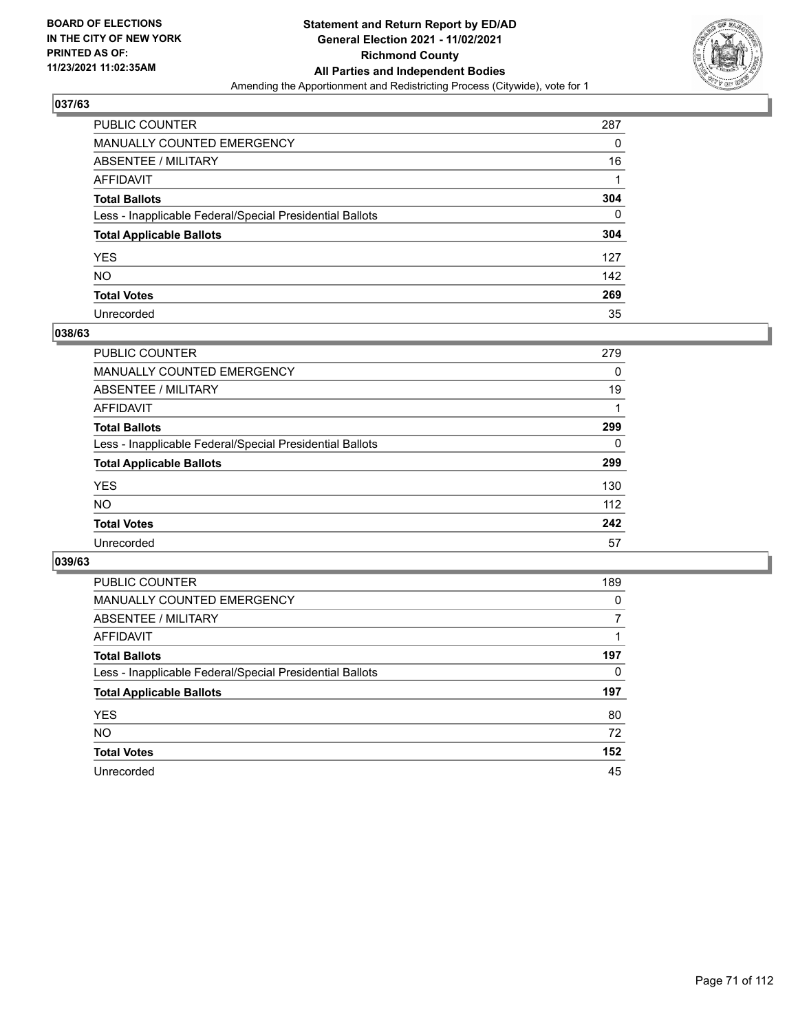**BOARD OF ELECTIONS IN THE CITY OF NEW YORK PRINTED AS OF: 11/23/2021 11:02:35AM**

**Statement and Return Report by ED/AD General Election 2021 - 11/02/2021 Richmond County All Parties and Independent Bodies**

Amending the Apportionment and Redistricting Process (Citywide), vote for 1

## 037/63

| | |
|---|---|
| PUBLIC COUNTER | 287 |
| MANUALLY COUNTED EMERGENCY | 0 |
| ABSENTEE / MILITARY | 16 |
| AFFIDAVIT | 1 |
| **Total Ballots** | **304** |
| Less - Inapplicable Federal/Special Presidential Ballots | 0 |
| **Total Applicable Ballots** | **304** |
| YES | 127 |
| NO | 142 |
| **Total Votes** | **269** |
| Unrecorded | 35 |

## 038/63

| | |
|---|---|
| PUBLIC COUNTER | 279 |
| MANUALLY COUNTED EMERGENCY | 0 |
| ABSENTEE / MILITARY | 19 |
| AFFIDAVIT | 1 |
| **Total Ballots** | **299** |
| Less - Inapplicable Federal/Special Presidential Ballots | 0 |
| **Total Applicable Ballots** | **299** |
| YES | 130 |
| NO | 112 |
| **Total Votes** | **242** |
| Unrecorded | 57 |

## 039/63

| | |
|---|---|
| PUBLIC COUNTER | 189 |
| MANUALLY COUNTED EMERGENCY | 0 |
| ABSENTEE / MILITARY | 7 |
| AFFIDAVIT | 1 |
| **Total Ballots** | **197** |
| Less - Inapplicable Federal/Special Presidential Ballots | 0 |
| **Total Applicable Ballots** | **197** |
| YES | 80 |
| NO | 72 |
| **Total Votes** | **152** |
| Unrecorded | 45 |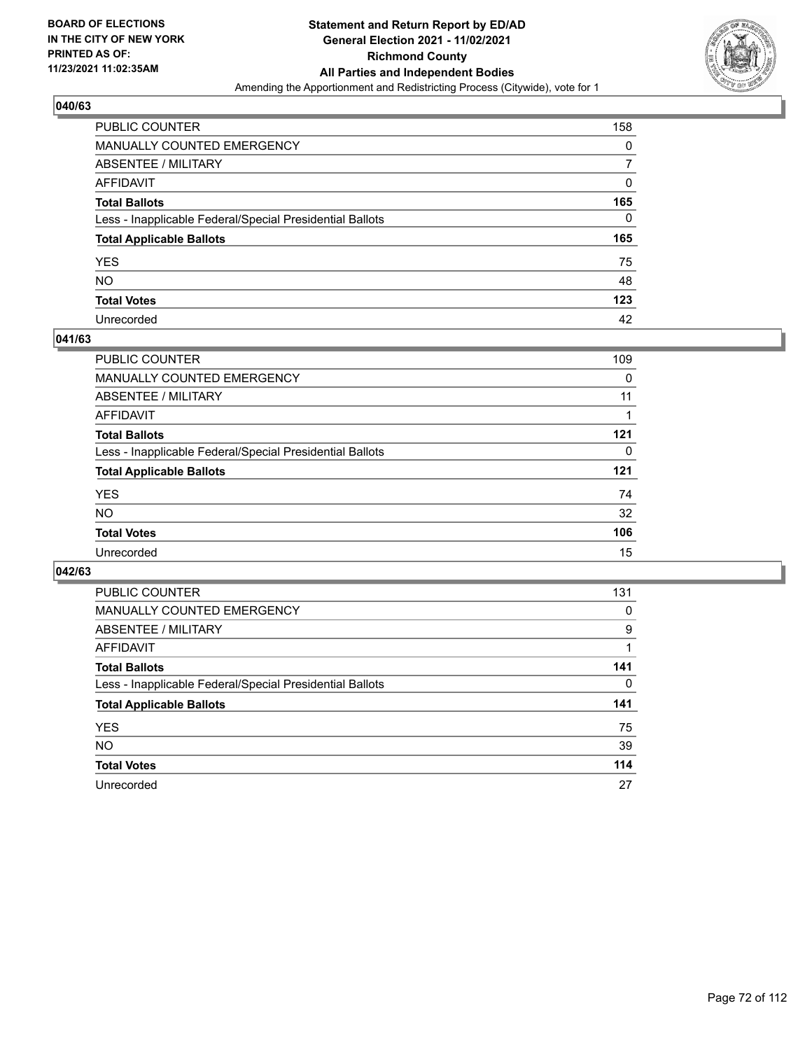## 040/63

| | |
|---|---|
| PUBLIC COUNTER | 158 |
| MANUALLY COUNTED EMERGENCY | 0 |
| ABSENTEE / MILITARY | 7 |
| AFFIDAVIT | 0 |
| **Total Ballots** | **165** |
| Less - Inapplicable Federal/Special Presidential Ballots | 0 |
| **Total Applicable Ballots** | **165** |
| YES | 75 |
| NO | 48 |
| **Total Votes** | **123** |
| Unrecorded | 42 |

## 041/63

| | |
|---|---|
| PUBLIC COUNTER | 109 |
| MANUALLY COUNTED EMERGENCY | 0 |
| ABSENTEE / MILITARY | 11 |
| AFFIDAVIT | 1 |
| **Total Ballots** | **121** |
| Less - Inapplicable Federal/Special Presidential Ballots | 0 |
| **Total Applicable Ballots** | **121** |
| YES | 74 |
| NO | 32 |
| **Total Votes** | **106** |
| Unrecorded | 15 |

## 042/63

| | |
|---|---|
| PUBLIC COUNTER | 131 |
| MANUALLY COUNTED EMERGENCY | 0 |
| ABSENTEE / MILITARY | 9 |
| AFFIDAVIT | 1 |
| **Total Ballots** | **141** |
| Less - Inapplicable Federal/Special Presidential Ballots | 0 |
| **Total Applicable Ballots** | **141** |
| YES | 75 |
| NO | 39 |
| **Total Votes** | **114** |
| Unrecorded | 27 |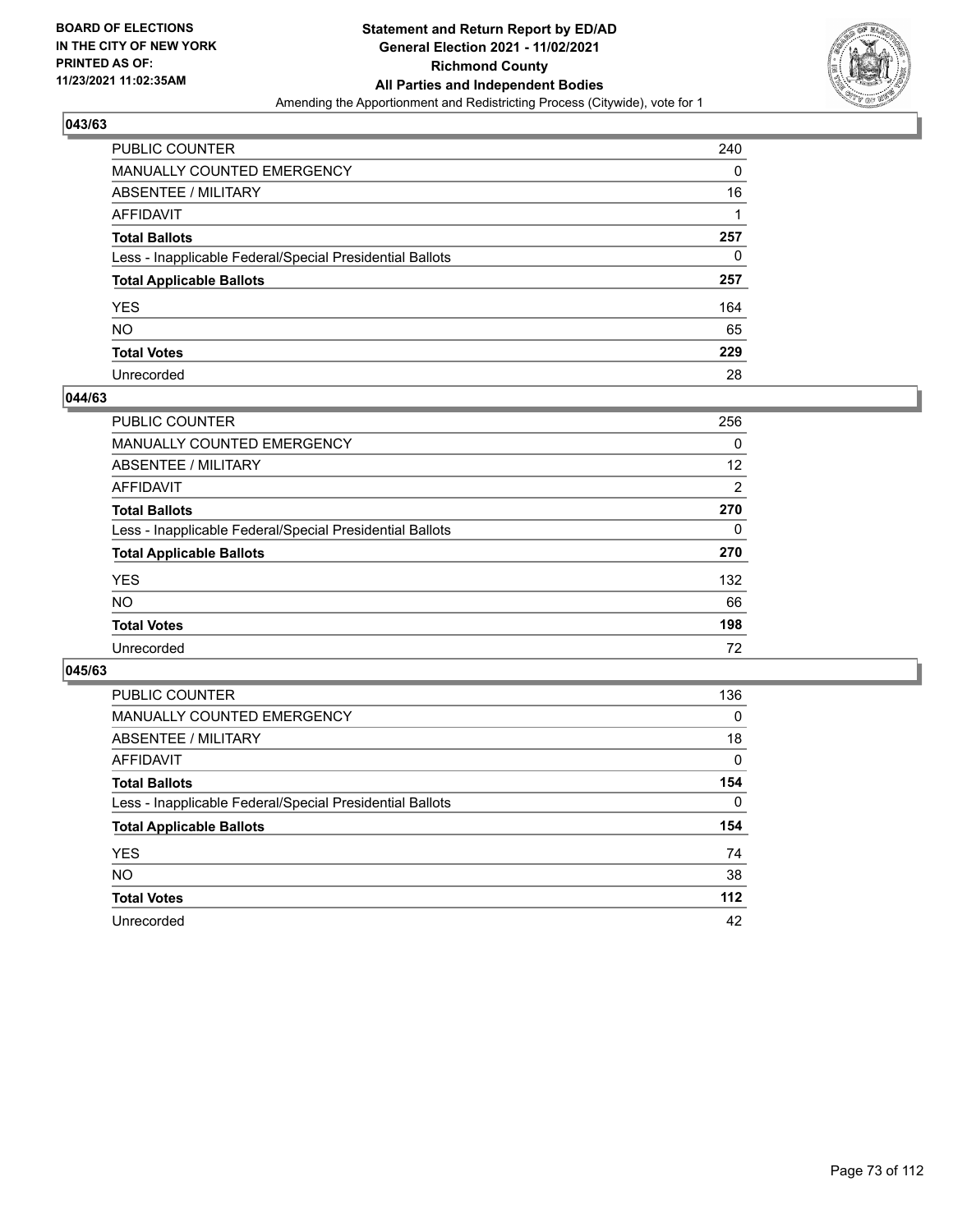BOARD OF ELECTIONS IN THE CITY OF NEW YORK PRINTED AS OF: 11/23/2021 11:02:35AM

**Statement and Return Report by ED/AD General Election 2021 - 11/02/2021 Richmond County All Parties and Independent Bodies**
Amending the Apportionment and Redistricting Process (Citywide), vote for 1

### 043/63

| | |
|---|---|
| PUBLIC COUNTER | 240 |
| MANUALLY COUNTED EMERGENCY | 0 |
| ABSENTEE / MILITARY | 16 |
| AFFIDAVIT | 1 |
| **Total Ballots** | **257** |
| Less - Inapplicable Federal/Special Presidential Ballots | 0 |
| **Total Applicable Ballots** | **257** |
| YES | 164 |
| NO | 65 |
| **Total Votes** | **229** |
| Unrecorded | 28 |

### 044/63

| | |
|---|---|
| PUBLIC COUNTER | 256 |
| MANUALLY COUNTED EMERGENCY | 0 |
| ABSENTEE / MILITARY | 12 |
| AFFIDAVIT | 2 |
| **Total Ballots** | **270** |
| Less - Inapplicable Federal/Special Presidential Ballots | 0 |
| **Total Applicable Ballots** | **270** |
| YES | 132 |
| NO | 66 |
| **Total Votes** | **198** |
| Unrecorded | 72 |

### 045/63

| | |
|---|---|
| PUBLIC COUNTER | 136 |
| MANUALLY COUNTED EMERGENCY | 0 |
| ABSENTEE / MILITARY | 18 |
| AFFIDAVIT | 0 |
| **Total Ballots** | **154** |
| Less - Inapplicable Federal/Special Presidential Ballots | 0 |
| **Total Applicable Ballots** | **154** |
| YES | 74 |
| NO | 38 |
| **Total Votes** | **112** |
| Unrecorded | 42 |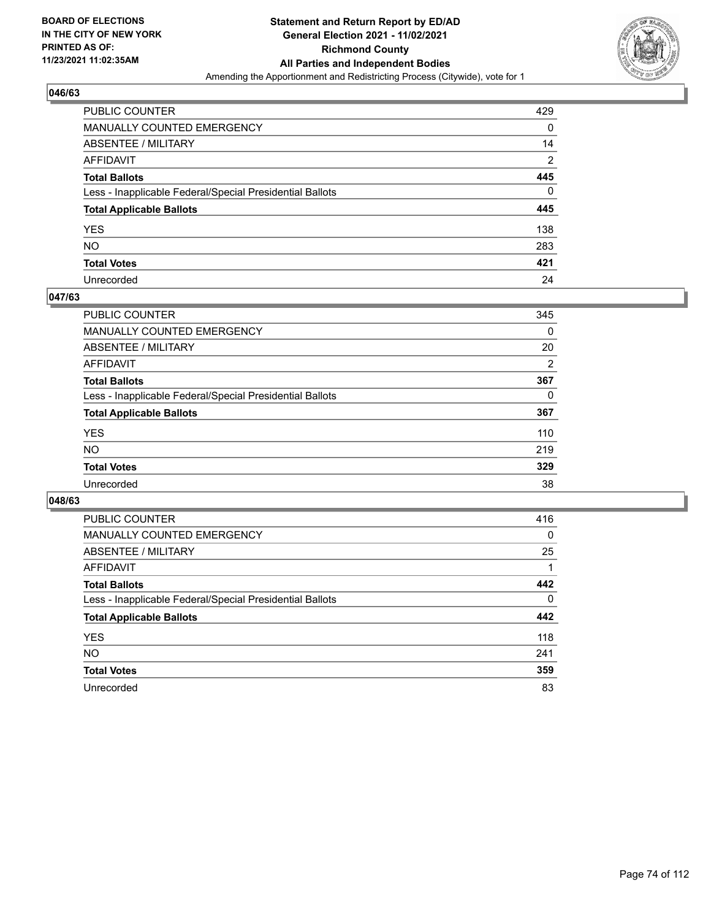## 046/63

| | |
|---|---|
| PUBLIC COUNTER | 429 |
| MANUALLY COUNTED EMERGENCY | 0 |
| ABSENTEE / MILITARY | 14 |
| AFFIDAVIT | 2 |
| **Total Ballots** | **445** |
| Less - Inapplicable Federal/Special Presidential Ballots | 0 |
| **Total Applicable Ballots** | **445** |
| YES | 138 |
| NO | 283 |
| **Total Votes** | **421** |
| Unrecorded | 24 |

## 047/63

| | |
|---|---|
| PUBLIC COUNTER | 345 |
| MANUALLY COUNTED EMERGENCY | 0 |
| ABSENTEE / MILITARY | 20 |
| AFFIDAVIT | 2 |
| **Total Ballots** | **367** |
| Less - Inapplicable Federal/Special Presidential Ballots | 0 |
| **Total Applicable Ballots** | **367** |
| YES | 110 |
| NO | 219 |
| **Total Votes** | **329** |
| Unrecorded | 38 |

## 048/63

| | |
|---|---|
| PUBLIC COUNTER | 416 |
| MANUALLY COUNTED EMERGENCY | 0 |
| ABSENTEE / MILITARY | 25 |
| AFFIDAVIT | 1 |
| **Total Ballots** | **442** |
| Less - Inapplicable Federal/Special Presidential Ballots | 0 |
| **Total Applicable Ballots** | **442** |
| YES | 118 |
| NO | 241 |
| **Total Votes** | **359** |
| Unrecorded | 83 |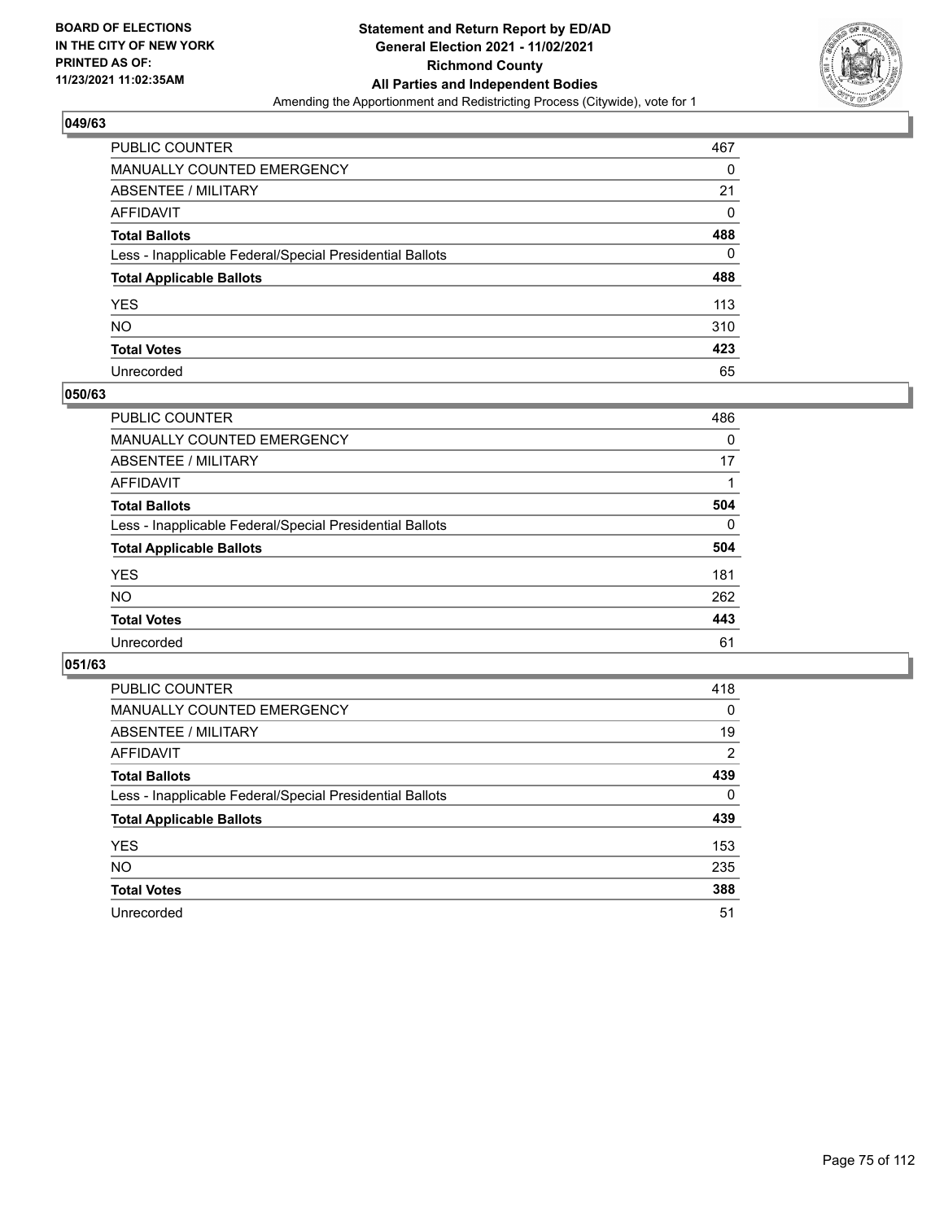**BOARD OF ELECTIONS IN THE CITY OF NEW YORK PRINTED AS OF: 11/23/2021 11:02:35AM**

**Statement and Return Report by ED/AD General Election 2021 - 11/02/2021 Richmond County All Parties and Independent Bodies**

Amending the Apportionment and Redistricting Process (Citywide), vote for 1

### 049/63

| | |
|---|---|
| PUBLIC COUNTER | 467 |
| MANUALLY COUNTED EMERGENCY | 0 |
| ABSENTEE / MILITARY | 21 |
| AFFIDAVIT | 0 |
| **Total Ballots** | **488** |
| Less - Inapplicable Federal/Special Presidential Ballots | 0 |
| **Total Applicable Ballots** | **488** |
| YES | 113 |
| NO | 310 |
| **Total Votes** | **423** |
| Unrecorded | 65 |

### 050/63

| | |
|---|---|
| PUBLIC COUNTER | 486 |
| MANUALLY COUNTED EMERGENCY | 0 |
| ABSENTEE / MILITARY | 17 |
| AFFIDAVIT | 1 |
| **Total Ballots** | **504** |
| Less - Inapplicable Federal/Special Presidential Ballots | 0 |
| **Total Applicable Ballots** | **504** |
| YES | 181 |
| NO | 262 |
| **Total Votes** | **443** |
| Unrecorded | 61 |

### 051/63

| | |
|---|---|
| PUBLIC COUNTER | 418 |
| MANUALLY COUNTED EMERGENCY | 0 |
| ABSENTEE / MILITARY | 19 |
| AFFIDAVIT | 2 |
| **Total Ballots** | **439** |
| Less - Inapplicable Federal/Special Presidential Ballots | 0 |
| **Total Applicable Ballots** | **439** |
| YES | 153 |
| NO | 235 |
| **Total Votes** | **388** |
| Unrecorded | 51 |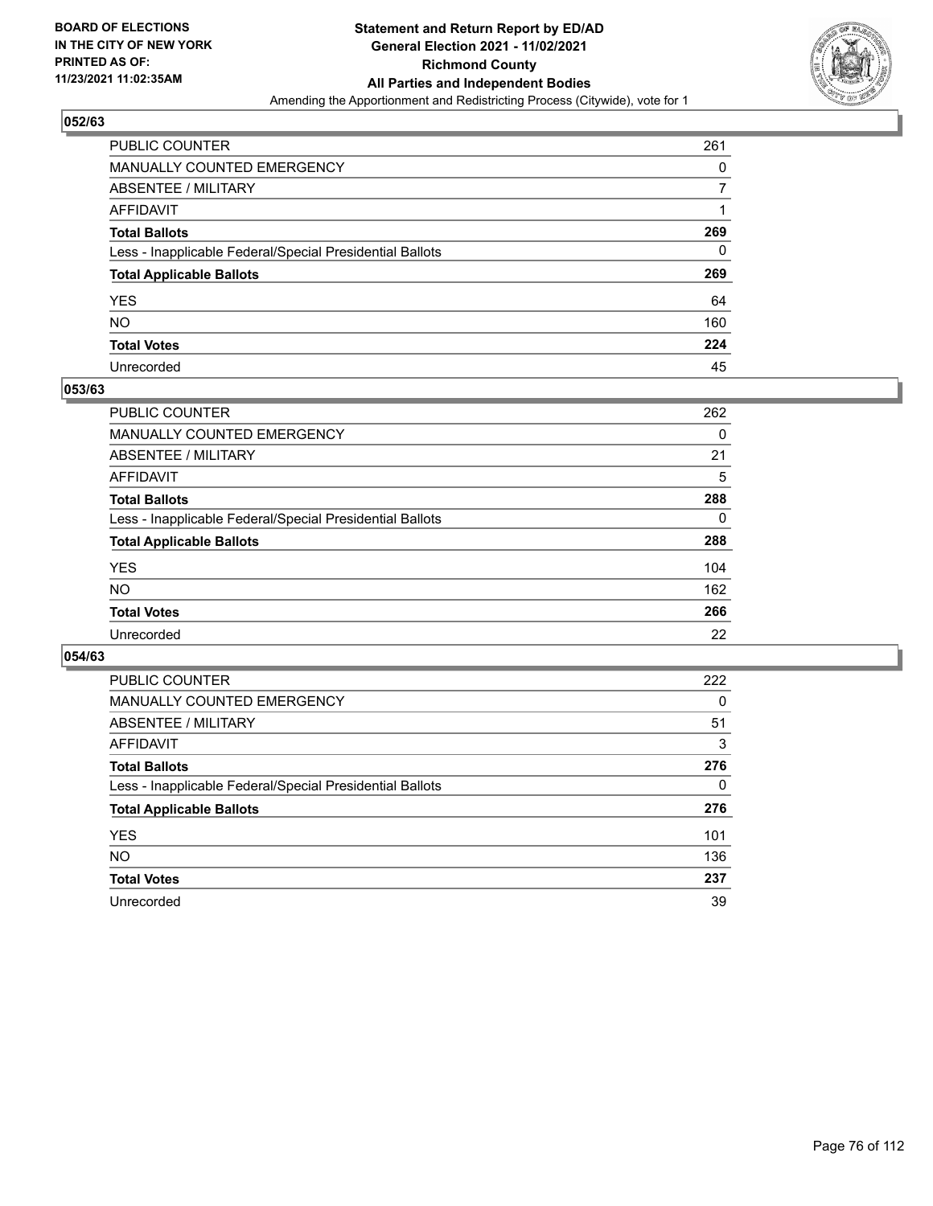BOARD OF ELECTIONS
IN THE CITY OF NEW YORK
PRINTED AS OF:
11/23/2021 11:02:35AM

**Statement and Return Report by ED/AD**
**General Election 2021 - 11/02/2021**
**Richmond County**
**All Parties and Independent Bodies**
Amending the Apportionment and Redistricting Process (Citywide), vote for 1

### 052/63

| | |
|---|---|
| PUBLIC COUNTER | 261 |
| MANUALLY COUNTED EMERGENCY | 0 |
| ABSENTEE / MILITARY | 7 |
| AFFIDAVIT | 1 |
| **Total Ballots** | **269** |
| Less - Inapplicable Federal/Special Presidential Ballots | 0 |
| **Total Applicable Ballots** | **269** |
| YES | 64 |
| NO | 160 |
| **Total Votes** | **224** |
| Unrecorded | 45 |

### 053/63

| | |
|---|---|
| PUBLIC COUNTER | 262 |
| MANUALLY COUNTED EMERGENCY | 0 |
| ABSENTEE / MILITARY | 21 |
| AFFIDAVIT | 5 |
| **Total Ballots** | **288** |
| Less - Inapplicable Federal/Special Presidential Ballots | 0 |
| **Total Applicable Ballots** | **288** |
| YES | 104 |
| NO | 162 |
| **Total Votes** | **266** |
| Unrecorded | 22 |

### 054/63

| | |
|---|---|
| PUBLIC COUNTER | 222 |
| MANUALLY COUNTED EMERGENCY | 0 |
| ABSENTEE / MILITARY | 51 |
| AFFIDAVIT | 3 |
| **Total Ballots** | **276** |
| Less - Inapplicable Federal/Special Presidential Ballots | 0 |
| **Total Applicable Ballots** | **276** |
| YES | 101 |
| NO | 136 |
| **Total Votes** | **237** |
| Unrecorded | 39 |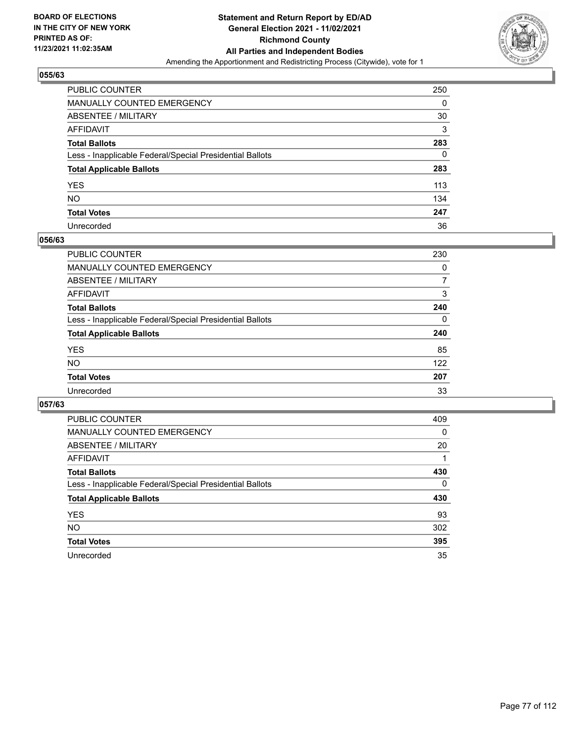## 055/63

| | |
|---|---|
| PUBLIC COUNTER | 250 |
| MANUALLY COUNTED EMERGENCY | 0 |
| ABSENTEE / MILITARY | 30 |
| AFFIDAVIT | 3 |
| **Total Ballots** | **283** |
| Less - Inapplicable Federal/Special Presidential Ballots | 0 |
| **Total Applicable Ballots** | **283** |
| YES | 113 |
| NO | 134 |
| **Total Votes** | **247** |
| Unrecorded | 36 |

## 056/63

| | |
|---|---|
| PUBLIC COUNTER | 230 |
| MANUALLY COUNTED EMERGENCY | 0 |
| ABSENTEE / MILITARY | 7 |
| AFFIDAVIT | 3 |
| **Total Ballots** | **240** |
| Less - Inapplicable Federal/Special Presidential Ballots | 0 |
| **Total Applicable Ballots** | **240** |
| YES | 85 |
| NO | 122 |
| **Total Votes** | **207** |
| Unrecorded | 33 |

## 057/63

| | |
|---|---|
| PUBLIC COUNTER | 409 |
| MANUALLY COUNTED EMERGENCY | 0 |
| ABSENTEE / MILITARY | 20 |
| AFFIDAVIT | 1 |
| **Total Ballots** | **430** |
| Less - Inapplicable Federal/Special Presidential Ballots | 0 |
| **Total Applicable Ballots** | **430** |
| YES | 93 |
| NO | 302 |
| **Total Votes** | **395** |
| Unrecorded | 35 |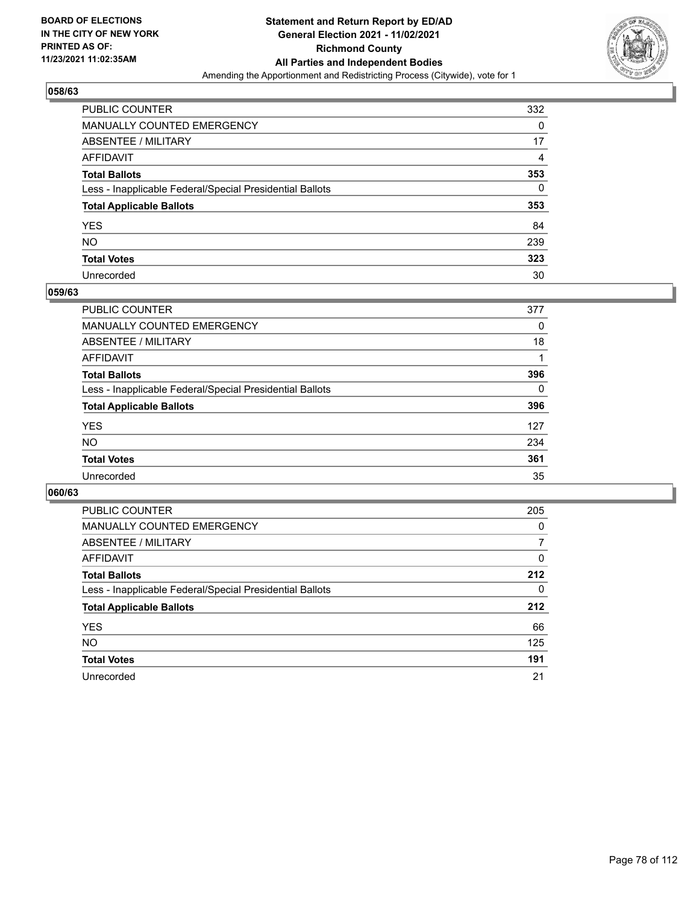**BOARD OF ELECTIONS IN THE CITY OF NEW YORK PRINTED AS OF: 11/23/2021 11:02:35AM**

**Statement and Return Report by ED/AD General Election 2021 - 11/02/2021 Richmond County All Parties and Independent Bodies**

Amending the Apportionment and Redistricting Process (Citywide), vote for 1

## 058/63

| | |
|---|---|
| PUBLIC COUNTER | 332 |
| MANUALLY COUNTED EMERGENCY | 0 |
| ABSENTEE / MILITARY | 17 |
| AFFIDAVIT | 4 |
| **Total Ballots** | **353** |
| Less - Inapplicable Federal/Special Presidential Ballots | 0 |
| **Total Applicable Ballots** | **353** |
| YES | 84 |
| NO | 239 |
| **Total Votes** | **323** |
| Unrecorded | 30 |

## 059/63

| | |
|---|---|
| PUBLIC COUNTER | 377 |
| MANUALLY COUNTED EMERGENCY | 0 |
| ABSENTEE / MILITARY | 18 |
| AFFIDAVIT | 1 |
| **Total Ballots** | **396** |
| Less - Inapplicable Federal/Special Presidential Ballots | 0 |
| **Total Applicable Ballots** | **396** |
| YES | 127 |
| NO | 234 |
| **Total Votes** | **361** |
| Unrecorded | 35 |

## 060/63

| | |
|---|---|
| PUBLIC COUNTER | 205 |
| MANUALLY COUNTED EMERGENCY | 0 |
| ABSENTEE / MILITARY | 7 |
| AFFIDAVIT | 0 |
| **Total Ballots** | **212** |
| Less - Inapplicable Federal/Special Presidential Ballots | 0 |
| **Total Applicable Ballots** | **212** |
| YES | 66 |
| NO | 125 |
| **Total Votes** | **191** |
| Unrecorded | 21 |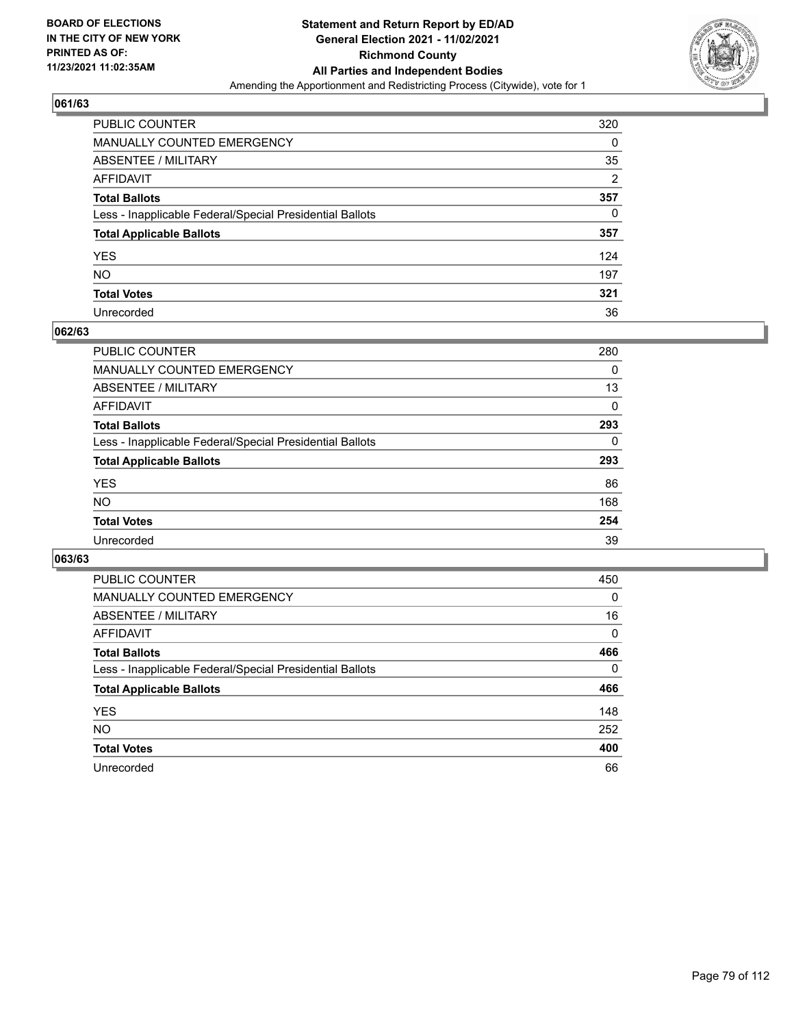**BOARD OF ELECTIONS IN THE CITY OF NEW YORK PRINTED AS OF: 11/23/2021 11:02:35AM**

**Statement and Return Report by ED/AD General Election 2021 - 11/02/2021 Richmond County All Parties and Independent Bodies**

Amending the Apportionment and Redistricting Process (Citywide), vote for 1

## 061/63

| | |
|---|---|
| PUBLIC COUNTER | 320 |
| MANUALLY COUNTED EMERGENCY | 0 |
| ABSENTEE / MILITARY | 35 |
| AFFIDAVIT | 2 |
| **Total Ballots** | **357** |
| Less - Inapplicable Federal/Special Presidential Ballots | 0 |
| **Total Applicable Ballots** | **357** |
| YES | 124 |
| NO | 197 |
| **Total Votes** | **321** |
| Unrecorded | 36 |

## 062/63

| | |
|---|---|
| PUBLIC COUNTER | 280 |
| MANUALLY COUNTED EMERGENCY | 0 |
| ABSENTEE / MILITARY | 13 |
| AFFIDAVIT | 0 |
| **Total Ballots** | **293** |
| Less - Inapplicable Federal/Special Presidential Ballots | 0 |
| **Total Applicable Ballots** | **293** |
| YES | 86 |
| NO | 168 |
| **Total Votes** | **254** |
| Unrecorded | 39 |

## 063/63

| | |
|---|---|
| PUBLIC COUNTER | 450 |
| MANUALLY COUNTED EMERGENCY | 0 |
| ABSENTEE / MILITARY | 16 |
| AFFIDAVIT | 0 |
| **Total Ballots** | **466** |
| Less - Inapplicable Federal/Special Presidential Ballots | 0 |
| **Total Applicable Ballots** | **466** |
| YES | 148 |
| NO | 252 |
| **Total Votes** | **400** |
| Unrecorded | 66 |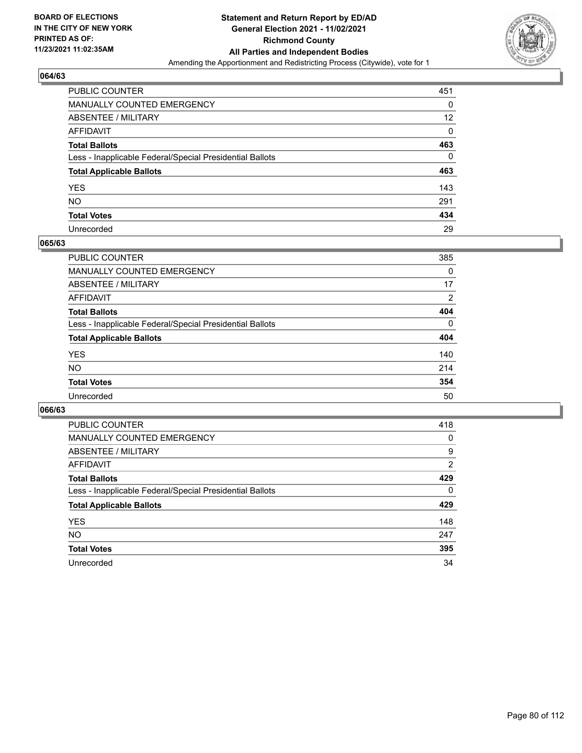**BOARD OF ELECTIONS IN THE CITY OF NEW YORK PRINTED AS OF: 11/23/2021 11:02:35AM**

**Statement and Return Report by ED/AD General Election 2021 - 11/02/2021 Richmond County All Parties and Independent Bodies**

Amending the Apportionment and Redistricting Process (Citywide), vote for 1

## 064/63

| | |
|---|---|
| PUBLIC COUNTER | 451 |
| MANUALLY COUNTED EMERGENCY | 0 |
| ABSENTEE / MILITARY | 12 |
| AFFIDAVIT | 0 |
| **Total Ballots** | **463** |
| Less - Inapplicable Federal/Special Presidential Ballots | 0 |
| **Total Applicable Ballots** | **463** |
| YES | 143 |
| NO | 291 |
| **Total Votes** | **434** |
| Unrecorded | 29 |

## 065/63

| | |
|---|---|
| PUBLIC COUNTER | 385 |
| MANUALLY COUNTED EMERGENCY | 0 |
| ABSENTEE / MILITARY | 17 |
| AFFIDAVIT | 2 |
| **Total Ballots** | **404** |
| Less - Inapplicable Federal/Special Presidential Ballots | 0 |
| **Total Applicable Ballots** | **404** |
| YES | 140 |
| NO | 214 |
| **Total Votes** | **354** |
| Unrecorded | 50 |

## 066/63

| | |
|---|---|
| PUBLIC COUNTER | 418 |
| MANUALLY COUNTED EMERGENCY | 0 |
| ABSENTEE / MILITARY | 9 |
| AFFIDAVIT | 2 |
| **Total Ballots** | **429** |
| Less - Inapplicable Federal/Special Presidential Ballots | 0 |
| **Total Applicable Ballots** | **429** |
| YES | 148 |
| NO | 247 |
| **Total Votes** | **395** |
| Unrecorded | 34 |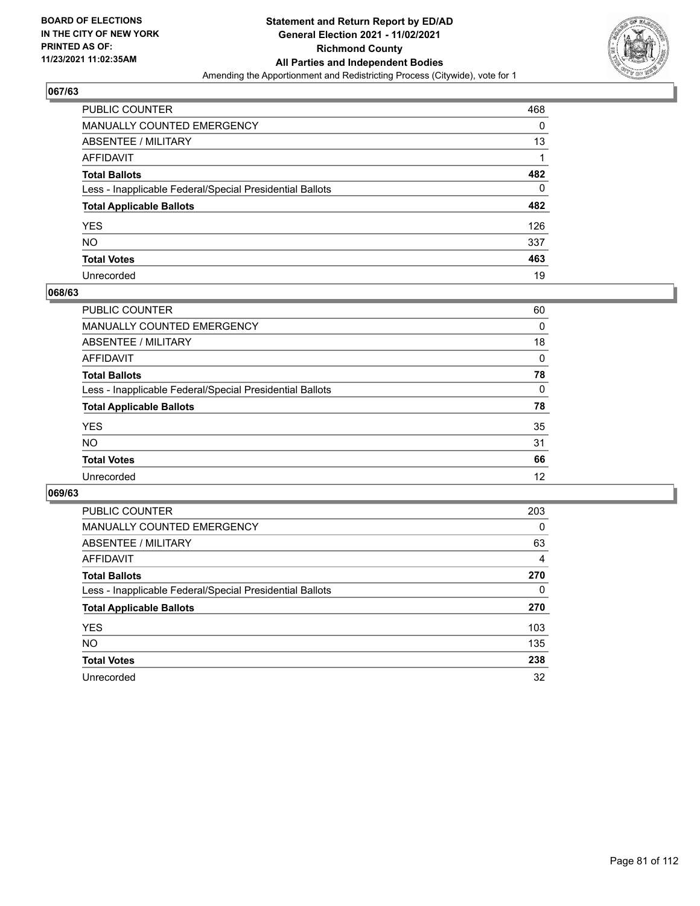BOARD OF ELECTIONS
IN THE CITY OF NEW YORK
PRINTED AS OF:
11/23/2021 11:02:35AM

**Statement and Return Report by ED/AD**
**General Election 2021 - 11/02/2021**
**Richmond County**
**All Parties and Independent Bodies**
Amending the Apportionment and Redistricting Process (Citywide), vote for 1

## 067/63

| | |
|---|---|
| PUBLIC COUNTER | 468 |
| MANUALLY COUNTED EMERGENCY | 0 |
| ABSENTEE / MILITARY | 13 |
| AFFIDAVIT | 1 |
| **Total Ballots** | **482** |
| Less - Inapplicable Federal/Special Presidential Ballots | 0 |
| **Total Applicable Ballots** | **482** |
| YES | 126 |
| NO | 337 |
| **Total Votes** | **463** |
| Unrecorded | 19 |

## 068/63

| | |
|---|---|
| PUBLIC COUNTER | 60 |
| MANUALLY COUNTED EMERGENCY | 0 |
| ABSENTEE / MILITARY | 18 |
| AFFIDAVIT | 0 |
| **Total Ballots** | **78** |
| Less - Inapplicable Federal/Special Presidential Ballots | 0 |
| **Total Applicable Ballots** | **78** |
| YES | 35 |
| NO | 31 |
| **Total Votes** | **66** |
| Unrecorded | 12 |

## 069/63

| | |
|---|---|
| PUBLIC COUNTER | 203 |
| MANUALLY COUNTED EMERGENCY | 0 |
| ABSENTEE / MILITARY | 63 |
| AFFIDAVIT | 4 |
| **Total Ballots** | **270** |
| Less - Inapplicable Federal/Special Presidential Ballots | 0 |
| **Total Applicable Ballots** | **270** |
| YES | 103 |
| NO | 135 |
| **Total Votes** | **238** |
| Unrecorded | 32 |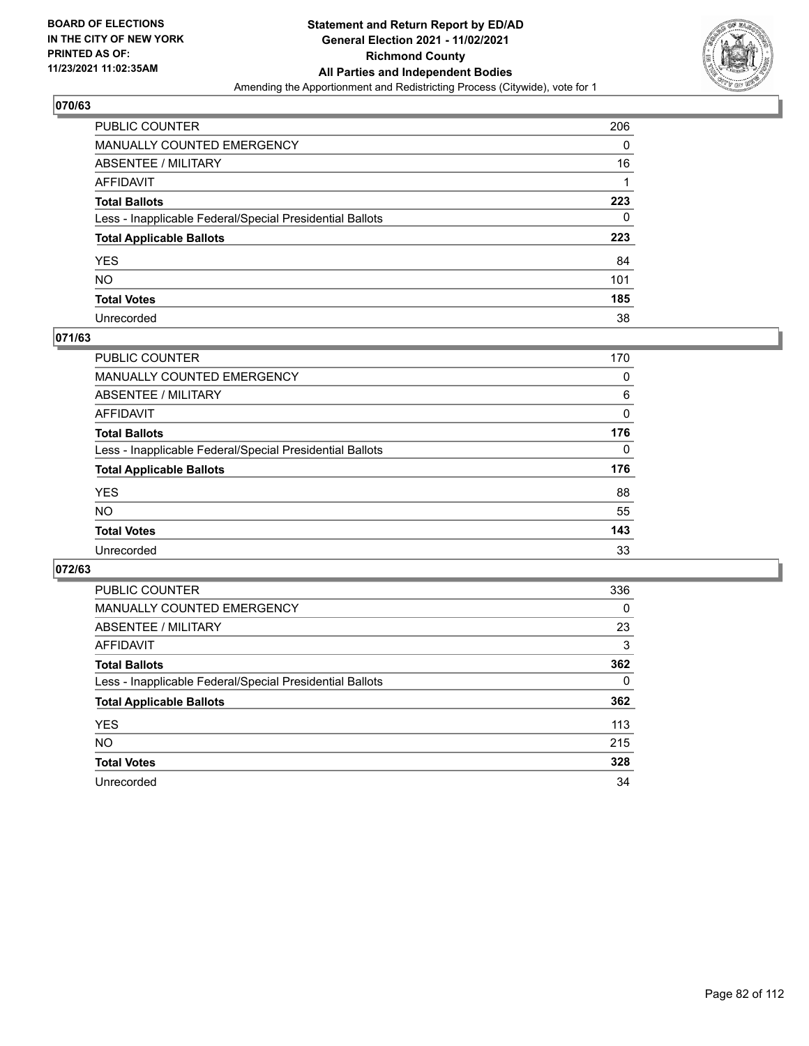BOARD OF ELECTIONS
IN THE CITY OF NEW YORK
PRINTED AS OF:
11/23/2021 11:02:35AM

**Statement and Return Report by ED/AD**
**General Election 2021 - 11/02/2021**
**Richmond County**
**All Parties and Independent Bodies**
Amending the Apportionment and Redistricting Process (Citywide), vote for 1

## 070/63

| | |
|---|---|
| PUBLIC COUNTER | 206 |
| MANUALLY COUNTED EMERGENCY | 0 |
| ABSENTEE / MILITARY | 16 |
| AFFIDAVIT | 1 |
| **Total Ballots** | **223** |
| Less - Inapplicable Federal/Special Presidential Ballots | 0 |
| **Total Applicable Ballots** | **223** |
| YES | 84 |
| NO | 101 |
| **Total Votes** | **185** |
| Unrecorded | 38 |

## 071/63

| | |
|---|---|
| PUBLIC COUNTER | 170 |
| MANUALLY COUNTED EMERGENCY | 0 |
| ABSENTEE / MILITARY | 6 |
| AFFIDAVIT | 0 |
| **Total Ballots** | **176** |
| Less - Inapplicable Federal/Special Presidential Ballots | 0 |
| **Total Applicable Ballots** | **176** |
| YES | 88 |
| NO | 55 |
| **Total Votes** | **143** |
| Unrecorded | 33 |

## 072/63

| | |
|---|---|
| PUBLIC COUNTER | 336 |
| MANUALLY COUNTED EMERGENCY | 0 |
| ABSENTEE / MILITARY | 23 |
| AFFIDAVIT | 3 |
| **Total Ballots** | **362** |
| Less - Inapplicable Federal/Special Presidential Ballots | 0 |
| **Total Applicable Ballots** | **362** |
| YES | 113 |
| NO | 215 |
| **Total Votes** | **328** |
| Unrecorded | 34 |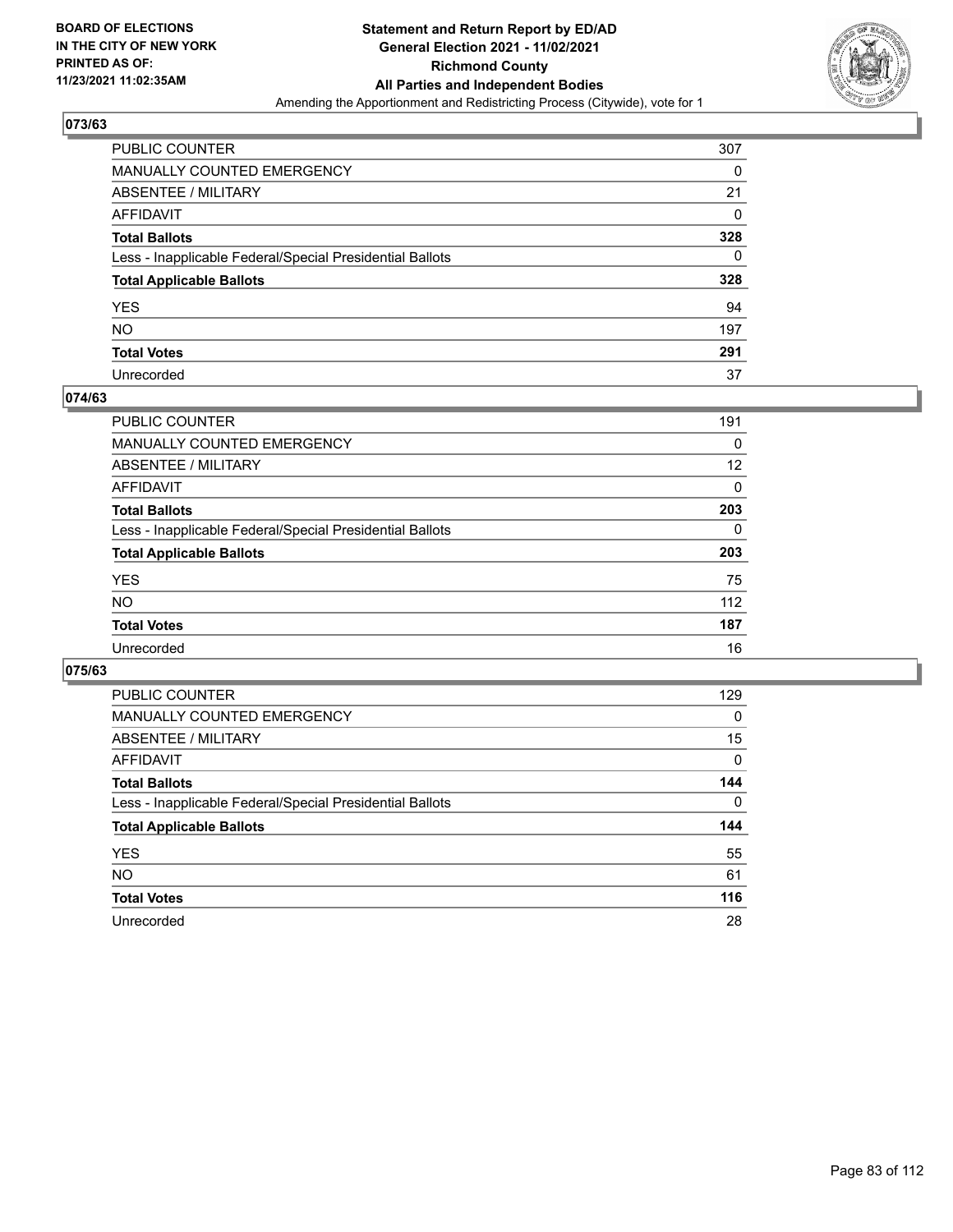## 073/63

| | |
|---|---|
| PUBLIC COUNTER | 307 |
| MANUALLY COUNTED EMERGENCY | 0 |
| ABSENTEE / MILITARY | 21 |
| AFFIDAVIT | 0 |
| **Total Ballots** | **328** |
| Less - Inapplicable Federal/Special Presidential Ballots | 0 |
| **Total Applicable Ballots** | **328** |
| YES | 94 |
| NO | 197 |
| **Total Votes** | **291** |
| Unrecorded | 37 |

## 074/63

| | |
|---|---|
| PUBLIC COUNTER | 191 |
| MANUALLY COUNTED EMERGENCY | 0 |
| ABSENTEE / MILITARY | 12 |
| AFFIDAVIT | 0 |
| **Total Ballots** | **203** |
| Less - Inapplicable Federal/Special Presidential Ballots | 0 |
| **Total Applicable Ballots** | **203** |
| YES | 75 |
| NO | 112 |
| **Total Votes** | **187** |
| Unrecorded | 16 |

## 075/63

| | |
|---|---|
| PUBLIC COUNTER | 129 |
| MANUALLY COUNTED EMERGENCY | 0 |
| ABSENTEE / MILITARY | 15 |
| AFFIDAVIT | 0 |
| **Total Ballots** | **144** |
| Less - Inapplicable Federal/Special Presidential Ballots | 0 |
| **Total Applicable Ballots** | **144** |
| YES | 55 |
| NO | 61 |
| **Total Votes** | **116** |
| Unrecorded | 28 |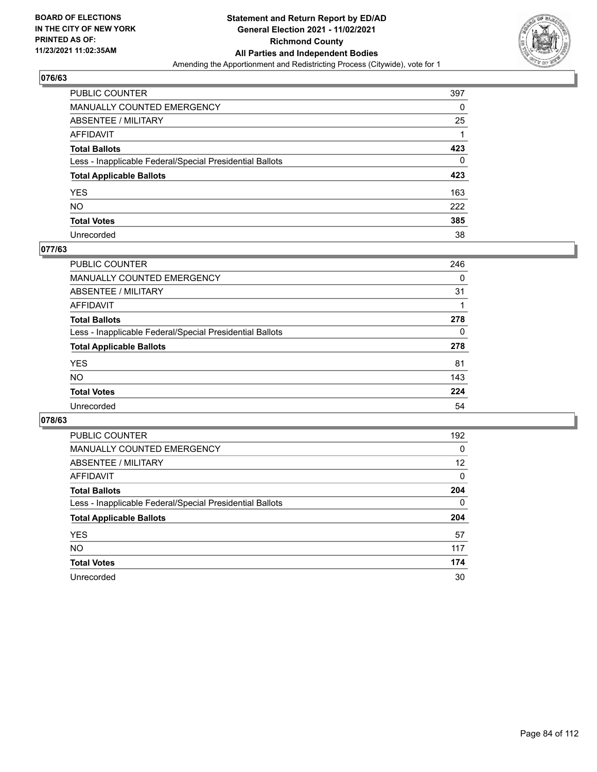## 076/63

| | |
|---|---|
| PUBLIC COUNTER | 397 |
| MANUALLY COUNTED EMERGENCY | 0 |
| ABSENTEE / MILITARY | 25 |
| AFFIDAVIT | 1 |
| **Total Ballots** | **423** |
| Less - Inapplicable Federal/Special Presidential Ballots | 0 |
| **Total Applicable Ballots** | **423** |
| YES | 163 |
| NO | 222 |
| **Total Votes** | **385** |
| Unrecorded | 38 |

## 077/63

| | |
|---|---|
| PUBLIC COUNTER | 246 |
| MANUALLY COUNTED EMERGENCY | 0 |
| ABSENTEE / MILITARY | 31 |
| AFFIDAVIT | 1 |
| **Total Ballots** | **278** |
| Less - Inapplicable Federal/Special Presidential Ballots | 0 |
| **Total Applicable Ballots** | **278** |
| YES | 81 |
| NO | 143 |
| **Total Votes** | **224** |
| Unrecorded | 54 |

## 078/63

| | |
|---|---|
| PUBLIC COUNTER | 192 |
| MANUALLY COUNTED EMERGENCY | 0 |
| ABSENTEE / MILITARY | 12 |
| AFFIDAVIT | 0 |
| **Total Ballots** | **204** |
| Less - Inapplicable Federal/Special Presidential Ballots | 0 |
| **Total Applicable Ballots** | **204** |
| YES | 57 |
| NO | 117 |
| **Total Votes** | **174** |
| Unrecorded | 30 |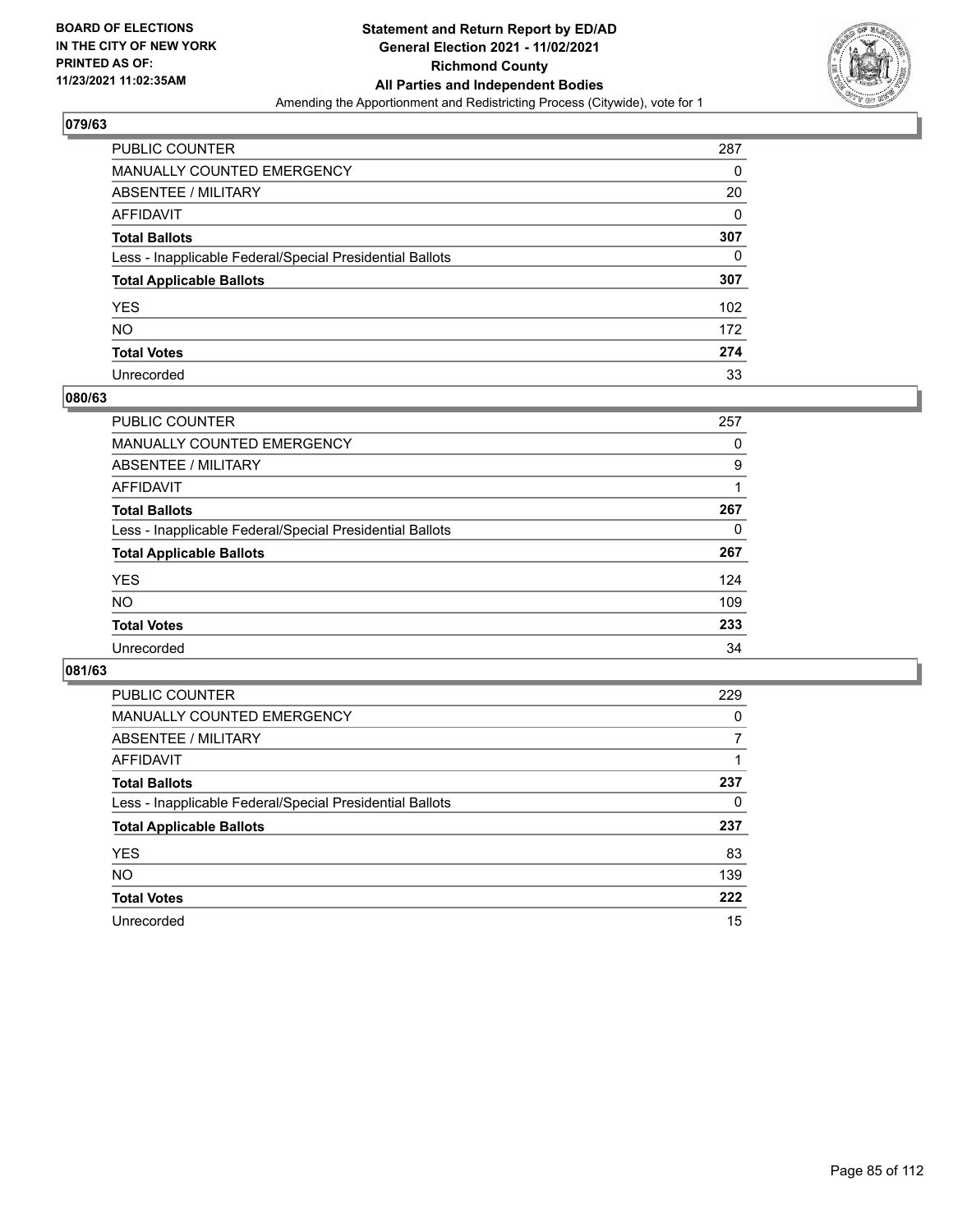**BOARD OF ELECTIONS IN THE CITY OF NEW YORK PRINTED AS OF: 11/23/2021 11:02:35AM**

**Statement and Return Report by ED/AD**
**General Election 2021 - 11/02/2021**
**Richmond County**
**All Parties and Independent Bodies**
Amending the Apportionment and Redistricting Process (Citywide), vote for 1

## 079/63

| | |
|---|---|
| PUBLIC COUNTER | 287 |
| MANUALLY COUNTED EMERGENCY | 0 |
| ABSENTEE / MILITARY | 20 |
| AFFIDAVIT | 0 |
| **Total Ballots** | **307** |
| Less - Inapplicable Federal/Special Presidential Ballots | 0 |
| **Total Applicable Ballots** | **307** |
| YES | 102 |
| NO | 172 |
| **Total Votes** | **274** |
| Unrecorded | 33 |

## 080/63

| | |
|---|---|
| PUBLIC COUNTER | 257 |
| MANUALLY COUNTED EMERGENCY | 0 |
| ABSENTEE / MILITARY | 9 |
| AFFIDAVIT | 1 |
| **Total Ballots** | **267** |
| Less - Inapplicable Federal/Special Presidential Ballots | 0 |
| **Total Applicable Ballots** | **267** |
| YES | 124 |
| NO | 109 |
| **Total Votes** | **233** |
| Unrecorded | 34 |

## 081/63

| | |
|---|---|
| PUBLIC COUNTER | 229 |
| MANUALLY COUNTED EMERGENCY | 0 |
| ABSENTEE / MILITARY | 7 |
| AFFIDAVIT | 1 |
| **Total Ballots** | **237** |
| Less - Inapplicable Federal/Special Presidential Ballots | 0 |
| **Total Applicable Ballots** | **237** |
| YES | 83 |
| NO | 139 |
| **Total Votes** | **222** |
| Unrecorded | 15 |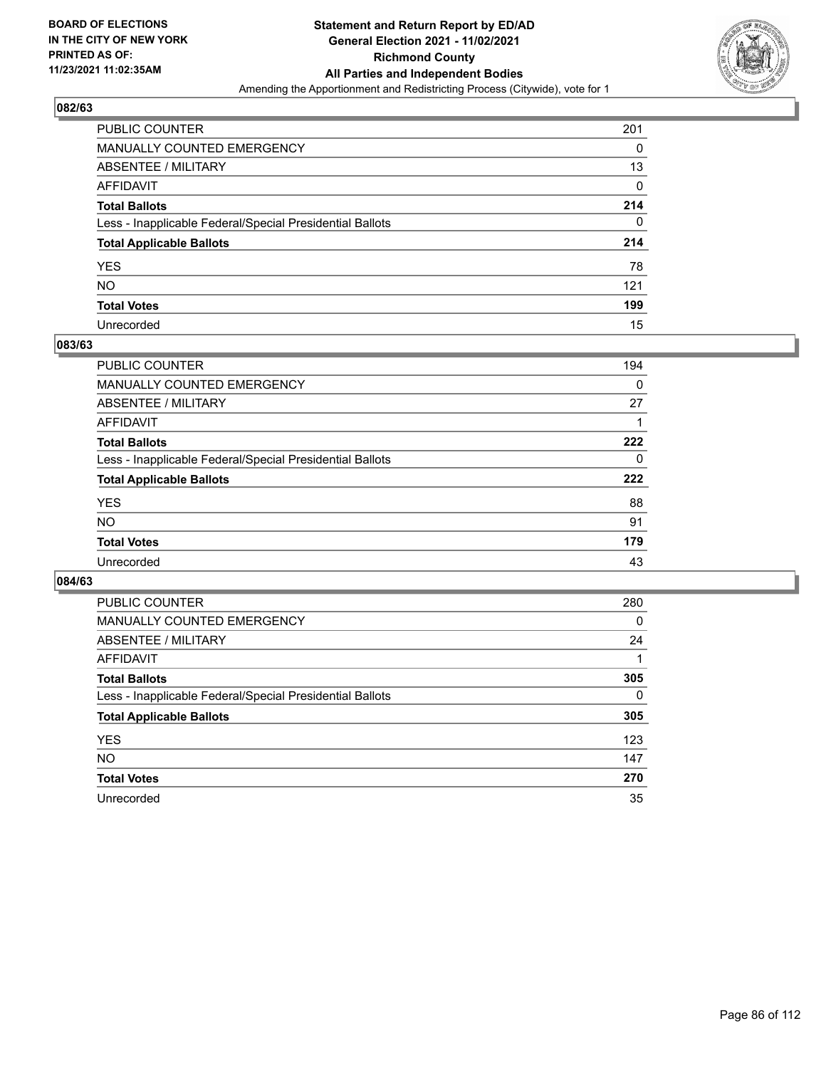BOARD OF ELECTIONS
IN THE CITY OF NEW YORK
PRINTED AS OF:
11/23/2021 11:02:35AM

**Statement and Return Report by ED/AD**
**General Election 2021 - 11/02/2021**
**Richmond County**
**All Parties and Independent Bodies**
Amending the Apportionment and Redistricting Process (Citywide), vote for 1

## 082/63

| | |
|---|---|
| PUBLIC COUNTER | 201 |
| MANUALLY COUNTED EMERGENCY | 0 |
| ABSENTEE / MILITARY | 13 |
| AFFIDAVIT | 0 |
| **Total Ballots** | **214** |
| Less - Inapplicable Federal/Special Presidential Ballots | 0 |
| **Total Applicable Ballots** | **214** |
| YES | 78 |
| NO | 121 |
| **Total Votes** | **199** |
| Unrecorded | 15 |

## 083/63

| | |
|---|---|
| PUBLIC COUNTER | 194 |
| MANUALLY COUNTED EMERGENCY | 0 |
| ABSENTEE / MILITARY | 27 |
| AFFIDAVIT | 1 |
| **Total Ballots** | **222** |
| Less - Inapplicable Federal/Special Presidential Ballots | 0 |
| **Total Applicable Ballots** | **222** |
| YES | 88 |
| NO | 91 |
| **Total Votes** | **179** |
| Unrecorded | 43 |

## 084/63

| | |
|---|---|
| PUBLIC COUNTER | 280 |
| MANUALLY COUNTED EMERGENCY | 0 |
| ABSENTEE / MILITARY | 24 |
| AFFIDAVIT | 1 |
| **Total Ballots** | **305** |
| Less - Inapplicable Federal/Special Presidential Ballots | 0 |
| **Total Applicable Ballots** | **305** |
| YES | 123 |
| NO | 147 |
| **Total Votes** | **270** |
| Unrecorded | 35 |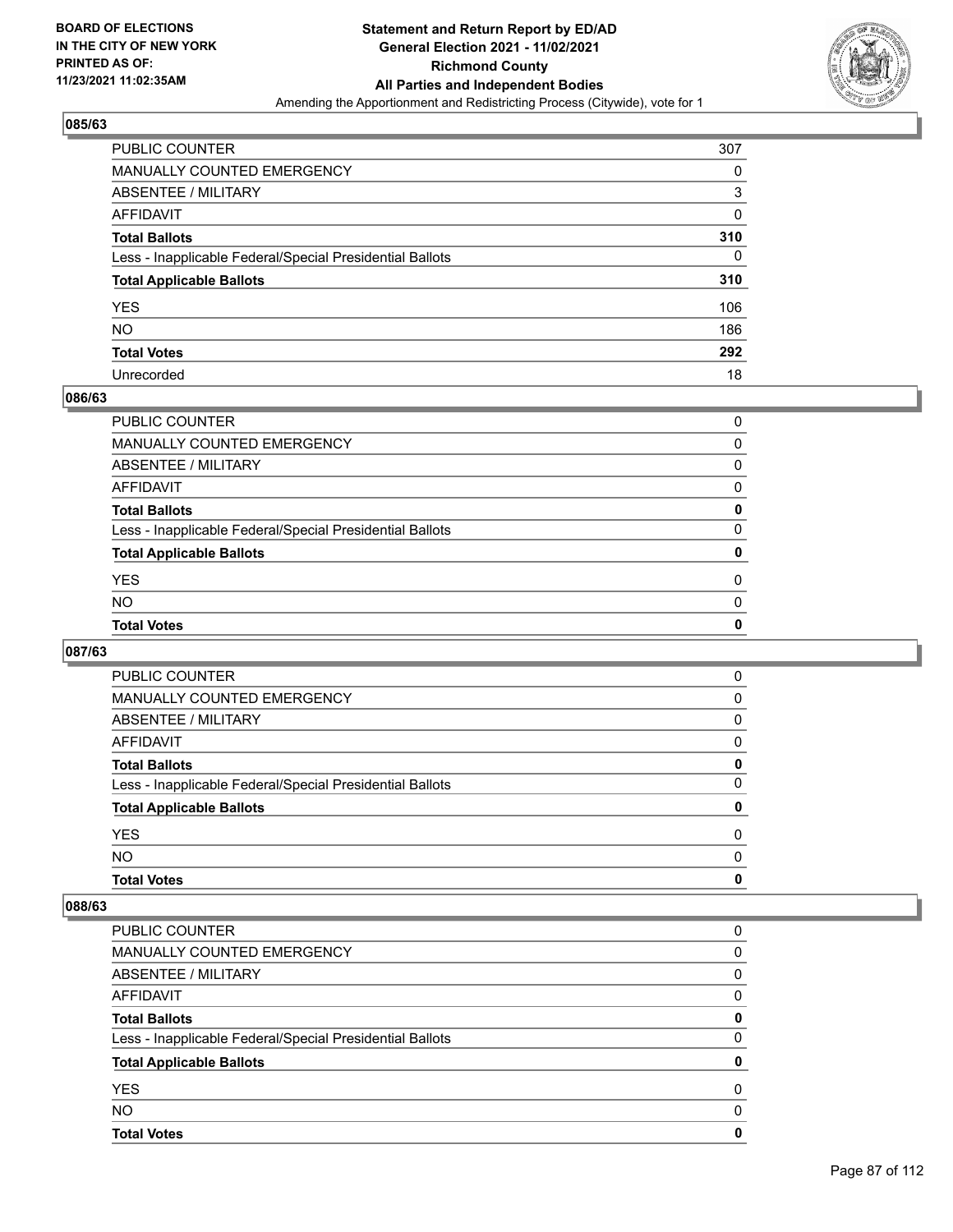## 085/63

| | |
|---|---|
| PUBLIC COUNTER | 307 |
| MANUALLY COUNTED EMERGENCY | 0 |
| ABSENTEE / MILITARY | 3 |
| AFFIDAVIT | 0 |
| **Total Ballots** | **310** |
| Less - Inapplicable Federal/Special Presidential Ballots | 0 |
| **Total Applicable Ballots** | **310** |
| YES | 106 |
| NO | 186 |
| **Total Votes** | **292** |
| Unrecorded | 18 |

## 086/63

| | |
|---|---|
| PUBLIC COUNTER | 0 |
| MANUALLY COUNTED EMERGENCY | 0 |
| ABSENTEE / MILITARY | 0 |
| AFFIDAVIT | 0 |
| **Total Ballots** | **0** |
| Less - Inapplicable Federal/Special Presidential Ballots | 0 |
| **Total Applicable Ballots** | **0** |
| YES | 0 |
| NO | 0 |
| **Total Votes** | **0** |

## 087/63

| | |
|---|---|
| PUBLIC COUNTER | 0 |
| MANUALLY COUNTED EMERGENCY | 0 |
| ABSENTEE / MILITARY | 0 |
| AFFIDAVIT | 0 |
| **Total Ballots** | **0** |
| Less - Inapplicable Federal/Special Presidential Ballots | 0 |
| **Total Applicable Ballots** | **0** |
| YES | 0 |
| NO | 0 |
| **Total Votes** | **0** |

## 088/63

| | |
|---|---|
| PUBLIC COUNTER | 0 |
| MANUALLY COUNTED EMERGENCY | 0 |
| ABSENTEE / MILITARY | 0 |
| AFFIDAVIT | 0 |
| **Total Ballots** | **0** |
| Less - Inapplicable Federal/Special Presidential Ballots | 0 |
| **Total Applicable Ballots** | **0** |
| YES | 0 |
| NO | 0 |
| **Total Votes** | **0** |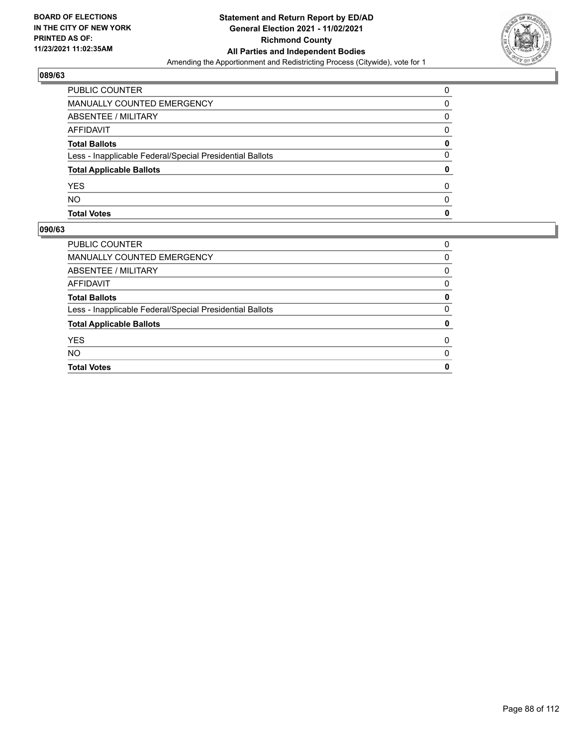BOARD OF ELECTIONS
IN THE CITY OF NEW YORK
PRINTED AS OF:
11/23/2021 11:02:35AM

**Statement and Return Report by ED/AD**
**General Election 2021 - 11/02/2021**
**Richmond County**
**All Parties and Independent Bodies**
Amending the Apportionment and Redistricting Process (Citywide), vote for 1

## 089/63

| | |
|---|---|
| PUBLIC COUNTER | 0 |
| MANUALLY COUNTED EMERGENCY | 0 |
| ABSENTEE / MILITARY | 0 |
| AFFIDAVIT | 0 |
| **Total Ballots** | **0** |
| Less - Inapplicable Federal/Special Presidential Ballots | 0 |
| **Total Applicable Ballots** | **0** |
| YES | 0 |
| NO | 0 |
| **Total Votes** | **0** |

## 090/63

| | |
|---|---|
| PUBLIC COUNTER | 0 |
| MANUALLY COUNTED EMERGENCY | 0 |
| ABSENTEE / MILITARY | 0 |
| AFFIDAVIT | 0 |
| **Total Ballots** | **0** |
| Less - Inapplicable Federal/Special Presidential Ballots | 0 |
| **Total Applicable Ballots** | **0** |
| YES | 0 |
| NO | 0 |
| **Total Votes** | **0** |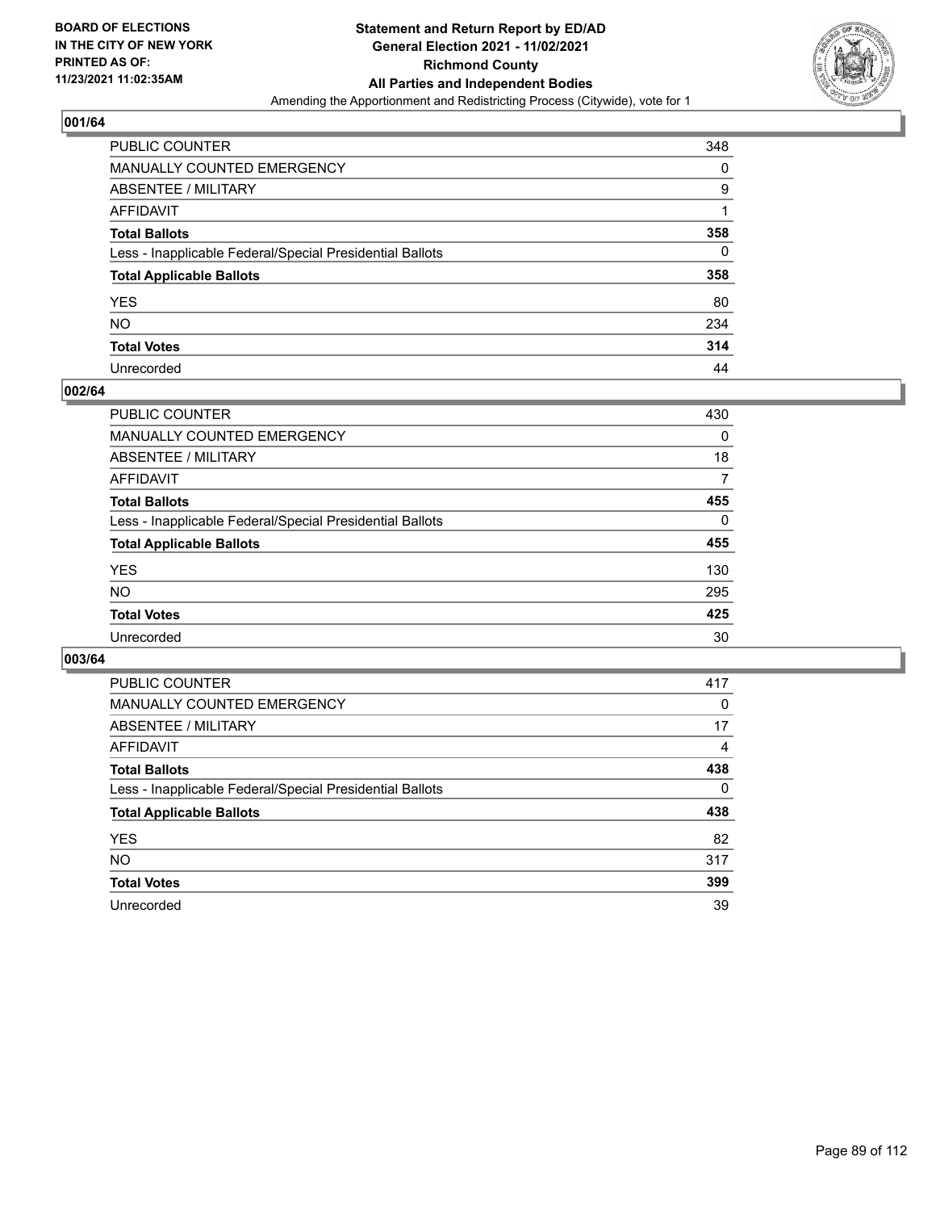BOARD OF ELECTIONS
IN THE CITY OF NEW YORK
PRINTED AS OF:
11/23/2021 11:02:35AM

**Statement and Return Report by ED/AD**
**General Election 2021 - 11/02/2021**
**Richmond County**
**All Parties and Independent Bodies**
Amending the Apportionment and Redistricting Process (Citywide), vote for 1

### 001/64

| | |
|---|---|
| PUBLIC COUNTER | 348 |
| MANUALLY COUNTED EMERGENCY | 0 |
| ABSENTEE / MILITARY | 9 |
| AFFIDAVIT | 1 |
| **Total Ballots** | **358** |
| Less - Inapplicable Federal/Special Presidential Ballots | 0 |
| **Total Applicable Ballots** | **358** |
| YES | 80 |
| NO | 234 |
| **Total Votes** | **314** |
| Unrecorded | 44 |

### 002/64

| | |
|---|---|
| PUBLIC COUNTER | 430 |
| MANUALLY COUNTED EMERGENCY | 0 |
| ABSENTEE / MILITARY | 18 |
| AFFIDAVIT | 7 |
| **Total Ballots** | **455** |
| Less - Inapplicable Federal/Special Presidential Ballots | 0 |
| **Total Applicable Ballots** | **455** |
| YES | 130 |
| NO | 295 |
| **Total Votes** | **425** |
| Unrecorded | 30 |

### 003/64

| | |
|---|---|
| PUBLIC COUNTER | 417 |
| MANUALLY COUNTED EMERGENCY | 0 |
| ABSENTEE / MILITARY | 17 |
| AFFIDAVIT | 4 |
| **Total Ballots** | **438** |
| Less - Inapplicable Federal/Special Presidential Ballots | 0 |
| **Total Applicable Ballots** | **438** |
| YES | 82 |
| NO | 317 |
| **Total Votes** | **399** |
| Unrecorded | 39 |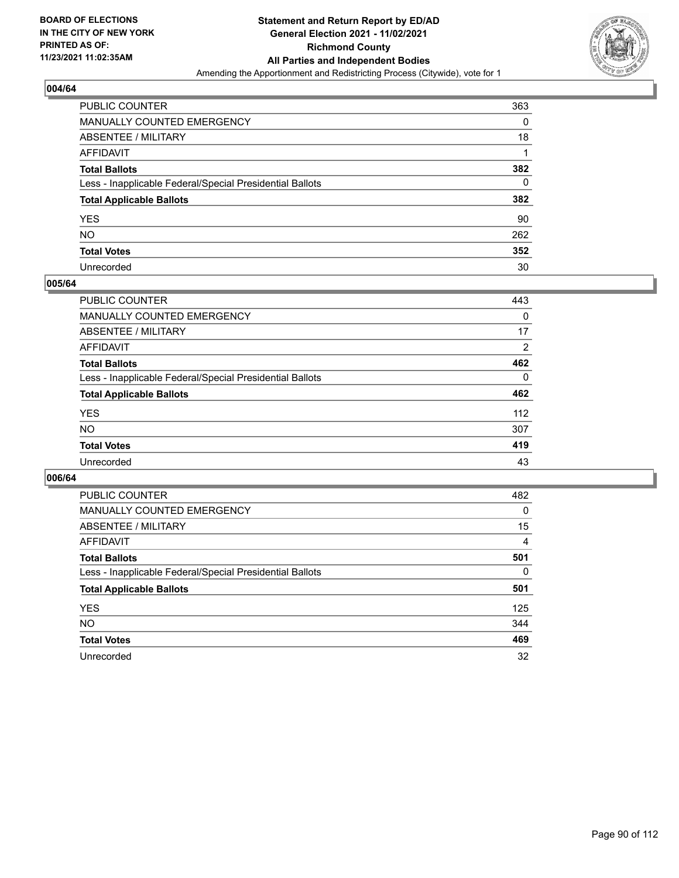**BOARD OF ELECTIONS IN THE CITY OF NEW YORK PRINTED AS OF: 11/23/2021 11:02:35AM**

**Statement and Return Report by ED/AD General Election 2021 - 11/02/2021 Richmond County All Parties and Independent Bodies**

Amending the Apportionment and Redistricting Process (Citywide), vote for 1

## 004/64

| | |
|---|---|
| PUBLIC COUNTER | 363 |
| MANUALLY COUNTED EMERGENCY | 0 |
| ABSENTEE / MILITARY | 18 |
| AFFIDAVIT | 1 |
| **Total Ballots** | **382** |
| Less - Inapplicable Federal/Special Presidential Ballots | 0 |
| **Total Applicable Ballots** | **382** |
| YES | 90 |
| NO | 262 |
| **Total Votes** | **352** |
| Unrecorded | 30 |

## 005/64

| | |
|---|---|
| PUBLIC COUNTER | 443 |
| MANUALLY COUNTED EMERGENCY | 0 |
| ABSENTEE / MILITARY | 17 |
| AFFIDAVIT | 2 |
| **Total Ballots** | **462** |
| Less - Inapplicable Federal/Special Presidential Ballots | 0 |
| **Total Applicable Ballots** | **462** |
| YES | 112 |
| NO | 307 |
| **Total Votes** | **419** |
| Unrecorded | 43 |

## 006/64

| | |
|---|---|
| PUBLIC COUNTER | 482 |
| MANUALLY COUNTED EMERGENCY | 0 |
| ABSENTEE / MILITARY | 15 |
| AFFIDAVIT | 4 |
| **Total Ballots** | **501** |
| Less - Inapplicable Federal/Special Presidential Ballots | 0 |
| **Total Applicable Ballots** | **501** |
| YES | 125 |
| NO | 344 |
| **Total Votes** | **469** |
| Unrecorded | 32 |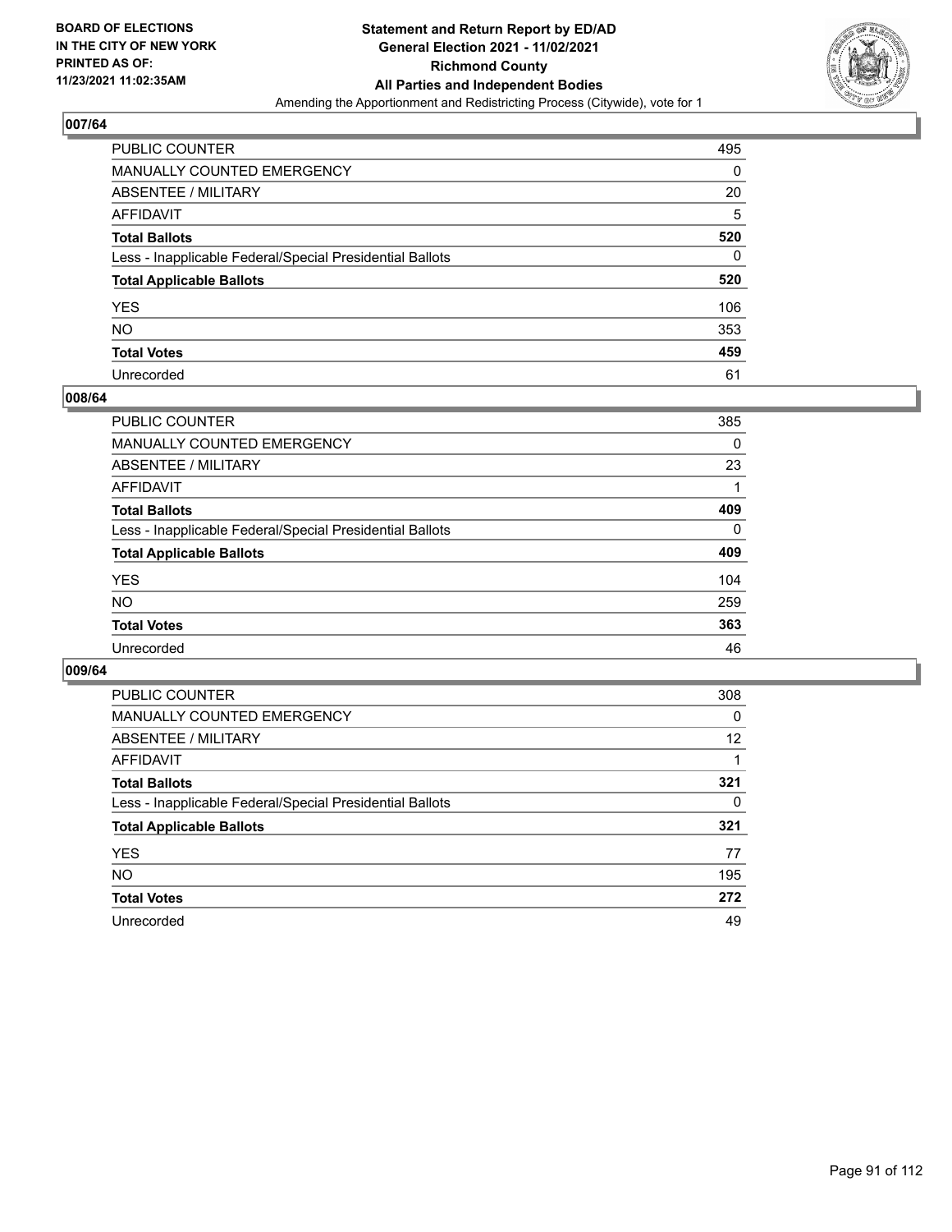**BOARD OF ELECTIONS IN THE CITY OF NEW YORK PRINTED AS OF: 11/23/2021 11:02:35AM**

**Statement and Return Report by ED/AD General Election 2021 - 11/02/2021 Richmond County All Parties and Independent Bodies**

Amending the Apportionment and Redistricting Process (Citywide), vote for 1

## 007/64

| | |
|---|---|
| PUBLIC COUNTER | 495 |
| MANUALLY COUNTED EMERGENCY | 0 |
| ABSENTEE / MILITARY | 20 |
| AFFIDAVIT | 5 |
| **Total Ballots** | **520** |
| Less - Inapplicable Federal/Special Presidential Ballots | 0 |
| **Total Applicable Ballots** | **520** |
| YES | 106 |
| NO | 353 |
| **Total Votes** | **459** |
| Unrecorded | 61 |

## 008/64

| | |
|---|---|
| PUBLIC COUNTER | 385 |
| MANUALLY COUNTED EMERGENCY | 0 |
| ABSENTEE / MILITARY | 23 |
| AFFIDAVIT | 1 |
| **Total Ballots** | **409** |
| Less - Inapplicable Federal/Special Presidential Ballots | 0 |
| **Total Applicable Ballots** | **409** |
| YES | 104 |
| NO | 259 |
| **Total Votes** | **363** |
| Unrecorded | 46 |

## 009/64

| | |
|---|---|
| PUBLIC COUNTER | 308 |
| MANUALLY COUNTED EMERGENCY | 0 |
| ABSENTEE / MILITARY | 12 |
| AFFIDAVIT | 1 |
| **Total Ballots** | **321** |
| Less - Inapplicable Federal/Special Presidential Ballots | 0 |
| **Total Applicable Ballots** | **321** |
| YES | 77 |
| NO | 195 |
| **Total Votes** | **272** |
| Unrecorded | 49 |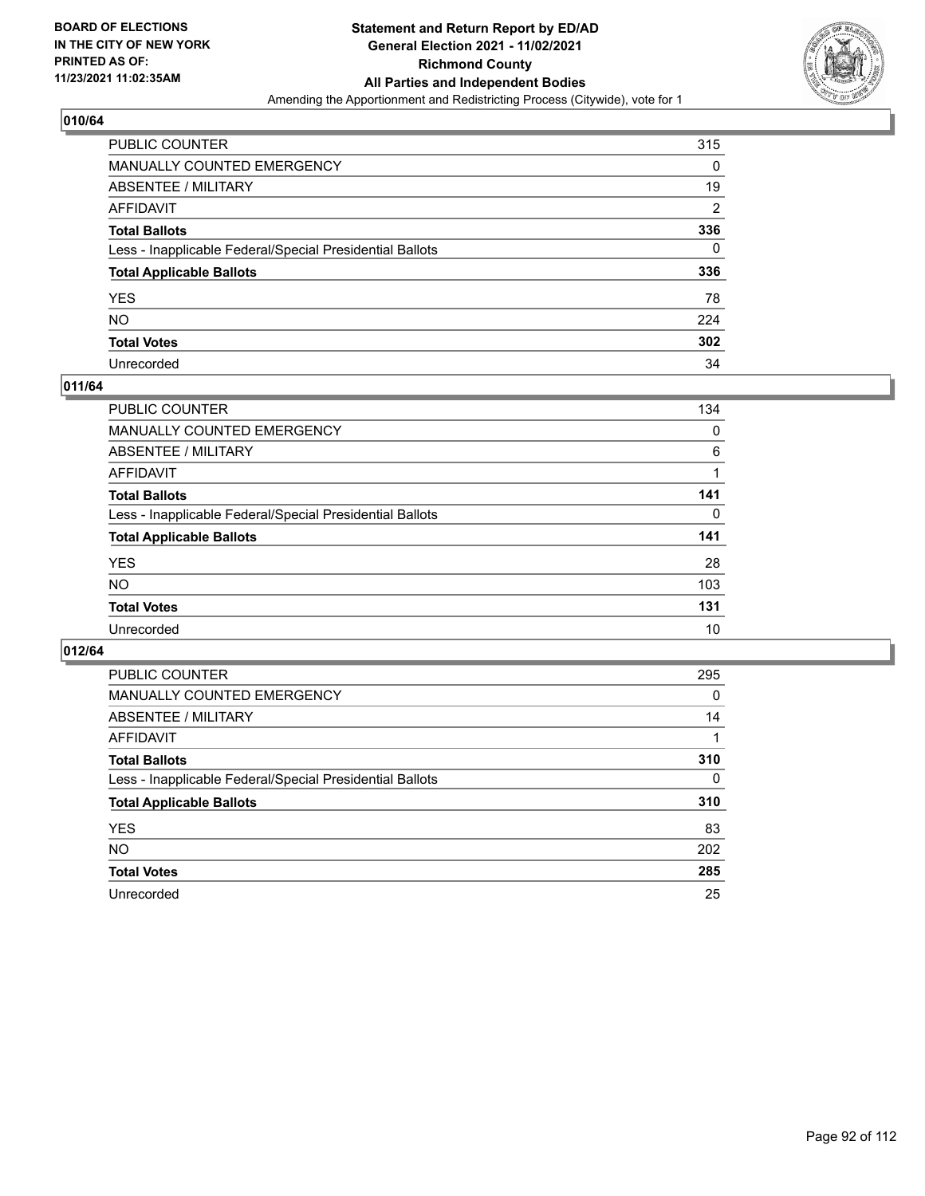**BOARD OF ELECTIONS IN THE CITY OF NEW YORK PRINTED AS OF: 11/23/2021 11:02:35AM**

**Statement and Return Report by ED/AD General Election 2021 - 11/02/2021 Richmond County All Parties and Independent Bodies**

Amending the Apportionment and Redistricting Process (Citywide), vote for 1

## 010/64

| | |
|---|---|
| PUBLIC COUNTER | 315 |
| MANUALLY COUNTED EMERGENCY | 0 |
| ABSENTEE / MILITARY | 19 |
| AFFIDAVIT | 2 |
| **Total Ballots** | **336** |
| Less - Inapplicable Federal/Special Presidential Ballots | 0 |
| **Total Applicable Ballots** | **336** |
| YES | 78 |
| NO | 224 |
| **Total Votes** | **302** |
| Unrecorded | 34 |

## 011/64

| | |
|---|---|
| PUBLIC COUNTER | 134 |
| MANUALLY COUNTED EMERGENCY | 0 |
| ABSENTEE / MILITARY | 6 |
| AFFIDAVIT | 1 |
| **Total Ballots** | **141** |
| Less - Inapplicable Federal/Special Presidential Ballots | 0 |
| **Total Applicable Ballots** | **141** |
| YES | 28 |
| NO | 103 |
| **Total Votes** | **131** |
| Unrecorded | 10 |

## 012/64

| | |
|---|---|
| PUBLIC COUNTER | 295 |
| MANUALLY COUNTED EMERGENCY | 0 |
| ABSENTEE / MILITARY | 14 |
| AFFIDAVIT | 1 |
| **Total Ballots** | **310** |
| Less - Inapplicable Federal/Special Presidential Ballots | 0 |
| **Total Applicable Ballots** | **310** |
| YES | 83 |
| NO | 202 |
| **Total Votes** | **285** |
| Unrecorded | 25 |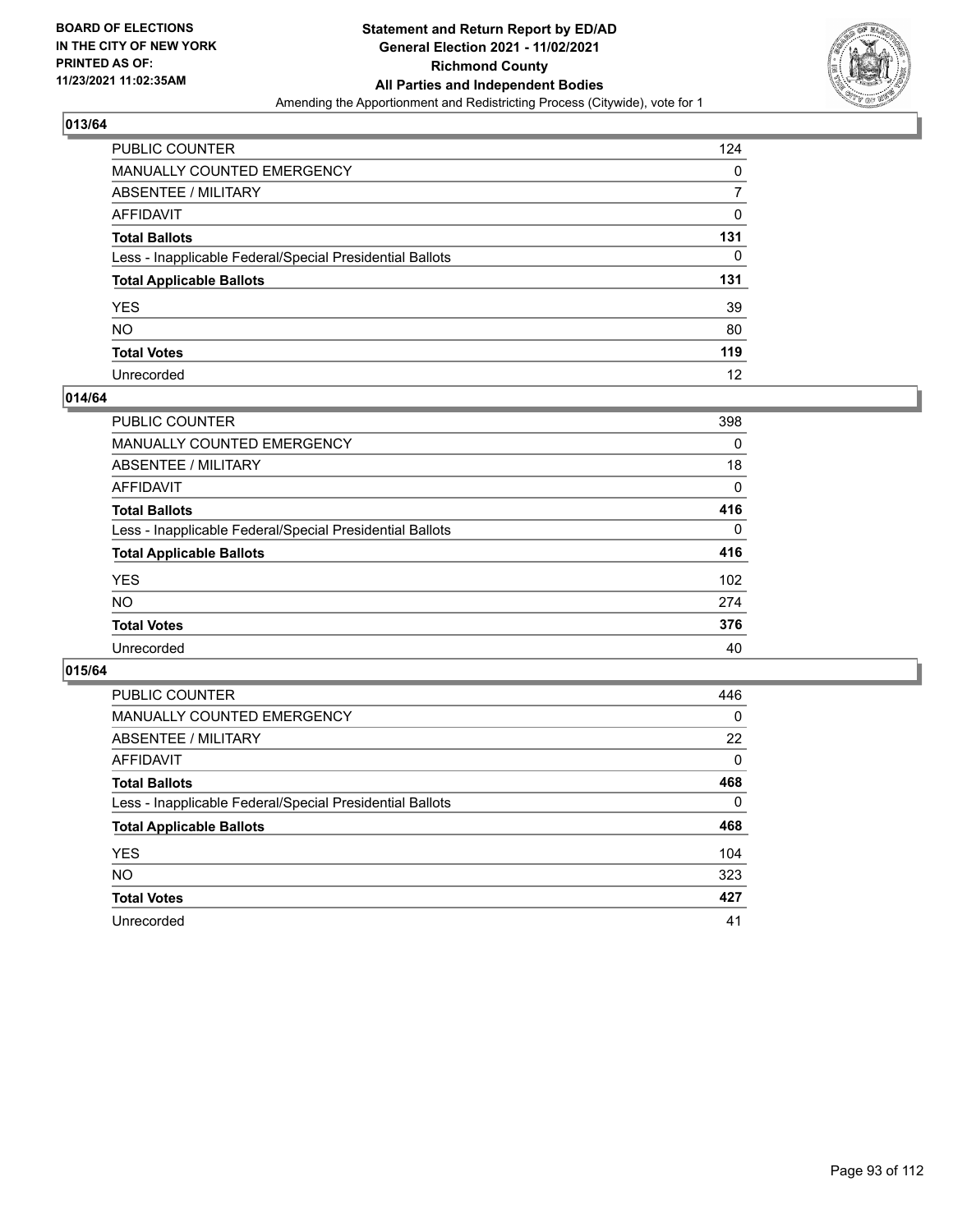BOARD OF ELECTIONS
IN THE CITY OF NEW YORK
PRINTED AS OF:
11/23/2021 11:02:35AM

**Statement and Return Report by ED/AD**
**General Election 2021 - 11/02/2021**
**Richmond County**
**All Parties and Independent Bodies**
Amending the Apportionment and Redistricting Process (Citywide), vote for 1

## 013/64

| | |
|---|---|
| PUBLIC COUNTER | 124 |
| MANUALLY COUNTED EMERGENCY | 0 |
| ABSENTEE / MILITARY | 7 |
| AFFIDAVIT | 0 |
| **Total Ballots** | **131** |
| Less - Inapplicable Federal/Special Presidential Ballots | 0 |
| **Total Applicable Ballots** | **131** |
| YES | 39 |
| NO | 80 |
| **Total Votes** | **119** |
| Unrecorded | 12 |

## 014/64

| | |
|---|---|
| PUBLIC COUNTER | 398 |
| MANUALLY COUNTED EMERGENCY | 0 |
| ABSENTEE / MILITARY | 18 |
| AFFIDAVIT | 0 |
| **Total Ballots** | **416** |
| Less - Inapplicable Federal/Special Presidential Ballots | 0 |
| **Total Applicable Ballots** | **416** |
| YES | 102 |
| NO | 274 |
| **Total Votes** | **376** |
| Unrecorded | 40 |

## 015/64

| | |
|---|---|
| PUBLIC COUNTER | 446 |
| MANUALLY COUNTED EMERGENCY | 0 |
| ABSENTEE / MILITARY | 22 |
| AFFIDAVIT | 0 |
| **Total Ballots** | **468** |
| Less - Inapplicable Federal/Special Presidential Ballots | 0 |
| **Total Applicable Ballots** | **468** |
| YES | 104 |
| NO | 323 |
| **Total Votes** | **427** |
| Unrecorded | 41 |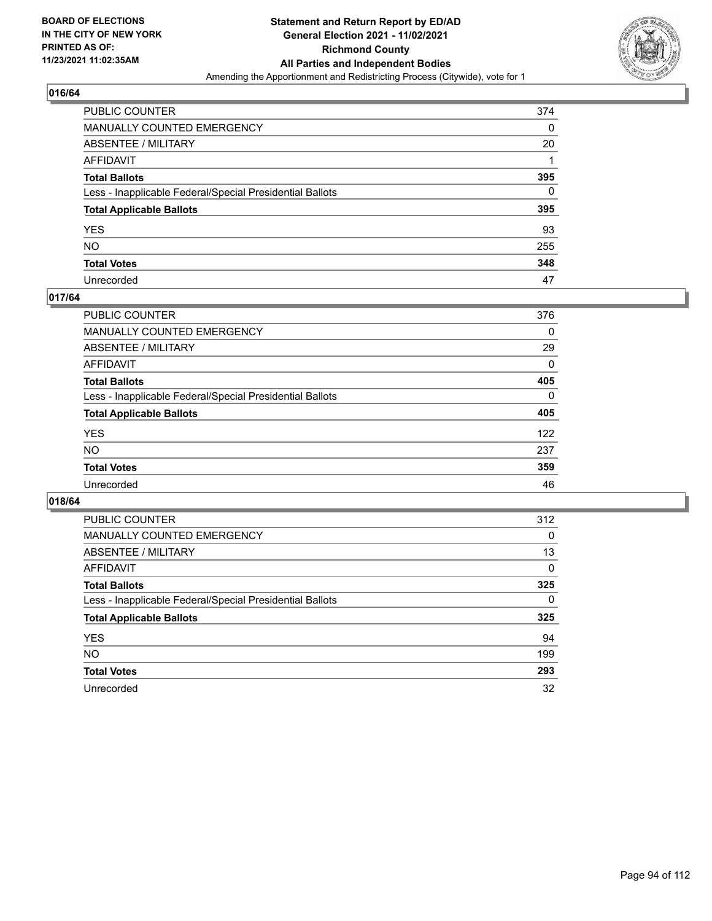## 016/64

| | |
|---|---|
| PUBLIC COUNTER | 374 |
| MANUALLY COUNTED EMERGENCY | 0 |
| ABSENTEE / MILITARY | 20 |
| AFFIDAVIT | 1 |
| **Total Ballots** | **395** |
| Less - Inapplicable Federal/Special Presidential Ballots | 0 |
| **Total Applicable Ballots** | **395** |
| YES | 93 |
| NO | 255 |
| **Total Votes** | **348** |
| Unrecorded | 47 |

## 017/64

| | |
|---|---|
| PUBLIC COUNTER | 376 |
| MANUALLY COUNTED EMERGENCY | 0 |
| ABSENTEE / MILITARY | 29 |
| AFFIDAVIT | 0 |
| **Total Ballots** | **405** |
| Less - Inapplicable Federal/Special Presidential Ballots | 0 |
| **Total Applicable Ballots** | **405** |
| YES | 122 |
| NO | 237 |
| **Total Votes** | **359** |
| Unrecorded | 46 |

## 018/64

| | |
|---|---|
| PUBLIC COUNTER | 312 |
| MANUALLY COUNTED EMERGENCY | 0 |
| ABSENTEE / MILITARY | 13 |
| AFFIDAVIT | 0 |
| **Total Ballots** | **325** |
| Less - Inapplicable Federal/Special Presidential Ballots | 0 |
| **Total Applicable Ballots** | **325** |
| YES | 94 |
| NO | 199 |
| **Total Votes** | **293** |
| Unrecorded | 32 |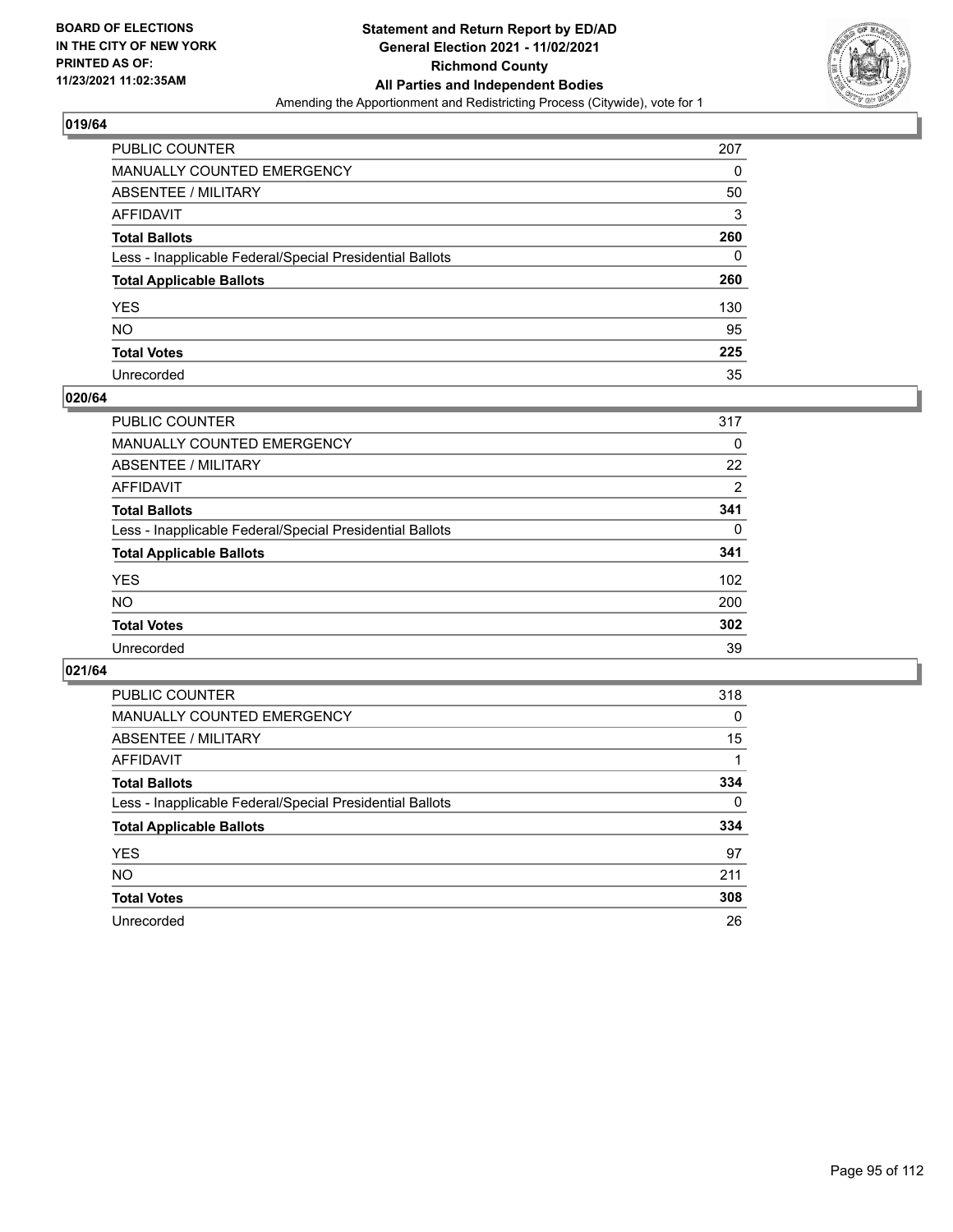BOARD OF ELECTIONS
IN THE CITY OF NEW YORK
PRINTED AS OF:
11/23/2021 11:02:35AM

**Statement and Return Report by ED/AD**
**General Election 2021 - 11/02/2021**
**Richmond County**
**All Parties and Independent Bodies**
Amending the Apportionment and Redistricting Process (Citywide), vote for 1

### 019/64

| | |
|---|---|
| PUBLIC COUNTER | 207 |
| MANUALLY COUNTED EMERGENCY | 0 |
| ABSENTEE / MILITARY | 50 |
| AFFIDAVIT | 3 |
| **Total Ballots** | **260** |
| Less - Inapplicable Federal/Special Presidential Ballots | 0 |
| **Total Applicable Ballots** | **260** |
| YES | 130 |
| NO | 95 |
| **Total Votes** | **225** |
| Unrecorded | 35 |

### 020/64

| | |
|---|---|
| PUBLIC COUNTER | 317 |
| MANUALLY COUNTED EMERGENCY | 0 |
| ABSENTEE / MILITARY | 22 |
| AFFIDAVIT | 2 |
| **Total Ballots** | **341** |
| Less - Inapplicable Federal/Special Presidential Ballots | 0 |
| **Total Applicable Ballots** | **341** |
| YES | 102 |
| NO | 200 |
| **Total Votes** | **302** |
| Unrecorded | 39 |

### 021/64

| | |
|---|---|
| PUBLIC COUNTER | 318 |
| MANUALLY COUNTED EMERGENCY | 0 |
| ABSENTEE / MILITARY | 15 |
| AFFIDAVIT | 1 |
| **Total Ballots** | **334** |
| Less - Inapplicable Federal/Special Presidential Ballots | 0 |
| **Total Applicable Ballots** | **334** |
| YES | 97 |
| NO | 211 |
| **Total Votes** | **308** |
| Unrecorded | 26 |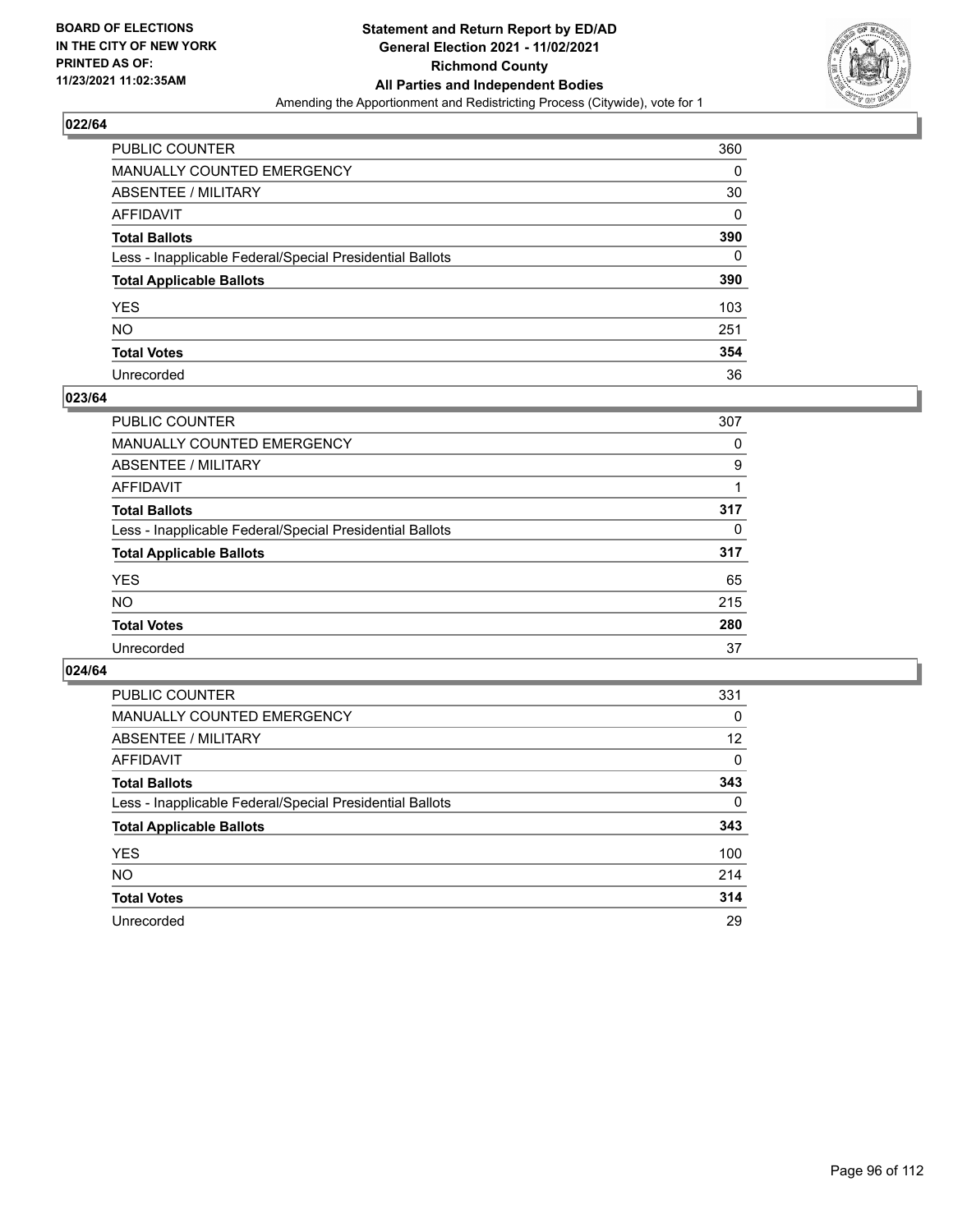**BOARD OF ELECTIONS IN THE CITY OF NEW YORK PRINTED AS OF: 11/23/2021 11:02:35AM**

**Statement and Return Report by ED/AD General Election 2021 - 11/02/2021 Richmond County All Parties and Independent Bodies**

Amending the Apportionment and Redistricting Process (Citywide), vote for 1

## 022/64

| | |
|---|---|
| PUBLIC COUNTER | 360 |
| MANUALLY COUNTED EMERGENCY | 0 |
| ABSENTEE / MILITARY | 30 |
| AFFIDAVIT | 0 |
| **Total Ballots** | **390** |
| Less - Inapplicable Federal/Special Presidential Ballots | 0 |
| **Total Applicable Ballots** | **390** |
| YES | 103 |
| NO | 251 |
| **Total Votes** | **354** |
| Unrecorded | 36 |

## 023/64

| | |
|---|---|
| PUBLIC COUNTER | 307 |
| MANUALLY COUNTED EMERGENCY | 0 |
| ABSENTEE / MILITARY | 9 |
| AFFIDAVIT | 1 |
| **Total Ballots** | **317** |
| Less - Inapplicable Federal/Special Presidential Ballots | 0 |
| **Total Applicable Ballots** | **317** |
| YES | 65 |
| NO | 215 |
| **Total Votes** | **280** |
| Unrecorded | 37 |

## 024/64

| | |
|---|---|
| PUBLIC COUNTER | 331 |
| MANUALLY COUNTED EMERGENCY | 0 |
| ABSENTEE / MILITARY | 12 |
| AFFIDAVIT | 0 |
| **Total Ballots** | **343** |
| Less - Inapplicable Federal/Special Presidential Ballots | 0 |
| **Total Applicable Ballots** | **343** |
| YES | 100 |
| NO | 214 |
| **Total Votes** | **314** |
| Unrecorded | 29 |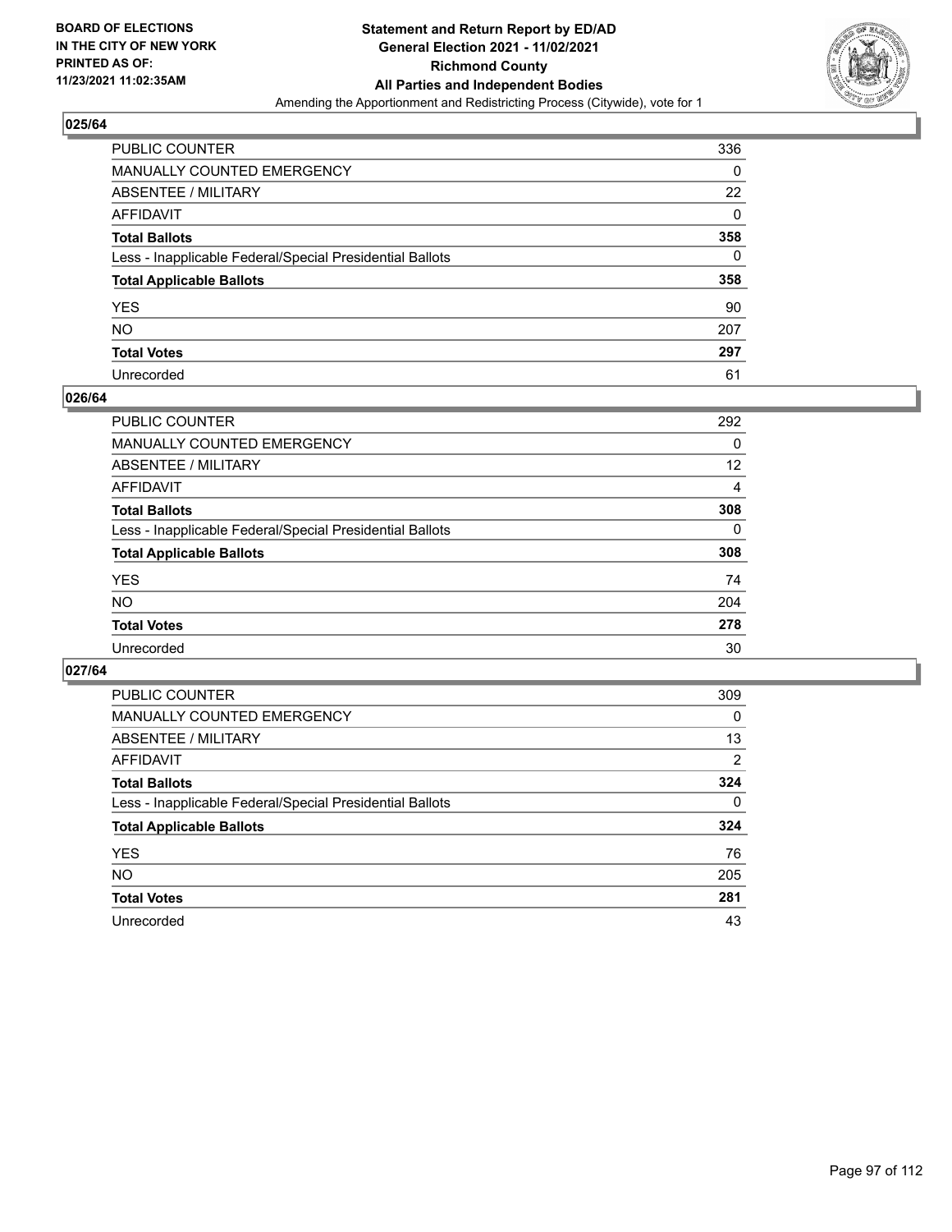**BOARD OF ELECTIONS IN THE CITY OF NEW YORK PRINTED AS OF: 11/23/2021 11:02:35AM**

**Statement and Return Report by ED/AD**
**General Election 2021 - 11/02/2021**
**Richmond County**
**All Parties and Independent Bodies**
Amending the Apportionment and Redistricting Process (Citywide), vote for 1

## 025/64

| | |
|---|---|
| PUBLIC COUNTER | 336 |
| MANUALLY COUNTED EMERGENCY | 0 |
| ABSENTEE / MILITARY | 22 |
| AFFIDAVIT | 0 |
| **Total Ballots** | **358** |
| Less - Inapplicable Federal/Special Presidential Ballots | 0 |
| **Total Applicable Ballots** | **358** |
| YES | 90 |
| NO | 207 |
| **Total Votes** | **297** |
| Unrecorded | 61 |

## 026/64

| | |
|---|---|
| PUBLIC COUNTER | 292 |
| MANUALLY COUNTED EMERGENCY | 0 |
| ABSENTEE / MILITARY | 12 |
| AFFIDAVIT | 4 |
| **Total Ballots** | **308** |
| Less - Inapplicable Federal/Special Presidential Ballots | 0 |
| **Total Applicable Ballots** | **308** |
| YES | 74 |
| NO | 204 |
| **Total Votes** | **278** |
| Unrecorded | 30 |

## 027/64

| | |
|---|---|
| PUBLIC COUNTER | 309 |
| MANUALLY COUNTED EMERGENCY | 0 |
| ABSENTEE / MILITARY | 13 |
| AFFIDAVIT | 2 |
| **Total Ballots** | **324** |
| Less - Inapplicable Federal/Special Presidential Ballots | 0 |
| **Total Applicable Ballots** | **324** |
| YES | 76 |
| NO | 205 |
| **Total Votes** | **281** |
| Unrecorded | 43 |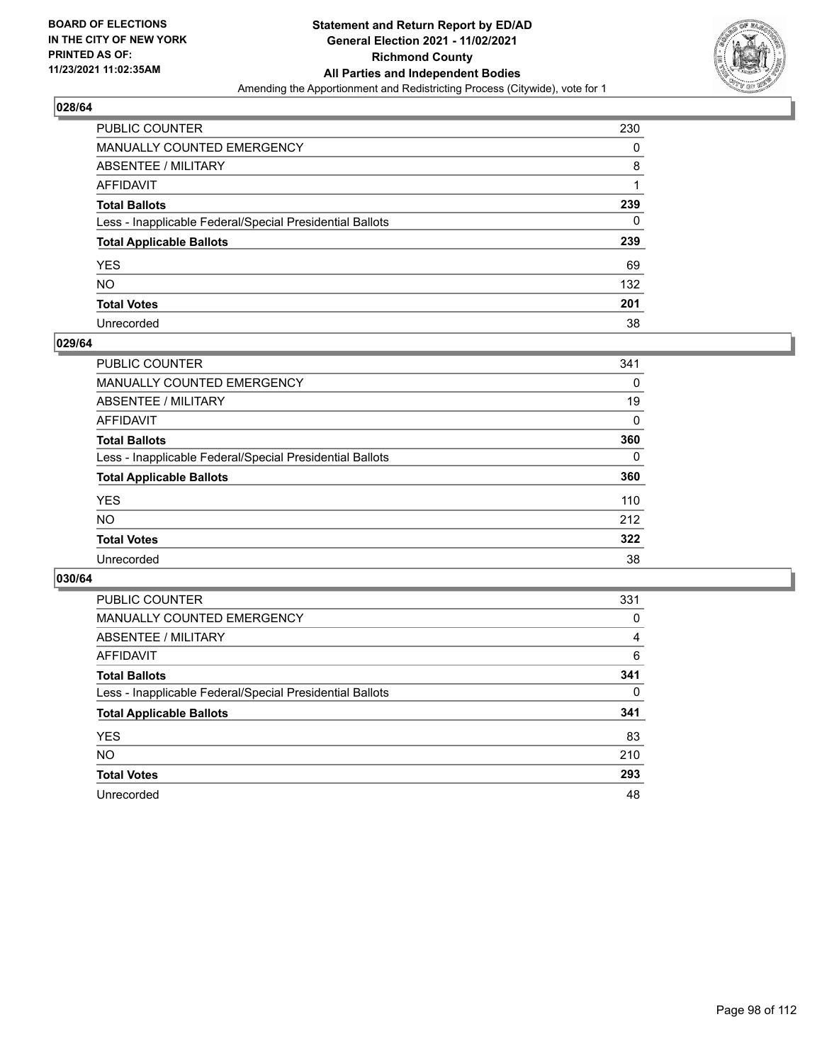**BOARD OF ELECTIONS IN THE CITY OF NEW YORK PRINTED AS OF: 11/23/2021 11:02:35AM**

**Statement and Return Report by ED/AD General Election 2021 - 11/02/2021 Richmond County All Parties and Independent Bodies**
Amending the Apportionment and Redistricting Process (Citywide), vote for 1

## 028/64

| | |
|---|---|
| PUBLIC COUNTER | 230 |
| MANUALLY COUNTED EMERGENCY | 0 |
| ABSENTEE / MILITARY | 8 |
| AFFIDAVIT | 1 |
| **Total Ballots** | **239** |
| Less - Inapplicable Federal/Special Presidential Ballots | 0 |
| **Total Applicable Ballots** | **239** |
| YES | 69 |
| NO | 132 |
| **Total Votes** | **201** |
| Unrecorded | 38 |

## 029/64

| | |
|---|---|
| PUBLIC COUNTER | 341 |
| MANUALLY COUNTED EMERGENCY | 0 |
| ABSENTEE / MILITARY | 19 |
| AFFIDAVIT | 0 |
| **Total Ballots** | **360** |
| Less - Inapplicable Federal/Special Presidential Ballots | 0 |
| **Total Applicable Ballots** | **360** |
| YES | 110 |
| NO | 212 |
| **Total Votes** | **322** |
| Unrecorded | 38 |

## 030/64

| | |
|---|---|
| PUBLIC COUNTER | 331 |
| MANUALLY COUNTED EMERGENCY | 0 |
| ABSENTEE / MILITARY | 4 |
| AFFIDAVIT | 6 |
| **Total Ballots** | **341** |
| Less - Inapplicable Federal/Special Presidential Ballots | 0 |
| **Total Applicable Ballots** | **341** |
| YES | 83 |
| NO | 210 |
| **Total Votes** | **293** |
| Unrecorded | 48 |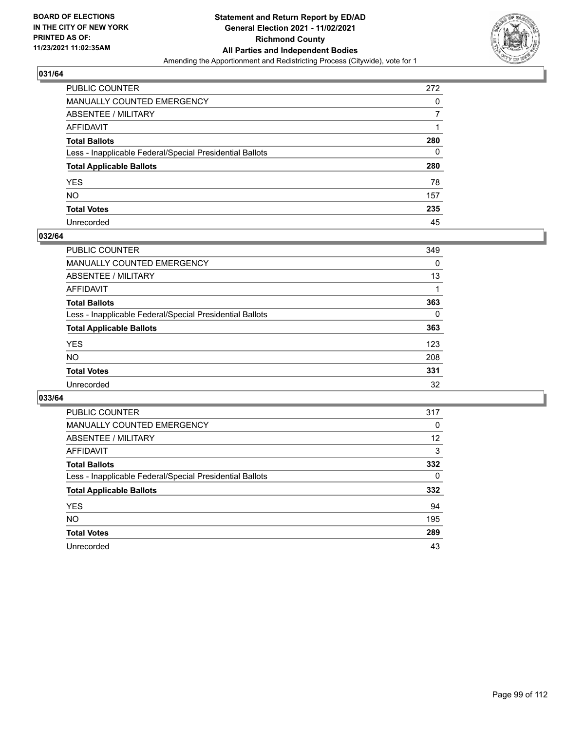**BOARD OF ELECTIONS IN THE CITY OF NEW YORK PRINTED AS OF: 11/23/2021 11:02:35AM**

**Statement and Return Report by ED/AD General Election 2021 - 11/02/2021 Richmond County All Parties and Independent Bodies**

Amending the Apportionment and Redistricting Process (Citywide), vote for 1

## 031/64

| | |
|---|---|
| PUBLIC COUNTER | 272 |
| MANUALLY COUNTED EMERGENCY | 0 |
| ABSENTEE / MILITARY | 7 |
| AFFIDAVIT | 1 |
| **Total Ballots** | **280** |
| Less - Inapplicable Federal/Special Presidential Ballots | 0 |
| **Total Applicable Ballots** | **280** |
| YES | 78 |
| NO | 157 |
| **Total Votes** | **235** |
| Unrecorded | 45 |

## 032/64

| | |
|---|---|
| PUBLIC COUNTER | 349 |
| MANUALLY COUNTED EMERGENCY | 0 |
| ABSENTEE / MILITARY | 13 |
| AFFIDAVIT | 1 |
| **Total Ballots** | **363** |
| Less - Inapplicable Federal/Special Presidential Ballots | 0 |
| **Total Applicable Ballots** | **363** |
| YES | 123 |
| NO | 208 |
| **Total Votes** | **331** |
| Unrecorded | 32 |

## 033/64

| | |
|---|---|
| PUBLIC COUNTER | 317 |
| MANUALLY COUNTED EMERGENCY | 0 |
| ABSENTEE / MILITARY | 12 |
| AFFIDAVIT | 3 |
| **Total Ballots** | **332** |
| Less - Inapplicable Federal/Special Presidential Ballots | 0 |
| **Total Applicable Ballots** | **332** |
| YES | 94 |
| NO | 195 |
| **Total Votes** | **289** |
| Unrecorded | 43 |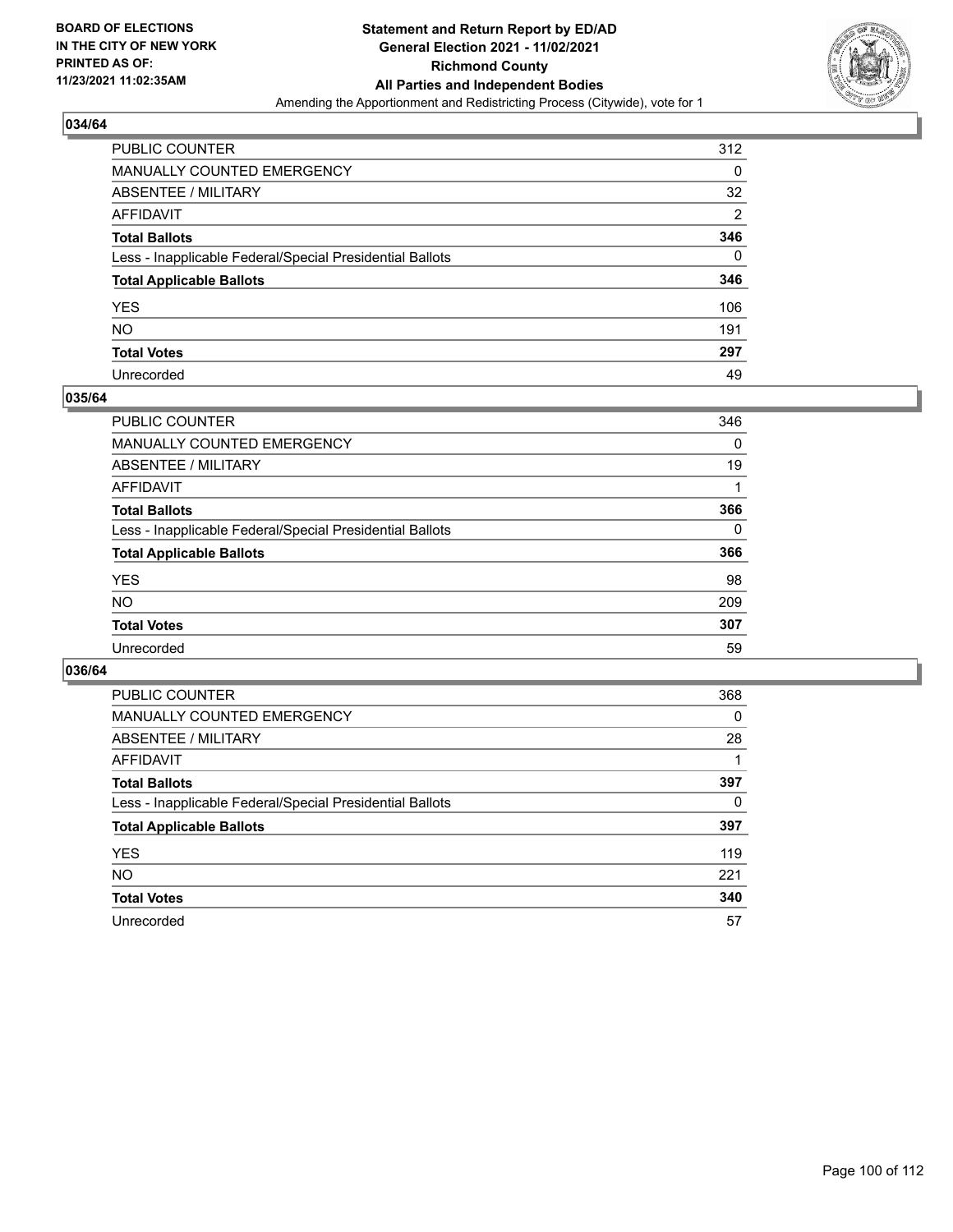**BOARD OF ELECTIONS IN THE CITY OF NEW YORK PRINTED AS OF: 11/23/2021 11:02:35AM**

**Statement and Return Report by ED/AD General Election 2021 - 11/02/2021 Richmond County All Parties and Independent Bodies**

Amending the Apportionment and Redistricting Process (Citywide), vote for 1

### 034/64

| | |
|---|---|
| PUBLIC COUNTER | 312 |
| MANUALLY COUNTED EMERGENCY | 0 |
| ABSENTEE / MILITARY | 32 |
| AFFIDAVIT | 2 |
| **Total Ballots** | **346** |
| Less - Inapplicable Federal/Special Presidential Ballots | 0 |
| **Total Applicable Ballots** | **346** |
| YES | 106 |
| NO | 191 |
| **Total Votes** | **297** |
| Unrecorded | 49 |

### 035/64

| | |
|---|---|
| PUBLIC COUNTER | 346 |
| MANUALLY COUNTED EMERGENCY | 0 |
| ABSENTEE / MILITARY | 19 |
| AFFIDAVIT | 1 |
| **Total Ballots** | **366** |
| Less - Inapplicable Federal/Special Presidential Ballots | 0 |
| **Total Applicable Ballots** | **366** |
| YES | 98 |
| NO | 209 |
| **Total Votes** | **307** |
| Unrecorded | 59 |

### 036/64

| | |
|---|---|
| PUBLIC COUNTER | 368 |
| MANUALLY COUNTED EMERGENCY | 0 |
| ABSENTEE / MILITARY | 28 |
| AFFIDAVIT | 1 |
| **Total Ballots** | **397** |
| Less - Inapplicable Federal/Special Presidential Ballots | 0 |
| **Total Applicable Ballots** | **397** |
| YES | 119 |
| NO | 221 |
| **Total Votes** | **340** |
| Unrecorded | 57 |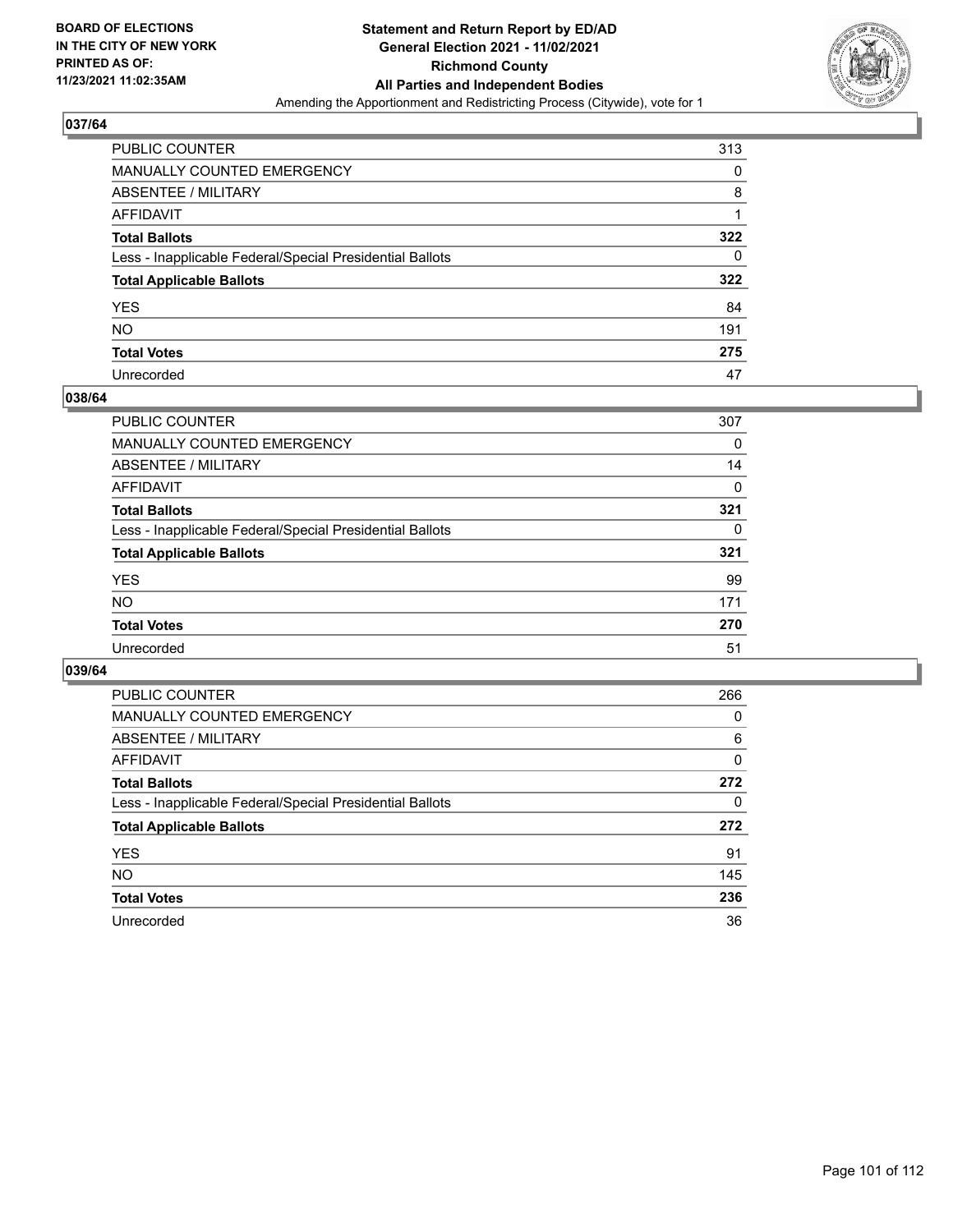**BOARD OF ELECTIONS IN THE CITY OF NEW YORK PRINTED AS OF: 11/23/2021 11:02:35AM**

**Statement and Return Report by ED/AD General Election 2021 - 11/02/2021 Richmond County All Parties and Independent Bodies**

Amending the Apportionment and Redistricting Process (Citywide), vote for 1

### 037/64

| | |
|---|---|
| PUBLIC COUNTER | 313 |
| MANUALLY COUNTED EMERGENCY | 0 |
| ABSENTEE / MILITARY | 8 |
| AFFIDAVIT | 1 |
| **Total Ballots** | **322** |
| Less - Inapplicable Federal/Special Presidential Ballots | 0 |
| **Total Applicable Ballots** | **322** |
| YES | 84 |
| NO | 191 |
| **Total Votes** | **275** |
| Unrecorded | 47 |

### 038/64

| | |
|---|---|
| PUBLIC COUNTER | 307 |
| MANUALLY COUNTED EMERGENCY | 0 |
| ABSENTEE / MILITARY | 14 |
| AFFIDAVIT | 0 |
| **Total Ballots** | **321** |
| Less - Inapplicable Federal/Special Presidential Ballots | 0 |
| **Total Applicable Ballots** | **321** |
| YES | 99 |
| NO | 171 |
| **Total Votes** | **270** |
| Unrecorded | 51 |

### 039/64

| | |
|---|---|
| PUBLIC COUNTER | 266 |
| MANUALLY COUNTED EMERGENCY | 0 |
| ABSENTEE / MILITARY | 6 |
| AFFIDAVIT | 0 |
| **Total Ballots** | **272** |
| Less - Inapplicable Federal/Special Presidential Ballots | 0 |
| **Total Applicable Ballots** | **272** |
| YES | 91 |
| NO | 145 |
| **Total Votes** | **236** |
| Unrecorded | 36 |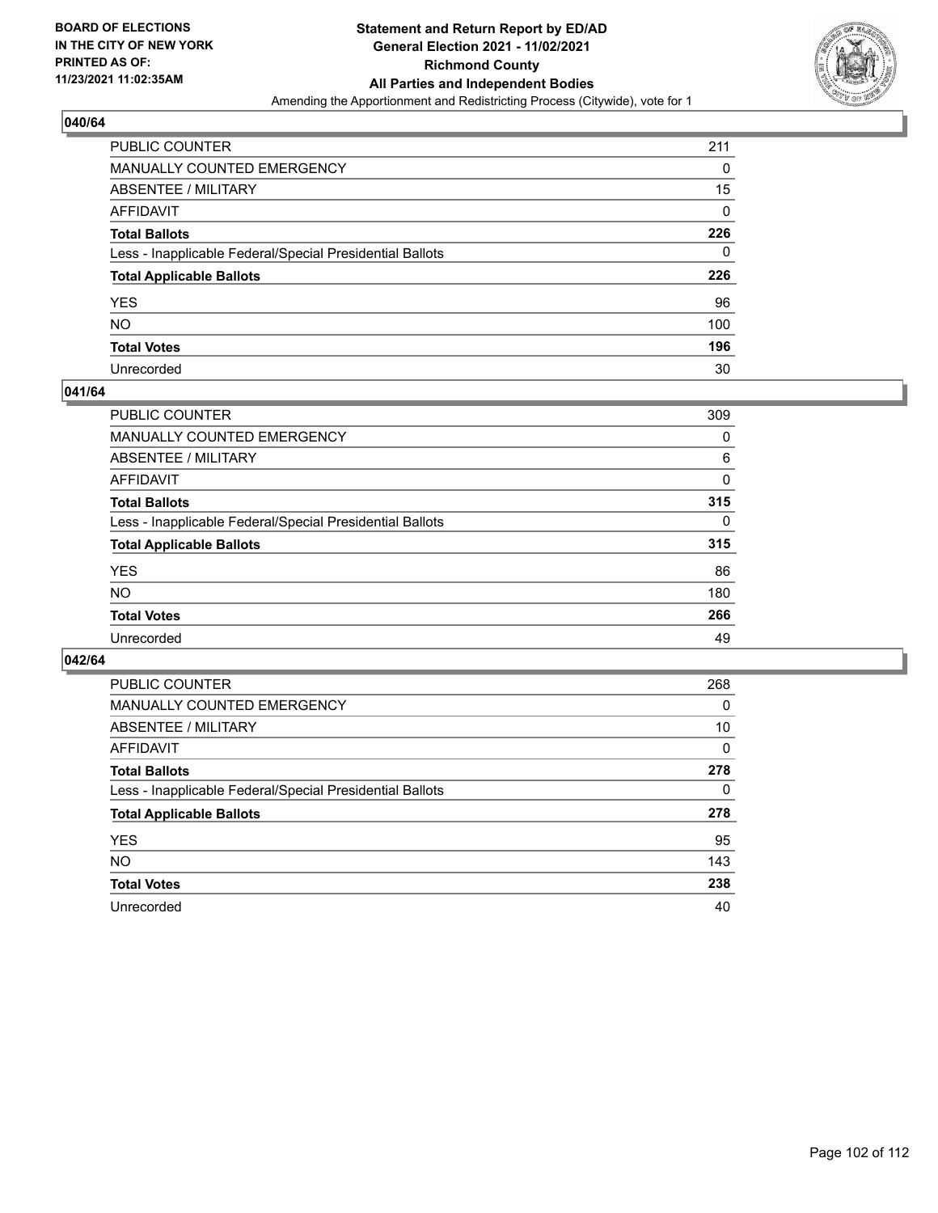**BOARD OF ELECTIONS IN THE CITY OF NEW YORK PRINTED AS OF: 11/23/2021 11:02:35AM**

**Statement and Return Report by ED/AD General Election 2021 - 11/02/2021 Richmond County All Parties and Independent Bodies**
Amending the Apportionment and Redistricting Process (Citywide), vote for 1

## 040/64

| | |
|---|---|
| PUBLIC COUNTER | 211 |
| MANUALLY COUNTED EMERGENCY | 0 |
| ABSENTEE / MILITARY | 15 |
| AFFIDAVIT | 0 |
| **Total Ballots** | **226** |
| Less - Inapplicable Federal/Special Presidential Ballots | 0 |
| **Total Applicable Ballots** | **226** |
| YES | 96 |
| NO | 100 |
| **Total Votes** | **196** |
| Unrecorded | 30 |

## 041/64

| | |
|---|---|
| PUBLIC COUNTER | 309 |
| MANUALLY COUNTED EMERGENCY | 0 |
| ABSENTEE / MILITARY | 6 |
| AFFIDAVIT | 0 |
| **Total Ballots** | **315** |
| Less - Inapplicable Federal/Special Presidential Ballots | 0 |
| **Total Applicable Ballots** | **315** |
| YES | 86 |
| NO | 180 |
| **Total Votes** | **266** |
| Unrecorded | 49 |

## 042/64

| | |
|---|---|
| PUBLIC COUNTER | 268 |
| MANUALLY COUNTED EMERGENCY | 0 |
| ABSENTEE / MILITARY | 10 |
| AFFIDAVIT | 0 |
| **Total Ballots** | **278** |
| Less - Inapplicable Federal/Special Presidential Ballots | 0 |
| **Total Applicable Ballots** | **278** |
| YES | 95 |
| NO | 143 |
| **Total Votes** | **238** |
| Unrecorded | 40 |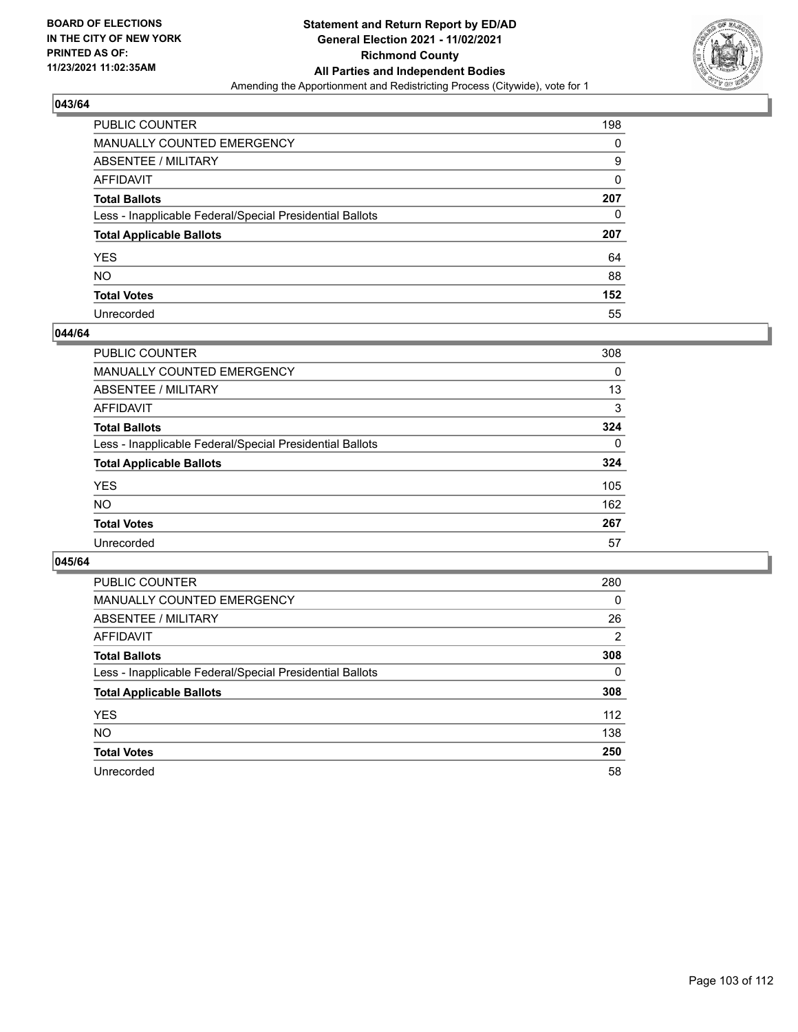## 043/64

| | |
|---|---|
| PUBLIC COUNTER | 198 |
| MANUALLY COUNTED EMERGENCY | 0 |
| ABSENTEE / MILITARY | 9 |
| AFFIDAVIT | 0 |
| **Total Ballots** | **207** |
| Less - Inapplicable Federal/Special Presidential Ballots | 0 |
| **Total Applicable Ballots** | **207** |
| YES | 64 |
| NO | 88 |
| **Total Votes** | **152** |
| Unrecorded | 55 |

## 044/64

| | |
|---|---|
| PUBLIC COUNTER | 308 |
| MANUALLY COUNTED EMERGENCY | 0 |
| ABSENTEE / MILITARY | 13 |
| AFFIDAVIT | 3 |
| **Total Ballots** | **324** |
| Less - Inapplicable Federal/Special Presidential Ballots | 0 |
| **Total Applicable Ballots** | **324** |
| YES | 105 |
| NO | 162 |
| **Total Votes** | **267** |
| Unrecorded | 57 |

## 045/64

| | |
|---|---|
| PUBLIC COUNTER | 280 |
| MANUALLY COUNTED EMERGENCY | 0 |
| ABSENTEE / MILITARY | 26 |
| AFFIDAVIT | 2 |
| **Total Ballots** | **308** |
| Less - Inapplicable Federal/Special Presidential Ballots | 0 |
| **Total Applicable Ballots** | **308** |
| YES | 112 |
| NO | 138 |
| **Total Votes** | **250** |
| Unrecorded | 58 |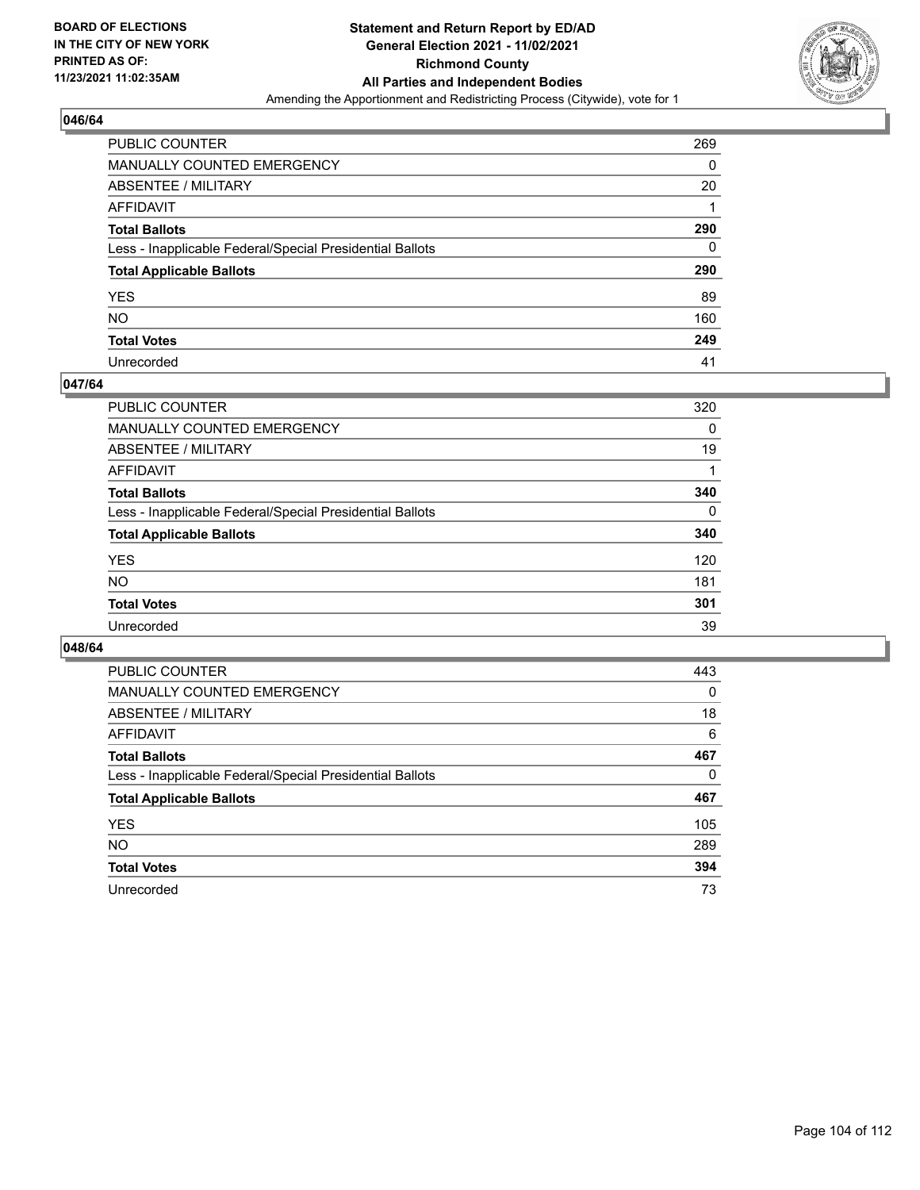**BOARD OF ELECTIONS IN THE CITY OF NEW YORK PRINTED AS OF: 11/23/2021 11:02:35AM**

**Statement and Return Report by ED/AD General Election 2021 - 11/02/2021 Richmond County All Parties and Independent Bodies**

Amending the Apportionment and Redistricting Process (Citywide), vote for 1

## 046/64

| | |
|---|---|
| PUBLIC COUNTER | 269 |
| MANUALLY COUNTED EMERGENCY | 0 |
| ABSENTEE / MILITARY | 20 |
| AFFIDAVIT | 1 |
| **Total Ballots** | **290** |
| Less - Inapplicable Federal/Special Presidential Ballots | 0 |
| **Total Applicable Ballots** | **290** |
| YES | 89 |
| NO | 160 |
| **Total Votes** | **249** |
| Unrecorded | 41 |

## 047/64

| | |
|---|---|
| PUBLIC COUNTER | 320 |
| MANUALLY COUNTED EMERGENCY | 0 |
| ABSENTEE / MILITARY | 19 |
| AFFIDAVIT | 1 |
| **Total Ballots** | **340** |
| Less - Inapplicable Federal/Special Presidential Ballots | 0 |
| **Total Applicable Ballots** | **340** |
| YES | 120 |
| NO | 181 |
| **Total Votes** | **301** |
| Unrecorded | 39 |

## 048/64

| | |
|---|---|
| PUBLIC COUNTER | 443 |
| MANUALLY COUNTED EMERGENCY | 0 |
| ABSENTEE / MILITARY | 18 |
| AFFIDAVIT | 6 |
| **Total Ballots** | **467** |
| Less - Inapplicable Federal/Special Presidential Ballots | 0 |
| **Total Applicable Ballots** | **467** |
| YES | 105 |
| NO | 289 |
| **Total Votes** | **394** |
| Unrecorded | 73 |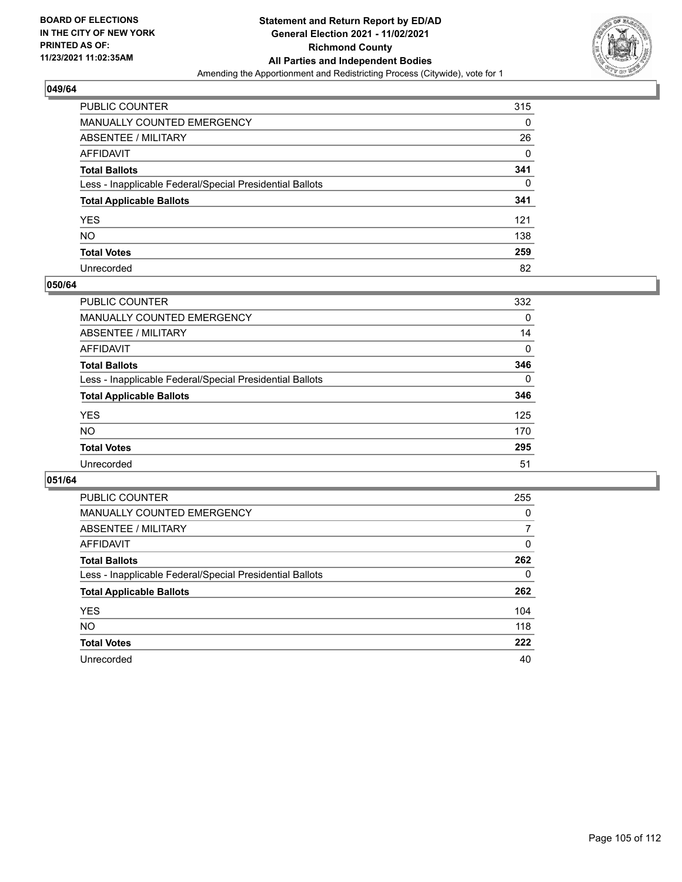**BOARD OF ELECTIONS IN THE CITY OF NEW YORK PRINTED AS OF: 11/23/2021 11:02:35AM**

**Statement and Return Report by ED/AD General Election 2021 - 11/02/2021 Richmond County All Parties and Independent Bodies**

Amending the Apportionment and Redistricting Process (Citywide), vote for 1

### 049/64

| | |
|---|---|
| PUBLIC COUNTER | 315 |
| MANUALLY COUNTED EMERGENCY | 0 |
| ABSENTEE / MILITARY | 26 |
| AFFIDAVIT | 0 |
| **Total Ballots** | **341** |
| Less - Inapplicable Federal/Special Presidential Ballots | 0 |
| **Total Applicable Ballots** | **341** |
| YES | 121 |
| NO | 138 |
| **Total Votes** | **259** |
| Unrecorded | 82 |

### 050/64

| | |
|---|---|
| PUBLIC COUNTER | 332 |
| MANUALLY COUNTED EMERGENCY | 0 |
| ABSENTEE / MILITARY | 14 |
| AFFIDAVIT | 0 |
| **Total Ballots** | **346** |
| Less - Inapplicable Federal/Special Presidential Ballots | 0 |
| **Total Applicable Ballots** | **346** |
| YES | 125 |
| NO | 170 |
| **Total Votes** | **295** |
| Unrecorded | 51 |

### 051/64

| | |
|---|---|
| PUBLIC COUNTER | 255 |
| MANUALLY COUNTED EMERGENCY | 0 |
| ABSENTEE / MILITARY | 7 |
| AFFIDAVIT | 0 |
| **Total Ballots** | **262** |
| Less - Inapplicable Federal/Special Presidential Ballots | 0 |
| **Total Applicable Ballots** | **262** |
| YES | 104 |
| NO | 118 |
| **Total Votes** | **222** |
| Unrecorded | 40 |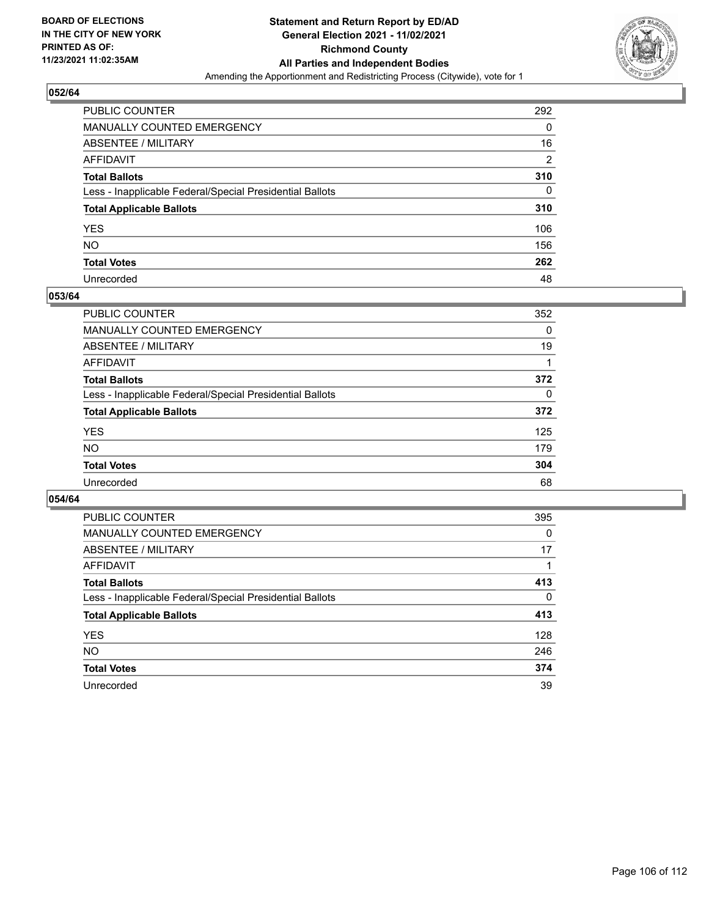BOARD OF ELECTIONS
IN THE CITY OF NEW YORK
PRINTED AS OF:
11/23/2021 11:02:35AM

**Statement and Return Report by ED/AD**
**General Election 2021 - 11/02/2021**
**Richmond County**
**All Parties and Independent Bodies**
Amending the Apportionment and Redistricting Process (Citywide), vote for 1

### 052/64

| | |
|---|---|
| PUBLIC COUNTER | 292 |
| MANUALLY COUNTED EMERGENCY | 0 |
| ABSENTEE / MILITARY | 16 |
| AFFIDAVIT | 2 |
| **Total Ballots** | **310** |
| Less - Inapplicable Federal/Special Presidential Ballots | 0 |
| **Total Applicable Ballots** | **310** |
| YES | 106 |
| NO | 156 |
| **Total Votes** | **262** |
| Unrecorded | 48 |

### 053/64

| | |
|---|---|
| PUBLIC COUNTER | 352 |
| MANUALLY COUNTED EMERGENCY | 0 |
| ABSENTEE / MILITARY | 19 |
| AFFIDAVIT | 1 |
| **Total Ballots** | **372** |
| Less - Inapplicable Federal/Special Presidential Ballots | 0 |
| **Total Applicable Ballots** | **372** |
| YES | 125 |
| NO | 179 |
| **Total Votes** | **304** |
| Unrecorded | 68 |

### 054/64

| | |
|---|---|
| PUBLIC COUNTER | 395 |
| MANUALLY COUNTED EMERGENCY | 0 |
| ABSENTEE / MILITARY | 17 |
| AFFIDAVIT | 1 |
| **Total Ballots** | **413** |
| Less - Inapplicable Federal/Special Presidential Ballots | 0 |
| **Total Applicable Ballots** | **413** |
| YES | 128 |
| NO | 246 |
| **Total Votes** | **374** |
| Unrecorded | 39 |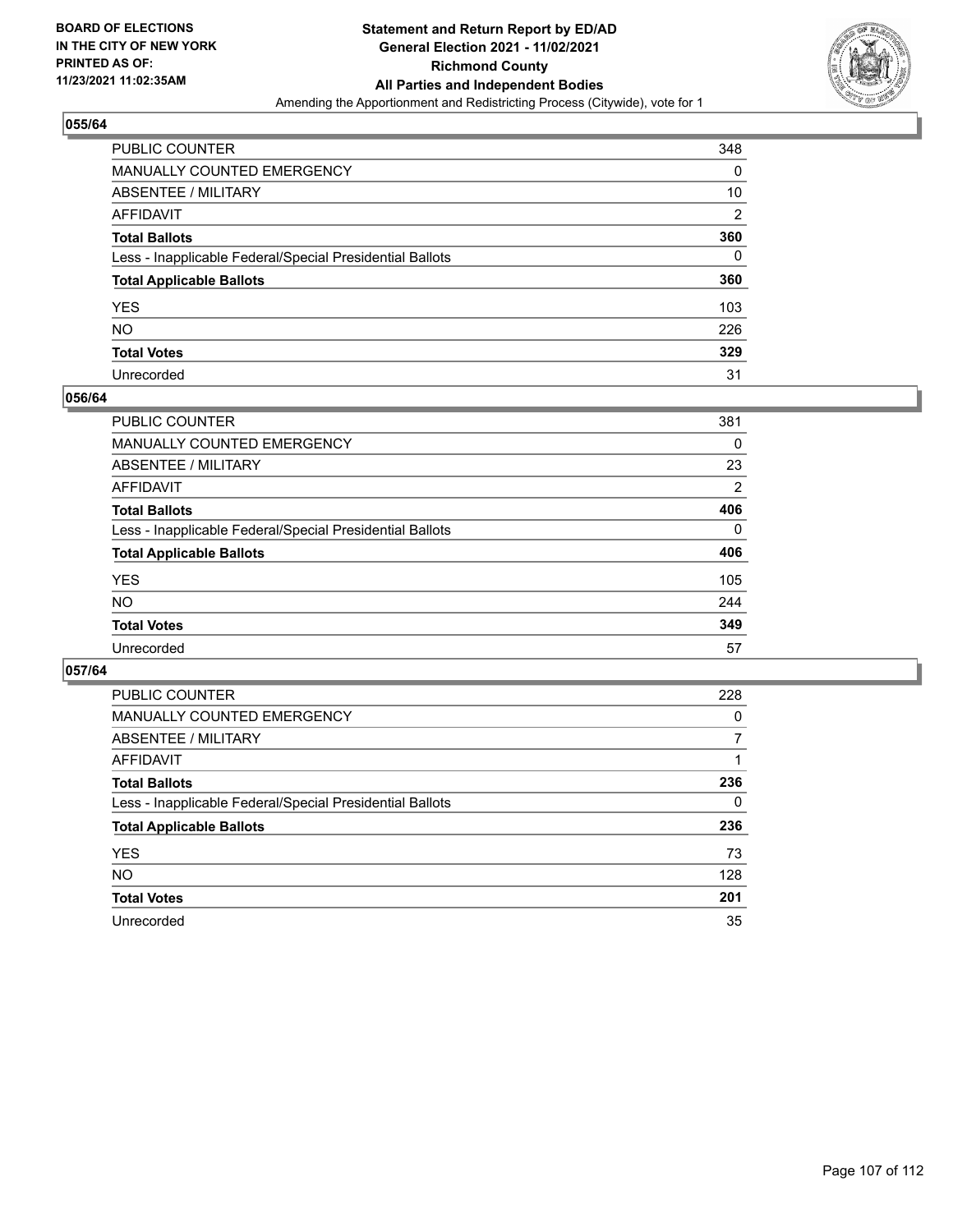**BOARD OF ELECTIONS IN THE CITY OF NEW YORK PRINTED AS OF: 11/23/2021 11:02:35AM**

**Statement and Return Report by ED/AD General Election 2021 - 11/02/2021 Richmond County All Parties and Independent Bodies**

Amending the Apportionment and Redistricting Process (Citywide), vote for 1

## 055/64

| | |
|---|---|
| PUBLIC COUNTER | 348 |
| MANUALLY COUNTED EMERGENCY | 0 |
| ABSENTEE / MILITARY | 10 |
| AFFIDAVIT | 2 |
| **Total Ballots** | **360** |
| Less - Inapplicable Federal/Special Presidential Ballots | 0 |
| **Total Applicable Ballots** | **360** |
| YES | 103 |
| NO | 226 |
| **Total Votes** | **329** |
| Unrecorded | 31 |

## 056/64

| | |
|---|---|
| PUBLIC COUNTER | 381 |
| MANUALLY COUNTED EMERGENCY | 0 |
| ABSENTEE / MILITARY | 23 |
| AFFIDAVIT | 2 |
| **Total Ballots** | **406** |
| Less - Inapplicable Federal/Special Presidential Ballots | 0 |
| **Total Applicable Ballots** | **406** |
| YES | 105 |
| NO | 244 |
| **Total Votes** | **349** |
| Unrecorded | 57 |

## 057/64

| | |
|---|---|
| PUBLIC COUNTER | 228 |
| MANUALLY COUNTED EMERGENCY | 0 |
| ABSENTEE / MILITARY | 7 |
| AFFIDAVIT | 1 |
| **Total Ballots** | **236** |
| Less - Inapplicable Federal/Special Presidential Ballots | 0 |
| **Total Applicable Ballots** | **236** |
| YES | 73 |
| NO | 128 |
| **Total Votes** | **201** |
| Unrecorded | 35 |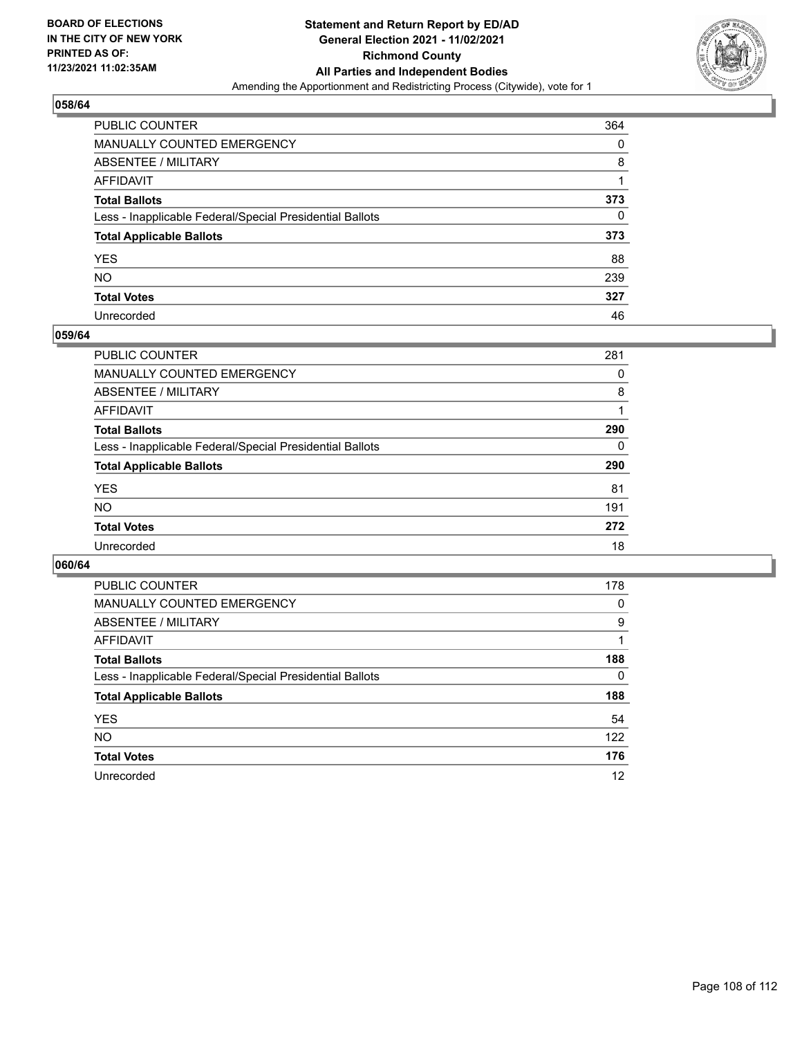BOARD OF ELECTIONS
IN THE CITY OF NEW YORK
PRINTED AS OF:
11/23/2021 11:02:35AM

**Statement and Return Report by ED/AD**
**General Election 2021 - 11/02/2021**
**Richmond County**
**All Parties and Independent Bodies**
Amending the Apportionment and Redistricting Process (Citywide), vote for 1

### 058/64

| | |
|---|---|
| PUBLIC COUNTER | 364 |
| MANUALLY COUNTED EMERGENCY | 0 |
| ABSENTEE / MILITARY | 8 |
| AFFIDAVIT | 1 |
| **Total Ballots** | **373** |
| Less - Inapplicable Federal/Special Presidential Ballots | 0 |
| **Total Applicable Ballots** | **373** |
| YES | 88 |
| NO | 239 |
| **Total Votes** | **327** |
| Unrecorded | 46 |

### 059/64

| | |
|---|---|
| PUBLIC COUNTER | 281 |
| MANUALLY COUNTED EMERGENCY | 0 |
| ABSENTEE / MILITARY | 8 |
| AFFIDAVIT | 1 |
| **Total Ballots** | **290** |
| Less - Inapplicable Federal/Special Presidential Ballots | 0 |
| **Total Applicable Ballots** | **290** |
| YES | 81 |
| NO | 191 |
| **Total Votes** | **272** |
| Unrecorded | 18 |

### 060/64

| | |
|---|---|
| PUBLIC COUNTER | 178 |
| MANUALLY COUNTED EMERGENCY | 0 |
| ABSENTEE / MILITARY | 9 |
| AFFIDAVIT | 1 |
| **Total Ballots** | **188** |
| Less - Inapplicable Federal/Special Presidential Ballots | 0 |
| **Total Applicable Ballots** | **188** |
| YES | 54 |
| NO | 122 |
| **Total Votes** | **176** |
| Unrecorded | 12 |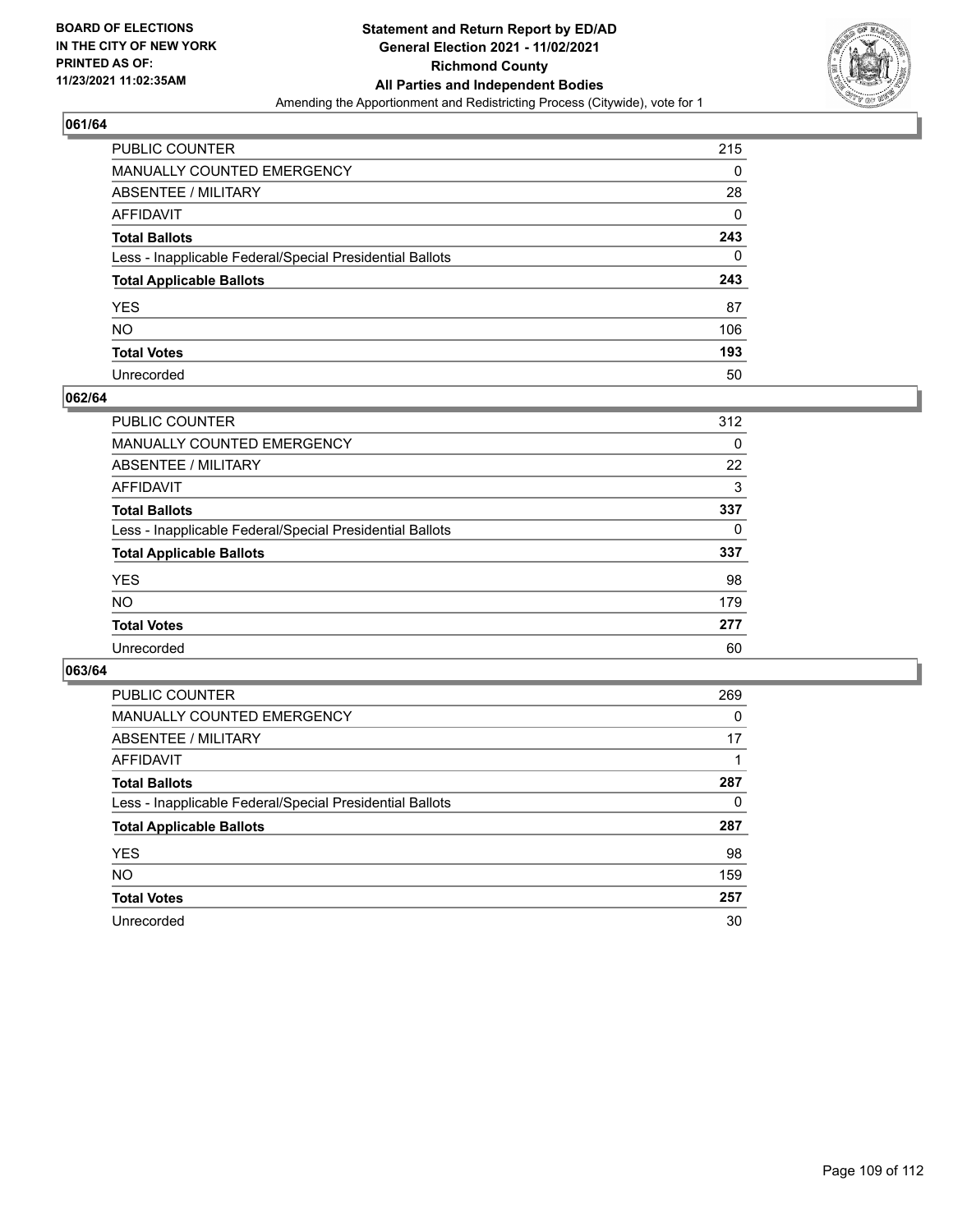BOARD OF ELECTIONS
IN THE CITY OF NEW YORK
PRINTED AS OF:
11/23/2021 11:02:35AM

**Statement and Return Report by ED/AD**
**General Election 2021 - 11/02/2021**
**Richmond County**
**All Parties and Independent Bodies**
Amending the Apportionment and Redistricting Process (Citywide), vote for 1

## 061/64

| | |
|---|---|
| PUBLIC COUNTER | 215 |
| MANUALLY COUNTED EMERGENCY | 0 |
| ABSENTEE / MILITARY | 28 |
| AFFIDAVIT | 0 |
| **Total Ballots** | **243** |
| Less - Inapplicable Federal/Special Presidential Ballots | 0 |
| **Total Applicable Ballots** | **243** |
| YES | 87 |
| NO | 106 |
| **Total Votes** | **193** |
| Unrecorded | 50 |

## 062/64

| | |
|---|---|
| PUBLIC COUNTER | 312 |
| MANUALLY COUNTED EMERGENCY | 0 |
| ABSENTEE / MILITARY | 22 |
| AFFIDAVIT | 3 |
| **Total Ballots** | **337** |
| Less - Inapplicable Federal/Special Presidential Ballots | 0 |
| **Total Applicable Ballots** | **337** |
| YES | 98 |
| NO | 179 |
| **Total Votes** | **277** |
| Unrecorded | 60 |

## 063/64

| | |
|---|---|
| PUBLIC COUNTER | 269 |
| MANUALLY COUNTED EMERGENCY | 0 |
| ABSENTEE / MILITARY | 17 |
| AFFIDAVIT | 1 |
| **Total Ballots** | **287** |
| Less - Inapplicable Federal/Special Presidential Ballots | 0 |
| **Total Applicable Ballots** | **287** |
| YES | 98 |
| NO | 159 |
| **Total Votes** | **257** |
| Unrecorded | 30 |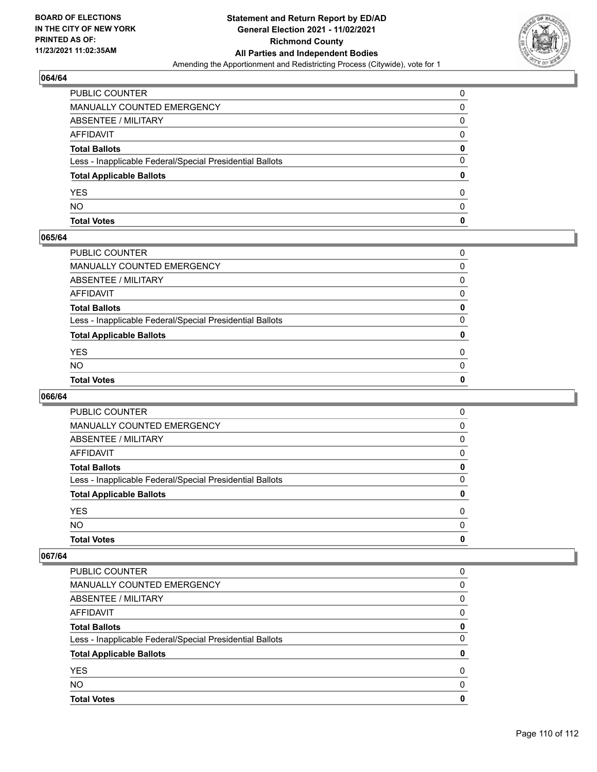## 064/64

| | |
|---|---|
| PUBLIC COUNTER | 0 |
| MANUALLY COUNTED EMERGENCY | 0 |
| ABSENTEE / MILITARY | 0 |
| AFFIDAVIT | 0 |
| **Total Ballots** | **0** |
| Less - Inapplicable Federal/Special Presidential Ballots | 0 |
| **Total Applicable Ballots** | **0** |
| YES | 0 |
| NO | 0 |
| **Total Votes** | **0** |

## 065/64

| | |
|---|---|
| PUBLIC COUNTER | 0 |
| MANUALLY COUNTED EMERGENCY | 0 |
| ABSENTEE / MILITARY | 0 |
| AFFIDAVIT | 0 |
| **Total Ballots** | **0** |
| Less - Inapplicable Federal/Special Presidential Ballots | 0 |
| **Total Applicable Ballots** | **0** |
| YES | 0 |
| NO | 0 |
| **Total Votes** | **0** |

## 066/64

| | |
|---|---|
| PUBLIC COUNTER | 0 |
| MANUALLY COUNTED EMERGENCY | 0 |
| ABSENTEE / MILITARY | 0 |
| AFFIDAVIT | 0 |
| **Total Ballots** | **0** |
| Less - Inapplicable Federal/Special Presidential Ballots | 0 |
| **Total Applicable Ballots** | **0** |
| YES | 0 |
| NO | 0 |
| **Total Votes** | **0** |

## 067/64

| | |
|---|---|
| PUBLIC COUNTER | 0 |
| MANUALLY COUNTED EMERGENCY | 0 |
| ABSENTEE / MILITARY | 0 |
| AFFIDAVIT | 0 |
| **Total Ballots** | **0** |
| Less - Inapplicable Federal/Special Presidential Ballots | 0 |
| **Total Applicable Ballots** | **0** |
| YES | 0 |
| NO | 0 |
| **Total Votes** | **0** |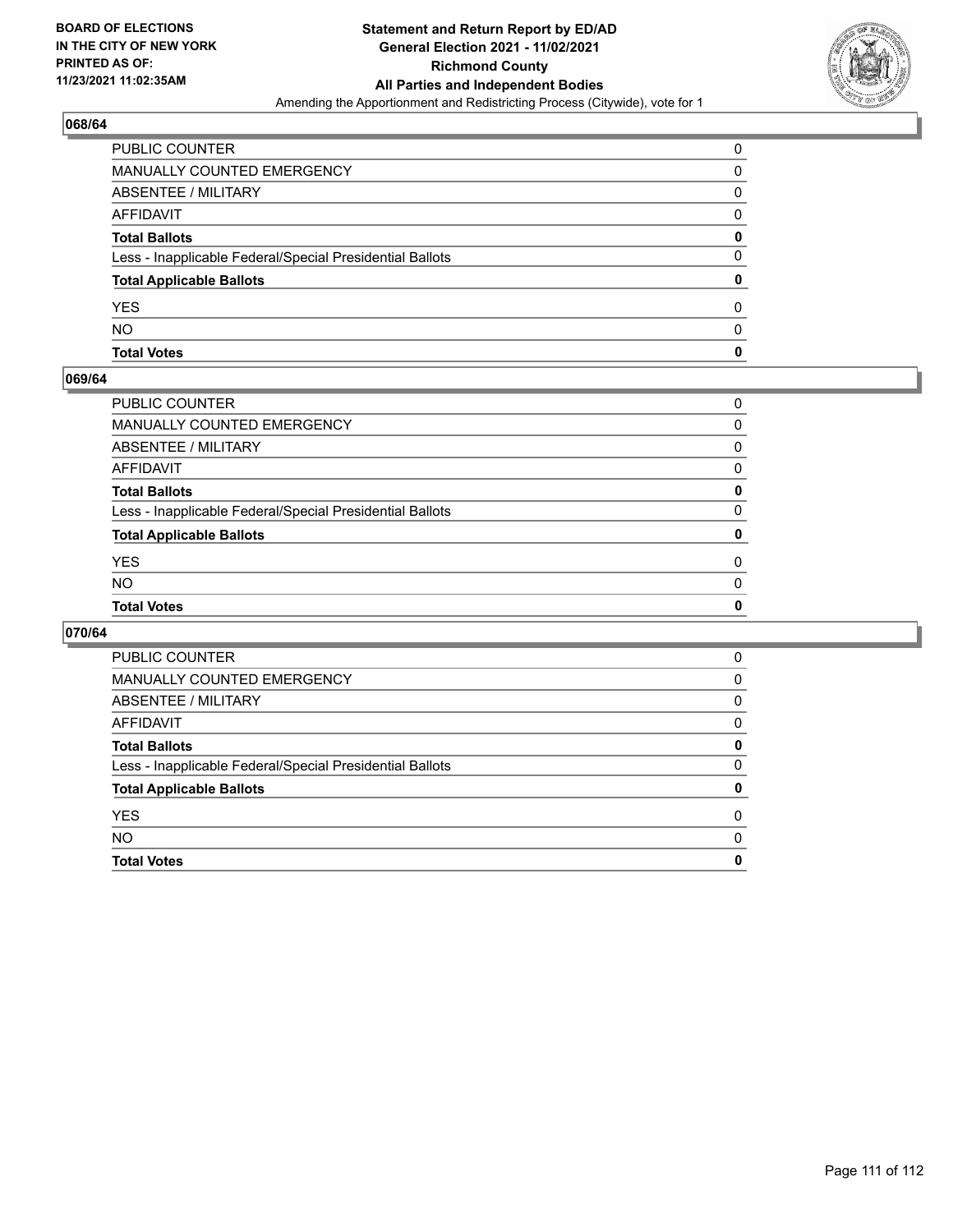## 068/64

| | |
|---|---|
| PUBLIC COUNTER | 0 |
| MANUALLY COUNTED EMERGENCY | 0 |
| ABSENTEE / MILITARY | 0 |
| AFFIDAVIT | 0 |
| **Total Ballots** | **0** |
| Less - Inapplicable Federal/Special Presidential Ballots | 0 |
| **Total Applicable Ballots** | **0** |
| YES | 0 |
| NO | 0 |
| **Total Votes** | **0** |

## 069/64

| | |
|---|---|
| PUBLIC COUNTER | 0 |
| MANUALLY COUNTED EMERGENCY | 0 |
| ABSENTEE / MILITARY | 0 |
| AFFIDAVIT | 0 |
| **Total Ballots** | **0** |
| Less - Inapplicable Federal/Special Presidential Ballots | 0 |
| **Total Applicable Ballots** | **0** |
| YES | 0 |
| NO | 0 |
| **Total Votes** | **0** |

## 070/64

| | |
|---|---|
| PUBLIC COUNTER | 0 |
| MANUALLY COUNTED EMERGENCY | 0 |
| ABSENTEE / MILITARY | 0 |
| AFFIDAVIT | 0 |
| **Total Ballots** | **0** |
| Less - Inapplicable Federal/Special Presidential Ballots | 0 |
| **Total Applicable Ballots** | **0** |
| YES | 0 |
| NO | 0 |
| **Total Votes** | **0** |